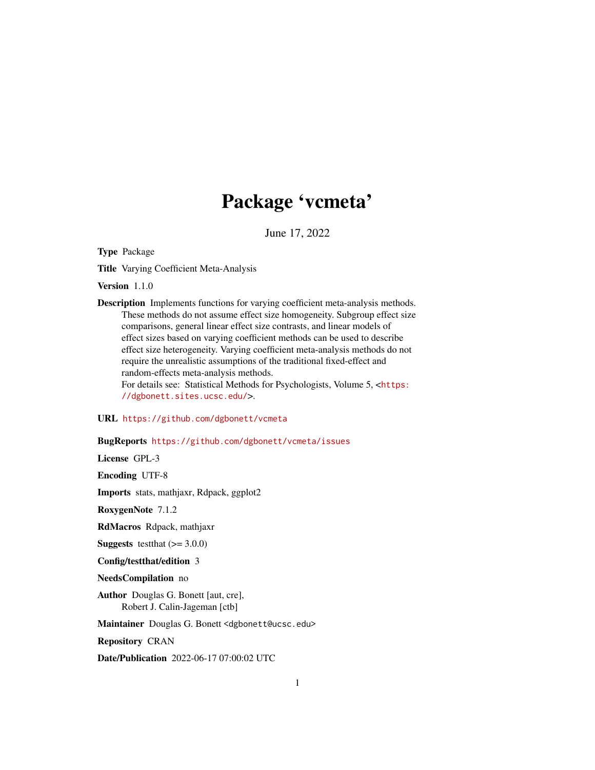# Package 'vcmeta'

June 17, 2022

**Type** Package

**Title** Varying Coefficient Meta-Analysis

**Version** 1.1.0

**Description** Implements functions for varying coefficient meta-analysis methods. These methods do not assume effect size homogeneity. Subgroup effect size comparisons, general linear effect size contrasts, and linear models of effect sizes based on varying coefficient methods can be used to describe effect size heterogeneity. Varying coefficient meta-analysis methods do not require the unrealistic assumptions of the traditional fixed-effect and random-effects meta-analysis methods.
For details see: Statistical Methods for Psychologists, Volume 5, <https://dgbonett.sites.ucsc.edu/>.

**URL** https://github.com/dgbonett/vcmeta

**BugReports** https://github.com/dgbonett/vcmeta/issues

**License** GPL-3

**Encoding** UTF-8

**Imports** stats, mathjaxr, Rdpack, ggplot2

**RoxygenNote** 7.1.2

**RdMacros** Rdpack, mathjaxr

**Suggests** testthat (>= 3.0.0)

**Config/testthat/edition** 3

**NeedsCompilation** no

**Author** Douglas G. Bonett [aut, cre],
Robert J. Calin-Jageman [ctb]

**Maintainer** Douglas G. Bonett <dgbonett@ucsc.edu>

**Repository** CRAN

**Date/Publication** 2022-06-17 07:00:02 UTC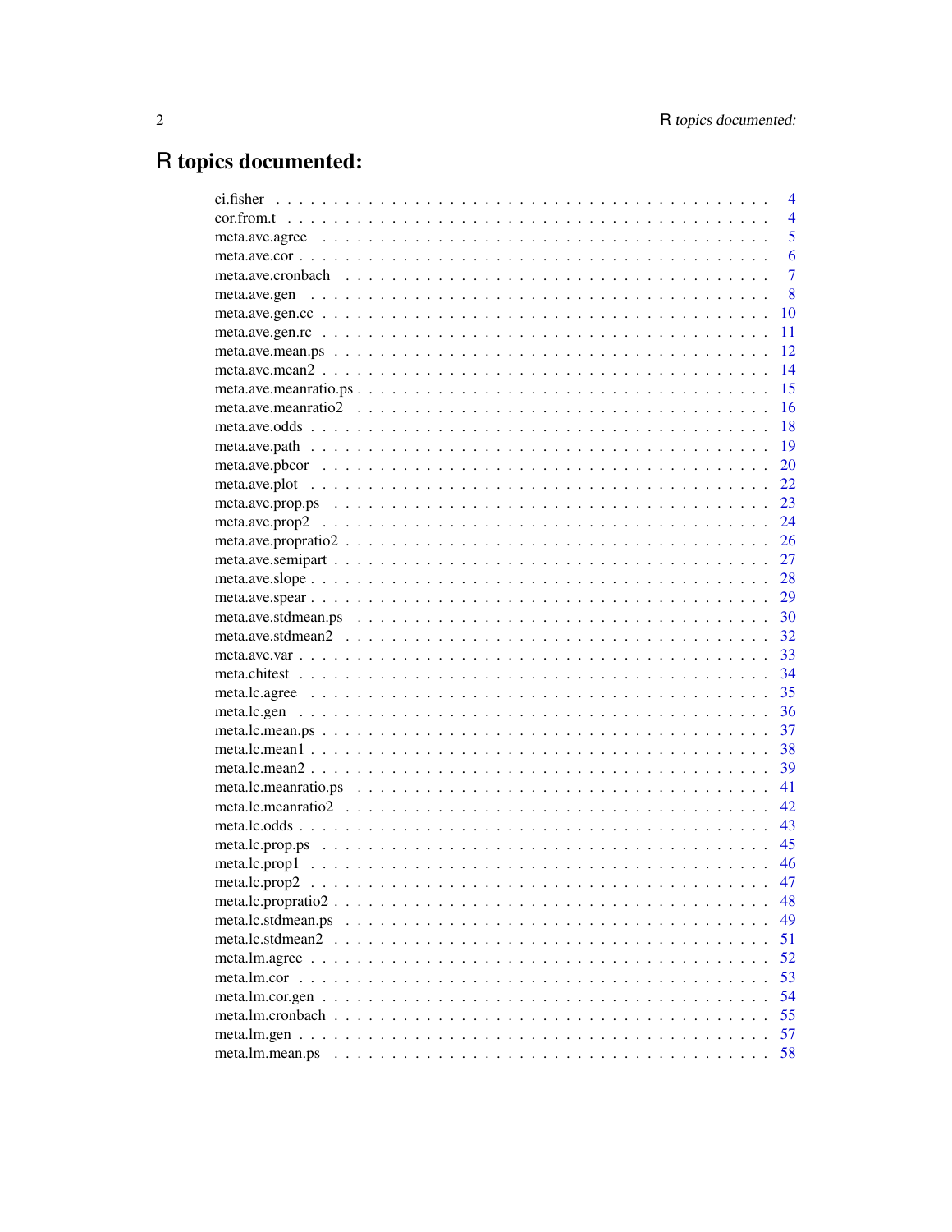# R topics documented:

| | |
|---|---|
| ci.fisher | 4 |
| cor.from.t | 4 |
| meta.ave.agree | 5 |
| meta.ave.cor | 6 |
| meta.ave.cronbach | 7 |
| meta.ave.gen | 8 |
| meta.ave.gen.cc | 10 |
| meta.ave.gen.rc | 11 |
| meta.ave.mean.ps | 12 |
| meta.ave.mean2 | 14 |
| meta.ave.meanratio.ps | 15 |
| meta.ave.meanratio2 | 16 |
| meta.ave.odds | 18 |
| meta.ave.path | 19 |
| meta.ave.pbcor | 20 |
| meta.ave.plot | 22 |
| meta.ave.prop.ps | 23 |
| meta.ave.prop2 | 24 |
| meta.ave.propratio2 | 26 |
| meta.ave.semipart | 27 |
| meta.ave.slope | 28 |
| meta.ave.spear | 29 |
| meta.ave.stdmean.ps | 30 |
| meta.ave.stdmean2 | 32 |
| meta.ave.var | 33 |
| meta.chitest | 34 |
| meta.lc.agree | 35 |
| meta.lc.gen | 36 |
| meta.lc.mean.ps | 37 |
| meta.lc.mean1 | 38 |
| meta.lc.mean2 | 39 |
| meta.lc.meanratio.ps | 41 |
| meta.lc.meanratio2 | 42 |
| meta.lc.odds | 43 |
| meta.lc.prop.ps | 45 |
| meta.lc.prop1 | 46 |
| meta.lc.prop2 | 47 |
| meta.lc.propratio2 | 48 |
| meta.lc.stdmean.ps | 49 |
| meta.lc.stdmean2 | 51 |
| meta.lm.agree | 52 |
| meta.lm.cor | 53 |
| meta.lm.cor.gen | 54 |
| meta.lm.cronbach | 55 |
| meta.lm.gen | 57 |
| meta.lm.mean.ps | 58 |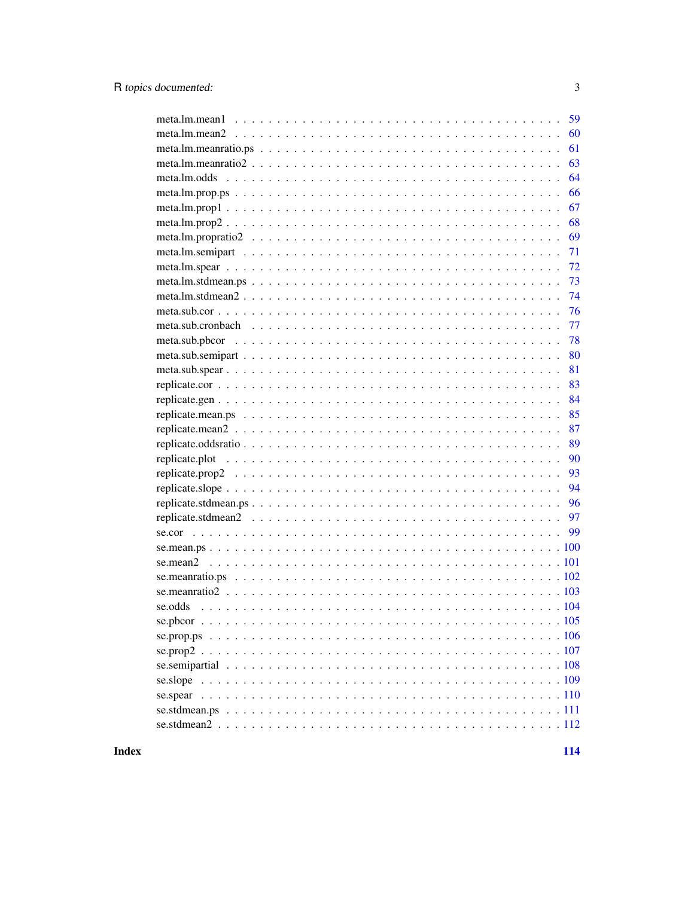| | |
|---|---|
| meta.lm.mean1 | 59 |
| meta.lm.mean2 | 60 |
| meta.lm.meanratio.ps | 61 |
| meta.lm.meanratio2 | 63 |
| meta.lm.odds | 64 |
| meta.lm.prop.ps | 66 |
| meta.lm.prop1 | 67 |
| meta.lm.prop2 | 68 |
| meta.lm.propratio2 | 69 |
| meta.lm.semipart | 71 |
| meta.lm.spear | 72 |
| meta.lm.stdmean.ps | 73 |
| meta.lm.stdmean2 | 74 |
| meta.sub.cor | 76 |
| meta.sub.cronbach | 77 |
| meta.sub.pbcor | 78 |
| meta.sub.semipart | 80 |
| meta.sub.spear | 81 |
| replicate.cor | 83 |
| replicate.gen | 84 |
| replicate.mean.ps | 85 |
| replicate.mean2 | 87 |
| replicate.oddsratio | 89 |
| replicate.plot | 90 |
| replicate.prop2 | 93 |
| replicate.slope | 94 |
| replicate.stdmean.ps | 96 |
| replicate.stdmean2 | 97 |
| se.cor | 99 |
| se.mean.ps | 100 |
| se.mean2 | 101 |
| se.meanratio.ps | 102 |
| se.meanratio2 | 103 |
| se.odds | 104 |
| se.pbcor | 105 |
| se.prop.ps | 106 |
| se.prop2 | 107 |
| se.semipartial | 108 |
| se.slope | 109 |
| se.spear | 110 |
| se.stdmean.ps | 111 |
| se.stdmean2 | 112 |

**Index** **114**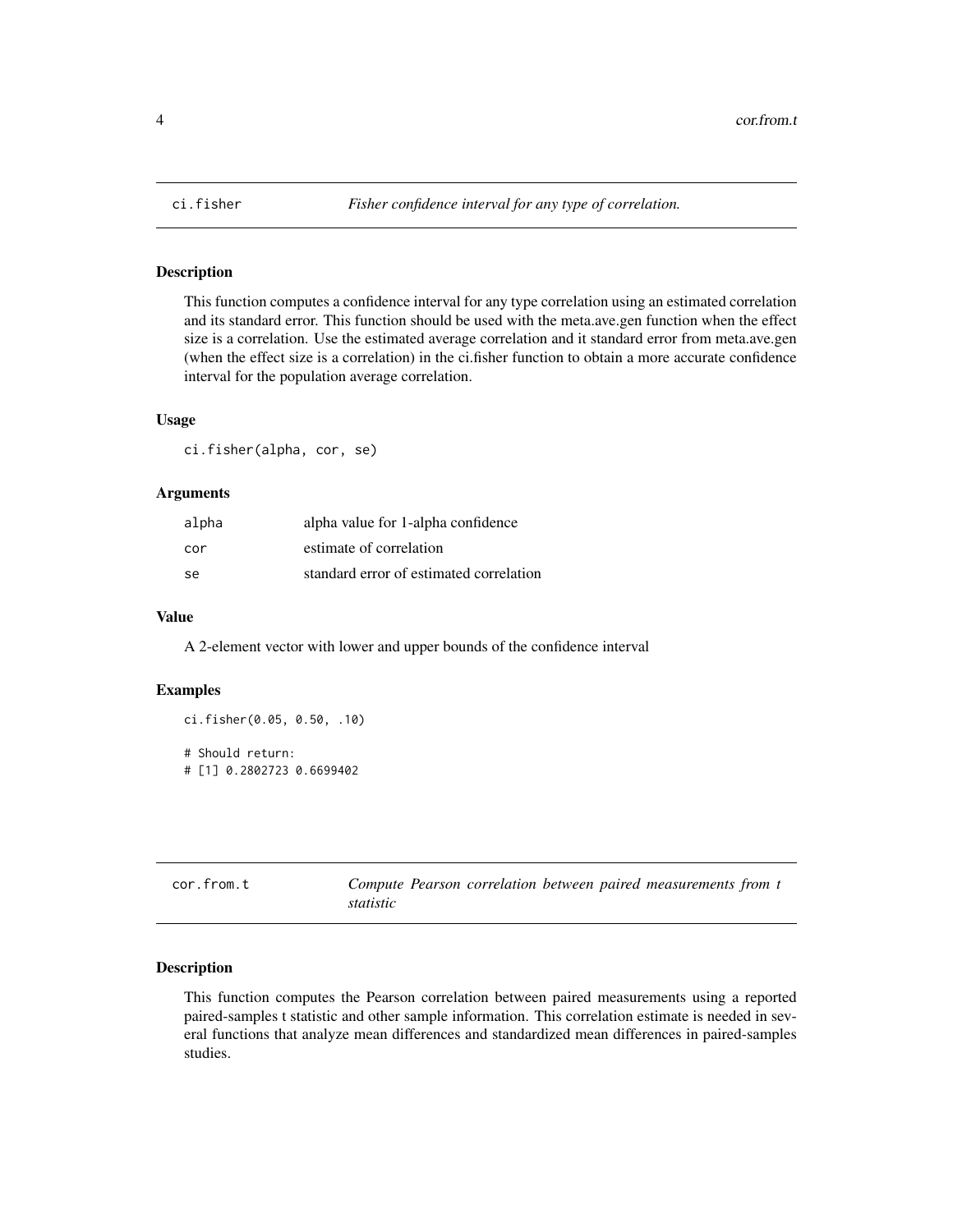## ci.fisher — *Fisher confidence interval for any type of correlation.*

### Description

This function computes a confidence interval for any type correlation using an estimated correlation and its standard error. This function should be used with the meta.ave.gen function when the effect size is a correlation. Use the estimated average correlation and it standard error from meta.ave.gen (when the effect size is a correlation) in the ci.fisher function to obtain a more accurate confidence interval for the population average correlation.

### Usage

```
ci.fisher(alpha, cor, se)
```

### Arguments

| | |
|---|---|
| alpha | alpha value for 1-alpha confidence |
| cor | estimate of correlation |
| se | standard error of estimated correlation |

### Value

A 2-element vector with lower and upper bounds of the confidence interval

### Examples

```
ci.fisher(0.05, 0.50, .10)

# Should return:
# [1] 0.2802723 0.6699402
```

## cor.from.t — *Compute Pearson correlation between paired measurements from t statistic*

### Description

This function computes the Pearson correlation between paired measurements using a reported paired-samples t statistic and other sample information. This correlation estimate is needed in several functions that analyze mean differences and standardized mean differences in paired-samples studies.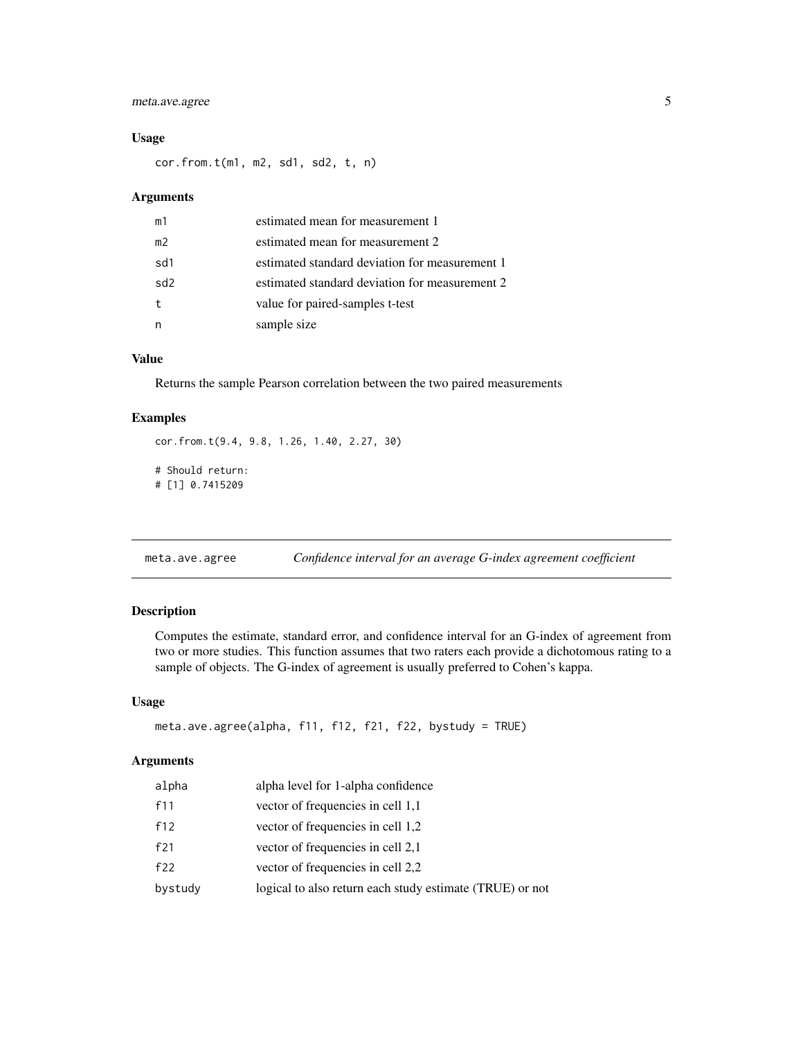### Usage

```
cor.from.t(m1, m2, sd1, sd2, t, n)
```

### Arguments

| | |
|---|---|
| m1 | estimated mean for measurement 1 |
| m2 | estimated mean for measurement 2 |
| sd1 | estimated standard deviation for measurement 1 |
| sd2 | estimated standard deviation for measurement 2 |
| t | value for paired-samples t-test |
| n | sample size |

### Value

Returns the sample Pearson correlation between the two paired measurements

### Examples

```
cor.from.t(9.4, 9.8, 1.26, 1.40, 2.27, 30)

# Should return:
# [1] 0.7415209
```

---

## meta.ave.agree *Confidence interval for an average G-index agreement coefficient*

### Description

Computes the estimate, standard error, and confidence interval for an G-index of agreement from two or more studies. This function assumes that two raters each provide a dichotomous rating to a sample of objects. The G-index of agreement is usually preferred to Cohen's kappa.

### Usage

```
meta.ave.agree(alpha, f11, f12, f21, f22, bystudy = TRUE)
```

### Arguments

| | |
|---|---|
| alpha | alpha level for 1-alpha confidence |
| f11 | vector of frequencies in cell 1,1 |
| f12 | vector of frequencies in cell 1,2 |
| f21 | vector of frequencies in cell 2,1 |
| f22 | vector of frequencies in cell 2,2 |
| bystudy | logical to also return each study estimate (TRUE) or not |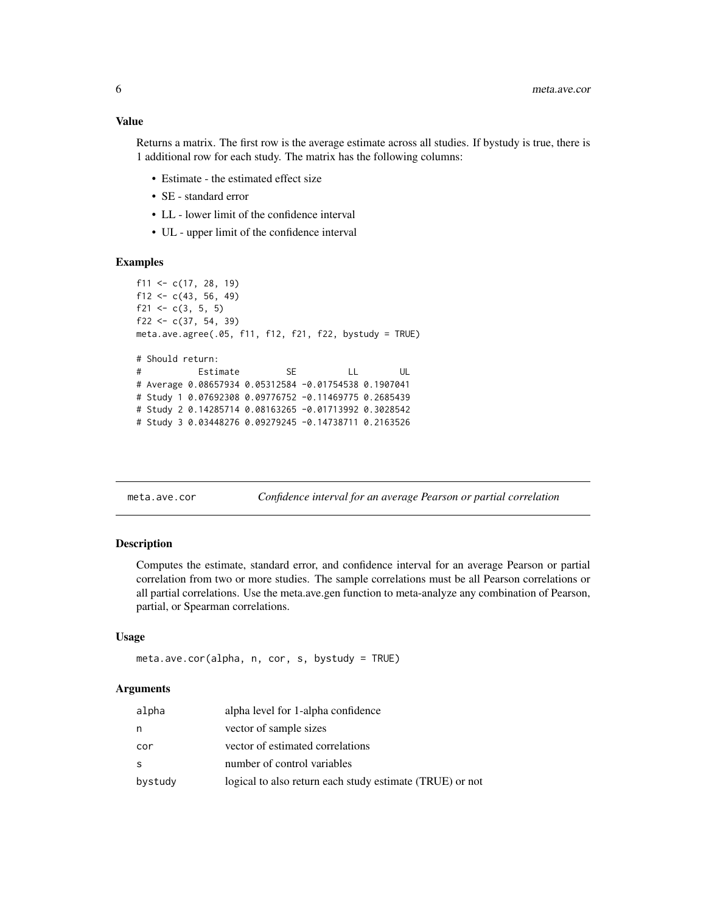### Value

Returns a matrix. The first row is the average estimate across all studies. If bystudy is true, there is 1 additional row for each study. The matrix has the following columns:

- Estimate - the estimated effect size
- SE - standard error
- LL - lower limit of the confidence interval
- UL - upper limit of the confidence interval

### Examples

```
f11 <- c(17, 28, 19)
f12 <- c(43, 56, 49)
f21 <- c(3, 5, 5)
f22 <- c(37, 54, 39)
meta.ave.agree(.05, f11, f12, f21, f22, bystudy = TRUE)

# Should return:
#           Estimate         SE          LL        UL
# Average 0.08657934 0.05312584 -0.01754538 0.1907041
# Study 1 0.07692308 0.09776752 -0.11469775 0.2685439
# Study 2 0.14285714 0.08163265 -0.01713992 0.3028542
# Study 3 0.03448276 0.09279245 -0.14738711 0.2163526
```

---

## meta.ave.cor — *Confidence interval for an average Pearson or partial correlation*

### Description

Computes the estimate, standard error, and confidence interval for an average Pearson or partial correlation from two or more studies. The sample correlations must be all Pearson correlations or all partial correlations. Use the meta.ave.gen function to meta-analyze any combination of Pearson, partial, or Spearman correlations.

### Usage

```
meta.ave.cor(alpha, n, cor, s, bystudy = TRUE)
```

### Arguments

| | |
|---|---|
| alpha | alpha level for 1-alpha confidence |
| n | vector of sample sizes |
| cor | vector of estimated correlations |
| s | number of control variables |
| bystudy | logical to also return each study estimate (TRUE) or not |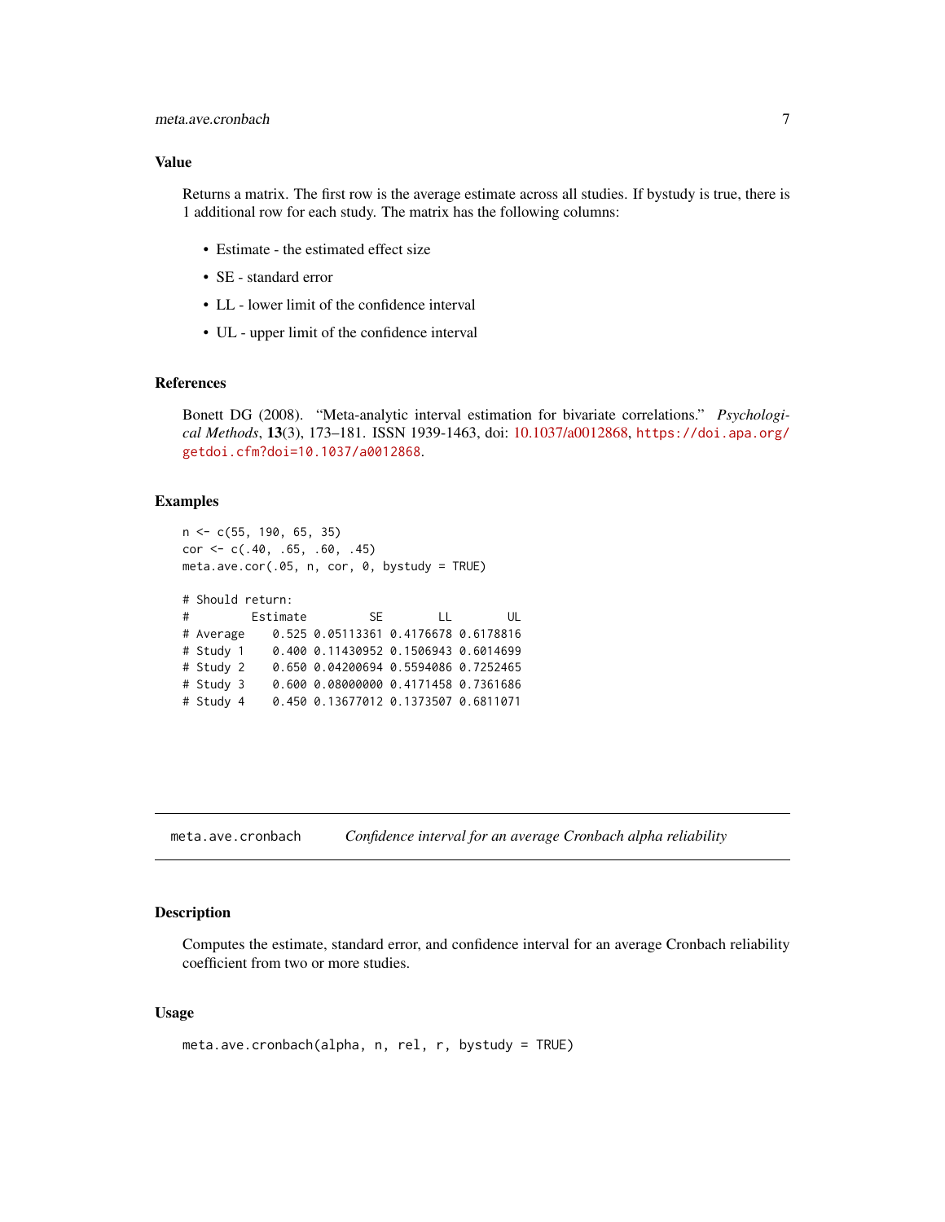### Value

Returns a matrix. The first row is the average estimate across all studies. If bystudy is true, there is 1 additional row for each study. The matrix has the following columns:

- Estimate - the estimated effect size
- SE - standard error
- LL - lower limit of the confidence interval
- UL - upper limit of the confidence interval

### References

Bonett DG (2008). "Meta-analytic interval estimation for bivariate correlations." *Psychological Methods*, **13**(3), 173–181. ISSN 1939-1463, doi: 10.1037/a0012868, https://doi.apa.org/getdoi.cfm?doi=10.1037/a0012868.

### Examples

```
n <- c(55, 190, 65, 35)
cor <- c(.40, .65, .60, .45)
meta.ave.cor(.05, n, cor, 0, bystudy = TRUE)

# Should return:
#          Estimate         SE        LL        UL
# Average     0.525 0.05113361 0.4176678 0.6178816
# Study 1     0.400 0.11430952 0.1506943 0.6014699
# Study 2     0.650 0.04200694 0.5594086 0.7252465
# Study 3     0.600 0.08000000 0.4171458 0.7361686
# Study 4     0.450 0.13677012 0.1373507 0.6811071
```

---

## meta.ave.cronbach — *Confidence interval for an average Cronbach alpha reliability*

### Description

Computes the estimate, standard error, and confidence interval for an average Cronbach reliability coefficient from two or more studies.

### Usage

```
meta.ave.cronbach(alpha, n, rel, r, bystudy = TRUE)
```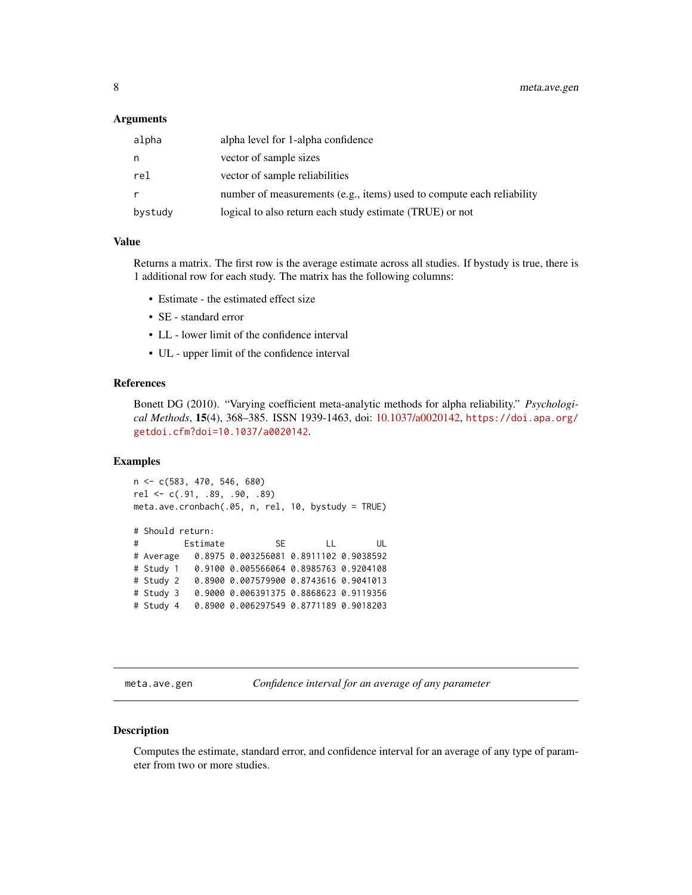### Arguments

| | |
|---|---|
| `alpha` | alpha level for 1-alpha confidence |
| `n` | vector of sample sizes |
| `rel` | vector of sample reliabilities |
| `r` | number of measurements (e.g., items) used to compute each reliability |
| `bystudy` | logical to also return each study estimate (TRUE) or not |

### Value

Returns a matrix. The first row is the average estimate across all studies. If bystudy is true, there is 1 additional row for each study. The matrix has the following columns:

- Estimate - the estimated effect size
- SE - standard error
- LL - lower limit of the confidence interval
- UL - upper limit of the confidence interval

### References

Bonett DG (2010). "Varying coefficient meta-analytic methods for alpha reliability." *Psychological Methods*, **15**(4), 368–385. ISSN 1939-1463, doi: 10.1037/a0020142, https://doi.apa.org/getdoi.cfm?doi=10.1037/a0020142.

### Examples

```
n <- c(583, 470, 546, 680)
rel <- c(.91, .89, .90, .89)
meta.ave.cronbach(.05, n, rel, 10, bystudy = TRUE)

# Should return:
#          Estimate          SE        LL        UL
# Average    0.8975 0.003256081 0.8911102 0.9038592
# Study 1    0.9100 0.005566064 0.8985763 0.9204108
# Study 2    0.8900 0.007579900 0.8743616 0.9041013
# Study 3    0.9000 0.006391375 0.8868623 0.9119356
# Study 4    0.8900 0.006297549 0.8771189 0.9018203
```

---

## meta.ave.gen — *Confidence interval for an average of any parameter*

### Description

Computes the estimate, standard error, and confidence interval for an average of any type of parameter from two or more studies.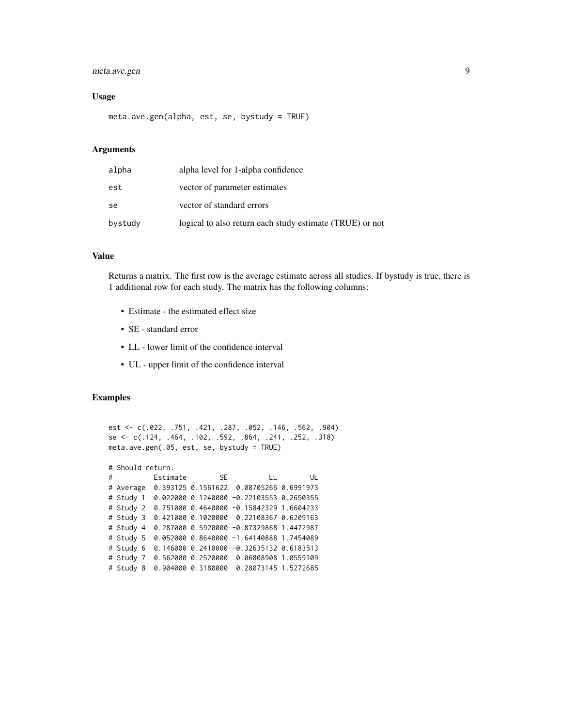### Usage

```
meta.ave.gen(alpha, est, se, bystudy = TRUE)
```

### Arguments

| | |
|---|---|
| alpha | alpha level for 1-alpha confidence |
| est | vector of parameter estimates |
| se | vector of standard errors |
| bystudy | logical to also return each study estimate (TRUE) or not |

### Value

Returns a matrix. The first row is the average estimate across all studies. If bystudy is true, there is 1 additional row for each study. The matrix has the following columns:

- Estimate - the estimated effect size
- SE - standard error
- LL - lower limit of the confidence interval
- UL - upper limit of the confidence interval

### Examples

```
est <- c(.022, .751, .421, .287, .052, .146, .562, .904)
se <- c(.124, .464, .102, .592, .864, .241, .252, .318)
meta.ave.gen(.05, est, se, bystudy = TRUE)

# Should return:
#          Estimate        SE          LL        UL
# Average  0.393125 0.1561622  0.08705266 0.6991973
# Study 1  0.022000 0.1240000 -0.22103553 0.2650355
# Study 2  0.751000 0.4640000 -0.15842329 1.6604233
# Study 3  0.421000 0.1020000  0.22108367 0.6209163
# Study 4  0.287000 0.5920000 -0.87329868 1.4472987
# Study 5  0.052000 0.8640000 -1.64140888 1.7454089
# Study 6  0.146000 0.2410000 -0.32635132 0.6183513
# Study 7  0.562000 0.2520000  0.06808908 1.0559109
# Study 8  0.904000 0.3180000  0.28073145 1.5272685
```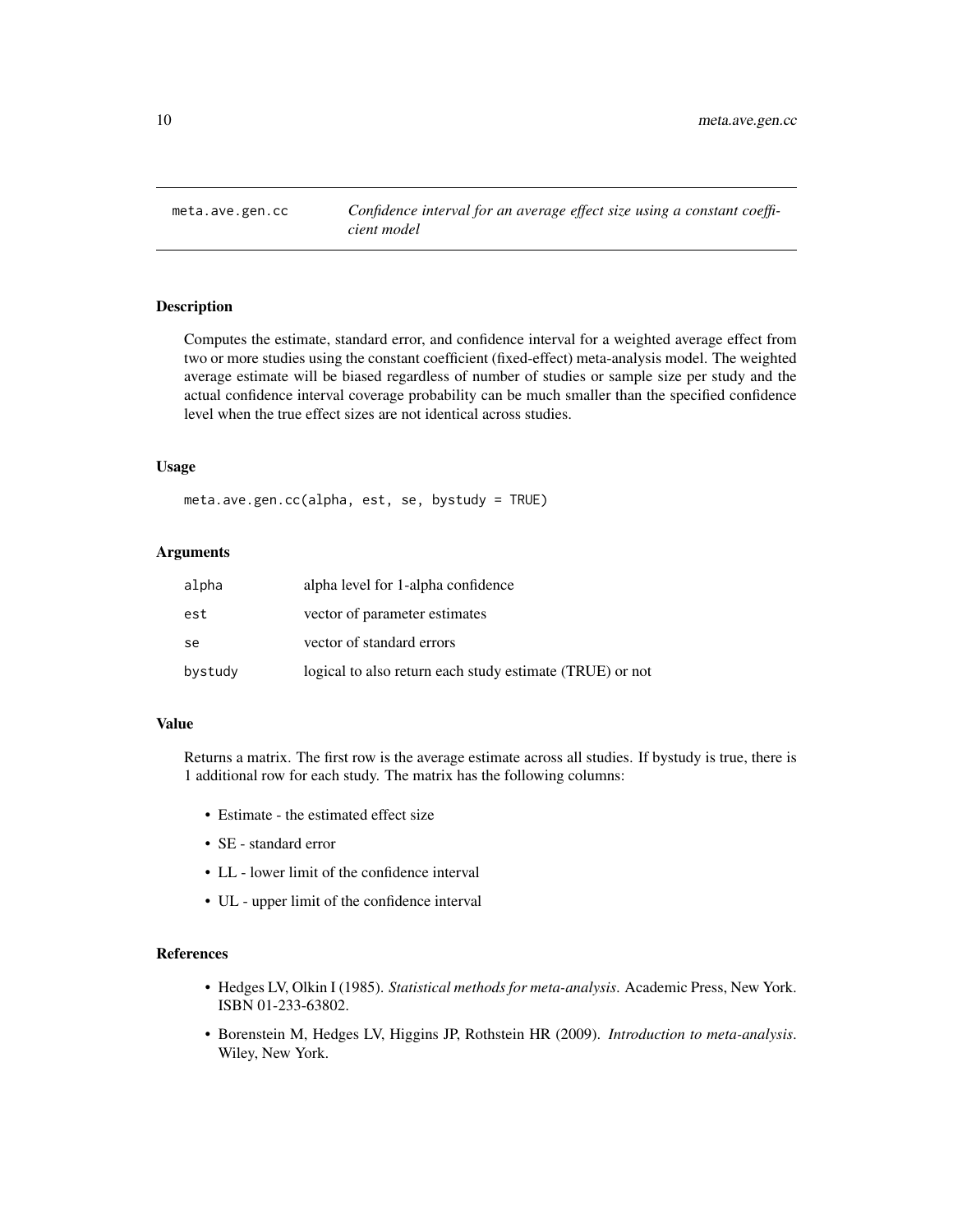## meta.ave.gen.cc — *Confidence interval for an average effect size using a constant coefficient model*

### Description

Computes the estimate, standard error, and confidence interval for a weighted average effect from two or more studies using the constant coefficient (fixed-effect) meta-analysis model. The weighted average estimate will be biased regardless of number of studies or sample size per study and the actual confidence interval coverage probability can be much smaller than the specified confidence level when the true effect sizes are not identical across studies.

### Usage

```
meta.ave.gen.cc(alpha, est, se, bystudy = TRUE)
```

### Arguments

| | |
|---|---|
| alpha | alpha level for 1-alpha confidence |
| est | vector of parameter estimates |
| se | vector of standard errors |
| bystudy | logical to also return each study estimate (TRUE) or not |

### Value

Returns a matrix. The first row is the average estimate across all studies. If bystudy is true, there is 1 additional row for each study. The matrix has the following columns:

- Estimate - the estimated effect size
- SE - standard error
- LL - lower limit of the confidence interval
- UL - upper limit of the confidence interval

### References

- Hedges LV, Olkin I (1985). *Statistical methods for meta-analysis*. Academic Press, New York. ISBN 01-233-63802.
- Borenstein M, Hedges LV, Higgins JP, Rothstein HR (2009). *Introduction to meta-analysis*. Wiley, New York.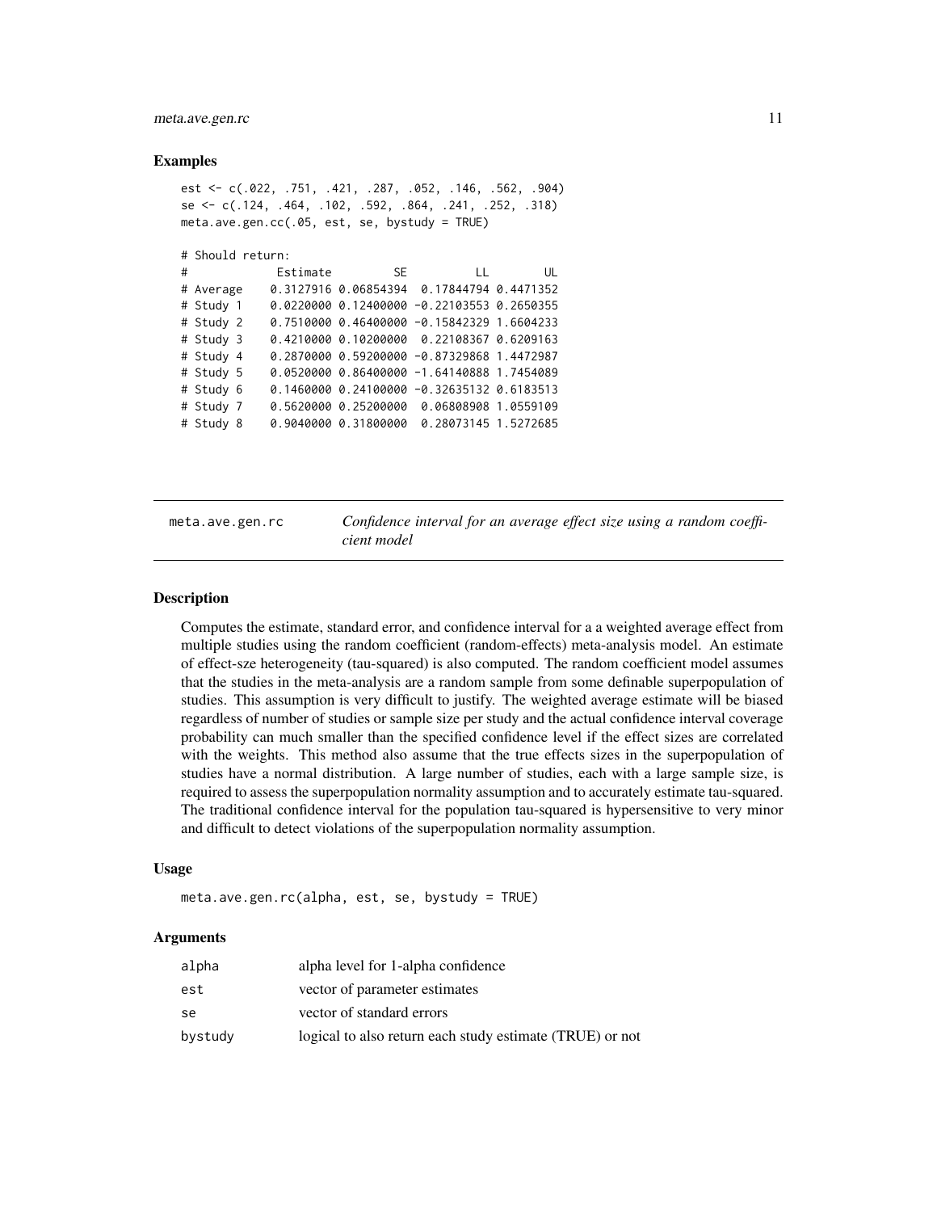### Examples

```
est <- c(.022, .751, .421, .287, .052, .146, .562, .904)
se <- c(.124, .464, .102, .592, .864, .241, .252, .318)
meta.ave.gen.cc(.05, est, se, bystudy = TRUE)

# Should return:
#              Estimate         SE          LL        UL
# Average     0.3127916 0.06854394  0.17844794 0.4471352
# Study 1     0.0220000 0.12400000 -0.22103553 0.2650355
# Study 2     0.7510000 0.46400000 -0.15842329 1.6604233
# Study 3     0.4210000 0.10200000  0.22108367 0.6209163
# Study 4     0.2870000 0.59200000 -0.87329868 1.4472987
# Study 5     0.0520000 0.86400000 -1.64140888 1.7454089
# Study 6     0.1460000 0.24100000 -0.32635132 0.6183513
# Study 7     0.5620000 0.25200000  0.06808908 1.0559109
# Study 8     0.9040000 0.31800000  0.28073145 1.5272685
```

---

## meta.ave.gen.rc — *Confidence interval for an average effect size using a random coefficient model*

### Description

Computes the estimate, standard error, and confidence interval for a a weighted average effect from multiple studies using the random coefficient (random-effects) meta-analysis model. An estimate of effect-sze heterogeneity (tau-squared) is also computed. The random coefficient model assumes that the studies in the meta-analysis are a random sample from some definable superpopulation of studies. This assumption is very difficult to justify. The weighted average estimate will be biased regardless of number of studies or sample size per study and the actual confidence interval coverage probability can much smaller than the specified confidence level if the effect sizes are correlated with the weights. This method also assume that the true effects sizes in the superpopulation of studies have a normal distribution. A large number of studies, each with a large sample size, is required to assess the superpopulation normality assumption and to accurately estimate tau-squared. The traditional confidence interval for the population tau-squared is hypersensitive to very minor and difficult to detect violations of the superpopulation normality assumption.

### Usage

```
meta.ave.gen.rc(alpha, est, se, bystudy = TRUE)
```

### Arguments

| | |
|---|---|
| alpha | alpha level for 1-alpha confidence |
| est | vector of parameter estimates |
| se | vector of standard errors |
| bystudy | logical to also return each study estimate (TRUE) or not |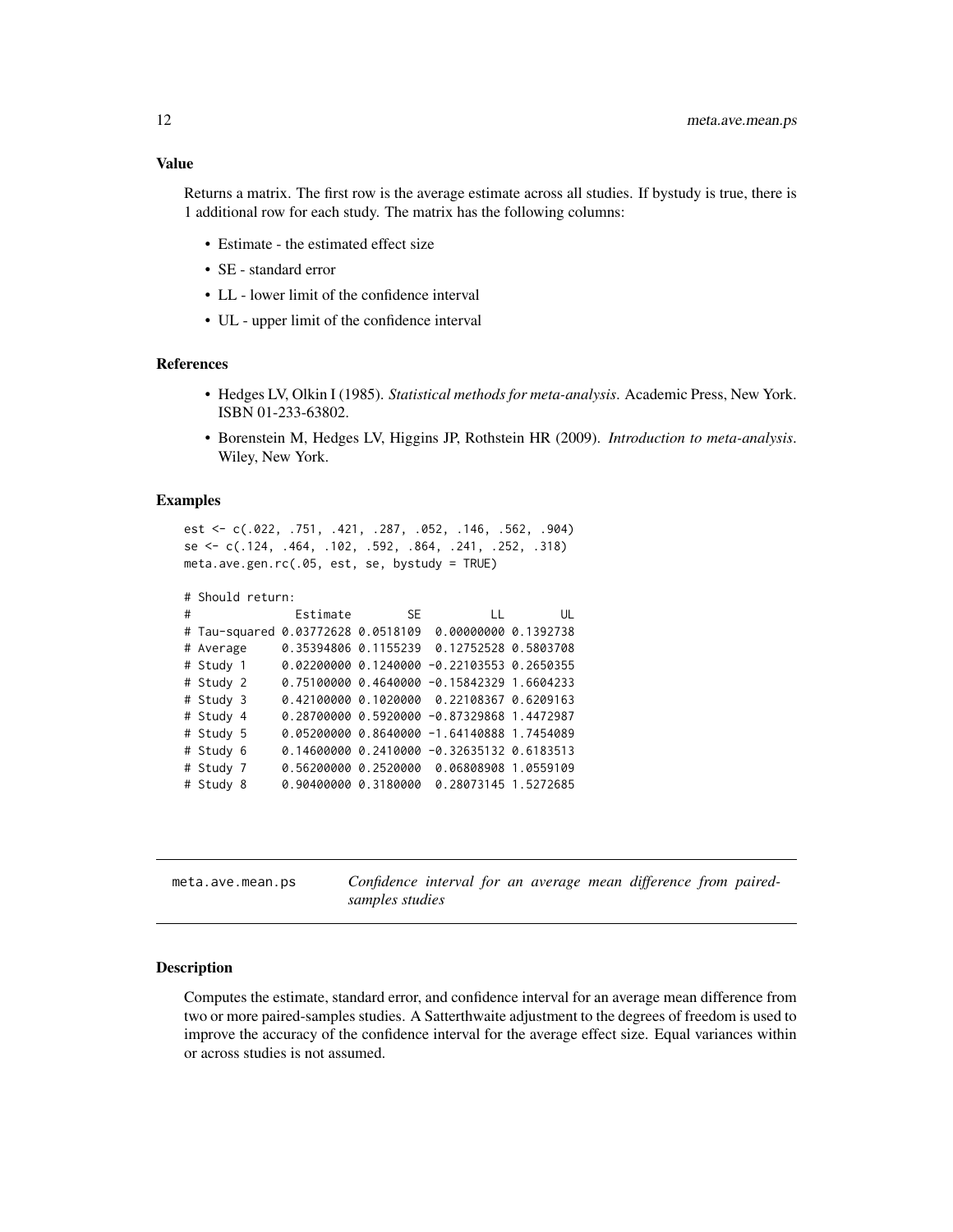### Value

Returns a matrix. The first row is the average estimate across all studies. If bystudy is true, there is 1 additional row for each study. The matrix has the following columns:

- Estimate - the estimated effect size
- SE - standard error
- LL - lower limit of the confidence interval
- UL - upper limit of the confidence interval

### References

- Hedges LV, Olkin I (1985). *Statistical methods for meta-analysis*. Academic Press, New York. ISBN 01-233-63802.
- Borenstein M, Hedges LV, Higgins JP, Rothstein HR (2009). *Introduction to meta-analysis*. Wiley, New York.

### Examples

```
est <- c(.022, .751, .421, .287, .052, .146, .562, .904)
se <- c(.124, .464, .102, .592, .864, .241, .252, .318)
meta.ave.gen.rc(.05, est, se, bystudy = TRUE)

# Should return:
#                Estimate        SE          LL        UL
# Tau-squared 0.03772628 0.0518109  0.00000000 0.1392738
# Average     0.35394806 0.1155239  0.12752528 0.5803708
# Study 1     0.02200000 0.1240000 -0.22103553 0.2650355
# Study 2     0.75100000 0.4640000 -0.15842329 1.6604233
# Study 3     0.42100000 0.1020000  0.22108367 0.6209163
# Study 4     0.28700000 0.5920000 -0.87329868 1.4472987
# Study 5     0.05200000 0.8640000 -1.64140888 1.7454089
# Study 6     0.14600000 0.2410000 -0.32635132 0.6183513
# Study 7     0.56200000 0.2520000  0.06808908 1.0559109
# Study 8     0.90400000 0.3180000  0.28073145 1.5272685
```

---

## meta.ave.mean.ps — *Confidence interval for an average mean difference from paired-samples studies*

### Description

Computes the estimate, standard error, and confidence interval for an average mean difference from two or more paired-samples studies. A Satterthwaite adjustment to the degrees of freedom is used to improve the accuracy of the confidence interval for the average effect size. Equal variances within or across studies is not assumed.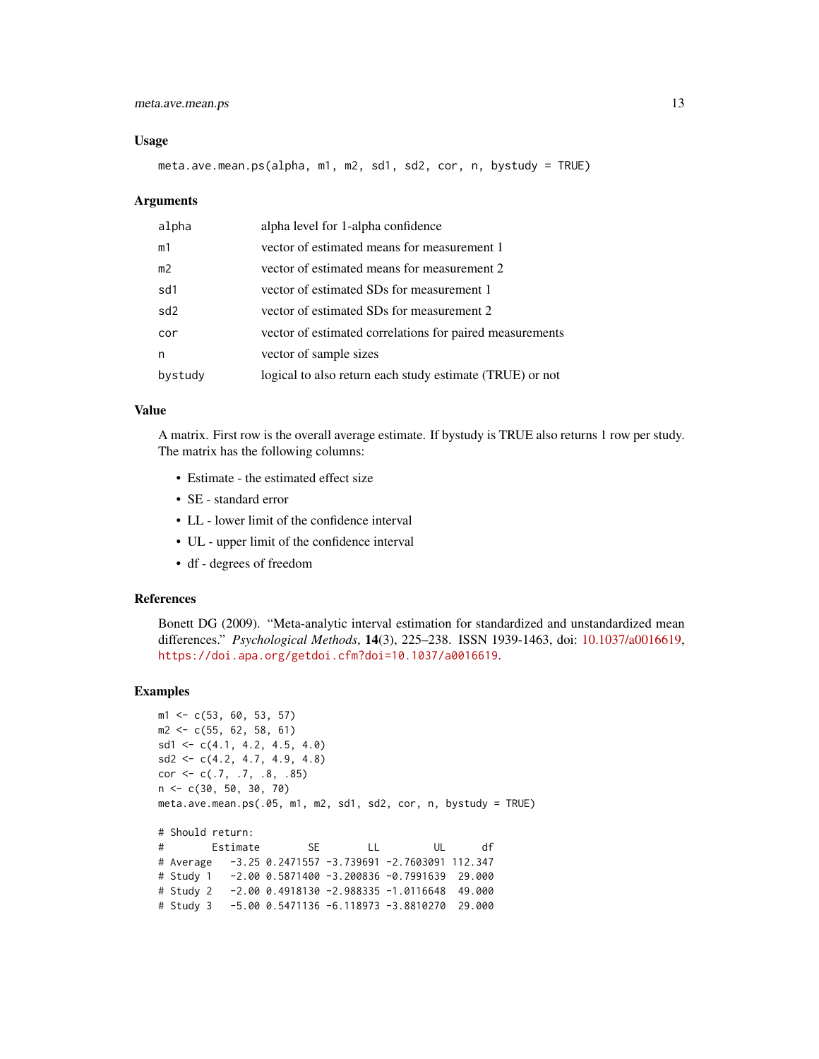### Usage

```
meta.ave.mean.ps(alpha, m1, m2, sd1, sd2, cor, n, bystudy = TRUE)
```

### Arguments

| | |
|---|---|
| alpha | alpha level for 1-alpha confidence |
| m1 | vector of estimated means for measurement 1 |
| m2 | vector of estimated means for measurement 2 |
| sd1 | vector of estimated SDs for measurement 1 |
| sd2 | vector of estimated SDs for measurement 2 |
| cor | vector of estimated correlations for paired measurements |
| n | vector of sample sizes |
| bystudy | logical to also return each study estimate (TRUE) or not |

### Value

A matrix. First row is the overall average estimate. If bystudy is TRUE also returns 1 row per study. The matrix has the following columns:

- Estimate - the estimated effect size
- SE - standard error
- LL - lower limit of the confidence interval
- UL - upper limit of the confidence interval
- df - degrees of freedom

### References

Bonett DG (2009). "Meta-analytic interval estimation for standardized and unstandardized mean differences." *Psychological Methods*, **14**(3), 225–238. ISSN 1939-1463, doi: 10.1037/a0016619, https://doi.apa.org/getdoi.cfm?doi=10.1037/a0016619.

### Examples

```
m1 <- c(53, 60, 53, 57)
m2 <- c(55, 62, 58, 61)
sd1 <- c(4.1, 4.2, 4.5, 4.0)
sd2 <- c(4.2, 4.7, 4.9, 4.8)
cor <- c(.7, .7, .8, .85)
n <- c(30, 50, 30, 70)
meta.ave.mean.ps(.05, m1, m2, sd1, sd2, cor, n, bystudy = TRUE)

# Should return:
#         Estimate        SE        LL         UL      df
# Average    -3.25 0.2471557 -3.739691 -2.7603091 112.347
# Study 1    -2.00 0.5871400 -3.200836 -0.7991639  29.000
# Study 2    -2.00 0.4918130 -2.988335 -1.0116648  49.000
# Study 3    -5.00 0.5471136 -6.118973 -3.8810270  29.000
```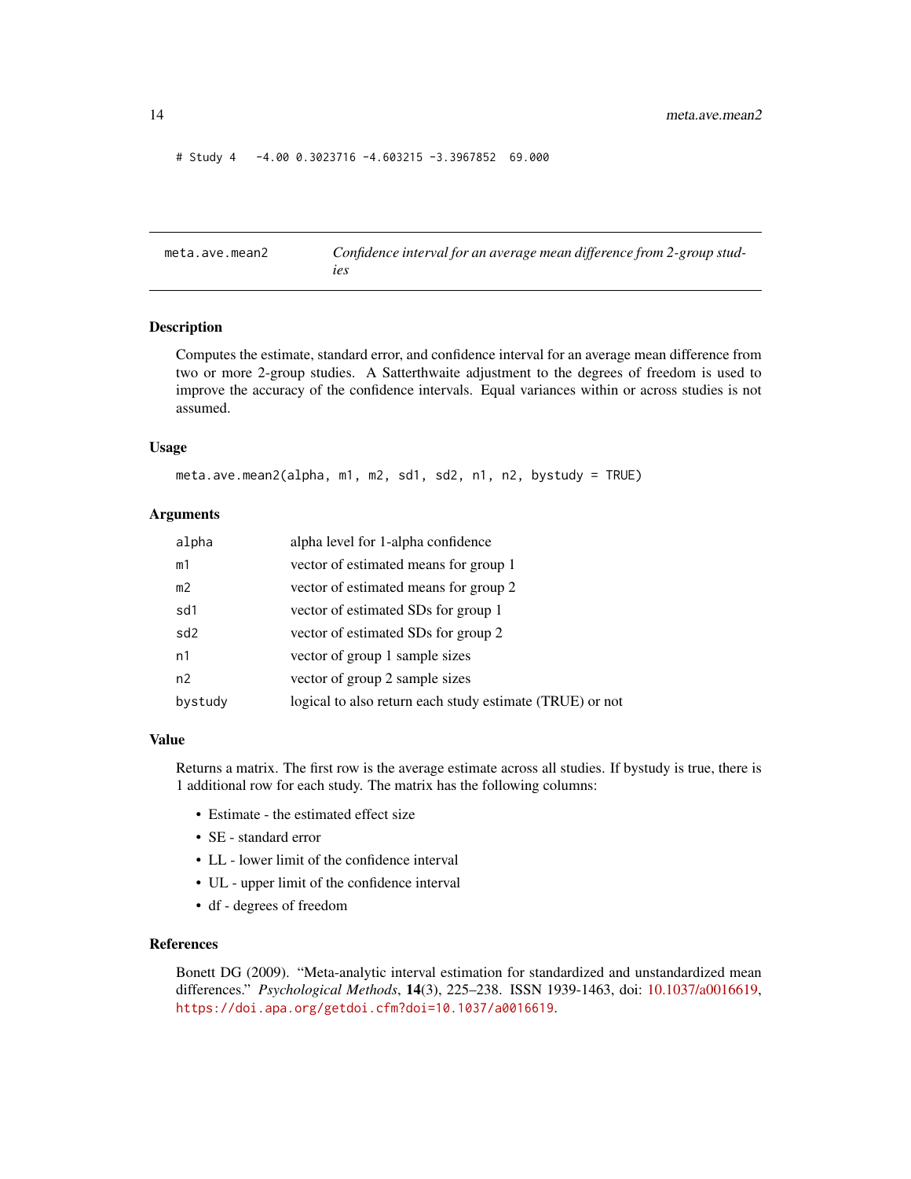```
# Study 4   -4.00 0.3023716 -4.603215 -3.3967852  69.000
```

## meta.ave.mean2 — *Confidence interval for an average mean difference from 2-group studies*

### Description

Computes the estimate, standard error, and confidence interval for an average mean difference from two or more 2-group studies. A Satterthwaite adjustment to the degrees of freedom is used to improve the accuracy of the confidence intervals. Equal variances within or across studies is not assumed.

### Usage

```
meta.ave.mean2(alpha, m1, m2, sd1, sd2, n1, n2, bystudy = TRUE)
```

### Arguments

| | |
|---|---|
| alpha | alpha level for 1-alpha confidence |
| m1 | vector of estimated means for group 1 |
| m2 | vector of estimated means for group 2 |
| sd1 | vector of estimated SDs for group 1 |
| sd2 | vector of estimated SDs for group 2 |
| n1 | vector of group 1 sample sizes |
| n2 | vector of group 2 sample sizes |
| bystudy | logical to also return each study estimate (TRUE) or not |

### Value

Returns a matrix. The first row is the average estimate across all studies. If bystudy is true, there is 1 additional row for each study. The matrix has the following columns:

- Estimate - the estimated effect size
- SE - standard error
- LL - lower limit of the confidence interval
- UL - upper limit of the confidence interval
- df - degrees of freedom

### References

Bonett DG (2009). "Meta-analytic interval estimation for standardized and unstandardized mean differences." *Psychological Methods*, **14**(3), 225–238. ISSN 1939-1463, doi: 10.1037/a0016619, https://doi.apa.org/getdoi.cfm?doi=10.1037/a0016619.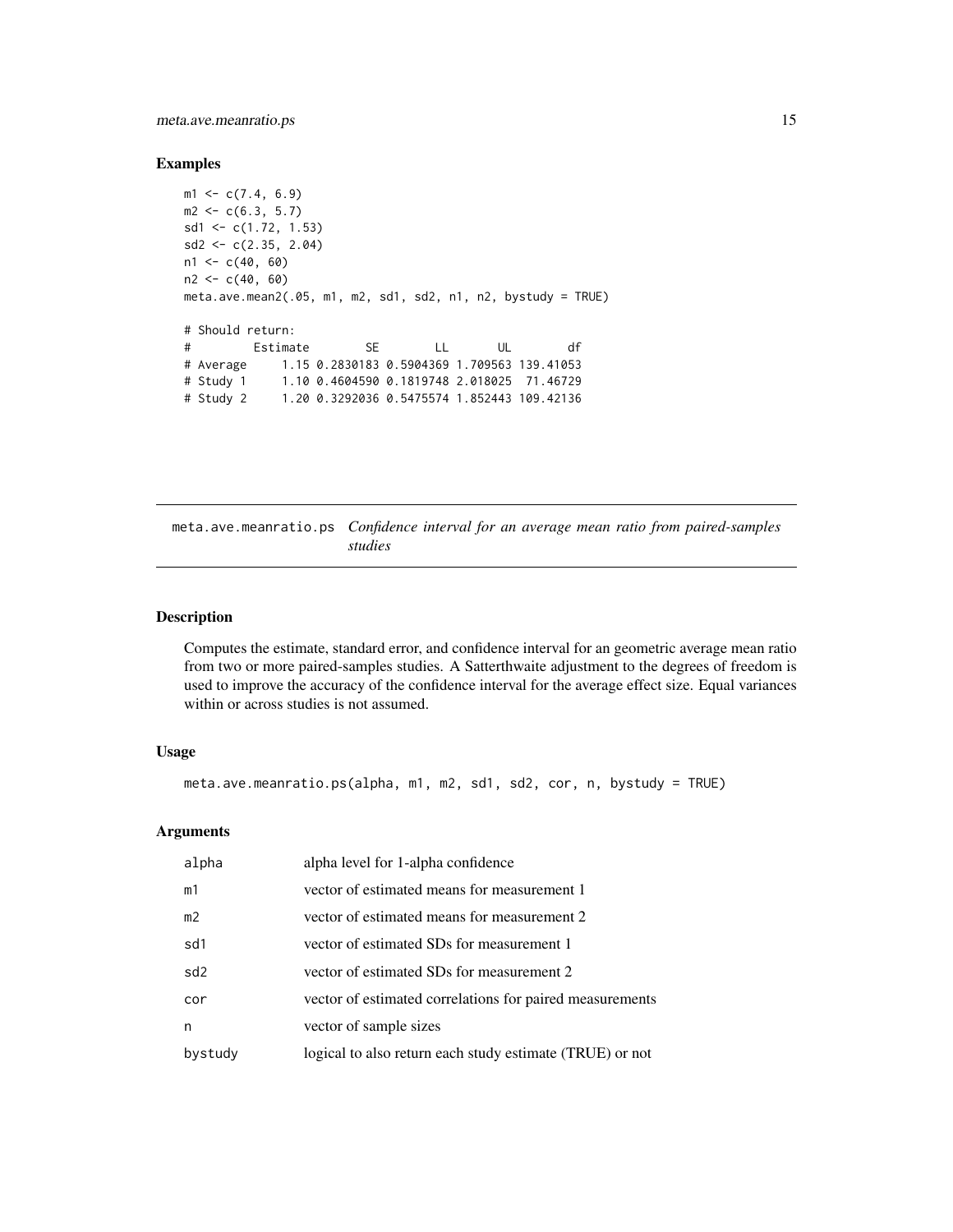### Examples

```
m1 <- c(7.4, 6.9)
m2 <- c(6.3, 5.7)
sd1 <- c(1.72, 1.53)
sd2 <- c(2.35, 2.04)
n1 <- c(40, 60)
n2 <- c(40, 60)
meta.ave.mean2(.05, m1, m2, sd1, sd2, n1, n2, bystudy = TRUE)

# Should return:
#          Estimate        SE        LL       UL        df
# Average      1.15 0.2830183 0.5904369 1.709563 139.41053
# Study 1      1.10 0.4604590 0.1819748 2.018025  71.46729
# Study 2      1.20 0.3292036 0.5475574 1.852443 109.42136
```

---

## meta.ave.meanratio.ps *Confidence interval for an average mean ratio from paired-samples studies*

---

### Description

Computes the estimate, standard error, and confidence interval for an geometric average mean ratio from two or more paired-samples studies. A Satterthwaite adjustment to the degrees of freedom is used to improve the accuracy of the confidence interval for the average effect size. Equal variances within or across studies is not assumed.

### Usage

```
meta.ave.meanratio.ps(alpha, m1, m2, sd1, sd2, cor, n, bystudy = TRUE)
```

### Arguments

| | |
|---|---|
| alpha | alpha level for 1-alpha confidence |
| m1 | vector of estimated means for measurement 1 |
| m2 | vector of estimated means for measurement 2 |
| sd1 | vector of estimated SDs for measurement 1 |
| sd2 | vector of estimated SDs for measurement 2 |
| cor | vector of estimated correlations for paired measurements |
| n | vector of sample sizes |
| bystudy | logical to also return each study estimate (TRUE) or not |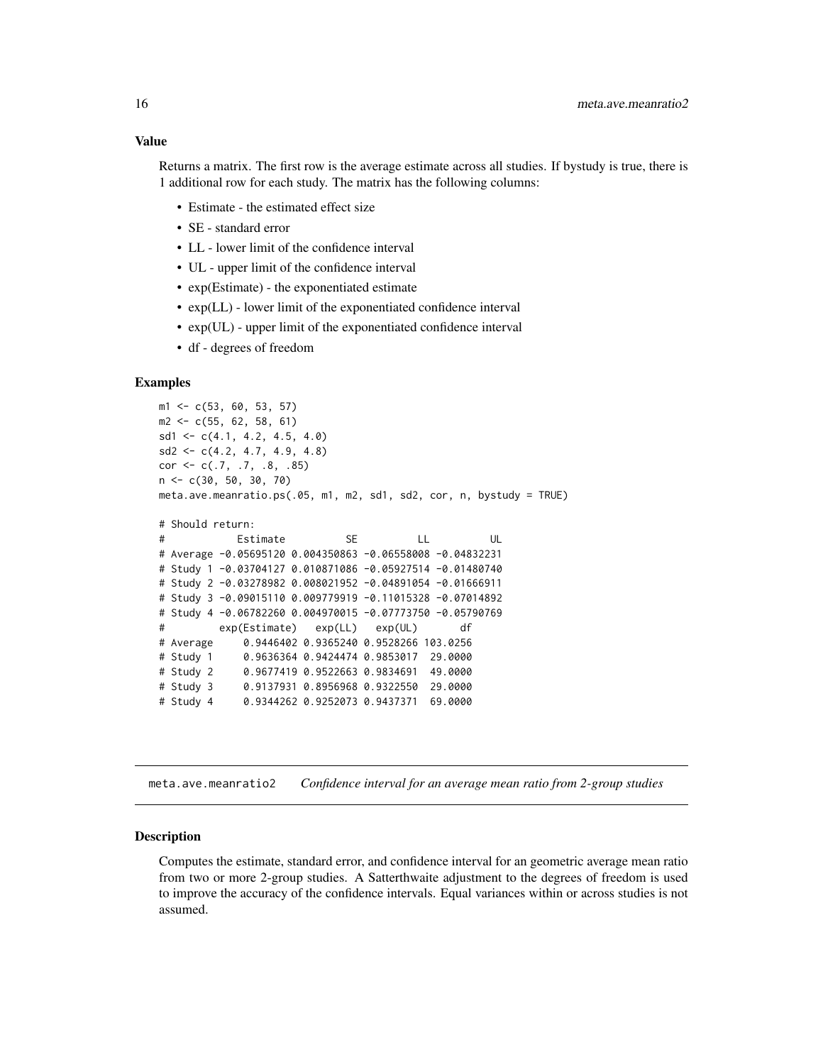### Value

Returns a matrix. The first row is the average estimate across all studies. If bystudy is true, there is 1 additional row for each study. The matrix has the following columns:

- Estimate - the estimated effect size
- SE - standard error
- LL - lower limit of the confidence interval
- UL - upper limit of the confidence interval
- exp(Estimate) - the exponentiated estimate
- exp(LL) - lower limit of the exponentiated confidence interval
- exp(UL) - upper limit of the exponentiated confidence interval
- df - degrees of freedom

### Examples

```
m1 <- c(53, 60, 53, 57)
m2 <- c(55, 62, 58, 61)
sd1 <- c(4.1, 4.2, 4.5, 4.0)
sd2 <- c(4.2, 4.7, 4.9, 4.8)
cor <- c(.7, .7, .8, .85)
n <- c(30, 50, 30, 70)
meta.ave.meanratio.ps(.05, m1, m2, sd1, sd2, cor, n, bystudy = TRUE)

# Should return:
#            Estimate          SE          LL          UL
# Average -0.05695120 0.004350863 -0.06558008 -0.04832231
# Study 1 -0.03704127 0.010871086 -0.05927514 -0.01480740
# Study 2 -0.03278982 0.008021952 -0.04891054 -0.01666911
# Study 3 -0.09015110 0.009779919 -0.11015328 -0.07014892
# Study 4 -0.06782260 0.004970015 -0.07773750 -0.05790769
#         exp(Estimate)   exp(LL)   exp(UL)       df
# Average     0.9446402 0.9365240 0.9528266 103.0256
# Study 1     0.9636364 0.9424474 0.9853017  29.0000
# Study 2     0.9677419 0.9522663 0.9834691  49.0000
# Study 3     0.9137931 0.8956968 0.9322550  29.0000
# Study 4     0.9344262 0.9252073 0.9437371  69.0000
```

## meta.ave.meanratio2 *Confidence interval for an average mean ratio from 2-group studies*

### Description

Computes the estimate, standard error, and confidence interval for an geometric average mean ratio from two or more 2-group studies. A Satterthwaite adjustment to the degrees of freedom is used to improve the accuracy of the confidence intervals. Equal variances within or across studies is not assumed.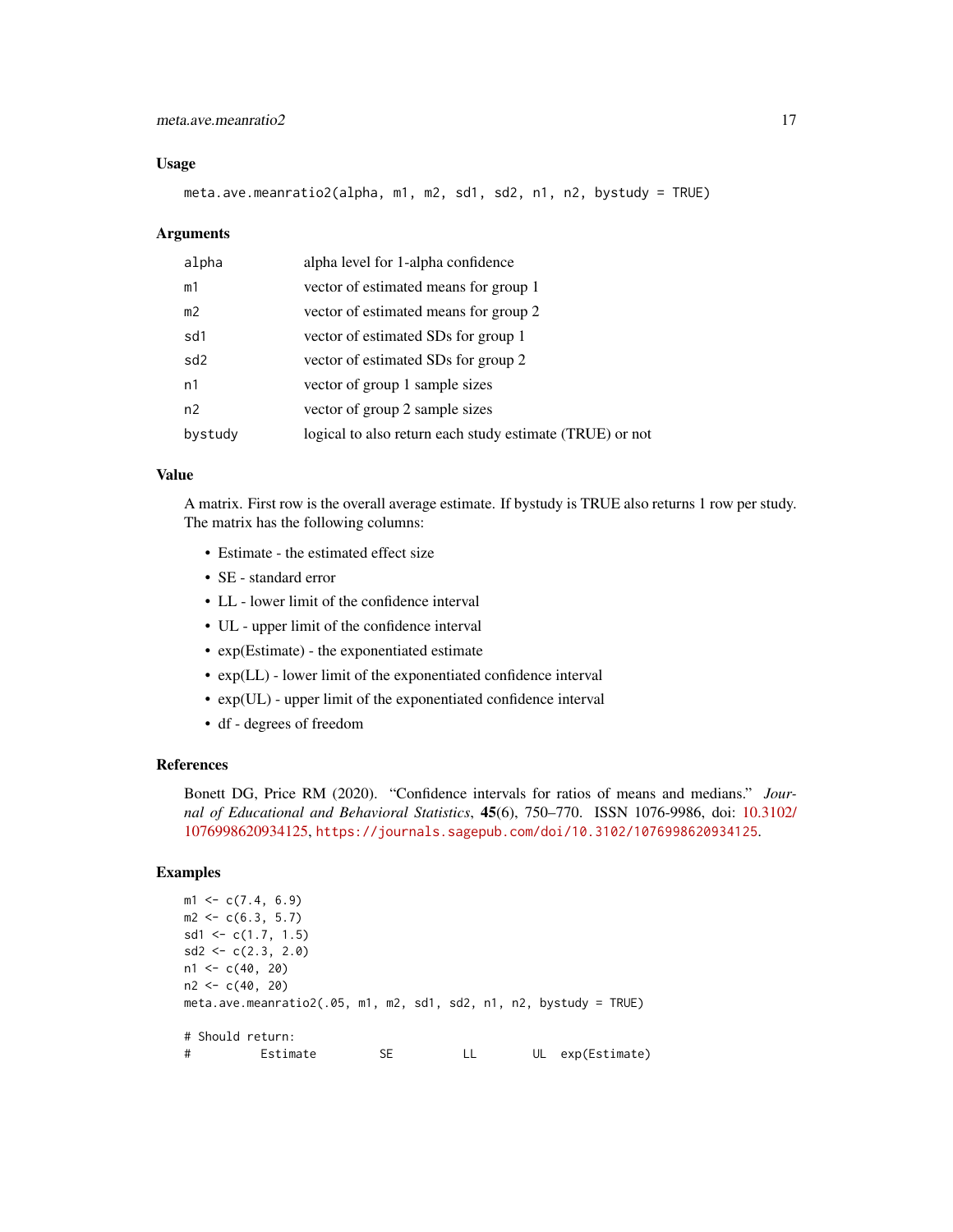### Usage

```
meta.ave.meanratio2(alpha, m1, m2, sd1, sd2, n1, n2, bystudy = TRUE)
```

### Arguments

| | |
|---|---|
| alpha | alpha level for 1-alpha confidence |
| m1 | vector of estimated means for group 1 |
| m2 | vector of estimated means for group 2 |
| sd1 | vector of estimated SDs for group 1 |
| sd2 | vector of estimated SDs for group 2 |
| n1 | vector of group 1 sample sizes |
| n2 | vector of group 2 sample sizes |
| bystudy | logical to also return each study estimate (TRUE) or not |

### Value

A matrix. First row is the overall average estimate. If bystudy is TRUE also returns 1 row per study. The matrix has the following columns:

- Estimate - the estimated effect size
- SE - standard error
- LL - lower limit of the confidence interval
- UL - upper limit of the confidence interval
- exp(Estimate) - the exponentiated estimate
- exp(LL) - lower limit of the exponentiated confidence interval
- exp(UL) - upper limit of the exponentiated confidence interval
- df - degrees of freedom

### References

Bonett DG, Price RM (2020). "Confidence intervals for ratios of means and medians." *Journal of Educational and Behavioral Statistics*, **45**(6), 750–770. ISSN 1076-9986, doi: 10.3102/1076998620934125, https://journals.sagepub.com/doi/10.3102/1076998620934125.

### Examples

```
m1 <- c(7.4, 6.9)
m2 <- c(6.3, 5.7)
sd1 <- c(1.7, 1.5)
sd2 <- c(2.3, 2.0)
n1 <- c(40, 20)
n2 <- c(40, 20)
meta.ave.meanratio2(.05, m1, m2, sd1, sd2, n1, n2, bystudy = TRUE)

# Should return:
#          Estimate         SE          LL        UL  exp(Estimate)
```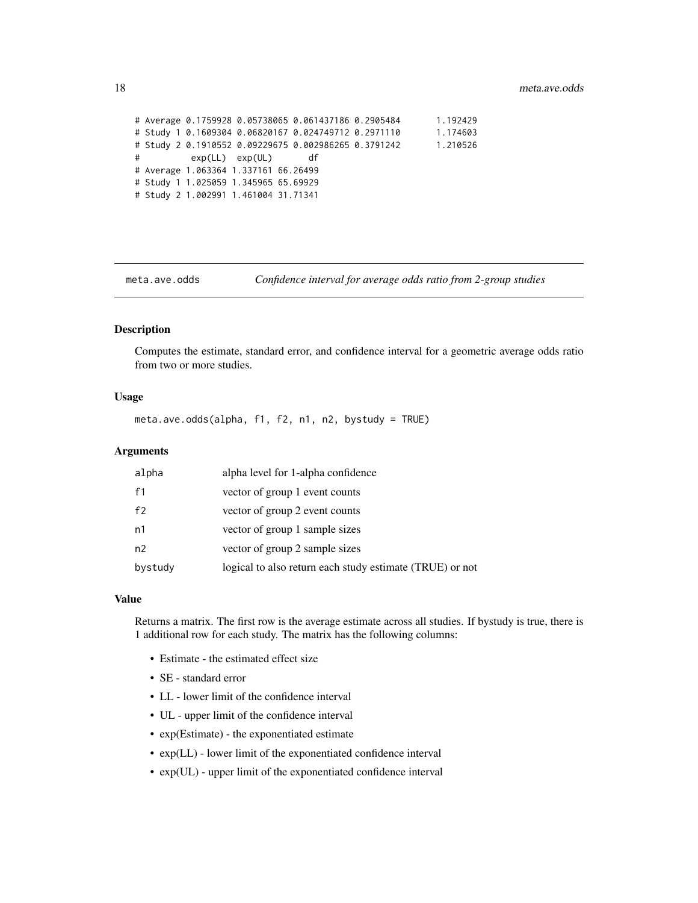```
# Average 0.1759928 0.05738065 0.061437186 0.2905484       1.192429
# Study 1 0.1609304 0.06820167 0.024749712 0.2971110       1.174603
# Study 2 0.1910552 0.09229675 0.002986265 0.3791242       1.210526
#          exp(LL)  exp(UL)       df
# Average 1.063364 1.337161 66.26499
# Study 1 1.025059 1.345965 65.69929
# Study 2 1.002991 1.461004 31.71341
```

## meta.ave.odds — *Confidence interval for average odds ratio from 2-group studies*

### Description

Computes the estimate, standard error, and confidence interval for a geometric average odds ratio from two or more studies.

### Usage

```
meta.ave.odds(alpha, f1, f2, n1, n2, bystudy = TRUE)
```

### Arguments

| | |
|---|---|
| alpha | alpha level for 1-alpha confidence |
| f1 | vector of group 1 event counts |
| f2 | vector of group 2 event counts |
| n1 | vector of group 1 sample sizes |
| n2 | vector of group 2 sample sizes |
| bystudy | logical to also return each study estimate (TRUE) or not |

### Value

Returns a matrix. The first row is the average estimate across all studies. If bystudy is true, there is 1 additional row for each study. The matrix has the following columns:

- Estimate - the estimated effect size
- SE - standard error
- LL - lower limit of the confidence interval
- UL - upper limit of the confidence interval
- exp(Estimate) - the exponentiated estimate
- exp(LL) - lower limit of the exponentiated confidence interval
- exp(UL) - upper limit of the exponentiated confidence interval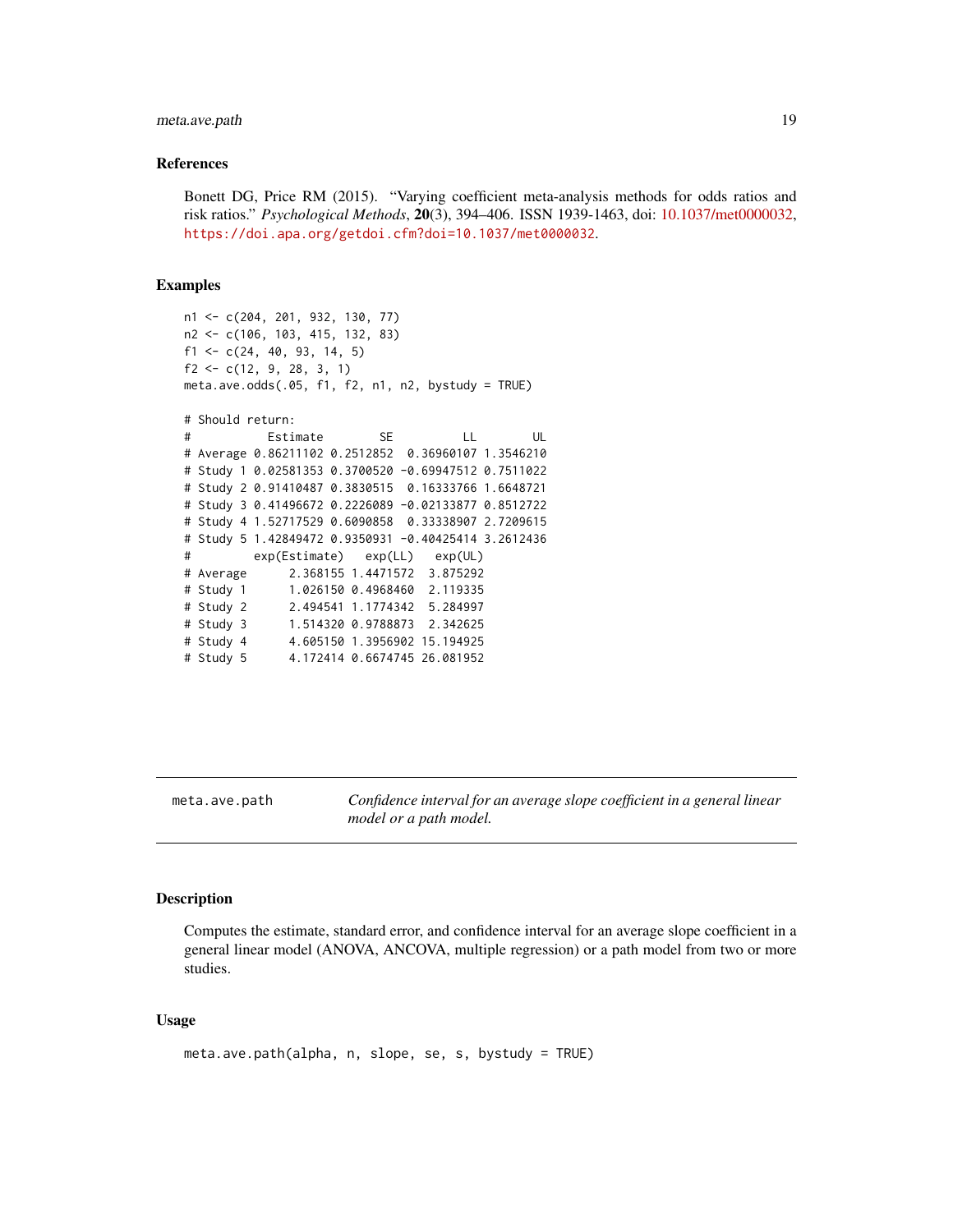## References

Bonett DG, Price RM (2015). "Varying coefficient meta-analysis methods for odds ratios and risk ratios." *Psychological Methods*, **20**(3), 394–406. ISSN 1939-1463, doi: 10.1037/met0000032, https://doi.apa.org/getdoi.cfm?doi=10.1037/met0000032.

## Examples

```
n1 <- c(204, 201, 932, 130, 77)
n2 <- c(106, 103, 415, 132, 83)
f1 <- c(24, 40, 93, 14, 5)
f2 <- c(12, 9, 28, 3, 1)
meta.ave.odds(.05, f1, f2, n1, n2, bystudy = TRUE)

# Should return:
#           Estimate        SE          LL        UL
# Average 0.86211102 0.2512852  0.36960107 1.3546210
# Study 1 0.02581353 0.3700520 -0.69947512 0.7511022
# Study 2 0.91410487 0.3830515  0.16333766 1.6648721
# Study 3 0.41496672 0.2226089 -0.02133877 0.8512722
# Study 4 1.52717529 0.6090858  0.33338907 2.7209615
# Study 5 1.42849472 0.9350931 -0.40425414 3.2612436
#         exp(Estimate)   exp(LL)   exp(UL)
# Average      2.368155 1.4471572  3.875292
# Study 1      1.026150 0.4968460  2.119335
# Study 2      2.494541 1.1774342  5.284997
# Study 3      1.514320 0.9788873  2.342625
# Study 4      4.605150 1.3956902 15.194925
# Study 5      4.172414 0.6674745 26.081952
```

---

## meta.ave.path — *Confidence interval for an average slope coefficient in a general linear model or a path model.*

---

## Description

Computes the estimate, standard error, and confidence interval for an average slope coefficient in a general linear model (ANOVA, ANCOVA, multiple regression) or a path model from two or more studies.

## Usage

```
meta.ave.path(alpha, n, slope, se, s, bystudy = TRUE)
```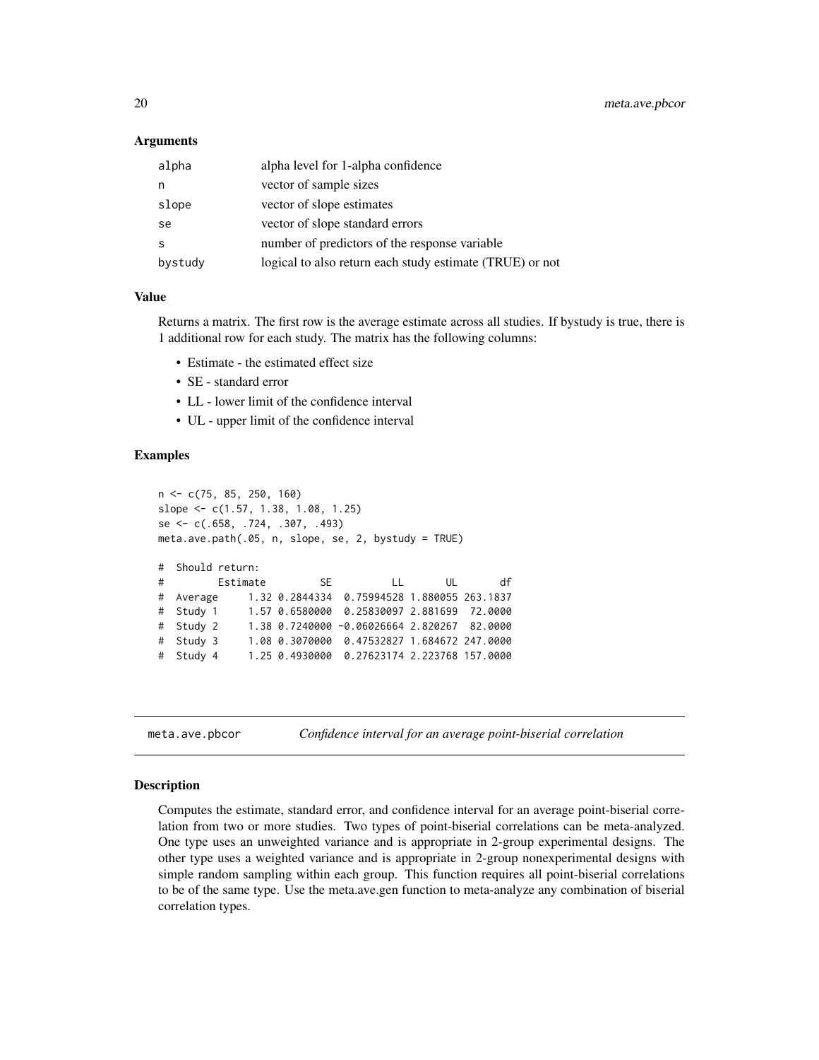### Arguments

| | |
|---|---|
| alpha | alpha level for 1-alpha confidence |
| n | vector of sample sizes |
| slope | vector of slope estimates |
| se | vector of slope standard errors |
| s | number of predictors of the response variable |
| bystudy | logical to also return each study estimate (TRUE) or not |

### Value

Returns a matrix. The first row is the average estimate across all studies. If bystudy is true, there is 1 additional row for each study. The matrix has the following columns:

- Estimate - the estimated effect size
- SE - standard error
- LL - lower limit of the confidence interval
- UL - upper limit of the confidence interval

### Examples

```
n <- c(75, 85, 250, 160)
slope <- c(1.57, 1.38, 1.08, 1.25)
se <- c(.658, .724, .307, .493)
meta.ave.path(.05, n, slope, se, 2, bystudy = TRUE)

#  Should return:
#          Estimate        SE          LL       UL       df
#  Average     1.32 0.2844334  0.75994528 1.880055 263.1837
#  Study 1     1.57 0.6580000  0.25830097 2.881699  72.0000
#  Study 2     1.38 0.7240000 -0.06026664 2.820267  82.0000
#  Study 3     1.08 0.3070000  0.47532827 1.684672 247.0000
#  Study 4     1.25 0.4930000  0.27623174 2.223768 157.0000
```

---

## meta.ave.pbcor — *Confidence interval for an average point-biserial correlation*

### Description

Computes the estimate, standard error, and confidence interval for an average point-biserial correlation from two or more studies. Two types of point-biserial correlations can be meta-analyzed. One type uses an unweighted variance and is appropriate in 2-group experimental designs. The other type uses a weighted variance and is appropriate in 2-group nonexperimental designs with simple random sampling within each group. This function requires all point-biserial correlations to be of the same type. Use the meta.ave.gen function to meta-analyze any combination of biserial correlation types.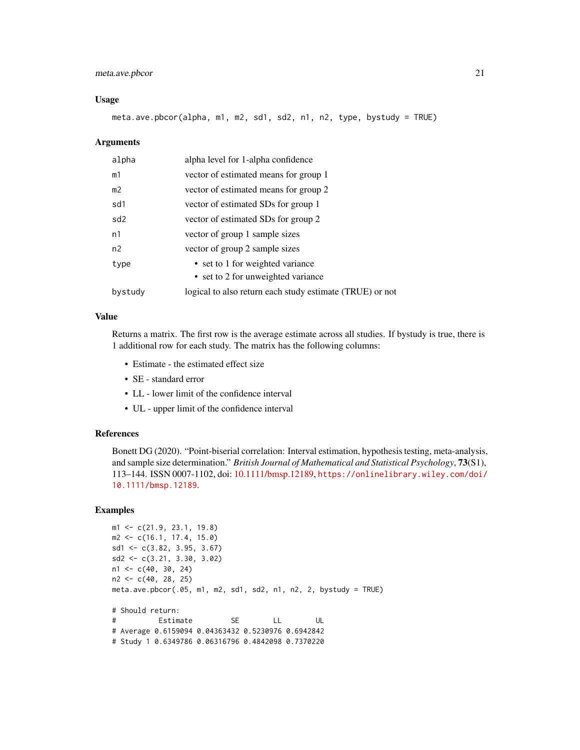## Usage

```
meta.ave.pbcor(alpha, m1, m2, sd1, sd2, n1, n2, type, bystudy = TRUE)
```

## Arguments

| | |
|---|---|
| alpha | alpha level for 1-alpha confidence |
| m1 | vector of estimated means for group 1 |
| m2 | vector of estimated means for group 2 |
| sd1 | vector of estimated SDs for group 1 |
| sd2 | vector of estimated SDs for group 2 |
| n1 | vector of group 1 sample sizes |
| n2 | vector of group 2 sample sizes |
| type | • set to 1 for weighted variance<br>• set to 2 for unweighted variance |
| bystudy | logical to also return each study estimate (TRUE) or not |

## Value

Returns a matrix. The first row is the average estimate across all studies. If bystudy is true, there is 1 additional row for each study. The matrix has the following columns:

- Estimate - the estimated effect size
- SE - standard error
- LL - lower limit of the confidence interval
- UL - upper limit of the confidence interval

## References

Bonett DG (2020). "Point-biserial correlation: Interval estimation, hypothesis testing, meta-analysis, and sample size determination." *British Journal of Mathematical and Statistical Psychology*, **73**(S1), 113–144. ISSN 0007-1102, doi: 10.1111/bmsp.12189, https://onlinelibrary.wiley.com/doi/10.1111/bmsp.12189.

## Examples

```
m1 <- c(21.9, 23.1, 19.8)
m2 <- c(16.1, 17.4, 15.0)
sd1 <- c(3.82, 3.95, 3.67)
sd2 <- c(3.21, 3.30, 3.02)
n1 <- c(40, 30, 24)
n2 <- c(40, 28, 25)
meta.ave.pbcor(.05, m1, m2, sd1, sd2, n1, n2, 2, bystudy = TRUE)

# Should return:
#          Estimate         SE        LL        UL
# Average 0.6159094 0.04363432 0.5230976 0.6942842
# Study 1 0.6349786 0.06316796 0.4842098 0.7370220
```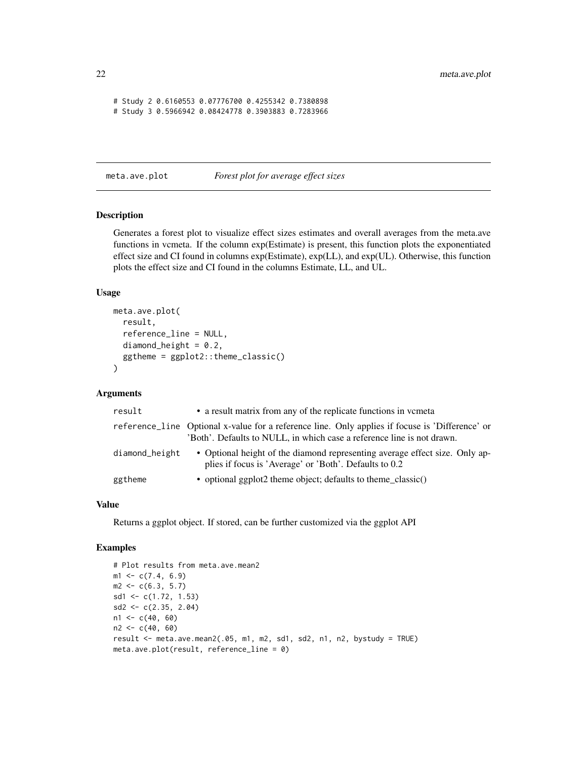```
# Study 2 0.6160553 0.07776700 0.4255342 0.7380898
# Study 3 0.5966942 0.08424778 0.3903883 0.7283966
```

## meta.ave.plot — *Forest plot for average effect sizes*

### Description

Generates a forest plot to visualize effect sizes estimates and overall averages from the meta.ave functions in vcmeta. If the column exp(Estimate) is present, this function plots the exponentiated effect size and CI found in columns exp(Estimate), exp(LL), and exp(UL). Otherwise, this function plots the effect size and CI found in the columns Estimate, LL, and UL.

### Usage

```
meta.ave.plot(
  result,
  reference_line = NULL,
  diamond_height = 0.2,
  ggtheme = ggplot2::theme_classic()
)
```

### Arguments

| | |
|---|---|
| `result` | • a result matrix from any of the replicate functions in vcmeta |
| `reference_line` | Optional x-value for a reference line. Only applies if focuse is 'Difference' or 'Both'. Defaults to NULL, in which case a reference line is not drawn. |
| `diamond_height` | • Optional height of the diamond representing average effect size. Only applies if focus is 'Average' or 'Both'. Defaults to 0.2 |
| `ggtheme` | • optional ggplot2 theme object; defaults to theme_classic() |

### Value

Returns a ggplot object. If stored, can be further customized via the ggplot API

### Examples

```
# Plot results from meta.ave.mean2
m1 <- c(7.4, 6.9)
m2 <- c(6.3, 5.7)
sd1 <- c(1.72, 1.53)
sd2 <- c(2.35, 2.04)
n1 <- c(40, 60)
n2 <- c(40, 60)
result <- meta.ave.mean2(.05, m1, m2, sd1, sd2, n1, n2, bystudy = TRUE)
meta.ave.plot(result, reference_line = 0)
```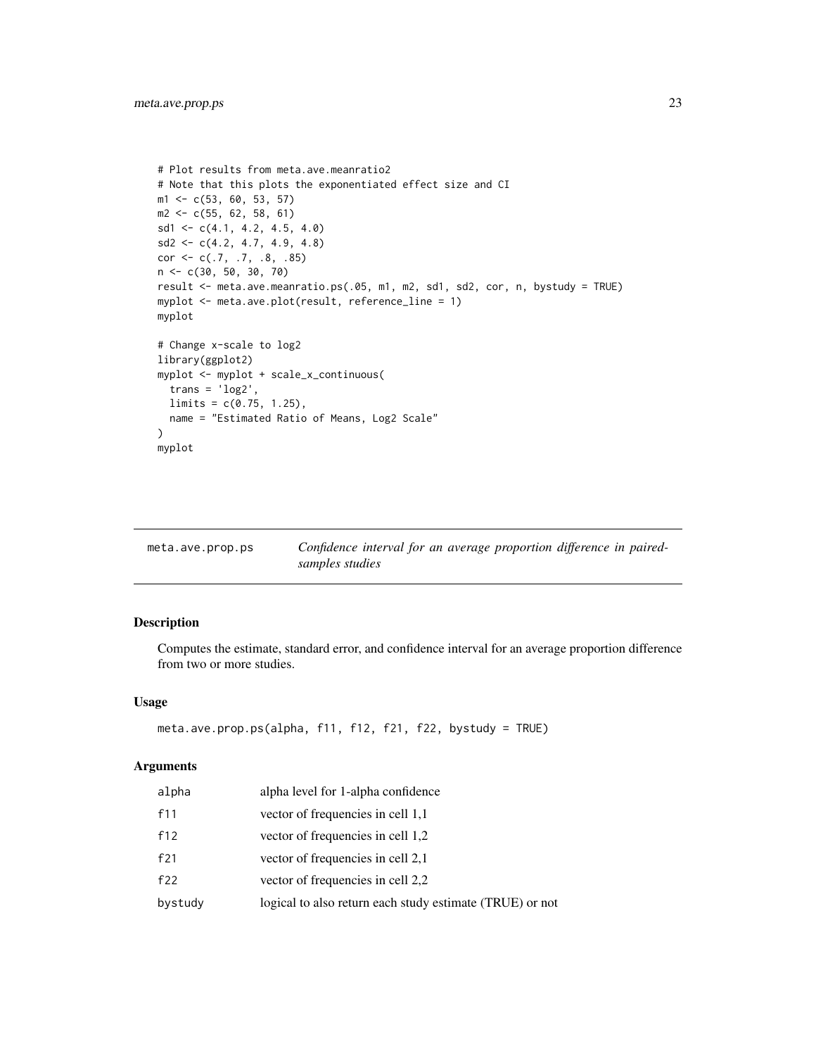```
# Plot results from meta.ave.meanratio2
# Note that this plots the exponentiated effect size and CI
m1 <- c(53, 60, 53, 57)
m2 <- c(55, 62, 58, 61)
sd1 <- c(4.1, 4.2, 4.5, 4.0)
sd2 <- c(4.2, 4.7, 4.9, 4.8)
cor <- c(.7, .7, .8, .85)
n <- c(30, 50, 30, 70)
result <- meta.ave.meanratio.ps(.05, m1, m2, sd1, sd2, cor, n, bystudy = TRUE)
myplot <- meta.ave.plot(result, reference_line = 1)
myplot

# Change x-scale to log2
library(ggplot2)
myplot <- myplot + scale_x_continuous(
  trans = 'log2',
  limits = c(0.75, 1.25),
  name = "Estimated Ratio of Means, Log2 Scale"
)
myplot
```

## meta.ave.prop.ps — *Confidence interval for an average proportion difference in paired-samples studies*

### Description

Computes the estimate, standard error, and confidence interval for an average proportion difference from two or more studies.

### Usage

```
meta.ave.prop.ps(alpha, f11, f12, f21, f22, bystudy = TRUE)
```

### Arguments

| | |
|---|---|
| alpha | alpha level for 1-alpha confidence |
| f11 | vector of frequencies in cell 1,1 |
| f12 | vector of frequencies in cell 1,2 |
| f21 | vector of frequencies in cell 2,1 |
| f22 | vector of frequencies in cell 2,2 |
| bystudy | logical to also return each study estimate (TRUE) or not |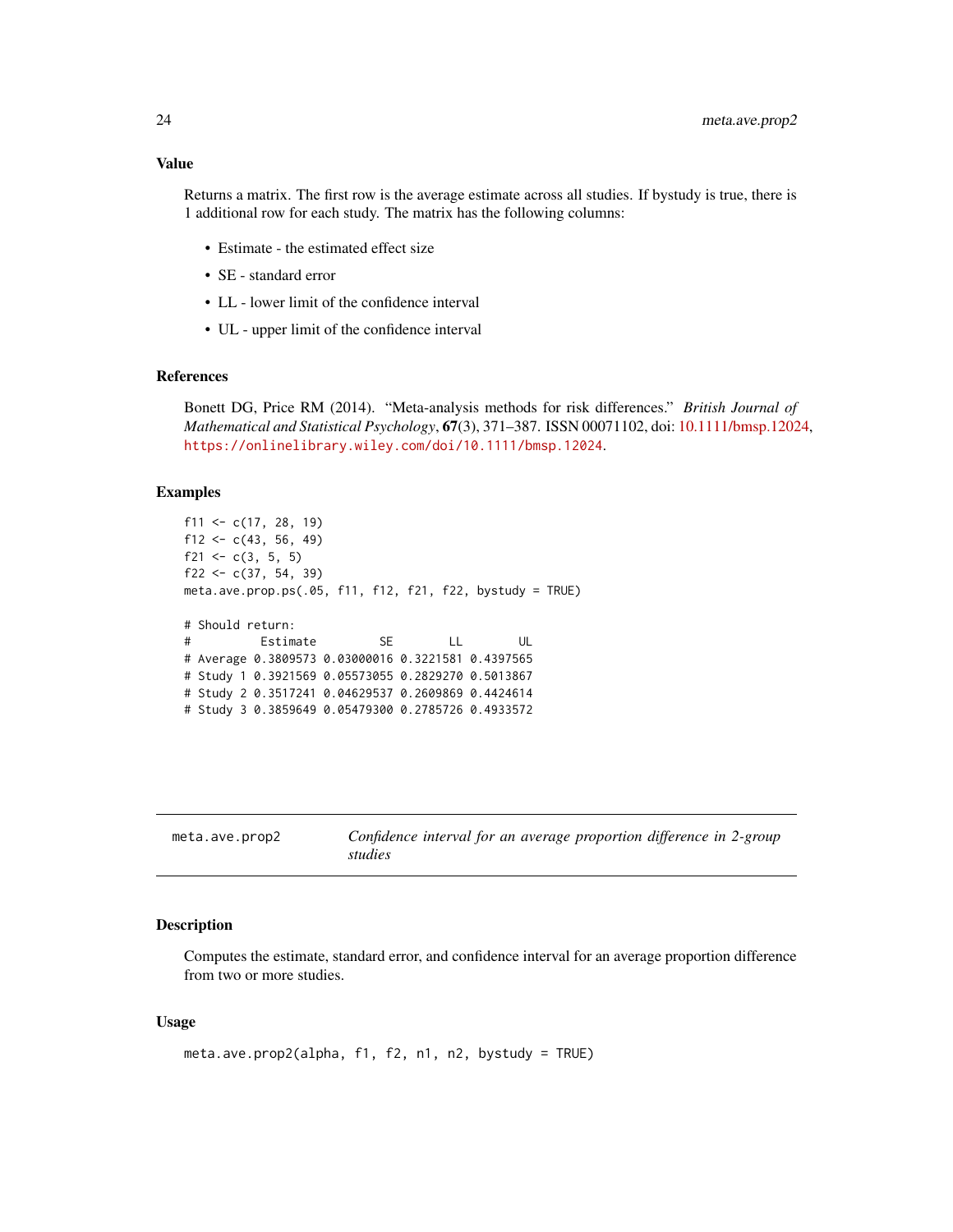## Value

Returns a matrix. The first row is the average estimate across all studies. If bystudy is true, there is 1 additional row for each study. The matrix has the following columns:

- Estimate - the estimated effect size
- SE - standard error
- LL - lower limit of the confidence interval
- UL - upper limit of the confidence interval

## References

Bonett DG, Price RM (2014). "Meta-analysis methods for risk differences." *British Journal of Mathematical and Statistical Psychology*, **67**(3), 371–387. ISSN 00071102, doi: 10.1111/bmsp.12024, https://onlinelibrary.wiley.com/doi/10.1111/bmsp.12024.

## Examples

```
f11 <- c(17, 28, 19)
f12 <- c(43, 56, 49)
f21 <- c(3, 5, 5)
f22 <- c(37, 54, 39)
meta.ave.prop.ps(.05, f11, f12, f21, f22, bystudy = TRUE)

# Should return:
#          Estimate         SE        LL        UL
# Average 0.3809573 0.03000016 0.3221581 0.4397565
# Study 1 0.3921569 0.05573055 0.2829270 0.5013867
# Study 2 0.3517241 0.04629537 0.2609869 0.4424614
# Study 3 0.3859649 0.05479300 0.2785726 0.4933572
```

---

# meta.ave.prop2 — *Confidence interval for an average proportion difference in 2-group studies*

## Description

Computes the estimate, standard error, and confidence interval for an average proportion difference from two or more studies.

## Usage

```
meta.ave.prop2(alpha, f1, f2, n1, n2, bystudy = TRUE)
```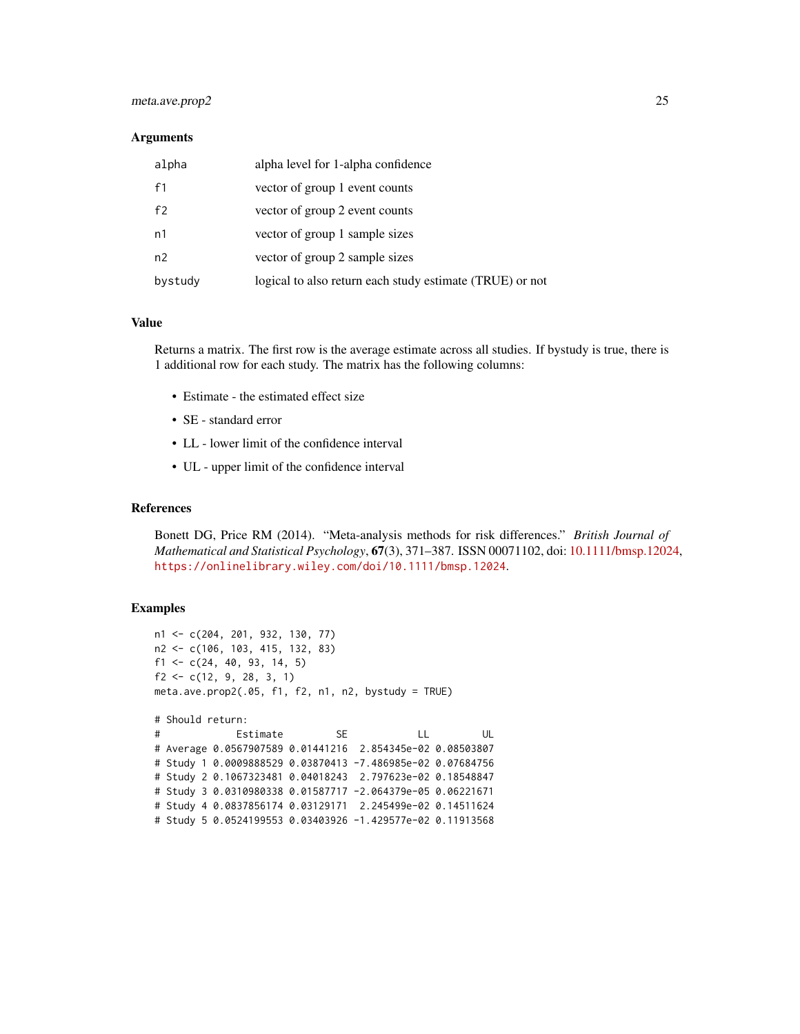## Arguments

| | |
|---|---|
| `alpha` | alpha level for 1-alpha confidence |
| `f1` | vector of group 1 event counts |
| `f2` | vector of group 2 event counts |
| `n1` | vector of group 1 sample sizes |
| `n2` | vector of group 2 sample sizes |
| `bystudy` | logical to also return each study estimate (TRUE) or not |

## Value

Returns a matrix. The first row is the average estimate across all studies. If bystudy is true, there is 1 additional row for each study. The matrix has the following columns:

- Estimate - the estimated effect size
- SE - standard error
- LL - lower limit of the confidence interval
- UL - upper limit of the confidence interval

## References

Bonett DG, Price RM (2014). "Meta-analysis methods for risk differences." *British Journal of Mathematical and Statistical Psychology*, **67**(3), 371–387. ISSN 00071102, doi: 10.1111/bmsp.12024, https://onlinelibrary.wiley.com/doi/10.1111/bmsp.12024.

## Examples

```
n1 <- c(204, 201, 932, 130, 77)
n2 <- c(106, 103, 415, 132, 83)
f1 <- c(24, 40, 93, 14, 5)
f2 <- c(12, 9, 28, 3, 1)
meta.ave.prop2(.05, f1, f2, n1, n2, bystudy = TRUE)

# Should return:
#            Estimate         SE            LL         UL
# Average 0.0567907589 0.01441216  2.854345e-02 0.08503807
# Study 1 0.0009888529 0.03870413 -7.486985e-02 0.07684756
# Study 2 0.1067323481 0.04018243  2.797623e-02 0.18548847
# Study 3 0.0310980338 0.01587717 -2.064379e-05 0.06221671
# Study 4 0.0837856174 0.03129171  2.245499e-02 0.14511624
# Study 5 0.0524199553 0.03403926 -1.429577e-02 0.11913568
```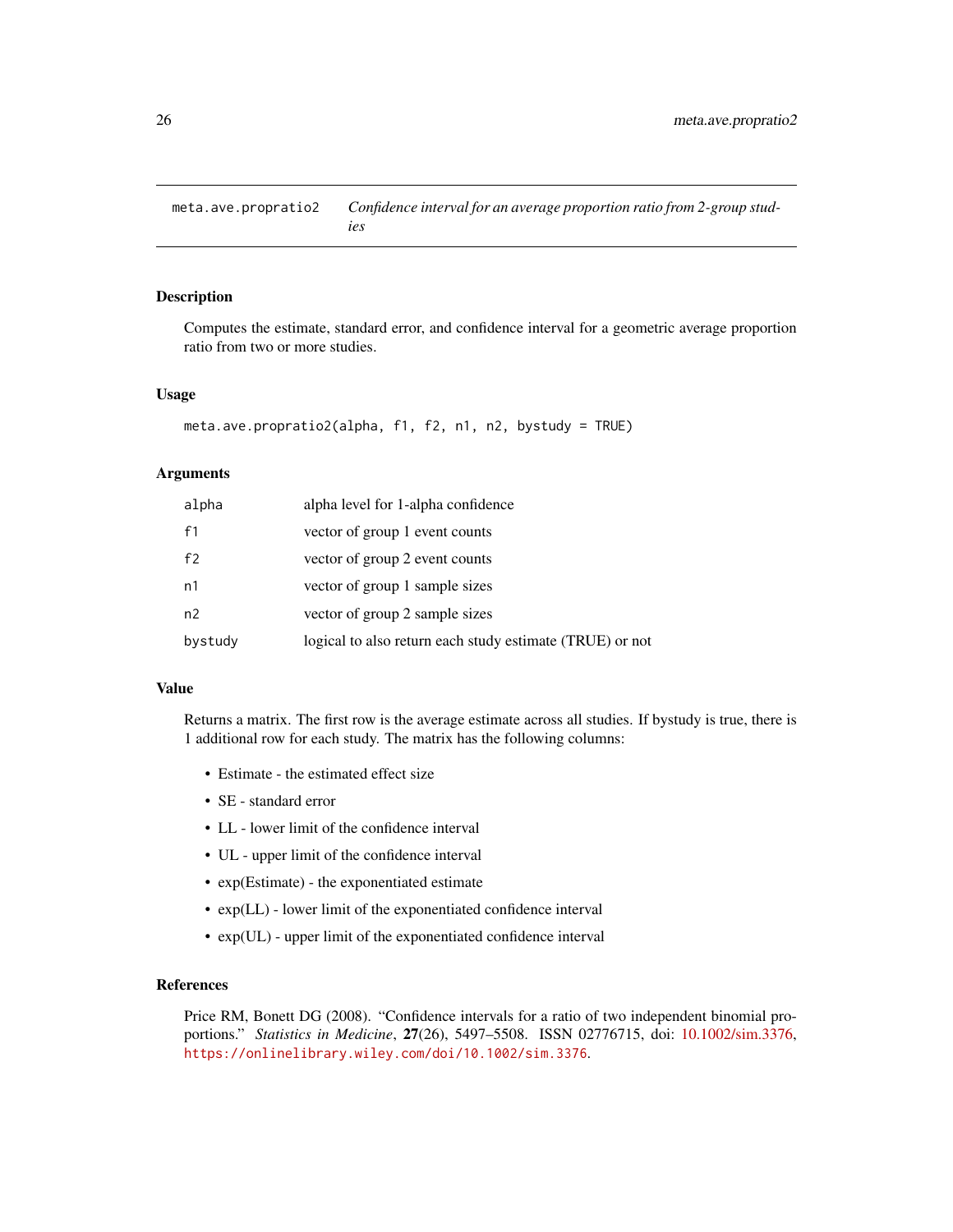## meta.ave.propratio2 — *Confidence interval for an average proportion ratio from 2-group studies*

### Description

Computes the estimate, standard error, and confidence interval for a geometric average proportion ratio from two or more studies.

### Usage

```
meta.ave.propratio2(alpha, f1, f2, n1, n2, bystudy = TRUE)
```

### Arguments

| | |
|---|---|
| `alpha` | alpha level for 1-alpha confidence |
| `f1` | vector of group 1 event counts |
| `f2` | vector of group 2 event counts |
| `n1` | vector of group 1 sample sizes |
| `n2` | vector of group 2 sample sizes |
| `bystudy` | logical to also return each study estimate (TRUE) or not |

### Value

Returns a matrix. The first row is the average estimate across all studies. If bystudy is true, there is 1 additional row for each study. The matrix has the following columns:

- Estimate - the estimated effect size
- SE - standard error
- LL - lower limit of the confidence interval
- UL - upper limit of the confidence interval
- exp(Estimate) - the exponentiated estimate
- exp(LL) - lower limit of the exponentiated confidence interval
- exp(UL) - upper limit of the exponentiated confidence interval

### References

Price RM, Bonett DG (2008). "Confidence intervals for a ratio of two independent binomial proportions." *Statistics in Medicine*, **27**(26), 5497–5508. ISSN 02776715, doi: 10.1002/sim.3376, https://onlinelibrary.wiley.com/doi/10.1002/sim.3376.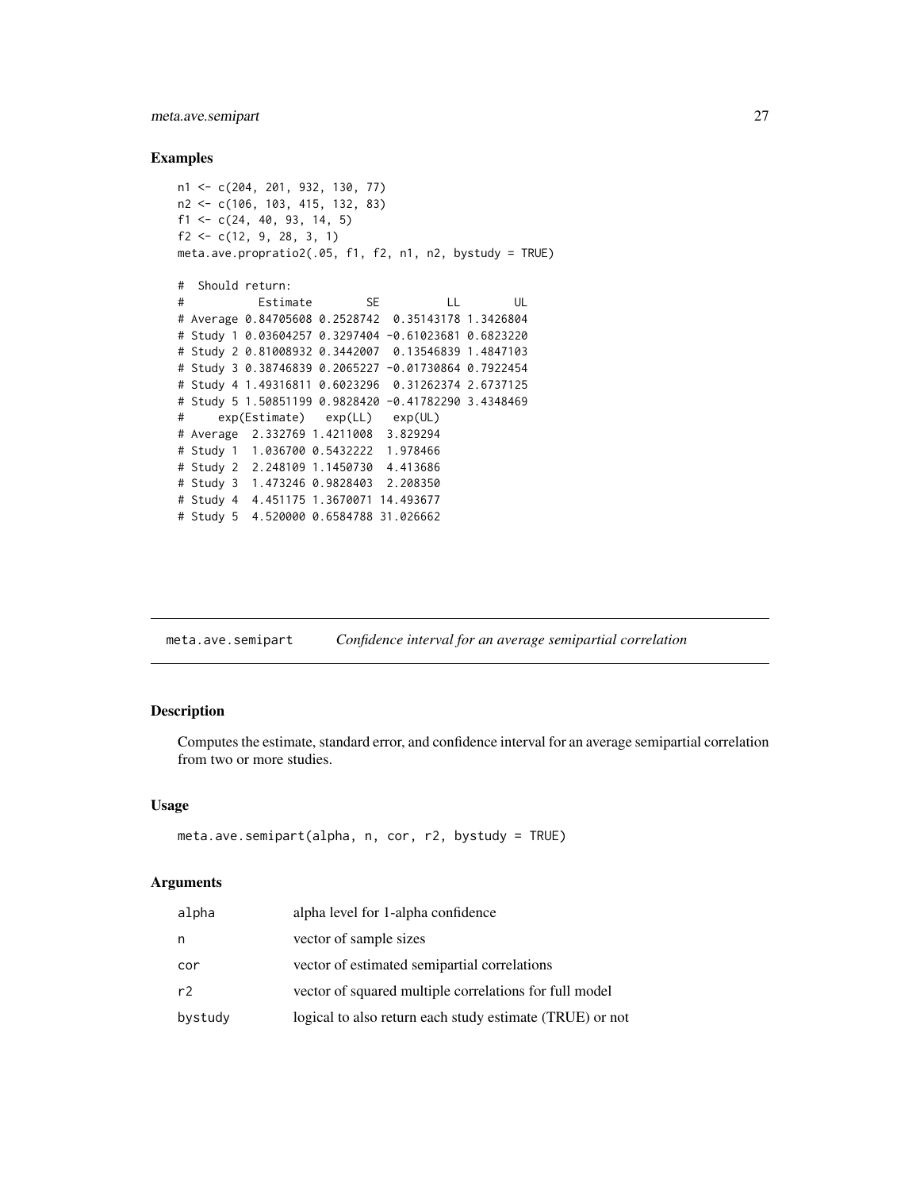## Examples

```
n1 <- c(204, 201, 932, 130, 77)
n2 <- c(106, 103, 415, 132, 83)
f1 <- c(24, 40, 93, 14, 5)
f2 <- c(12, 9, 28, 3, 1)
meta.ave.propratio2(.05, f1, f2, n1, n2, bystudy = TRUE)

#  Should return:
#           Estimate        SE          LL        UL
# Average 0.84705608 0.2528742  0.35143178 1.3426804
# Study 1 0.03604257 0.3297404 -0.61023681 0.6823220
# Study 2 0.81008932 0.3442007  0.13546839 1.4847103
# Study 3 0.38746839 0.2065227 -0.01730864 0.7922454
# Study 4 1.49316811 0.6023296  0.31262374 2.6737125
# Study 5 1.50851199 0.9828420 -0.41782290 3.4348469
#     exp(Estimate)   exp(LL)   exp(UL)
# Average  2.332769 1.4211008  3.829294
# Study 1  1.036700 0.5432222  1.978466
# Study 2  2.248109 1.1450730  4.413686
# Study 3  1.473246 0.9828403  2.208350
# Study 4  4.451175 1.3670071 14.493677
# Study 5  4.520000 0.6584788 31.026662
```

---

`meta.ave.semipart` *Confidence interval for an average semipartial correlation*

---

## Description

Computes the estimate, standard error, and confidence interval for an average semipartial correlation from two or more studies.

## Usage

```
meta.ave.semipart(alpha, n, cor, r2, bystudy = TRUE)
```

## Arguments

| | |
|---|---|
| `alpha` | alpha level for 1-alpha confidence |
| `n` | vector of sample sizes |
| `cor` | vector of estimated semipartial correlations |
| `r2` | vector of squared multiple correlations for full model |
| `bystudy` | logical to also return each study estimate (TRUE) or not |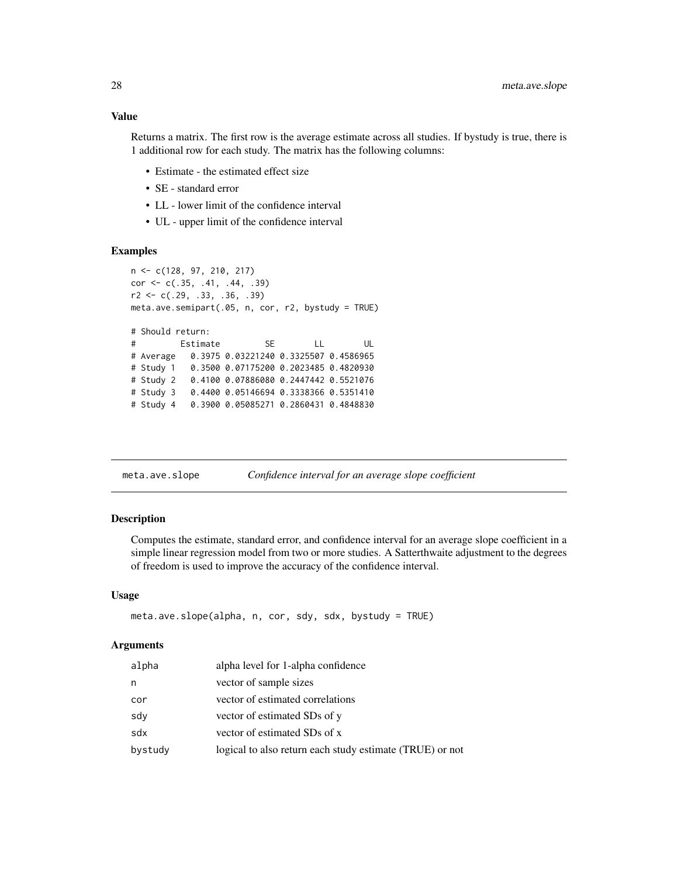### Value

Returns a matrix. The first row is the average estimate across all studies. If bystudy is true, there is 1 additional row for each study. The matrix has the following columns:

- Estimate - the estimated effect size
- SE - standard error
- LL - lower limit of the confidence interval
- UL - upper limit of the confidence interval

### Examples

```
n <- c(128, 97, 210, 217)
cor <- c(.35, .41, .44, .39)
r2 <- c(.29, .33, .36, .39)
meta.ave.semipart(.05, n, cor, r2, bystudy = TRUE)

# Should return:
#          Estimate         SE        LL        UL
# Average    0.3975 0.03221240 0.3325507 0.4586965
# Study 1    0.3500 0.07175200 0.2023485 0.4820930
# Study 2    0.4100 0.07886080 0.2447442 0.5521076
# Study 3    0.4400 0.05146694 0.3338366 0.5351410
# Study 4    0.3900 0.05085271 0.2860431 0.4848830
```

---

## meta.ave.slope    *Confidence interval for an average slope coefficient*

### Description

Computes the estimate, standard error, and confidence interval for an average slope coefficient in a simple linear regression model from two or more studies. A Satterthwaite adjustment to the degrees of freedom is used to improve the accuracy of the confidence interval.

### Usage

```
meta.ave.slope(alpha, n, cor, sdy, sdx, bystudy = TRUE)
```

### Arguments

| | |
|---|---|
| alpha | alpha level for 1-alpha confidence |
| n | vector of sample sizes |
| cor | vector of estimated correlations |
| sdy | vector of estimated SDs of y |
| sdx | vector of estimated SDs of x |
| bystudy | logical to also return each study estimate (TRUE) or not |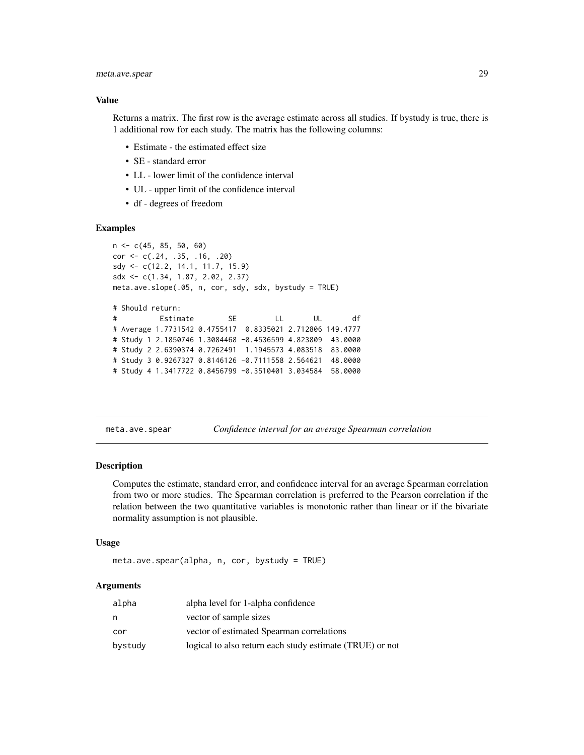### Value

Returns a matrix. The first row is the average estimate across all studies. If bystudy is true, there is 1 additional row for each study. The matrix has the following columns:

- Estimate - the estimated effect size
- SE - standard error
- LL - lower limit of the confidence interval
- UL - upper limit of the confidence interval
- df - degrees of freedom

### Examples

```
n <- c(45, 85, 50, 60)
cor <- c(.24, .35, .16, .20)
sdy <- c(12.2, 14.1, 11.7, 15.9)
sdx <- c(1.34, 1.87, 2.02, 2.37)
meta.ave.slope(.05, n, cor, sdy, sdx, bystudy = TRUE)

# Should return:
#          Estimate        SE         LL       UL       df
# Average 1.7731542 0.4755417  0.8335021 2.712806 149.4777
# Study 1 2.1850746 1.3084468 -0.4536599 4.823809  43.0000
# Study 2 2.6390374 0.7262491  1.1945573 4.083518  83.0000
# Study 3 0.9267327 0.8146126 -0.7111558 2.564621  48.0000
# Study 4 1.3417722 0.8456799 -0.3510401 3.034584  58.0000
```

---

## meta.ave.spear — *Confidence interval for an average Spearman correlation*

### Description

Computes the estimate, standard error, and confidence interval for an average Spearman correlation from two or more studies. The Spearman correlation is preferred to the Pearson correlation if the relation between the two quantitative variables is monotonic rather than linear or if the bivariate normality assumption is not plausible.

### Usage

```
meta.ave.spear(alpha, n, cor, bystudy = TRUE)
```

### Arguments

| | |
|---|---|
| alpha | alpha level for 1-alpha confidence |
| n | vector of sample sizes |
| cor | vector of estimated Spearman correlations |
| bystudy | logical to also return each study estimate (TRUE) or not |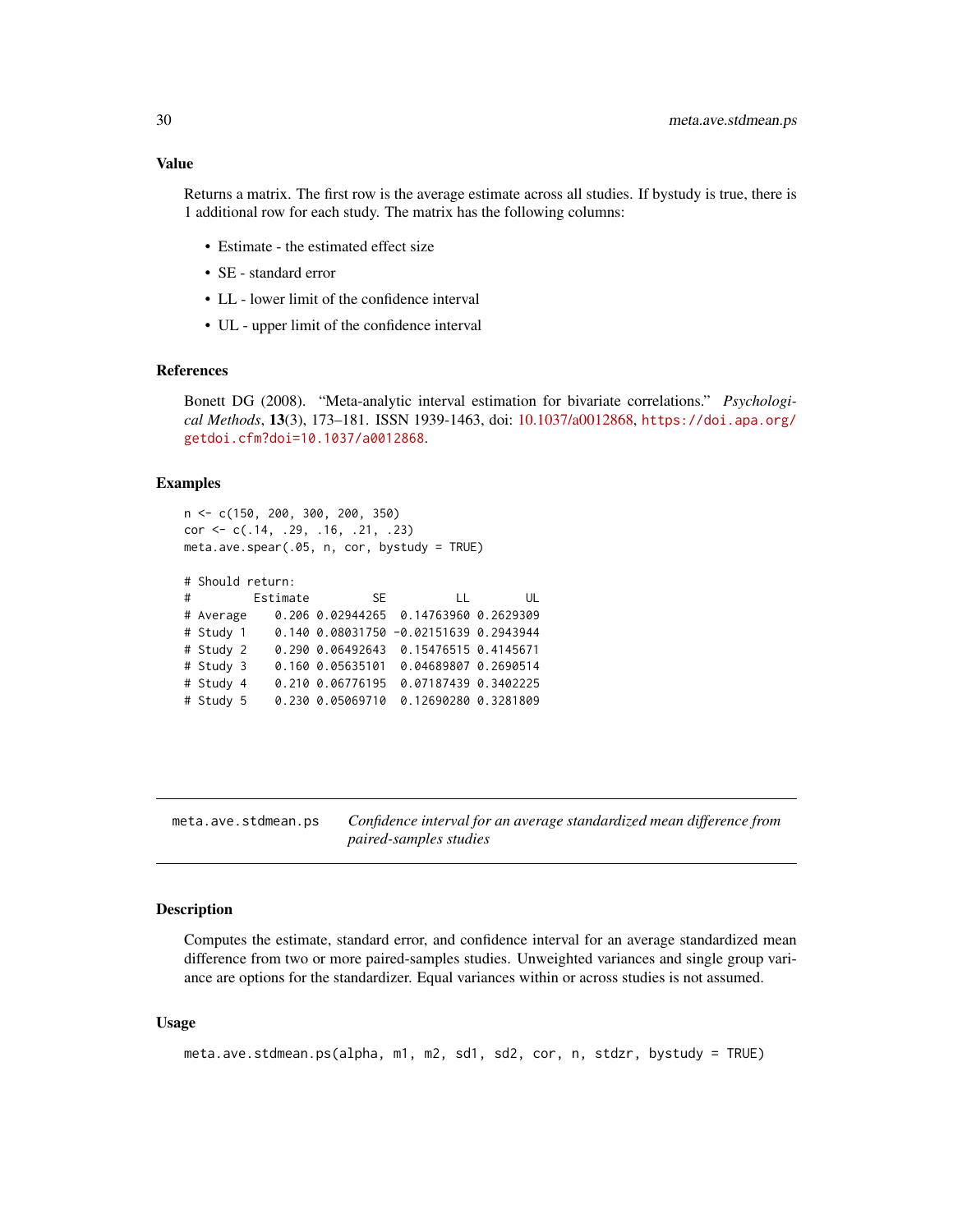### Value

Returns a matrix. The first row is the average estimate across all studies. If bystudy is true, there is 1 additional row for each study. The matrix has the following columns:

- Estimate - the estimated effect size
- SE - standard error
- LL - lower limit of the confidence interval
- UL - upper limit of the confidence interval

### References

Bonett DG (2008). "Meta-analytic interval estimation for bivariate correlations." *Psychological Methods*, **13**(3), 173–181. ISSN 1939-1463, doi: 10.1037/a0012868, https://doi.apa.org/getdoi.cfm?doi=10.1037/a0012868.

### Examples

```
n <- c(150, 200, 300, 200, 350)
cor <- c(.14, .29, .16, .21, .23)
meta.ave.spear(.05, n, cor, bystudy = TRUE)

# Should return:
#         Estimate         SE          LL        UL
# Average    0.206 0.02944265  0.14763960 0.2629309
# Study 1    0.140 0.08031750 -0.02151639 0.2943944
# Study 2    0.290 0.06492643  0.15476515 0.4145671
# Study 3    0.160 0.05635101  0.04689807 0.2690514
# Study 4    0.210 0.06776195  0.07187439 0.3402225
# Study 5    0.230 0.05069710  0.12690280 0.3281809
```

---

## meta.ave.stdmean.ps — *Confidence interval for an average standardized mean difference from paired-samples studies*

---

### Description

Computes the estimate, standard error, and confidence interval for an average standardized mean difference from two or more paired-samples studies. Unweighted variances and single group variance are options for the standardizer. Equal variances within or across studies is not assumed.

### Usage

```
meta.ave.stdmean.ps(alpha, m1, m2, sd1, sd2, cor, n, stdzr, bystudy = TRUE)
```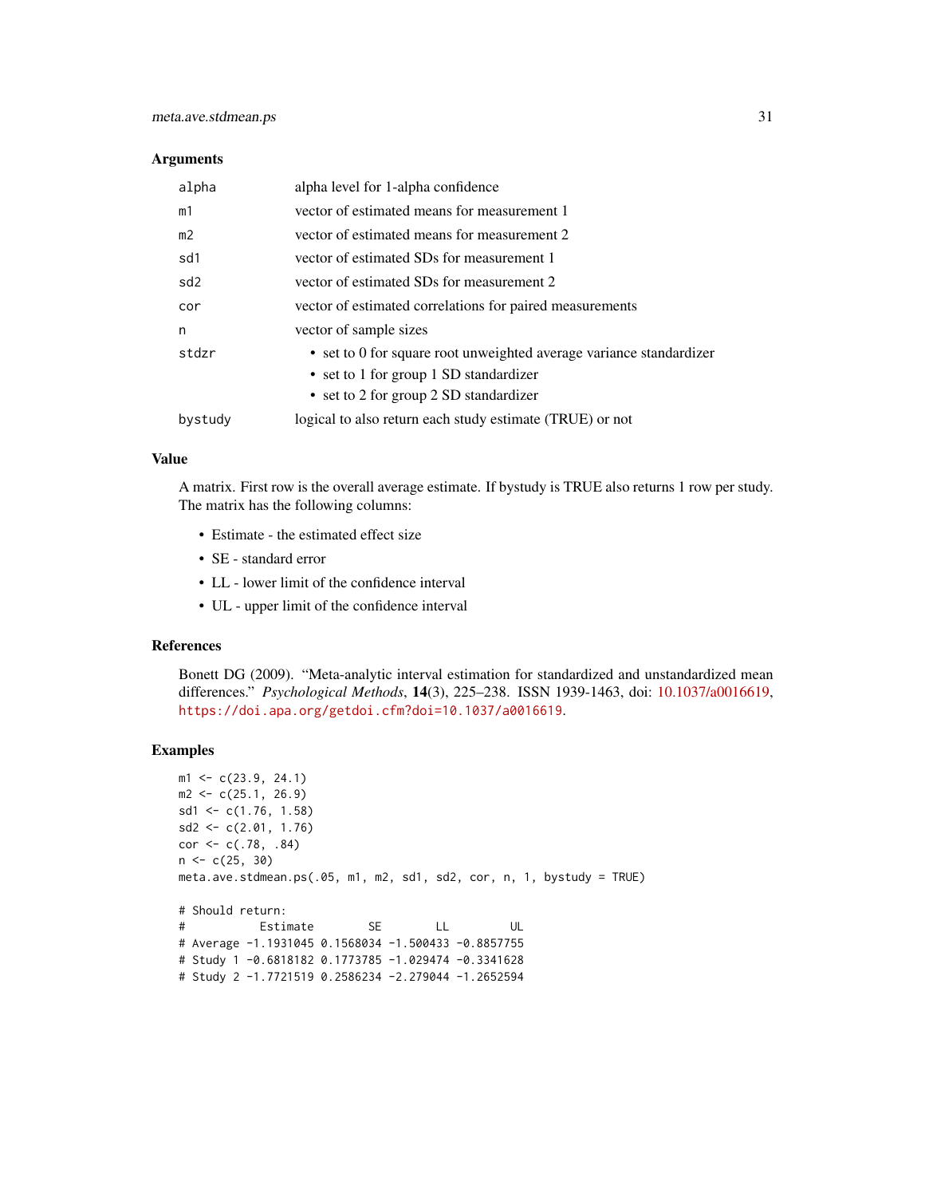### Arguments

| | |
|---|---|
| alpha | alpha level for 1-alpha confidence |
| m1 | vector of estimated means for measurement 1 |
| m2 | vector of estimated means for measurement 2 |
| sd1 | vector of estimated SDs for measurement 1 |
| sd2 | vector of estimated SDs for measurement 2 |
| cor | vector of estimated correlations for paired measurements |
| n | vector of sample sizes |
| stdzr | • set to 0 for square root unweighted average variance standardizer<br>• set to 1 for group 1 SD standardizer<br>• set to 2 for group 2 SD standardizer |
| bystudy | logical to also return each study estimate (TRUE) or not |

### Value

A matrix. First row is the overall average estimate. If bystudy is TRUE also returns 1 row per study. The matrix has the following columns:

- Estimate - the estimated effect size
- SE - standard error
- LL - lower limit of the confidence interval
- UL - upper limit of the confidence interval

### References

Bonett DG (2009). "Meta-analytic interval estimation for standardized and unstandardized mean differences." *Psychological Methods*, **14**(3), 225–238. ISSN 1939-1463, doi: 10.1037/a0016619, https://doi.apa.org/getdoi.cfm?doi=10.1037/a0016619.

### Examples

```
m1 <- c(23.9, 24.1)
m2 <- c(25.1, 26.9)
sd1 <- c(1.76, 1.58)
sd2 <- c(2.01, 1.76)
cor <- c(.78, .84)
n <- c(25, 30)
meta.ave.stdmean.ps(.05, m1, m2, sd1, sd2, cor, n, 1, bystudy = TRUE)

# Should return:
#            Estimate        SE        LL         UL
# Average -1.1931045 0.1568034 -1.500433 -0.8857755
# Study 1 -0.6818182 0.1773785 -1.029474 -0.3341628
# Study 2 -1.7721519 0.2586234 -2.279044 -1.2652594
```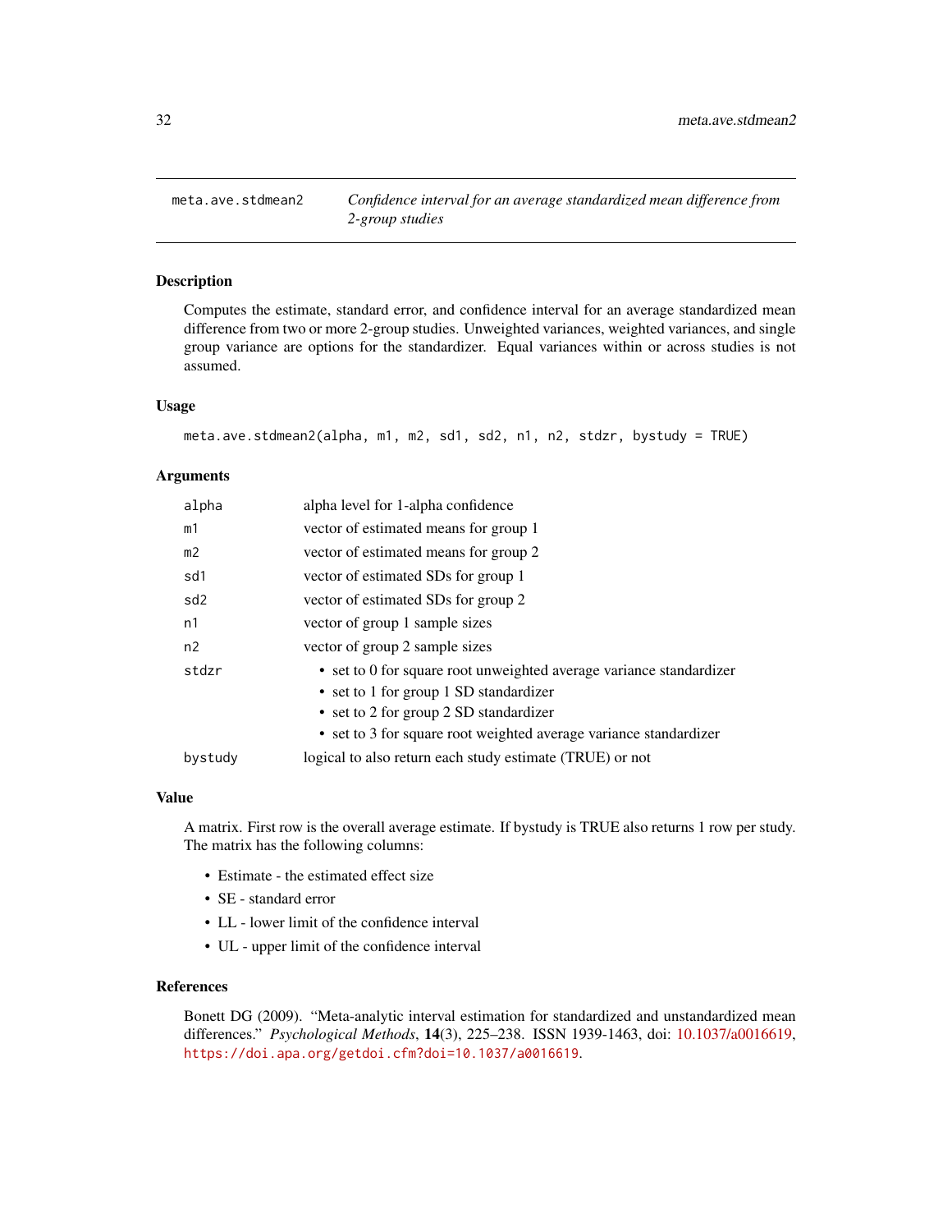# meta.ave.stdmean2 — *Confidence interval for an average standardized mean difference from 2-group studies*

## Description

Computes the estimate, standard error, and confidence interval for an average standardized mean difference from two or more 2-group studies. Unweighted variances, weighted variances, and single group variance are options for the standardizer. Equal variances within or across studies is not assumed.

## Usage

```
meta.ave.stdmean2(alpha, m1, m2, sd1, sd2, n1, n2, stdzr, bystudy = TRUE)
```

## Arguments

| | |
|---|---|
| `alpha` | alpha level for 1-alpha confidence |
| `m1` | vector of estimated means for group 1 |
| `m2` | vector of estimated means for group 2 |
| `sd1` | vector of estimated SDs for group 1 |
| `sd2` | vector of estimated SDs for group 2 |
| `n1` | vector of group 1 sample sizes |
| `n2` | vector of group 2 sample sizes |
| `stdzr` | • set to 0 for square root unweighted average variance standardizer<br>• set to 1 for group 1 SD standardizer<br>• set to 2 for group 2 SD standardizer<br>• set to 3 for square root weighted average variance standardizer |
| `bystudy` | logical to also return each study estimate (TRUE) or not |

## Value

A matrix. First row is the overall average estimate. If bystudy is TRUE also returns 1 row per study. The matrix has the following columns:

- Estimate - the estimated effect size
- SE - standard error
- LL - lower limit of the confidence interval
- UL - upper limit of the confidence interval

## References

Bonett DG (2009). "Meta-analytic interval estimation for standardized and unstandardized mean differences." *Psychological Methods*, **14**(3), 225–238. ISSN 1939-1463, doi: 10.1037/a0016619, https://doi.apa.org/getdoi.cfm?doi=10.1037/a0016619.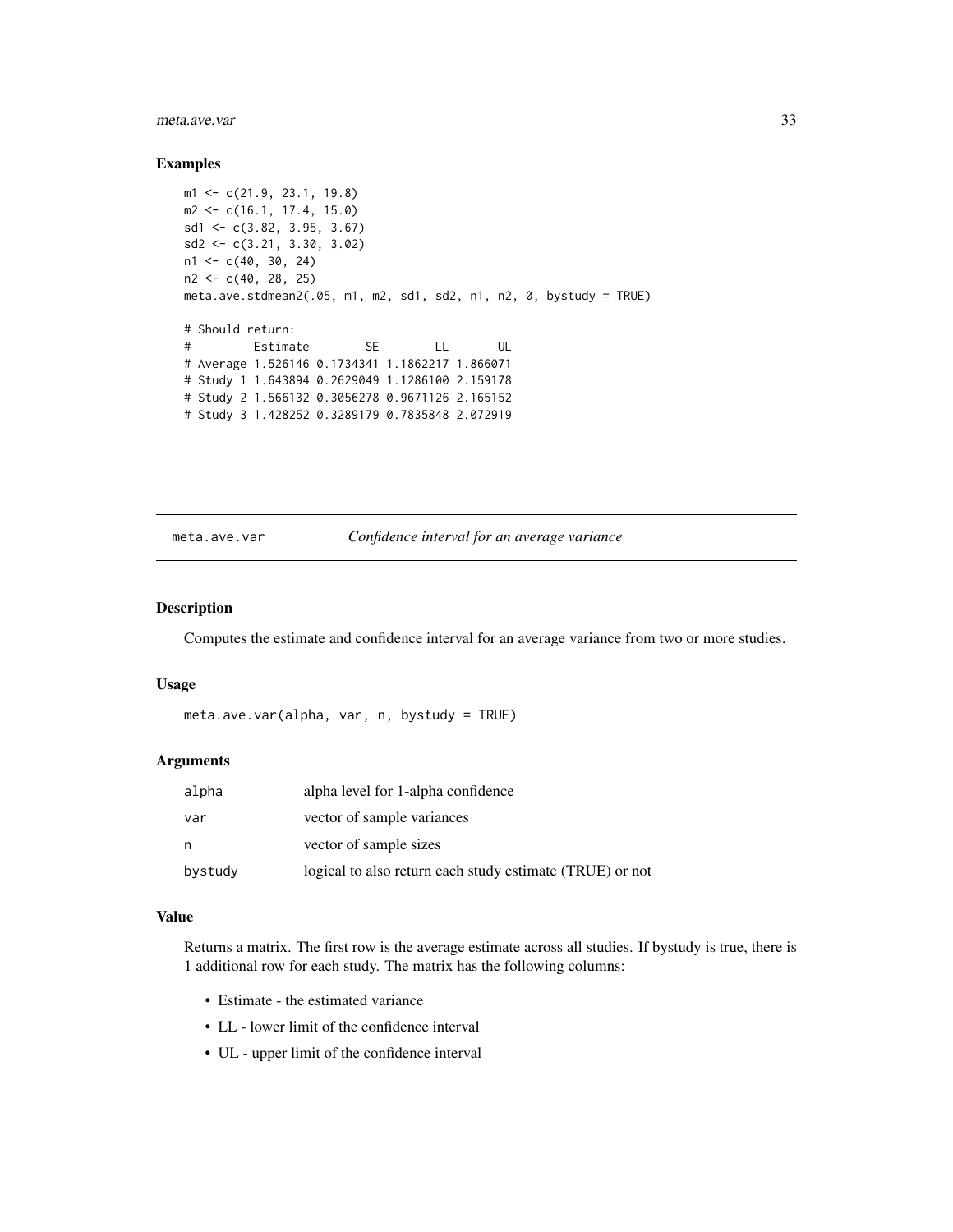## Examples

```
m1 <- c(21.9, 23.1, 19.8)
m2 <- c(16.1, 17.4, 15.0)
sd1 <- c(3.82, 3.95, 3.67)
sd2 <- c(3.21, 3.30, 3.02)
n1 <- c(40, 30, 24)
n2 <- c(40, 28, 25)
meta.ave.stdmean2(.05, m1, m2, sd1, sd2, n1, n2, 0, bystudy = TRUE)

# Should return:
#         Estimate        SE        LL       UL
# Average 1.526146 0.1734341 1.1862217 1.866071
# Study 1 1.643894 0.2629049 1.1286100 2.159178
# Study 2 1.566132 0.3056278 0.9671126 2.165152
# Study 3 1.428252 0.3289179 0.7835848 2.072919
```

---

# meta.ave.var — *Confidence interval for an average variance*

## Description

Computes the estimate and confidence interval for an average variance from two or more studies.

## Usage

```
meta.ave.var(alpha, var, n, bystudy = TRUE)
```

## Arguments

| | |
|---|---|
| alpha | alpha level for 1-alpha confidence |
| var | vector of sample variances |
| n | vector of sample sizes |
| bystudy | logical to also return each study estimate (TRUE) or not |

## Value

Returns a matrix. The first row is the average estimate across all studies. If bystudy is true, there is 1 additional row for each study. The matrix has the following columns:

- Estimate - the estimated variance
- LL - lower limit of the confidence interval
- UL - upper limit of the confidence interval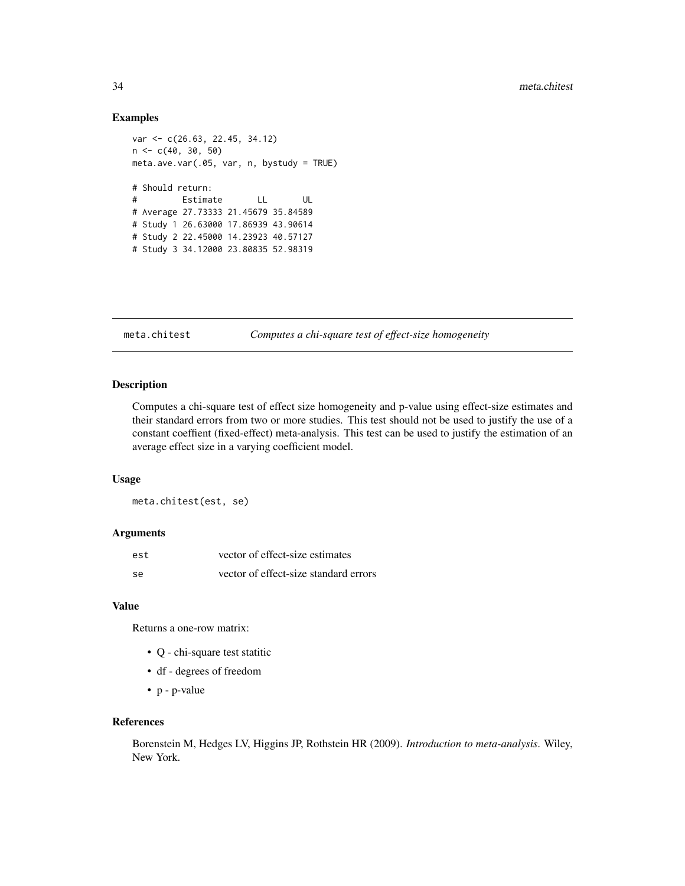## Examples

```
var <- c(26.63, 22.45, 34.12)
n <- c(40, 30, 50)
meta.ave.var(.05, var, n, bystudy = TRUE)

# Should return:
#         Estimate       LL       UL
# Average 27.73333 21.45679 35.84589
# Study 1 26.63000 17.86939 43.90614
# Study 2 22.45000 14.23923 40.57127
# Study 3 34.12000 23.80835 52.98319
```

---

# meta.chitest *Computes a chi-square test of effect-size homogeneity*

---

## Description

Computes a chi-square test of effect size homogeneity and p-value using effect-size estimates and their standard errors from two or more studies. This test should not be used to justify the use of a constant coeffient (fixed-effect) meta-analysis. This test can be used to justify the estimation of an average effect size in a varying coefficient model.

## Usage

```
meta.chitest(est, se)
```

## Arguments

| | |
|---|---|
| `est` | vector of effect-size estimates |
| `se` | vector of effect-size standard errors |

## Value

Returns a one-row matrix:

- Q - chi-square test statitic
- df - degrees of freedom
- p - p-value

## References

Borenstein M, Hedges LV, Higgins JP, Rothstein HR (2009). *Introduction to meta-analysis*. Wiley, New York.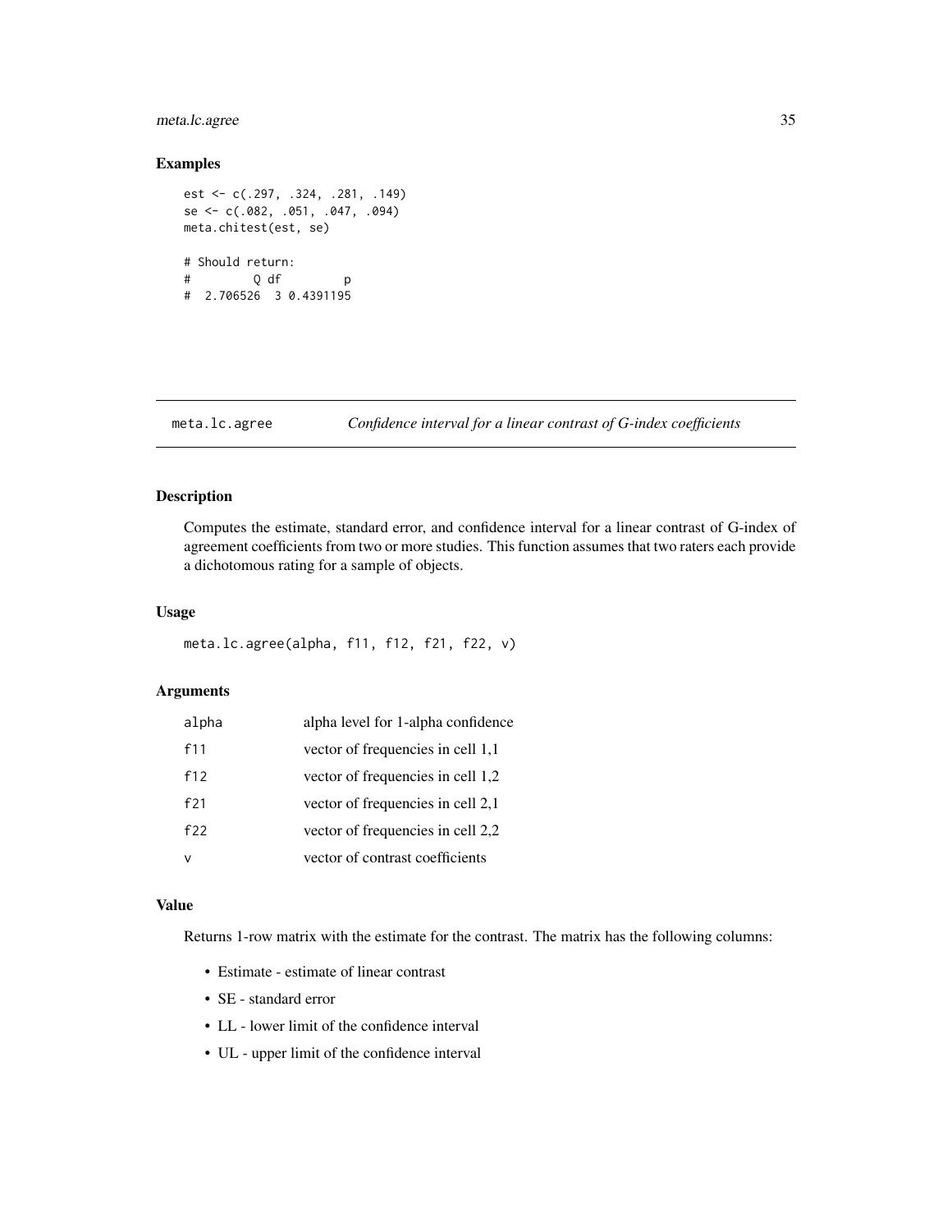### Examples

```
est <- c(.297, .324, .281, .149)
se <- c(.082, .051, .047, .094)
meta.chitest(est, se)

# Should return:
#         Q df         p
#  2.706526  3 0.4391195
```

---

## meta.lc.agree — *Confidence interval for a linear contrast of G-index coefficients*

### Description

Computes the estimate, standard error, and confidence interval for a linear contrast of G-index of agreement coefficients from two or more studies. This function assumes that two raters each provide a dichotomous rating for a sample of objects.

### Usage

```
meta.lc.agree(alpha, f11, f12, f21, f22, v)
```

### Arguments

| | |
|---|---|
| `alpha` | alpha level for 1-alpha confidence |
| `f11` | vector of frequencies in cell 1,1 |
| `f12` | vector of frequencies in cell 1,2 |
| `f21` | vector of frequencies in cell 2,1 |
| `f22` | vector of frequencies in cell 2,2 |
| `v` | vector of contrast coefficients |

### Value

Returns 1-row matrix with the estimate for the contrast. The matrix has the following columns:

- Estimate - estimate of linear contrast
- SE - standard error
- LL - lower limit of the confidence interval
- UL - upper limit of the confidence interval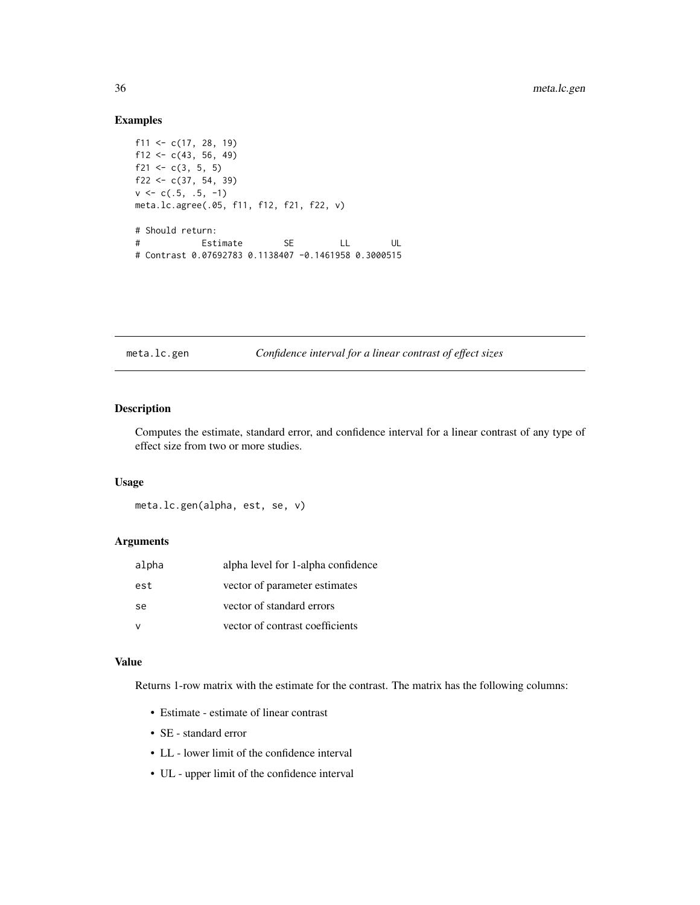## Examples

```
f11 <- c(17, 28, 19)
f12 <- c(43, 56, 49)
f21 <- c(3, 5, 5)
f22 <- c(37, 54, 39)
v <- c(.5, .5, -1)
meta.lc.agree(.05, f11, f12, f21, f22, v)

# Should return:
#              Estimate        SE         LL        UL
# Contrast 0.07692783 0.1138407 -0.1461958 0.3000515
```

---

`meta.lc.gen` *Confidence interval for a linear contrast of effect sizes*

---

## Description

Computes the estimate, standard error, and confidence interval for a linear contrast of any type of effect size from two or more studies.

## Usage

```
meta.lc.gen(alpha, est, se, v)
```

## Arguments

| | |
|---|---|
| `alpha` | alpha level for 1-alpha confidence |
| `est` | vector of parameter estimates |
| `se` | vector of standard errors |
| `v` | vector of contrast coefficients |

## Value

Returns 1-row matrix with the estimate for the contrast. The matrix has the following columns:

- Estimate - estimate of linear contrast
- SE - standard error
- LL - lower limit of the confidence interval
- UL - upper limit of the confidence interval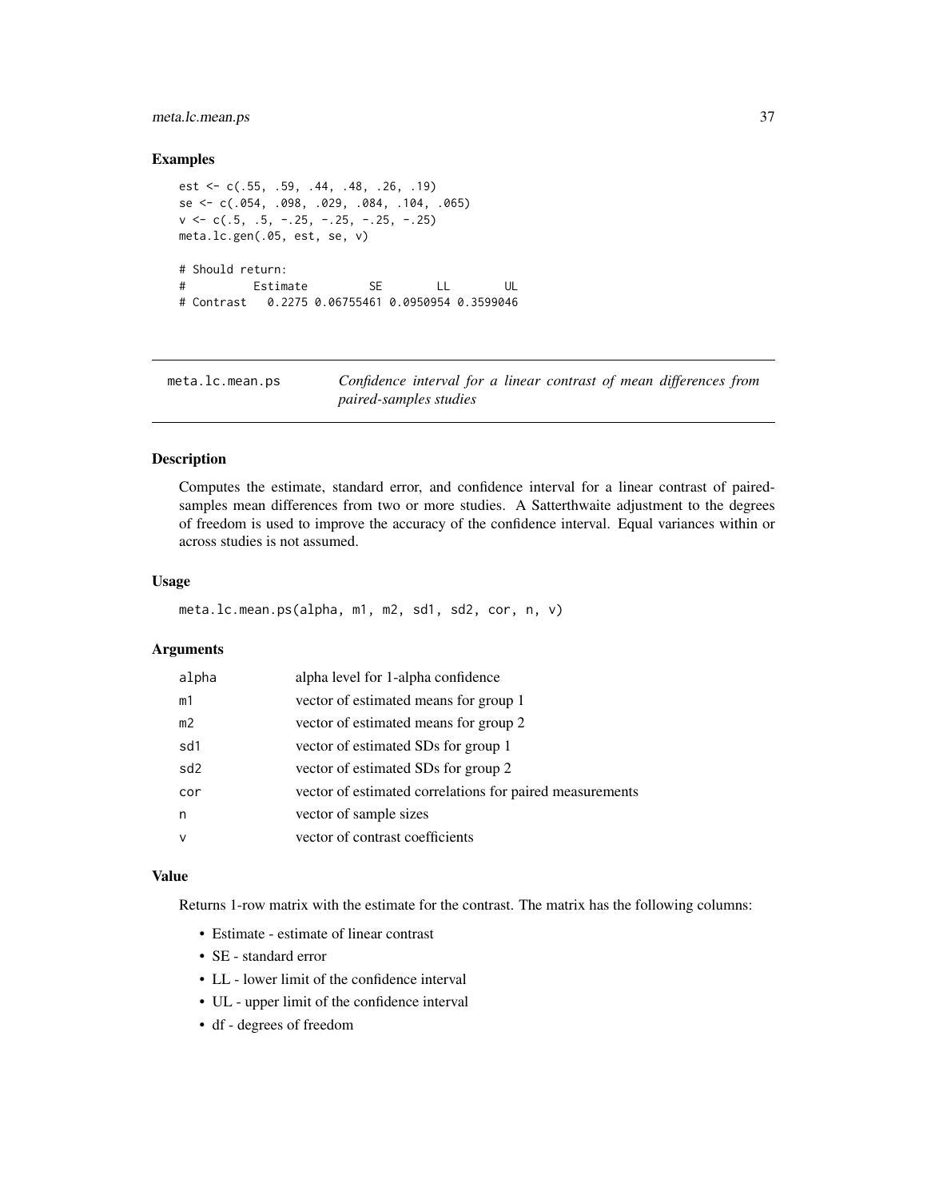## Examples

```
est <- c(.55, .59, .44, .48, .26, .19)
se <- c(.054, .098, .029, .084, .104, .065)
v <- c(.5, .5, -.25, -.25, -.25, -.25)
meta.lc.gen(.05, est, se, v)

# Should return:
#          Estimate         SE        LL        UL
# Contrast   0.2275 0.06755461 0.0950954 0.3599046
```

---

# meta.lc.mean.ps

*Confidence interval for a linear contrast of mean differences from paired-samples studies*

---

## Description

Computes the estimate, standard error, and confidence interval for a linear contrast of paired-samples mean differences from two or more studies. A Satterthwaite adjustment to the degrees of freedom is used to improve the accuracy of the confidence interval. Equal variances within or across studies is not assumed.

## Usage

```
meta.lc.mean.ps(alpha, m1, m2, sd1, sd2, cor, n, v)
```

## Arguments

| | |
|---|---|
| alpha | alpha level for 1-alpha confidence |
| m1 | vector of estimated means for group 1 |
| m2 | vector of estimated means for group 2 |
| sd1 | vector of estimated SDs for group 1 |
| sd2 | vector of estimated SDs for group 2 |
| cor | vector of estimated correlations for paired measurements |
| n | vector of sample sizes |
| v | vector of contrast coefficients |

## Value

Returns 1-row matrix with the estimate for the contrast. The matrix has the following columns:

- Estimate - estimate of linear contrast
- SE - standard error
- LL - lower limit of the confidence interval
- UL - upper limit of the confidence interval
- df - degrees of freedom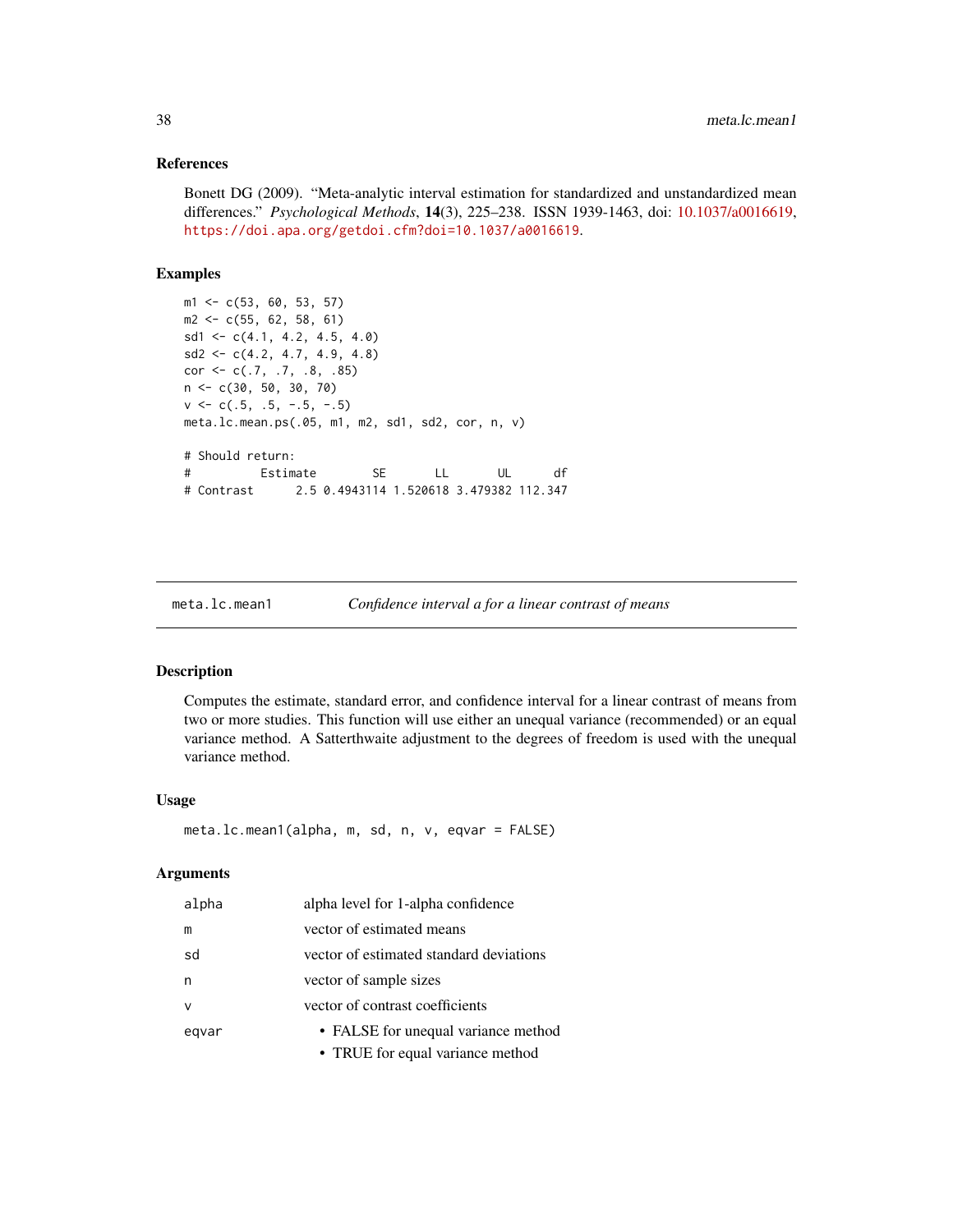### References

Bonett DG (2009). "Meta-analytic interval estimation for standardized and unstandardized mean differences." *Psychological Methods*, **14**(3), 225–238. ISSN 1939-1463, doi: 10.1037/a0016619, https://doi.apa.org/getdoi.cfm?doi=10.1037/a0016619.

### Examples

```
m1 <- c(53, 60, 53, 57)
m2 <- c(55, 62, 58, 61)
sd1 <- c(4.1, 4.2, 4.5, 4.0)
sd2 <- c(4.2, 4.7, 4.9, 4.8)
cor <- c(.7, .7, .8, .85)
n <- c(30, 50, 30, 70)
v <- c(.5, .5, -.5, -.5)
meta.lc.mean.ps(.05, m1, m2, sd1, sd2, cor, n, v)

# Should return:
#          Estimate        SE       LL       UL      df
# Contrast      2.5 0.4943114 1.520618 3.479382 112.347
```

---

## meta.lc.mean1 — *Confidence interval a for a linear contrast of means*

### Description

Computes the estimate, standard error, and confidence interval for a linear contrast of means from two or more studies. This function will use either an unequal variance (recommended) or an equal variance method. A Satterthwaite adjustment to the degrees of freedom is used with the unequal variance method.

### Usage

```
meta.lc.mean1(alpha, m, sd, n, v, eqvar = FALSE)
```

### Arguments

| | |
|---|---|
| `alpha` | alpha level for 1-alpha confidence |
| `m` | vector of estimated means |
| `sd` | vector of estimated standard deviations |
| `n` | vector of sample sizes |
| `v` | vector of contrast coefficients |
| `eqvar` | • FALSE for unequal variance method<br>• TRUE for equal variance method |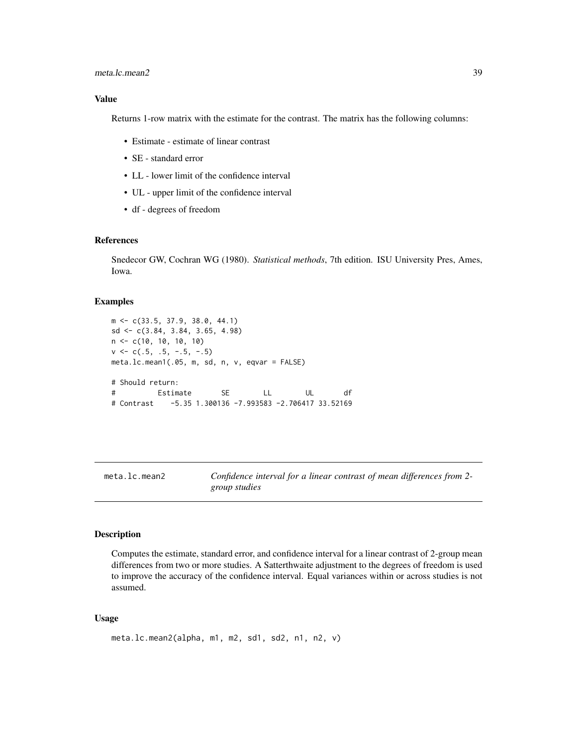### Value

Returns 1-row matrix with the estimate for the contrast. The matrix has the following columns:

- Estimate - estimate of linear contrast
- SE - standard error
- LL - lower limit of the confidence interval
- UL - upper limit of the confidence interval
- df - degrees of freedom

### References

Snedecor GW, Cochran WG (1980). *Statistical methods*, 7th edition. ISU University Pres, Ames, Iowa.

### Examples

```
m <- c(33.5, 37.9, 38.0, 44.1)
sd <- c(3.84, 3.84, 3.65, 4.98)
n <- c(10, 10, 10, 10)
v <- c(.5, .5, -.5, -.5)
meta.lc.mean1(.05, m, sd, n, v, eqvar = FALSE)

# Should return:
#          Estimate       SE        LL        UL       df
# Contrast    -5.35 1.300136 -7.993583 -2.706417 33.52169
```

---

## meta.lc.mean2 — *Confidence interval for a linear contrast of mean differences from 2-group studies*

### Description

Computes the estimate, standard error, and confidence interval for a linear contrast of 2-group mean differences from two or more studies. A Satterthwaite adjustment to the degrees of freedom is used to improve the accuracy of the confidence interval. Equal variances within or across studies is not assumed.

### Usage

```
meta.lc.mean2(alpha, m1, m2, sd1, sd2, n1, n2, v)
```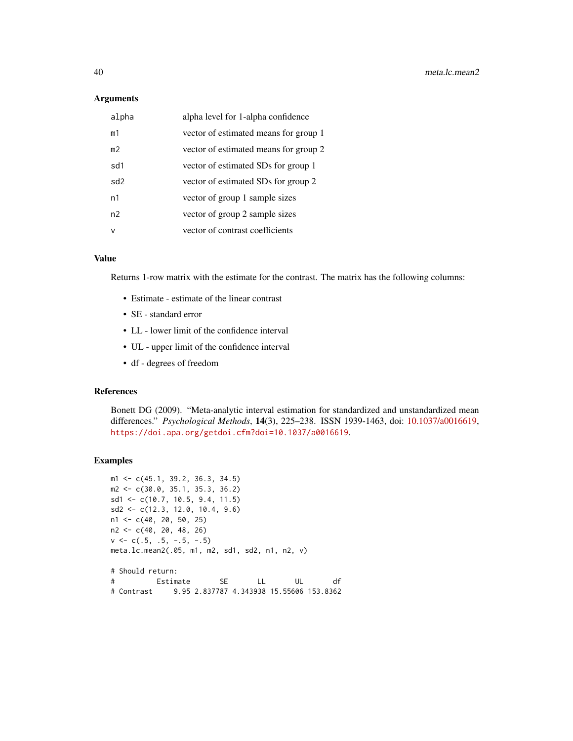### Arguments

| | |
|---|---|
| alpha | alpha level for 1-alpha confidence |
| m1 | vector of estimated means for group 1 |
| m2 | vector of estimated means for group 2 |
| sd1 | vector of estimated SDs for group 1 |
| sd2 | vector of estimated SDs for group 2 |
| n1 | vector of group 1 sample sizes |
| n2 | vector of group 2 sample sizes |
| v | vector of contrast coefficients |

### Value

Returns 1-row matrix with the estimate for the contrast. The matrix has the following columns:

- Estimate - estimate of the linear contrast
- SE - standard error
- LL - lower limit of the confidence interval
- UL - upper limit of the confidence interval
- df - degrees of freedom

### References

Bonett DG (2009). "Meta-analytic interval estimation for standardized and unstandardized mean differences." *Psychological Methods*, **14**(3), 225–238. ISSN 1939-1463, doi: 10.1037/a0016619, https://doi.apa.org/getdoi.cfm?doi=10.1037/a0016619.

### Examples

```
m1 <- c(45.1, 39.2, 36.3, 34.5)
m2 <- c(30.0, 35.1, 35.3, 36.2)
sd1 <- c(10.7, 10.5, 9.4, 11.5)
sd2 <- c(12.3, 12.0, 10.4, 9.6)
n1 <- c(40, 20, 50, 25)
n2 <- c(40, 20, 48, 26)
v <- c(.5, .5, -.5, -.5)
meta.lc.mean2(.05, m1, m2, sd1, sd2, n1, n2, v)

# Should return:
#          Estimate       SE       LL       UL       df
# Contrast     9.95 2.837787 4.343938 15.55606 153.8362
```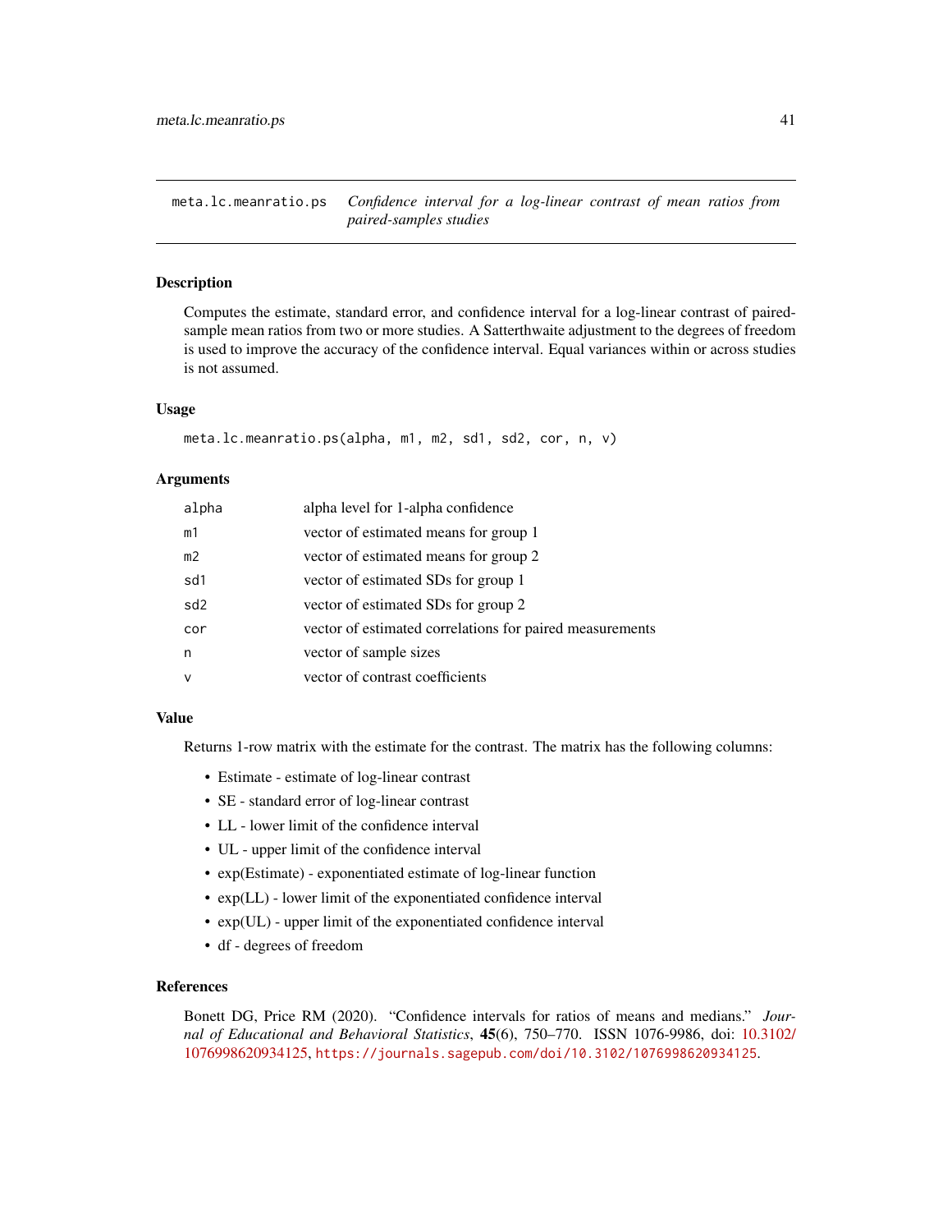## meta.lc.meanratio.ps — *Confidence interval for a log-linear contrast of mean ratios from paired-samples studies*

### Description

Computes the estimate, standard error, and confidence interval for a log-linear contrast of paired-sample mean ratios from two or more studies. A Satterthwaite adjustment to the degrees of freedom is used to improve the accuracy of the confidence interval. Equal variances within or across studies is not assumed.

### Usage

```
meta.lc.meanratio.ps(alpha, m1, m2, sd1, sd2, cor, n, v)
```

### Arguments

| | |
|---|---|
| alpha | alpha level for 1-alpha confidence |
| m1 | vector of estimated means for group 1 |
| m2 | vector of estimated means for group 2 |
| sd1 | vector of estimated SDs for group 1 |
| sd2 | vector of estimated SDs for group 2 |
| cor | vector of estimated correlations for paired measurements |
| n | vector of sample sizes |
| v | vector of contrast coefficients |

### Value

Returns 1-row matrix with the estimate for the contrast. The matrix has the following columns:

- Estimate - estimate of log-linear contrast
- SE - standard error of log-linear contrast
- LL - lower limit of the confidence interval
- UL - upper limit of the confidence interval
- exp(Estimate) - exponentiated estimate of log-linear function
- exp(LL) - lower limit of the exponentiated confidence interval
- exp(UL) - upper limit of the exponentiated confidence interval
- df - degrees of freedom

### References

Bonett DG, Price RM (2020). "Confidence intervals for ratios of means and medians." *Journal of Educational and Behavioral Statistics*, **45**(6), 750–770. ISSN 1076-9986, doi: 10.3102/1076998620934125, https://journals.sagepub.com/doi/10.3102/1076998620934125.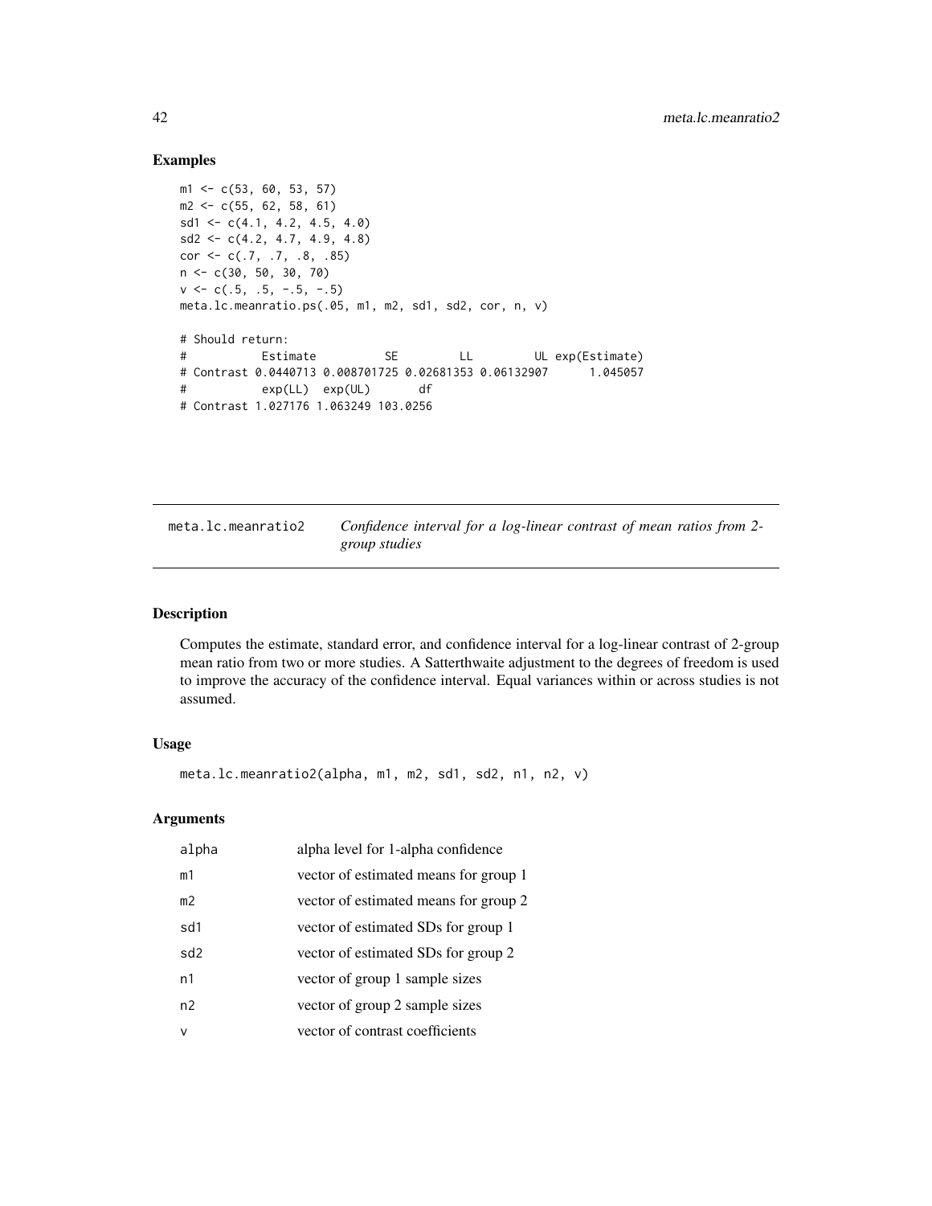### Examples

```
m1 <- c(53, 60, 53, 57)
m2 <- c(55, 62, 58, 61)
sd1 <- c(4.1, 4.2, 4.5, 4.0)
sd2 <- c(4.2, 4.7, 4.9, 4.8)
cor <- c(.7, .7, .8, .85)
n <- c(30, 50, 30, 70)
v <- c(.5, .5, -.5, -.5)
meta.lc.meanratio.ps(.05, m1, m2, sd1, sd2, cor, n, v)

# Should return:
#           Estimate          SE         LL         UL exp(Estimate)
# Contrast 0.0440713 0.008701725 0.02681353 0.06132907      1.045057
#           exp(LL)  exp(UL)       df
# Contrast 1.027176 1.063249 103.0256
```

---

## meta.lc.meanratio2 — *Confidence interval for a log-linear contrast of mean ratios from 2-group studies*

### Description

Computes the estimate, standard error, and confidence interval for a log-linear contrast of 2-group mean ratio from two or more studies. A Satterthwaite adjustment to the degrees of freedom is used to improve the accuracy of the confidence interval. Equal variances within or across studies is not assumed.

### Usage

```
meta.lc.meanratio2(alpha, m1, m2, sd1, sd2, n1, n2, v)
```

### Arguments

| | |
|---|---|
| alpha | alpha level for 1-alpha confidence |
| m1 | vector of estimated means for group 1 |
| m2 | vector of estimated means for group 2 |
| sd1 | vector of estimated SDs for group 1 |
| sd2 | vector of estimated SDs for group 2 |
| n1 | vector of group 1 sample sizes |
| n2 | vector of group 2 sample sizes |
| v | vector of contrast coefficients |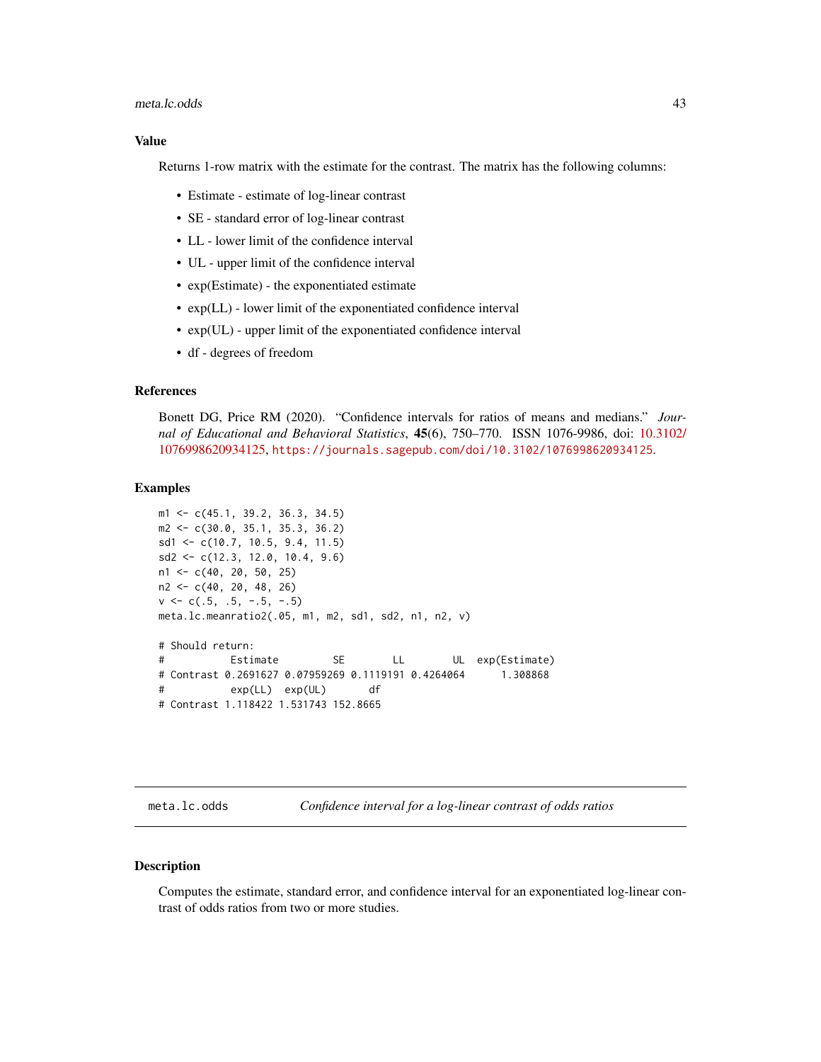### Value

Returns 1-row matrix with the estimate for the contrast. The matrix has the following columns:

- Estimate - estimate of log-linear contrast
- SE - standard error of log-linear contrast
- LL - lower limit of the confidence interval
- UL - upper limit of the confidence interval
- exp(Estimate) - the exponentiated estimate
- exp(LL) - lower limit of the exponentiated confidence interval
- exp(UL) - upper limit of the exponentiated confidence interval
- df - degrees of freedom

### References

Bonett DG, Price RM (2020). "Confidence intervals for ratios of means and medians." *Journal of Educational and Behavioral Statistics*, **45**(6), 750–770. ISSN 1076-9986, doi: 10.3102/1076998620934125, https://journals.sagepub.com/doi/10.3102/1076998620934125.

### Examples

```
m1 <- c(45.1, 39.2, 36.3, 34.5)
m2 <- c(30.0, 35.1, 35.3, 36.2)
sd1 <- c(10.7, 10.5, 9.4, 11.5)
sd2 <- c(12.3, 12.0, 10.4, 9.6)
n1 <- c(40, 20, 50, 25)
n2 <- c(40, 20, 48, 26)
v <- c(.5, .5, -.5, -.5)
meta.lc.meanratio2(.05, m1, m2, sd1, sd2, n1, n2, v)

# Should return:
#           Estimate         SE        LL        UL  exp(Estimate)
# Contrast 0.2691627 0.07959269 0.1119191 0.4264064      1.308868
#           exp(LL)  exp(UL)       df
# Contrast 1.118422 1.531743 152.8665
```

---

meta.lc.odds &nbsp;&nbsp;&nbsp;&nbsp; *Confidence interval for a log-linear contrast of odds ratios*

---

### Description

Computes the estimate, standard error, and confidence interval for an exponentiated log-linear contrast of odds ratios from two or more studies.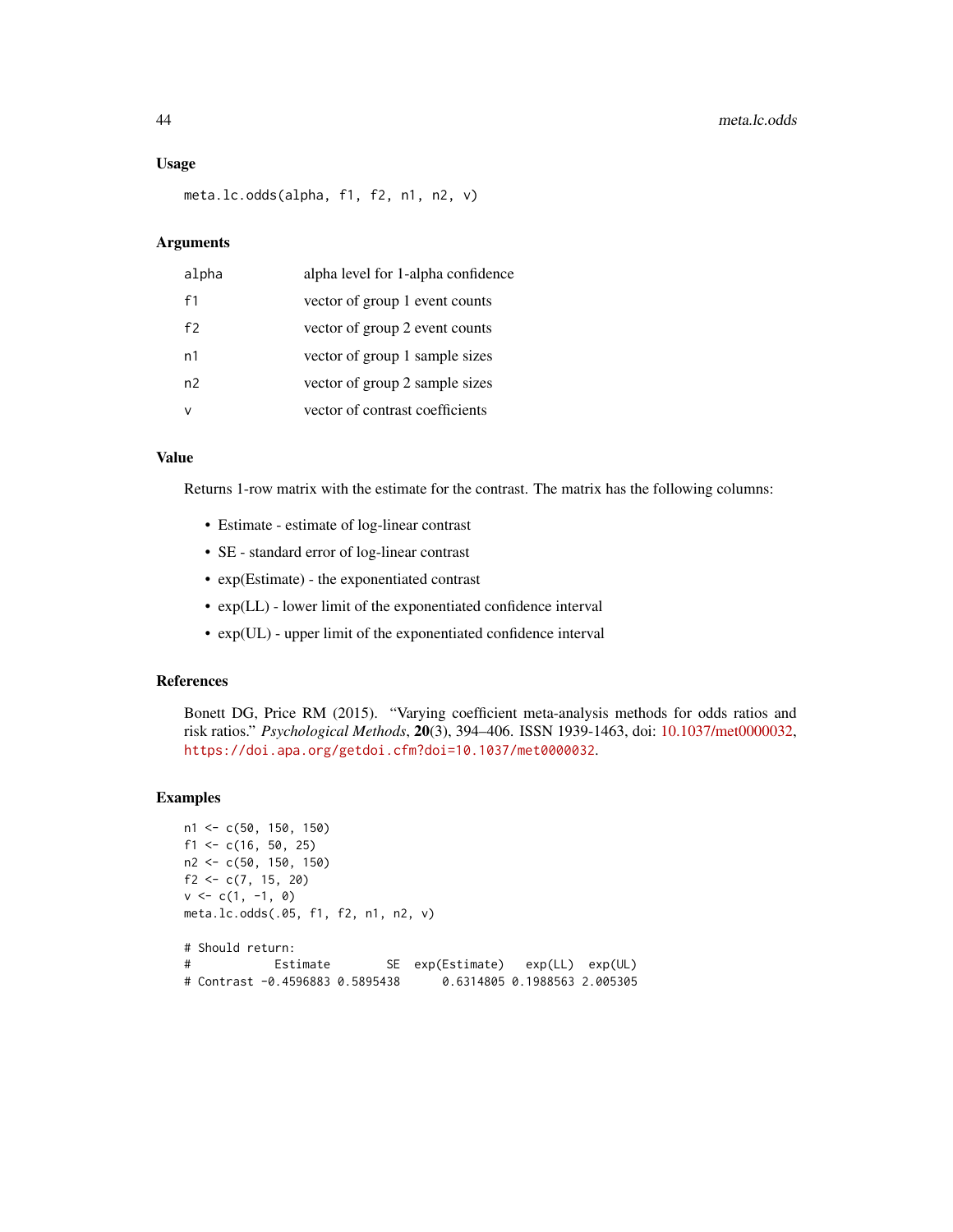### Usage

```
meta.lc.odds(alpha, f1, f2, n1, n2, v)
```

### Arguments

| | |
|---|---|
| alpha | alpha level for 1-alpha confidence |
| f1 | vector of group 1 event counts |
| f2 | vector of group 2 event counts |
| n1 | vector of group 1 sample sizes |
| n2 | vector of group 2 sample sizes |
| v | vector of contrast coefficients |

### Value

Returns 1-row matrix with the estimate for the contrast. The matrix has the following columns:

- Estimate - estimate of log-linear contrast
- SE - standard error of log-linear contrast
- exp(Estimate) - the exponentiated contrast
- exp(LL) - lower limit of the exponentiated confidence interval
- exp(UL) - upper limit of the exponentiated confidence interval

### References

Bonett DG, Price RM (2015). "Varying coefficient meta-analysis methods for odds ratios and risk ratios." *Psychological Methods*, **20**(3), 394–406. ISSN 1939-1463, doi: 10.1037/met0000032, https://doi.apa.org/getdoi.cfm?doi=10.1037/met0000032.

### Examples

```
n1 <- c(50, 150, 150)
f1 <- c(16, 50, 25)
n2 <- c(50, 150, 150)
f2 <- c(7, 15, 20)
v <- c(1, -1, 0)
meta.lc.odds(.05, f1, f2, n1, n2, v)

# Should return:
#             Estimate        SE  exp(Estimate)   exp(LL)  exp(UL)
# Contrast -0.4596883 0.5895438      0.6314805 0.1988563 2.005305
```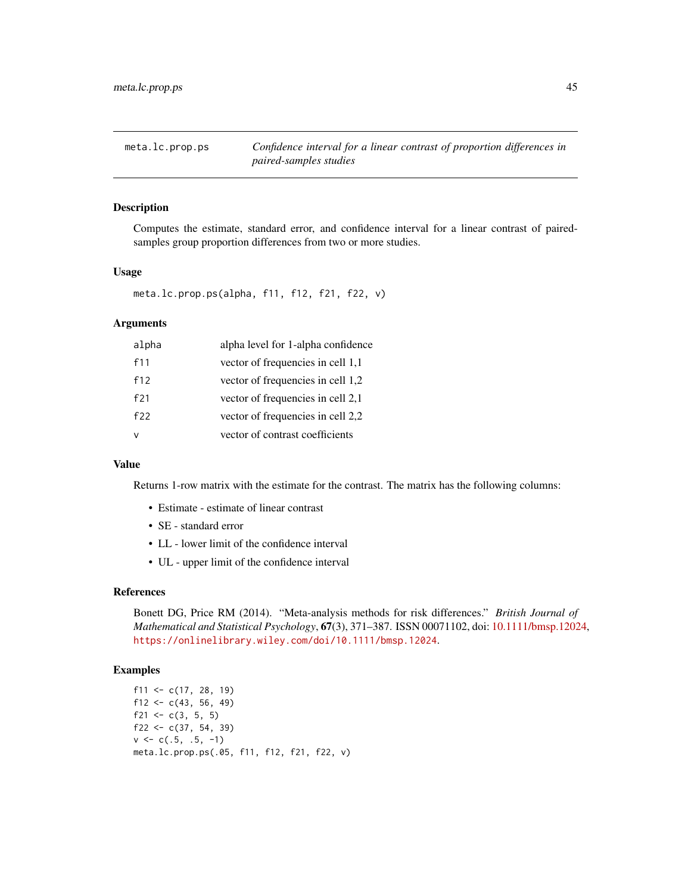## meta.lc.prop.ps — *Confidence interval for a linear contrast of proportion differences in paired-samples studies*

### Description

Computes the estimate, standard error, and confidence interval for a linear contrast of paired-samples group proportion differences from two or more studies.

### Usage

```
meta.lc.prop.ps(alpha, f11, f12, f21, f22, v)
```

### Arguments

| | |
|---|---|
| alpha | alpha level for 1-alpha confidence |
| f11 | vector of frequencies in cell 1,1 |
| f12 | vector of frequencies in cell 1,2 |
| f21 | vector of frequencies in cell 2,1 |
| f22 | vector of frequencies in cell 2,2 |
| v | vector of contrast coefficients |

### Value

Returns 1-row matrix with the estimate for the contrast. The matrix has the following columns:

- Estimate - estimate of linear contrast
- SE - standard error
- LL - lower limit of the confidence interval
- UL - upper limit of the confidence interval

### References

Bonett DG, Price RM (2014). "Meta-analysis methods for risk differences." *British Journal of Mathematical and Statistical Psychology*, **67**(3), 371–387. ISSN 00071102, doi: 10.1111/bmsp.12024, https://onlinelibrary.wiley.com/doi/10.1111/bmsp.12024.

### Examples

```
f11 <- c(17, 28, 19)
f12 <- c(43, 56, 49)
f21 <- c(3, 5, 5)
f22 <- c(37, 54, 39)
v <- c(.5, .5, -1)
meta.lc.prop.ps(.05, f11, f12, f21, f22, v)
```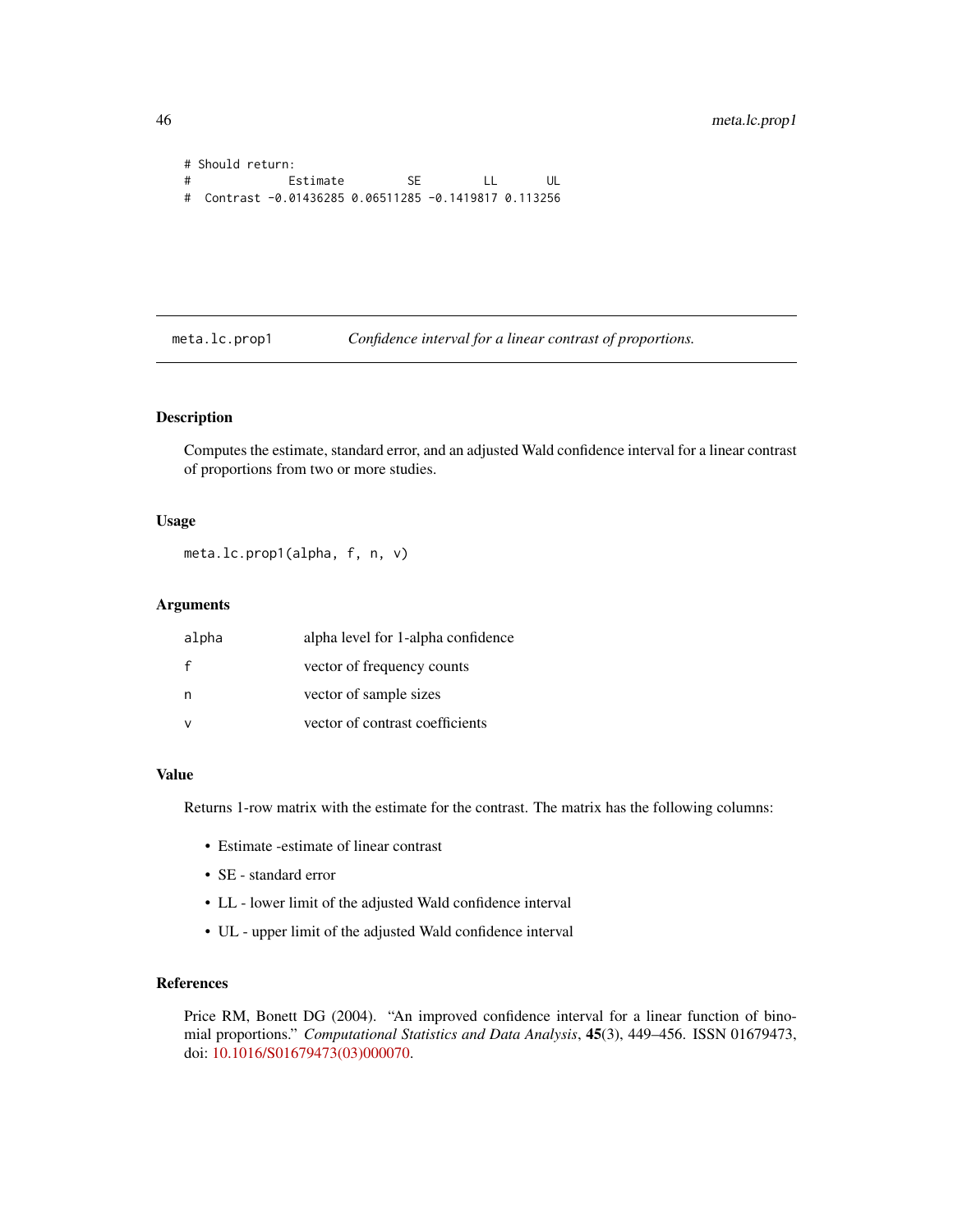```
# Should return:
#             Estimate         SE         LL       UL
#  Contrast -0.01436285 0.06511285 -0.1419817 0.113256
```

## meta.lc.prop1 — *Confidence interval for a linear contrast of proportions.*

### Description

Computes the estimate, standard error, and an adjusted Wald confidence interval for a linear contrast of proportions from two or more studies.

### Usage

```
meta.lc.prop1(alpha, f, n, v)
```

### Arguments

| | |
|---|---|
| alpha | alpha level for 1-alpha confidence |
| f | vector of frequency counts |
| n | vector of sample sizes |
| v | vector of contrast coefficients |

### Value

Returns 1-row matrix with the estimate for the contrast. The matrix has the following columns:

- Estimate -estimate of linear contrast
- SE - standard error
- LL - lower limit of the adjusted Wald confidence interval
- UL - upper limit of the adjusted Wald confidence interval

### References

Price RM, Bonett DG (2004). "An improved confidence interval for a linear function of binomial proportions." *Computational Statistics and Data Analysis*, **45**(3), 449–456. ISSN 01679473, doi: 10.1016/S01679473(03)000070.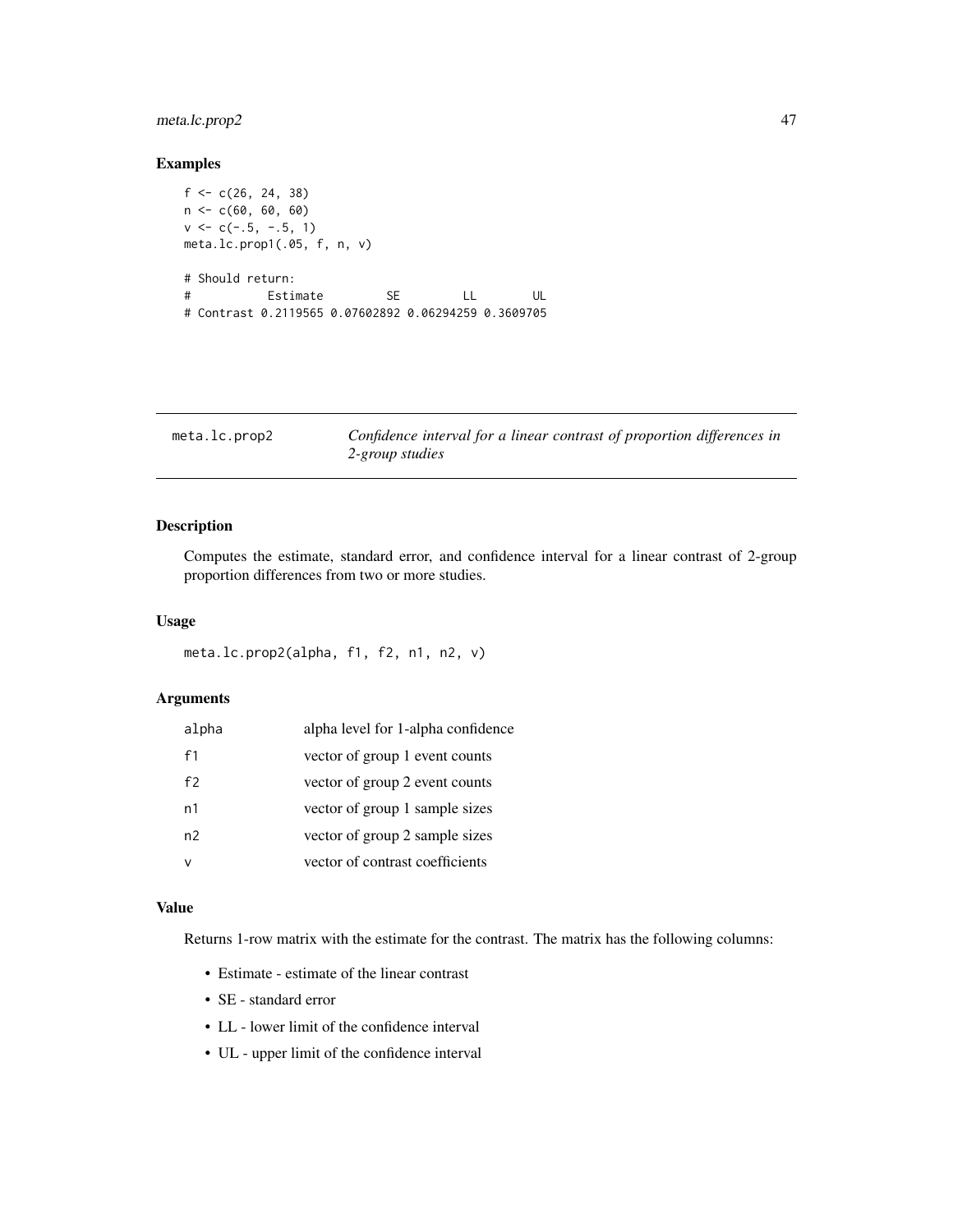## Examples

```
f <- c(26, 24, 38)
n <- c(60, 60, 60)
v <- c(-.5, -.5, 1)
meta.lc.prop1(.05, f, n, v)

# Should return:
#           Estimate         SE         LL        UL
# Contrast 0.2119565 0.07602892 0.06294259 0.3609705
```

---

# meta.lc.prop2 — *Confidence interval for a linear contrast of proportion differences in 2-group studies*

---

## Description

Computes the estimate, standard error, and confidence interval for a linear contrast of 2-group proportion differences from two or more studies.

## Usage

```
meta.lc.prop2(alpha, f1, f2, n1, n2, v)
```

## Arguments

| | |
|---|---|
| alpha | alpha level for 1-alpha confidence |
| f1 | vector of group 1 event counts |
| f2 | vector of group 2 event counts |
| n1 | vector of group 1 sample sizes |
| n2 | vector of group 2 sample sizes |
| v | vector of contrast coefficients |

## Value

Returns 1-row matrix with the estimate for the contrast. The matrix has the following columns:

- Estimate - estimate of the linear contrast
- SE - standard error
- LL - lower limit of the confidence interval
- UL - upper limit of the confidence interval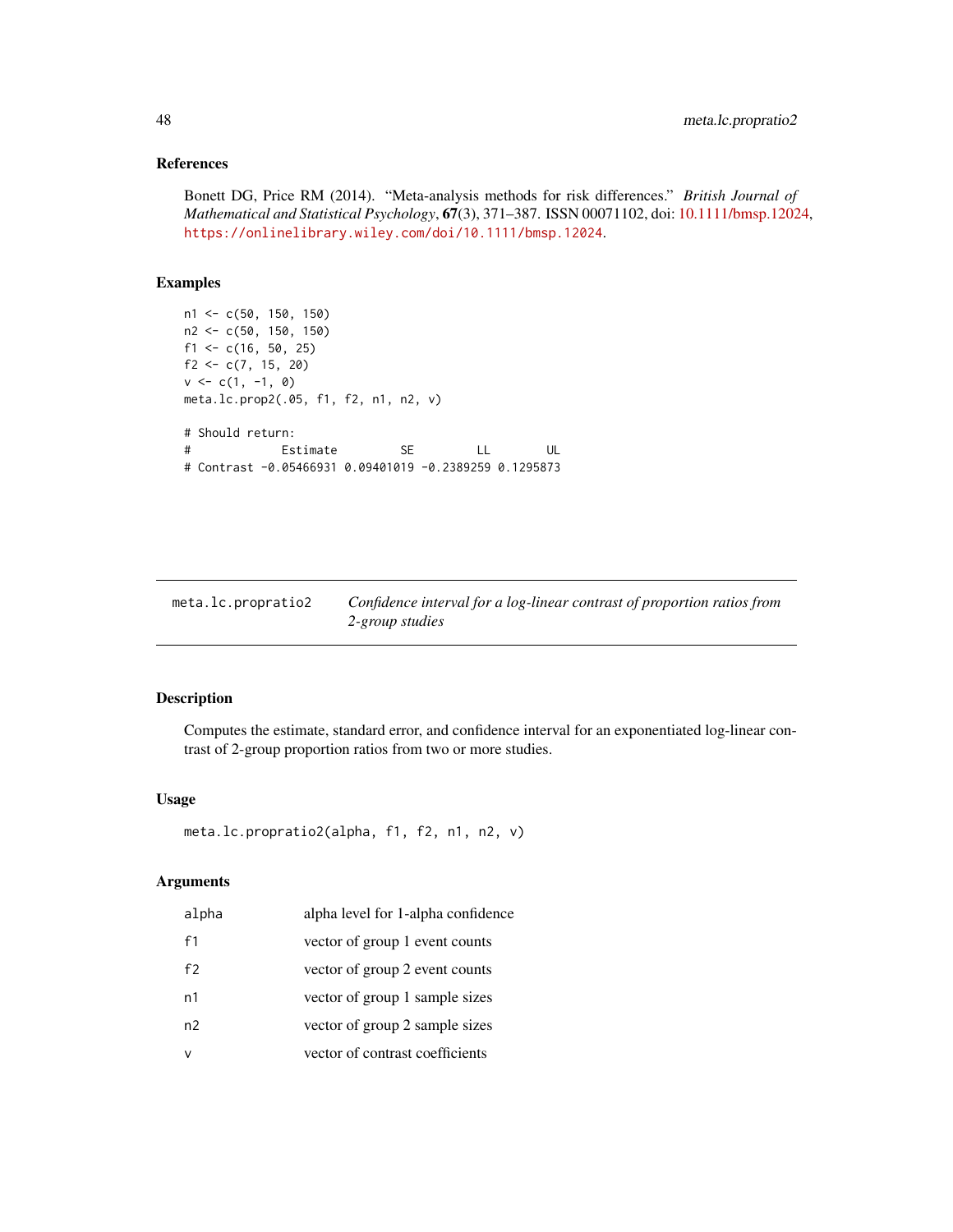## References

Bonett DG, Price RM (2014). "Meta-analysis methods for risk differences." *British Journal of Mathematical and Statistical Psychology*, **67**(3), 371–387. ISSN 00071102, doi: 10.1111/bmsp.12024, https://onlinelibrary.wiley.com/doi/10.1111/bmsp.12024.

## Examples

```
n1 <- c(50, 150, 150)
n2 <- c(50, 150, 150)
f1 <- c(16, 50, 25)
f2 <- c(7, 15, 20)
v <- c(1, -1, 0)
meta.lc.prop2(.05, f1, f2, n1, n2, v)

# Should return:
#             Estimate         SE         LL        UL
# Contrast -0.05466931 0.09401019 -0.2389259 0.1295873
```

---

| meta.lc.propratio2 | *Confidence interval for a log-linear contrast of proportion ratios from 2-group studies* |
|---|---|

---

## Description

Computes the estimate, standard error, and confidence interval for an exponentiated log-linear contrast of 2-group proportion ratios from two or more studies.

## Usage

```
meta.lc.propratio2(alpha, f1, f2, n1, n2, v)
```

## Arguments

| | |
|---|---|
| alpha | alpha level for 1-alpha confidence |
| f1 | vector of group 1 event counts |
| f2 | vector of group 2 event counts |
| n1 | vector of group 1 sample sizes |
| n2 | vector of group 2 sample sizes |
| v | vector of contrast coefficients |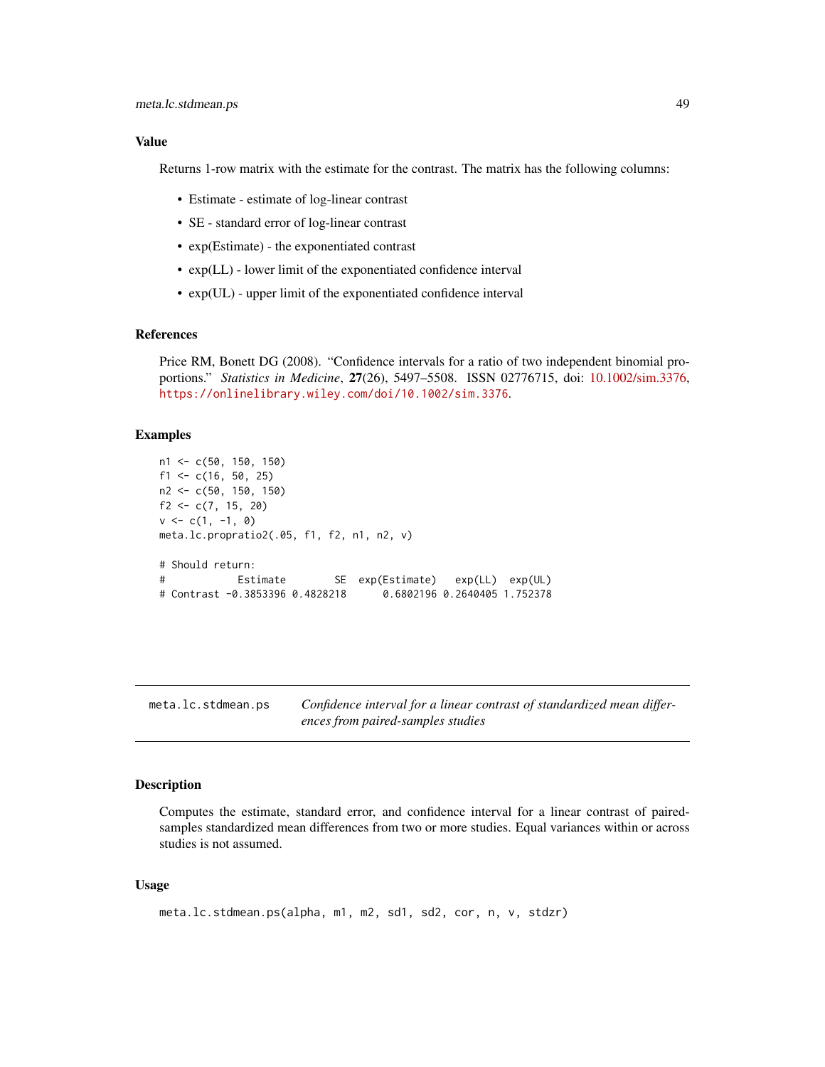## Value

Returns 1-row matrix with the estimate for the contrast. The matrix has the following columns:

- Estimate - estimate of log-linear contrast
- SE - standard error of log-linear contrast
- exp(Estimate) - the exponentiated contrast
- exp(LL) - lower limit of the exponentiated confidence interval
- exp(UL) - upper limit of the exponentiated confidence interval

## References

Price RM, Bonett DG (2008). "Confidence intervals for a ratio of two independent binomial proportions." *Statistics in Medicine*, **27**(26), 5497–5508. ISSN 02776715, doi: 10.1002/sim.3376, https://onlinelibrary.wiley.com/doi/10.1002/sim.3376.

## Examples

```
n1 <- c(50, 150, 150)
f1 <- c(16, 50, 25)
n2 <- c(50, 150, 150)
f2 <- c(7, 15, 20)
v <- c(1, -1, 0)
meta.lc.propratio2(.05, f1, f2, n1, n2, v)

# Should return:
#            Estimate        SE  exp(Estimate)   exp(LL)  exp(UL)
# Contrast -0.3853396 0.4828218      0.6802196 0.2640405 1.752378
```

---

# meta.lc.stdmean.ps

*Confidence interval for a linear contrast of standardized mean differences from paired-samples studies*

## Description

Computes the estimate, standard error, and confidence interval for a linear contrast of paired-samples standardized mean differences from two or more studies. Equal variances within or across studies is not assumed.

## Usage

```
meta.lc.stdmean.ps(alpha, m1, m2, sd1, sd2, cor, n, v, stdzr)
```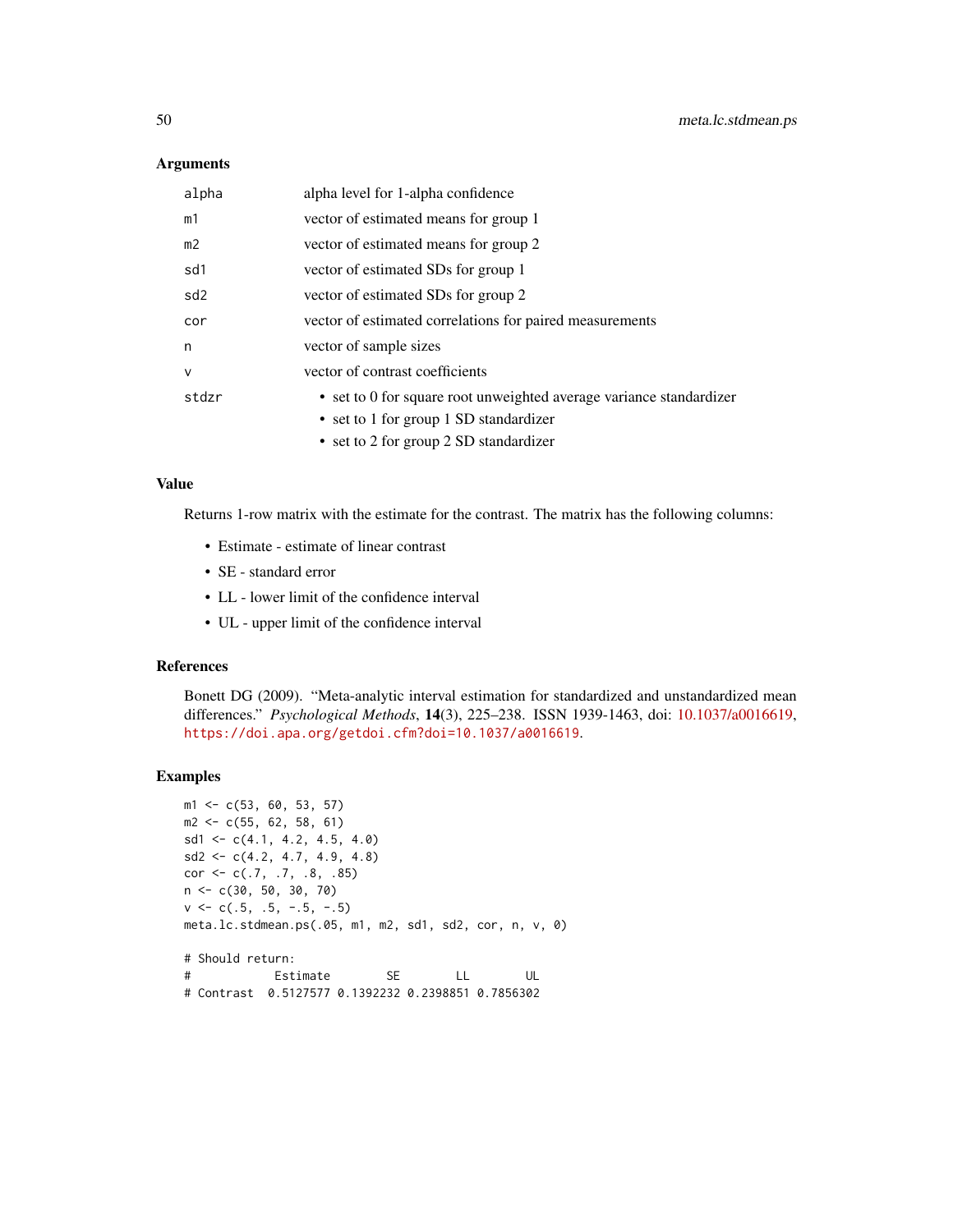## Arguments

| | |
|---|---|
| alpha | alpha level for 1-alpha confidence |
| m1 | vector of estimated means for group 1 |
| m2 | vector of estimated means for group 2 |
| sd1 | vector of estimated SDs for group 1 |
| sd2 | vector of estimated SDs for group 2 |
| cor | vector of estimated correlations for paired measurements |
| n | vector of sample sizes |
| v | vector of contrast coefficients |
| stdzr | • set to 0 for square root unweighted average variance standardizer<br>• set to 1 for group 1 SD standardizer<br>• set to 2 for group 2 SD standardizer |

## Value

Returns 1-row matrix with the estimate for the contrast. The matrix has the following columns:

- Estimate - estimate of linear contrast
- SE - standard error
- LL - lower limit of the confidence interval
- UL - upper limit of the confidence interval

## References

Bonett DG (2009). "Meta-analytic interval estimation for standardized and unstandardized mean differences." *Psychological Methods*, **14**(3), 225–238. ISSN 1939-1463, doi: 10.1037/a0016619, https://doi.apa.org/getdoi.cfm?doi=10.1037/a0016619.

## Examples

```
m1 <- c(53, 60, 53, 57)
m2 <- c(55, 62, 58, 61)
sd1 <- c(4.1, 4.2, 4.5, 4.0)
sd2 <- c(4.2, 4.7, 4.9, 4.8)
cor <- c(.7, .7, .8, .85)
n <- c(30, 50, 30, 70)
v <- c(.5, .5, -.5, -.5)
meta.lc.stdmean.ps(.05, m1, m2, sd1, sd2, cor, n, v, 0)

# Should return:
#           Estimate        SE        LL        UL
# Contrast  0.5127577 0.1392232 0.2398851 0.7856302
```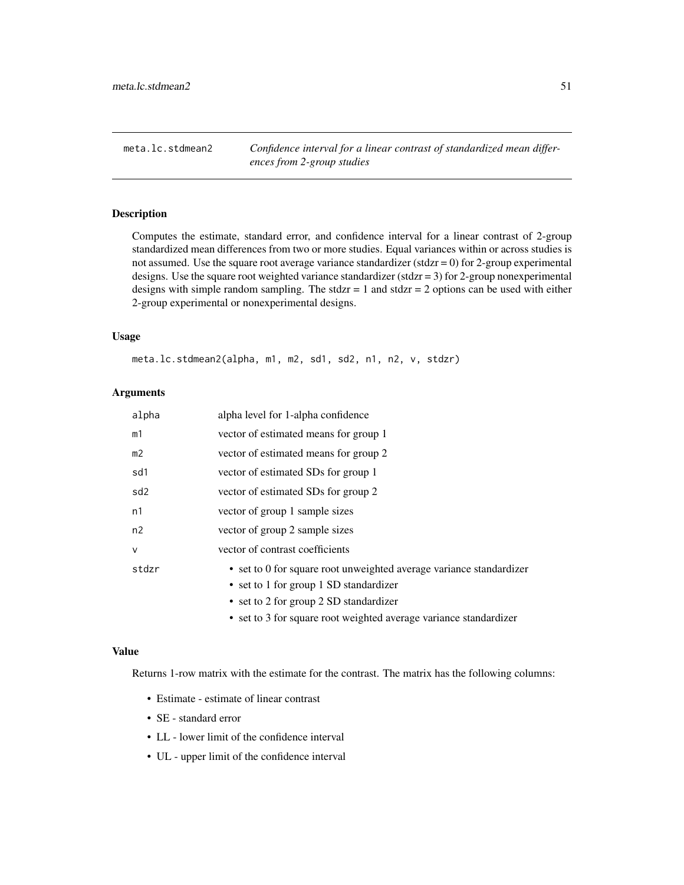## meta.lc.stdmean2 — *Confidence interval for a linear contrast of standardized mean differences from 2-group studies*

### Description

Computes the estimate, standard error, and confidence interval for a linear contrast of 2-group standardized mean differences from two or more studies. Equal variances within or across studies is not assumed. Use the square root average variance standardizer (stdzr = 0) for 2-group experimental designs. Use the square root weighted variance standardizer (stdzr = 3) for 2-group nonexperimental designs with simple random sampling. The stdzr = 1 and stdzr = 2 options can be used with either 2-group experimental or nonexperimental designs.

### Usage

```
meta.lc.stdmean2(alpha, m1, m2, sd1, sd2, n1, n2, v, stdzr)
```

### Arguments

| | |
|---|---|
| alpha | alpha level for 1-alpha confidence |
| m1 | vector of estimated means for group 1 |
| m2 | vector of estimated means for group 2 |
| sd1 | vector of estimated SDs for group 1 |
| sd2 | vector of estimated SDs for group 2 |
| n1 | vector of group 1 sample sizes |
| n2 | vector of group 2 sample sizes |
| v | vector of contrast coefficients |
| stdzr | • set to 0 for square root unweighted average variance standardizer<br>• set to 1 for group 1 SD standardizer<br>• set to 2 for group 2 SD standardizer<br>• set to 3 for square root weighted average variance standardizer |

### Value

Returns 1-row matrix with the estimate for the contrast. The matrix has the following columns:

- Estimate - estimate of linear contrast
- SE - standard error
- LL - lower limit of the confidence interval
- UL - upper limit of the confidence interval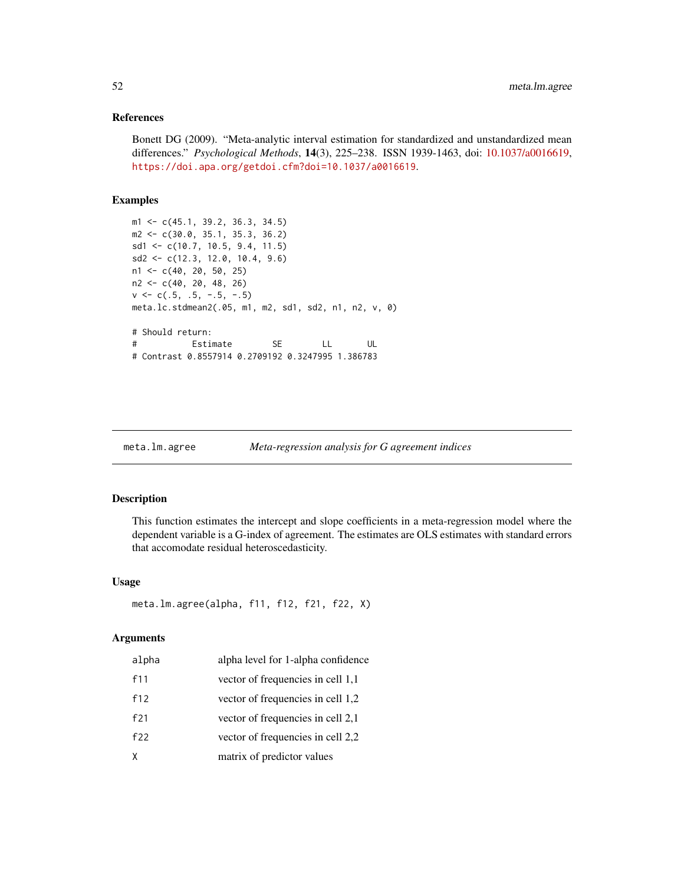### References

Bonett DG (2009). "Meta-analytic interval estimation for standardized and unstandardized mean differences." *Psychological Methods*, **14**(3), 225–238. ISSN 1939-1463, doi: 10.1037/a0016619, https://doi.apa.org/getdoi.cfm?doi=10.1037/a0016619.

### Examples

```
m1 <- c(45.1, 39.2, 36.3, 34.5)
m2 <- c(30.0, 35.1, 35.3, 36.2)
sd1 <- c(10.7, 10.5, 9.4, 11.5)
sd2 <- c(12.3, 12.0, 10.4, 9.6)
n1 <- c(40, 20, 50, 25)
n2 <- c(40, 20, 48, 26)
v <- c(.5, .5, -.5, -.5)
meta.lc.stdmean2(.05, m1, m2, sd1, sd2, n1, n2, v, 0)

# Should return:
#          Estimate        SE        LL       UL
# Contrast 0.8557914 0.2709192 0.3247995 1.386783
```

---

## meta.lm.agree — *Meta-regression analysis for G agreement indices*

### Description

This function estimates the intercept and slope coefficients in a meta-regression model where the dependent variable is a G-index of agreement. The estimates are OLS estimates with standard errors that accomodate residual heteroscedasticity.

### Usage

```
meta.lm.agree(alpha, f11, f12, f21, f22, X)
```

### Arguments

| | |
|---|---|
| alpha | alpha level for 1-alpha confidence |
| f11 | vector of frequencies in cell 1,1 |
| f12 | vector of frequencies in cell 1,2 |
| f21 | vector of frequencies in cell 2,1 |
| f22 | vector of frequencies in cell 2,2 |
| X | matrix of predictor values |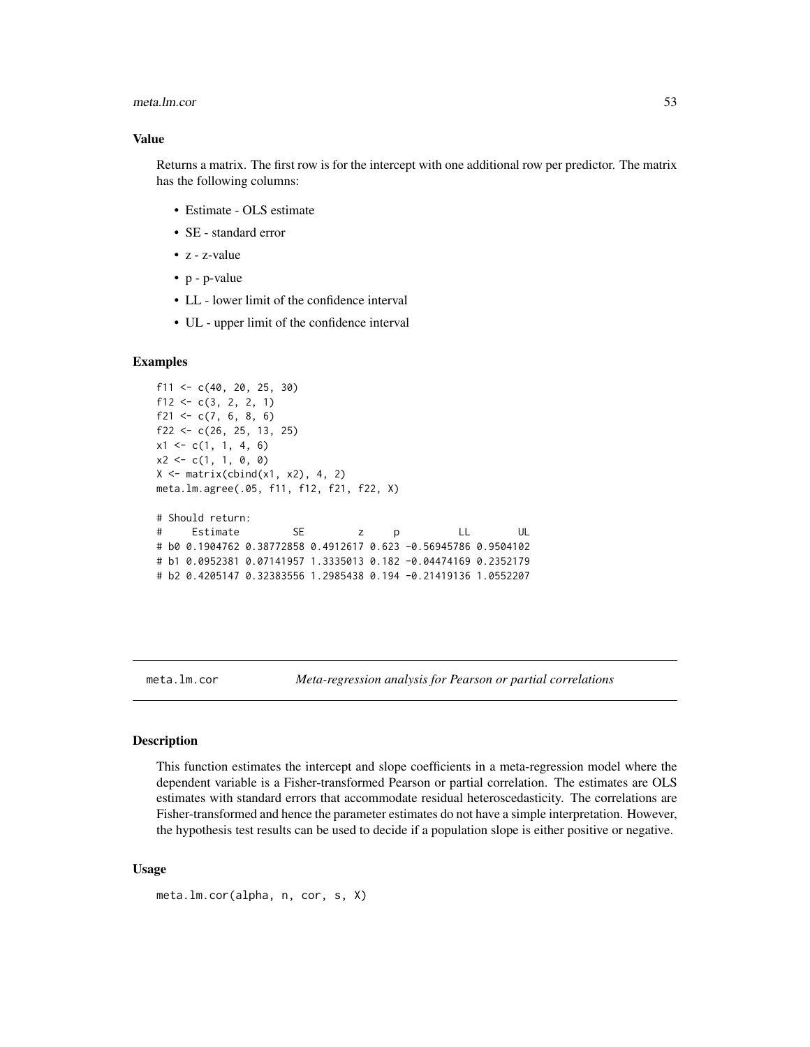### Value

Returns a matrix. The first row is for the intercept with one additional row per predictor. The matrix has the following columns:

- Estimate - OLS estimate
- SE - standard error
- z - z-value
- p - p-value
- LL - lower limit of the confidence interval
- UL - upper limit of the confidence interval

### Examples

```
f11 <- c(40, 20, 25, 30)
f12 <- c(3, 2, 2, 1)
f21 <- c(7, 6, 8, 6)
f22 <- c(26, 25, 13, 25)
x1 <- c(1, 1, 4, 6)
x2 <- c(1, 1, 0, 0)
X <- matrix(cbind(x1, x2), 4, 2)
meta.lm.agree(.05, f11, f12, f21, f22, X)

# Should return:
#     Estimate         SE         z     p          LL        UL
# b0 0.1904762 0.38772858 0.4912617 0.623 -0.56945786 0.9504102
# b1 0.0952381 0.07141957 1.3335013 0.182 -0.04474169 0.2352179
# b2 0.4205147 0.32383556 1.2985438 0.194 -0.21419136 1.0552207
```

---

## meta.lm.cor — *Meta-regression analysis for Pearson or partial correlations*

### Description

This function estimates the intercept and slope coefficients in a meta-regression model where the dependent variable is a Fisher-transformed Pearson or partial correlation. The estimates are OLS estimates with standard errors that accommodate residual heteroscedasticity. The correlations are Fisher-transformed and hence the parameter estimates do not have a simple interpretation. However, the hypothesis test results can be used to decide if a population slope is either positive or negative.

### Usage

```
meta.lm.cor(alpha, n, cor, s, X)
```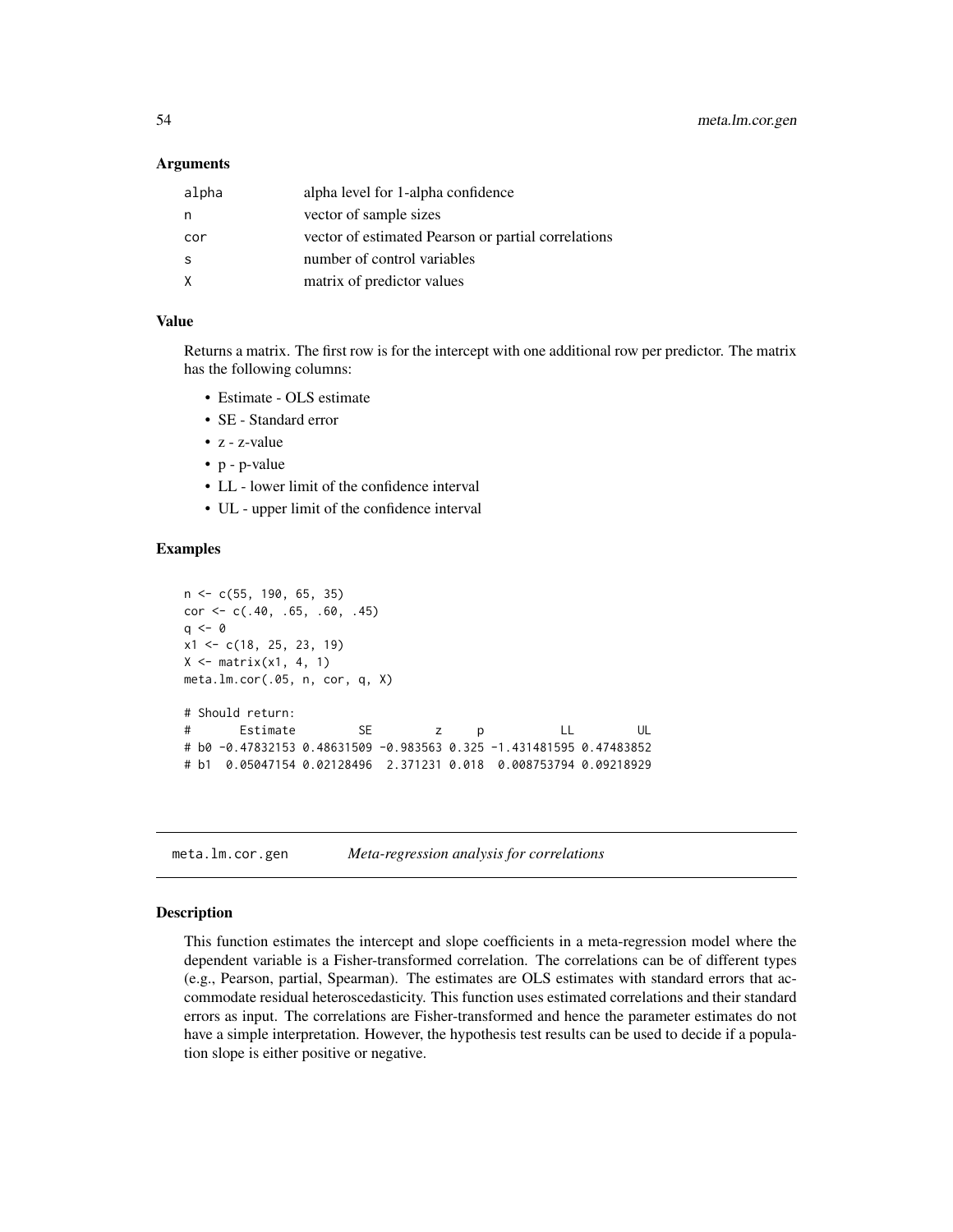### Arguments

| | |
|---|---|
| alpha | alpha level for 1-alpha confidence |
| n | vector of sample sizes |
| cor | vector of estimated Pearson or partial correlations |
| s | number of control variables |
| X | matrix of predictor values |

### Value

Returns a matrix. The first row is for the intercept with one additional row per predictor. The matrix has the following columns:

- Estimate - OLS estimate
- SE - Standard error
- z - z-value
- p - p-value
- LL - lower limit of the confidence interval
- UL - upper limit of the confidence interval

### Examples

```
n <- c(55, 190, 65, 35)
cor <- c(.40, .65, .60, .45)
q <- 0
x1 <- c(18, 25, 23, 19)
X <- matrix(x1, 4, 1)
meta.lm.cor(.05, n, cor, q, X)

# Should return:
#       Estimate         SE         z     p           LL         UL
# b0 -0.47832153 0.48631509 -0.983563 0.325 -1.431481595 0.47483852
# b1  0.05047154 0.02128496  2.371231 0.018  0.008753794 0.09218929
```

---

## meta.lm.cor.gen — *Meta-regression analysis for correlations*

### Description

This function estimates the intercept and slope coefficients in a meta-regression model where the dependent variable is a Fisher-transformed correlation. The correlations can be of different types (e.g., Pearson, partial, Spearman). The estimates are OLS estimates with standard errors that accommodate residual heteroscedasticity. This function uses estimated correlations and their standard errors as input. The correlations are Fisher-transformed and hence the parameter estimates do not have a simple interpretation. However, the hypothesis test results can be used to decide if a population slope is either positive or negative.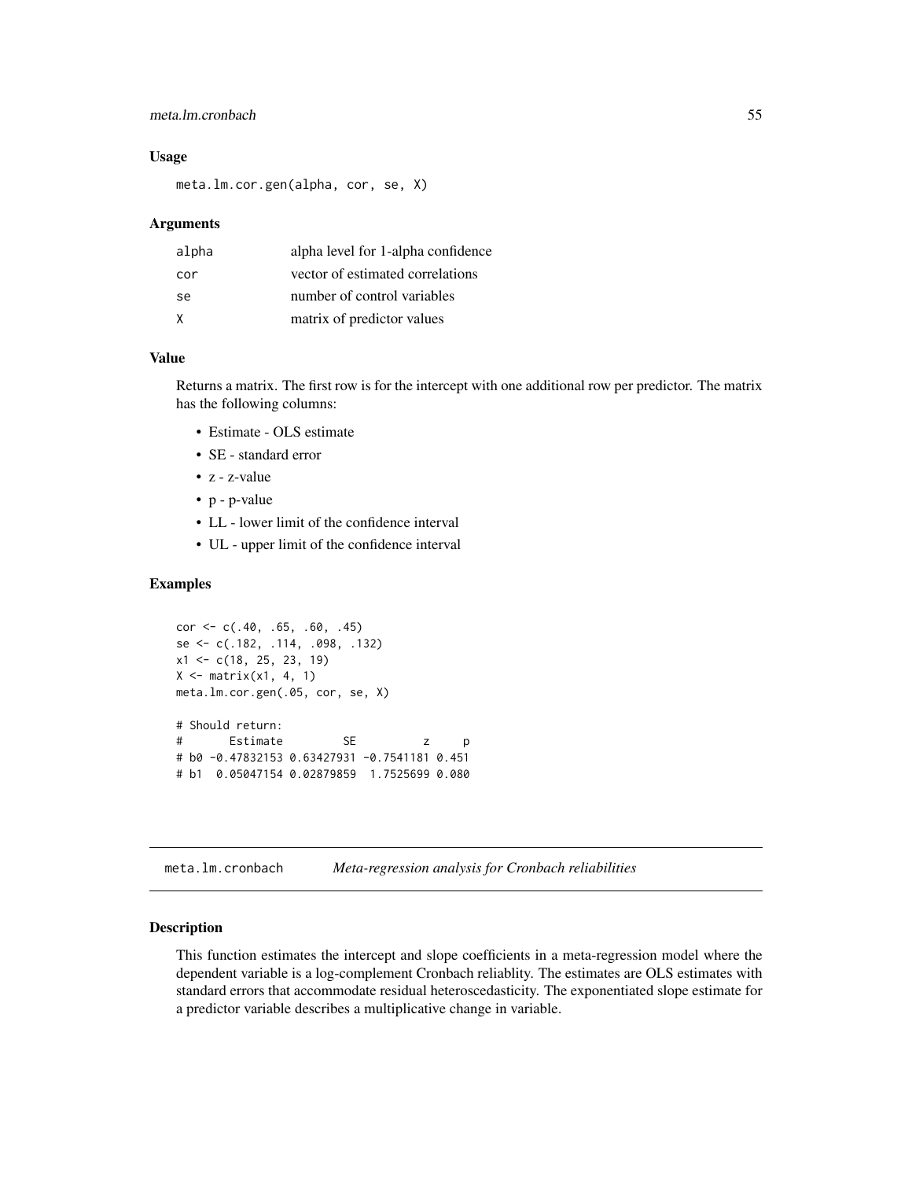### Usage

```
meta.lm.cor.gen(alpha, cor, se, X)
```

### Arguments

| | |
|---|---|
| alpha | alpha level for 1-alpha confidence |
| cor | vector of estimated correlations |
| se | number of control variables |
| X | matrix of predictor values |

### Value

Returns a matrix. The first row is for the intercept with one additional row per predictor. The matrix has the following columns:

- Estimate - OLS estimate
- SE - standard error
- z - z-value
- p - p-value
- LL - lower limit of the confidence interval
- UL - upper limit of the confidence interval

### Examples

```
cor <- c(.40, .65, .60, .45)
se <- c(.182, .114, .098, .132)
x1 <- c(18, 25, 23, 19)
X <- matrix(x1, 4, 1)
meta.lm.cor.gen(.05, cor, se, X)

# Should return:
#       Estimate         SE          z     p
# b0 -0.47832153 0.63427931 -0.7541181 0.451
# b1  0.05047154 0.02879859  1.7525699 0.080
```

---

## meta.lm.cronbach *Meta-regression analysis for Cronbach reliabilities*

### Description

This function estimates the intercept and slope coefficients in a meta-regression model where the dependent variable is a log-complement Cronbach reliablity. The estimates are OLS estimates with standard errors that accommodate residual heteroscedasticity. The exponentiated slope estimate for a predictor variable describes a multiplicative change in variable.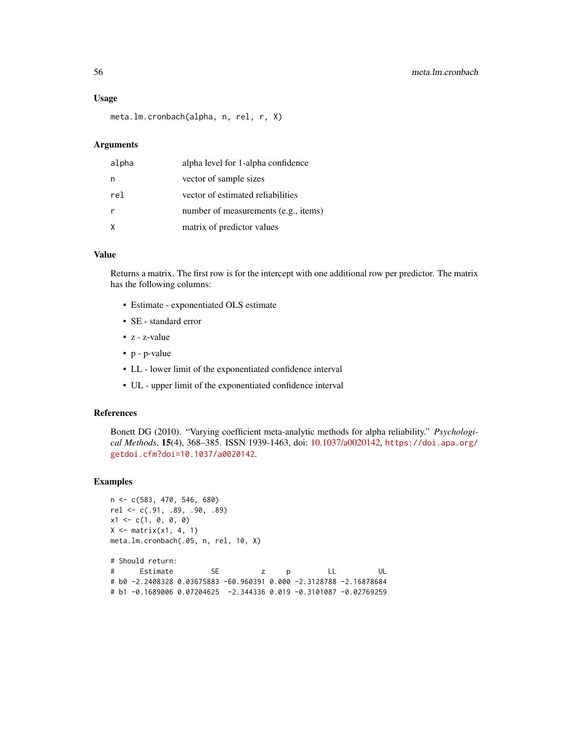### Usage

```
meta.lm.cronbach(alpha, n, rel, r, X)
```

### Arguments

| | |
|---|---|
| alpha | alpha level for 1-alpha confidence |
| n | vector of sample sizes |
| rel | vector of estimated reliabilities |
| r | number of measurements (e.g., items) |
| X | matrix of predictor values |

### Value

Returns a matrix. The first row is for the intercept with one additional row per predictor. The matrix has the following columns:

- Estimate - exponentiated OLS estimate
- SE - standard error
- z - z-value
- p - p-value
- LL - lower limit of the exponentiated confidence interval
- UL - upper limit of the exponentiated confidence interval

### References

Bonett DG (2010). "Varying coefficient meta-analytic methods for alpha reliability." *Psychological Methods*, **15**(4), 368–385. ISSN 1939-1463, doi: 10.1037/a0020142, https://doi.apa.org/getdoi.cfm?doi=10.1037/a0020142.

### Examples

```
n <- c(583, 470, 546, 680)
rel <- c(.91, .89, .90, .89)
x1 <- c(1, 0, 0, 0)
X <- matrix(x1, 4, 1)
meta.lm.cronbach(.05, n, rel, 10, X)

# Should return:
#      Estimate         SE          z     p         LL          UL
# b0 -2.2408328 0.03675883 -60.960391 0.000 -2.3128788 -2.16878684
# b1 -0.1689006 0.07204625  -2.344336 0.019 -0.3101087 -0.02769259
```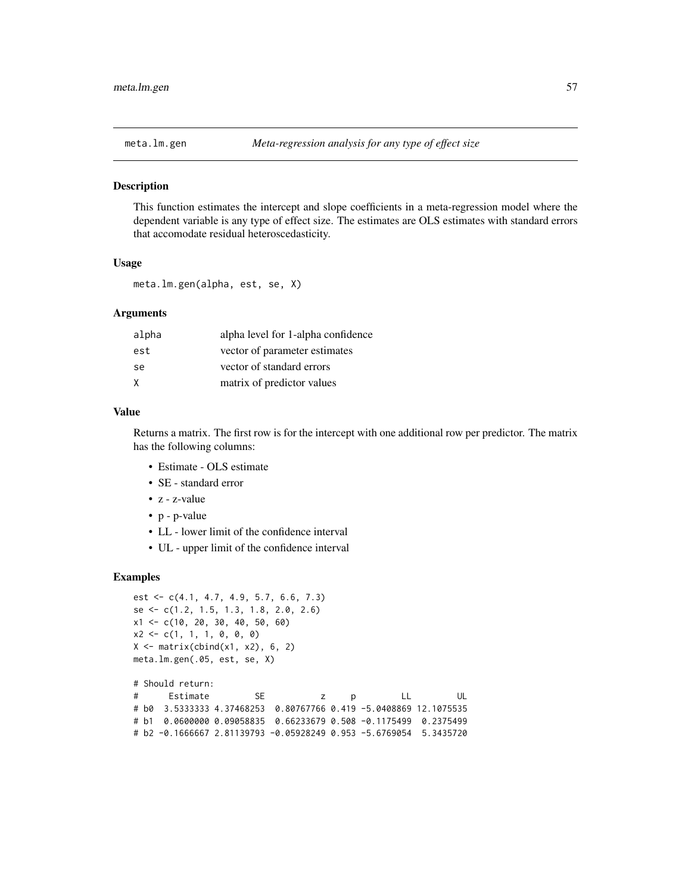# meta.lm.gen — *Meta-regression analysis for any type of effect size*

### Description

This function estimates the intercept and slope coefficients in a meta-regression model where the dependent variable is any type of effect size. The estimates are OLS estimates with standard errors that accomodate residual heteroscedasticity.

### Usage

```
meta.lm.gen(alpha, est, se, X)
```

### Arguments

| | |
|---|---|
| alpha | alpha level for 1-alpha confidence |
| est | vector of parameter estimates |
| se | vector of standard errors |
| X | matrix of predictor values |

### Value

Returns a matrix. The first row is for the intercept with one additional row per predictor. The matrix has the following columns:

- Estimate - OLS estimate
- SE - standard error
- z - z-value
- p - p-value
- LL - lower limit of the confidence interval
- UL - upper limit of the confidence interval

### Examples

```
est <- c(4.1, 4.7, 4.9, 5.7, 6.6, 7.3)
se <- c(1.2, 1.5, 1.3, 1.8, 2.0, 2.6)
x1 <- c(10, 20, 30, 40, 50, 60)
x2 <- c(1, 1, 1, 0, 0, 0)
X <- matrix(cbind(x1, x2), 6, 2)
meta.lm.gen(.05, est, se, X)

# Should return:
#      Estimate         SE           z     p         LL         UL
# b0  3.5333333 4.37468253  0.80767766 0.419 -5.0408869 12.1075535
# b1  0.0600000 0.09058835  0.66233679 0.508 -0.1175499  0.2375499
# b2 -0.1666667 2.81139793 -0.05928249 0.953 -5.6769054  5.3435720
```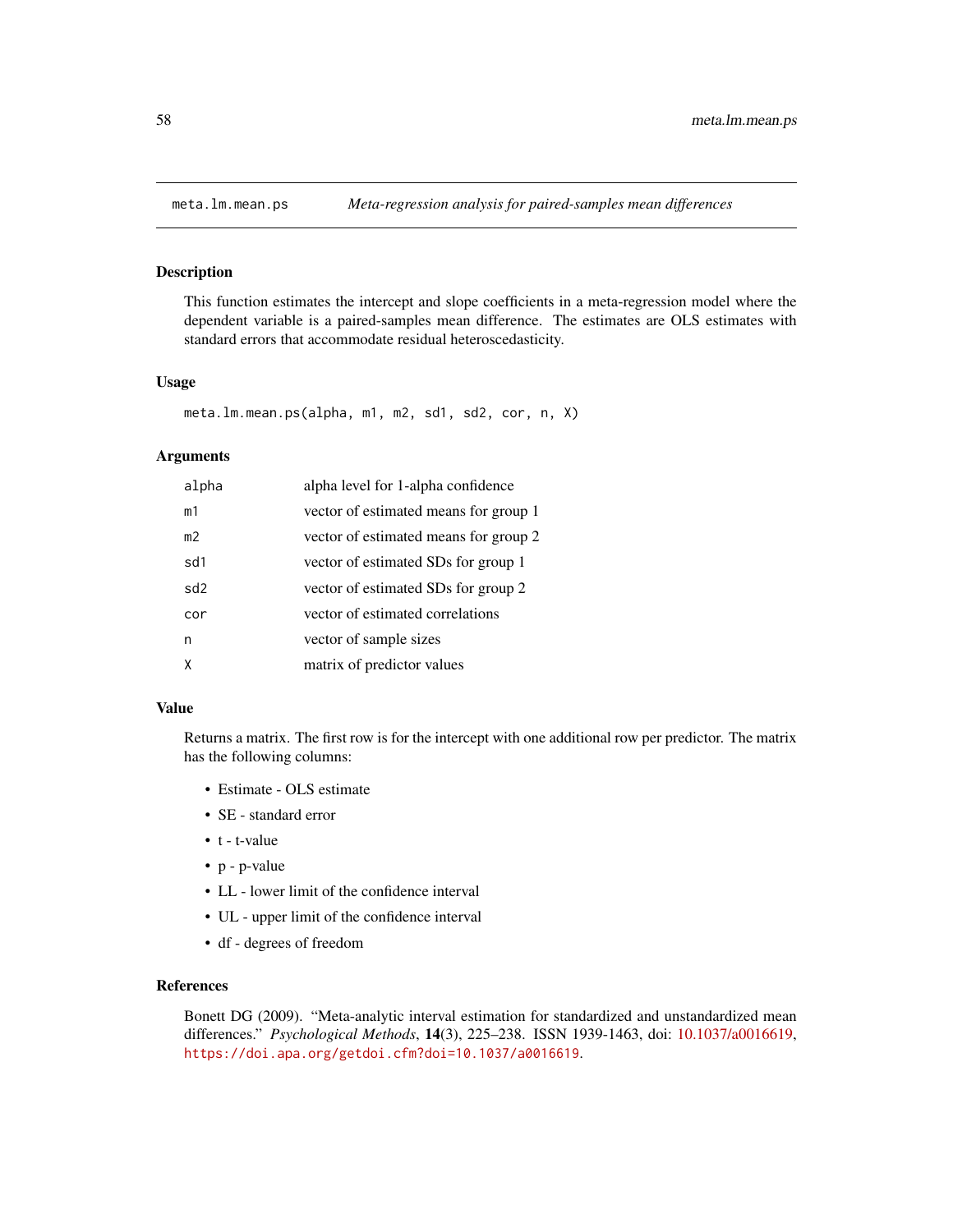## meta.lm.mean.ps — *Meta-regression analysis for paired-samples mean differences*

### Description

This function estimates the intercept and slope coefficients in a meta-regression model where the dependent variable is a paired-samples mean difference. The estimates are OLS estimates with standard errors that accommodate residual heteroscedasticity.

### Usage

```
meta.lm.mean.ps(alpha, m1, m2, sd1, sd2, cor, n, X)
```

### Arguments

| | |
|---|---|
| alpha | alpha level for 1-alpha confidence |
| m1 | vector of estimated means for group 1 |
| m2 | vector of estimated means for group 2 |
| sd1 | vector of estimated SDs for group 1 |
| sd2 | vector of estimated SDs for group 2 |
| cor | vector of estimated correlations |
| n | vector of sample sizes |
| X | matrix of predictor values |

### Value

Returns a matrix. The first row is for the intercept with one additional row per predictor. The matrix has the following columns:

- Estimate - OLS estimate
- SE - standard error
- t - t-value
- p - p-value
- LL - lower limit of the confidence interval
- UL - upper limit of the confidence interval
- df - degrees of freedom

### References

Bonett DG (2009). "Meta-analytic interval estimation for standardized and unstandardized mean differences." *Psychological Methods*, **14**(3), 225–238. ISSN 1939-1463, doi: 10.1037/a0016619, https://doi.apa.org/getdoi.cfm?doi=10.1037/a0016619.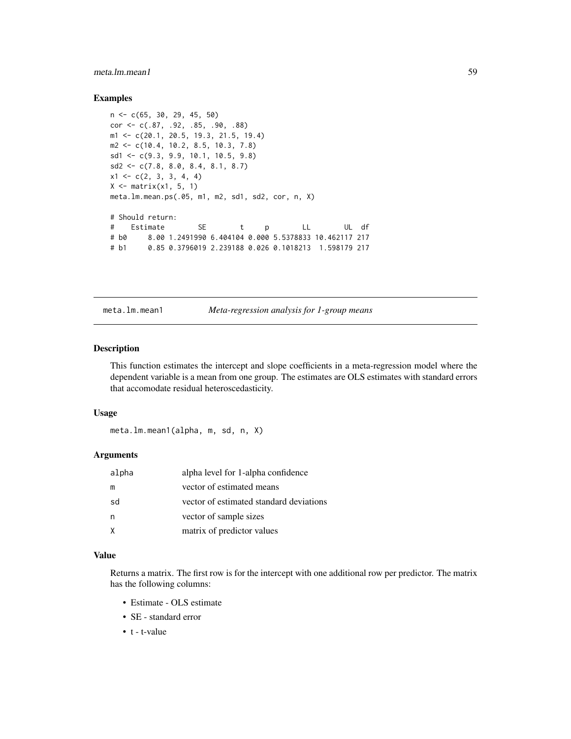## Examples

```
n <- c(65, 30, 29, 45, 50)
cor <- c(.87, .92, .85, .90, .88)
m1 <- c(20.1, 20.5, 19.3, 21.5, 19.4)
m2 <- c(10.4, 10.2, 8.5, 10.3, 7.8)
sd1 <- c(9.3, 9.9, 10.1, 10.5, 9.8)
sd2 <- c(7.8, 8.0, 8.4, 8.1, 8.7)
x1 <- c(2, 3, 3, 4, 4)
X <- matrix(x1, 5, 1)
meta.lm.mean.ps(.05, m1, m2, sd1, sd2, cor, n, X)

# Should return:
#    Estimate        SE        t     p        LL        UL  df
# b0     8.00 1.2491990 6.404104 0.000 5.5378833 10.462117 217
# b1     0.85 0.3796019 2.239188 0.026 0.1018213  1.598179 217
```

---

meta.lm.mean1    *Meta-regression analysis for 1-group means*

---

## Description

This function estimates the intercept and slope coefficients in a meta-regression model where the dependent variable is a mean from one group. The estimates are OLS estimates with standard errors that accomodate residual heteroscedasticity.

## Usage

```
meta.lm.mean1(alpha, m, sd, n, X)
```

## Arguments

| | |
|---|---|
| alpha | alpha level for 1-alpha confidence |
| m | vector of estimated means |
| sd | vector of estimated standard deviations |
| n | vector of sample sizes |
| X | matrix of predictor values |

## Value

Returns a matrix. The first row is for the intercept with one additional row per predictor. The matrix has the following columns:

- Estimate - OLS estimate
- SE - standard error
- t - t-value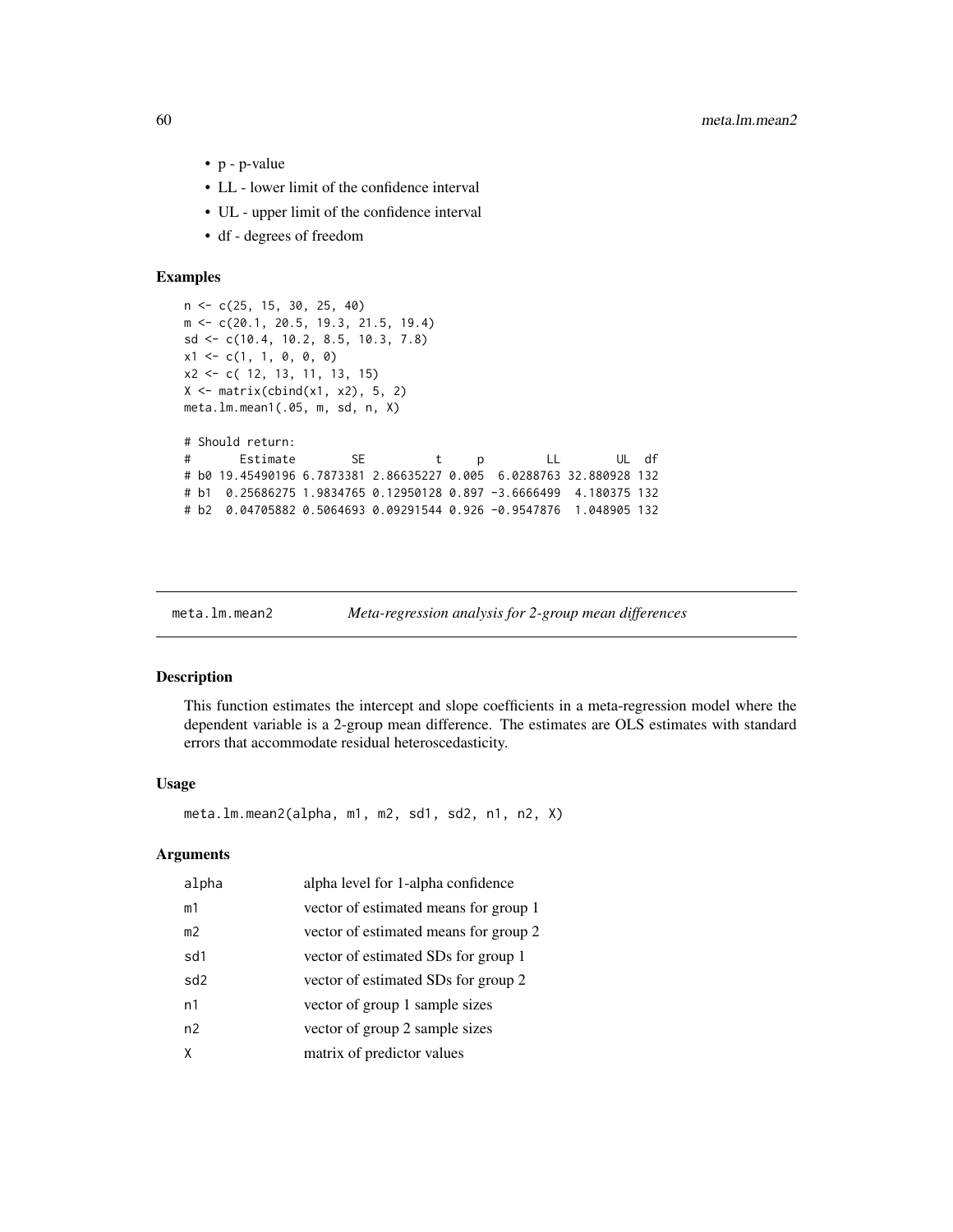- p - p-value
- LL - lower limit of the confidence interval
- UL - upper limit of the confidence interval
- df - degrees of freedom

### Examples

```
n <- c(25, 15, 30, 25, 40)
m <- c(20.1, 20.5, 19.3, 21.5, 19.4)
sd <- c(10.4, 10.2, 8.5, 10.3, 7.8)
x1 <- c(1, 1, 0, 0, 0)
x2 <- c( 12, 13, 11, 13, 15)
X <- matrix(cbind(x1, x2), 5, 2)
meta.lm.mean1(.05, m, sd, n, X)

# Should return:
#       Estimate        SE          t     p         LL        UL  df
# b0 19.45490196 6.7873381 2.86635227 0.005  6.0288763 32.880928 132
# b1  0.25686275 1.9834765 0.12950128 0.897 -3.6666499  4.180375 132
# b2  0.04705882 0.5064693 0.09291544 0.926 -0.9547876  1.048905 132
```

## meta.lm.mean2 — *Meta-regression analysis for 2-group mean differences*

### Description

This function estimates the intercept and slope coefficients in a meta-regression model where the dependent variable is a 2-group mean difference. The estimates are OLS estimates with standard errors that accommodate residual heteroscedasticity.

### Usage

```
meta.lm.mean2(alpha, m1, m2, sd1, sd2, n1, n2, X)
```

### Arguments

| | |
|---|---|
| alpha | alpha level for 1-alpha confidence |
| m1 | vector of estimated means for group 1 |
| m2 | vector of estimated means for group 2 |
| sd1 | vector of estimated SDs for group 1 |
| sd2 | vector of estimated SDs for group 2 |
| n1 | vector of group 1 sample sizes |
| n2 | vector of group 2 sample sizes |
| X | matrix of predictor values |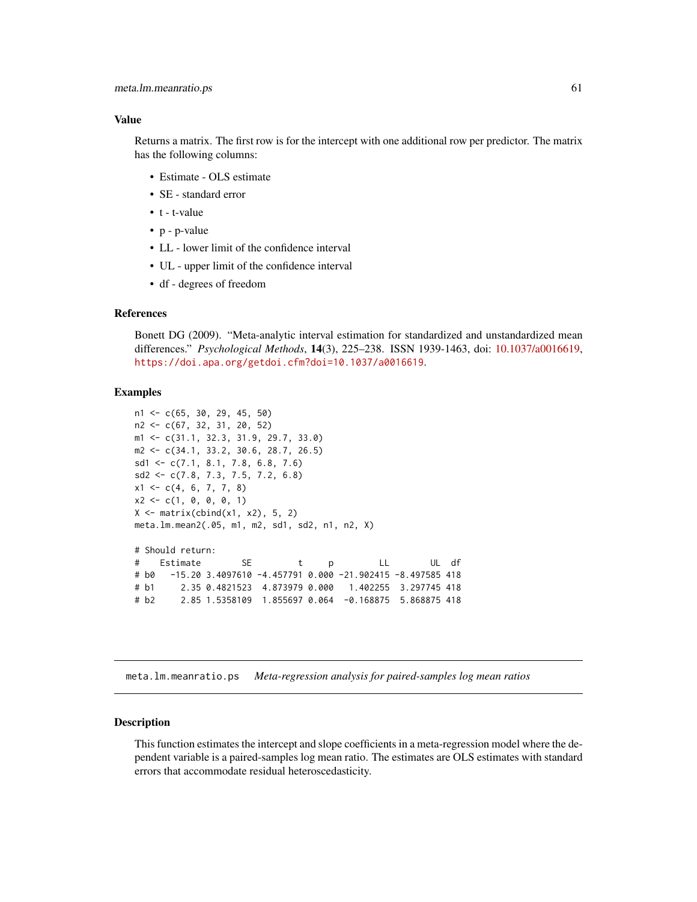### Value

Returns a matrix. The first row is for the intercept with one additional row per predictor. The matrix has the following columns:

- Estimate - OLS estimate
- SE - standard error
- t - t-value
- p - p-value
- LL - lower limit of the confidence interval
- UL - upper limit of the confidence interval
- df - degrees of freedom

### References

Bonett DG (2009). "Meta-analytic interval estimation for standardized and unstandardized mean differences." *Psychological Methods*, **14**(3), 225–238. ISSN 1939-1463, doi: 10.1037/a0016619, https://doi.apa.org/getdoi.cfm?doi=10.1037/a0016619.

### Examples

```
n1 <- c(65, 30, 29, 45, 50)
n2 <- c(67, 32, 31, 20, 52)
m1 <- c(31.1, 32.3, 31.9, 29.7, 33.0)
m2 <- c(34.1, 33.2, 30.6, 28.7, 26.5)
sd1 <- c(7.1, 8.1, 7.8, 6.8, 7.6)
sd2 <- c(7.8, 7.3, 7.5, 7.2, 6.8)
x1 <- c(4, 6, 7, 7, 8)
x2 <- c(1, 0, 0, 0, 1)
X <- matrix(cbind(x1, x2), 5, 2)
meta.lm.mean2(.05, m1, m2, sd1, sd2, n1, n2, X)

# Should return:
#    Estimate        SE         t     p         LL        UL  df
# b0   -15.20 3.4097610 -4.457791 0.000 -21.902415 -8.497585 418
# b1     2.35 0.4821523  4.873979 0.000   1.402255  3.297745 418
# b2     2.85 1.5358109  1.855697 0.064  -0.168875  5.868875 418
```

---

## meta.lm.meanratio.ps *Meta-regression analysis for paired-samples log mean ratios*

### Description

This function estimates the intercept and slope coefficients in a meta-regression model where the dependent variable is a paired-samples log mean ratio. The estimates are OLS estimates with standard errors that accommodate residual heteroscedasticity.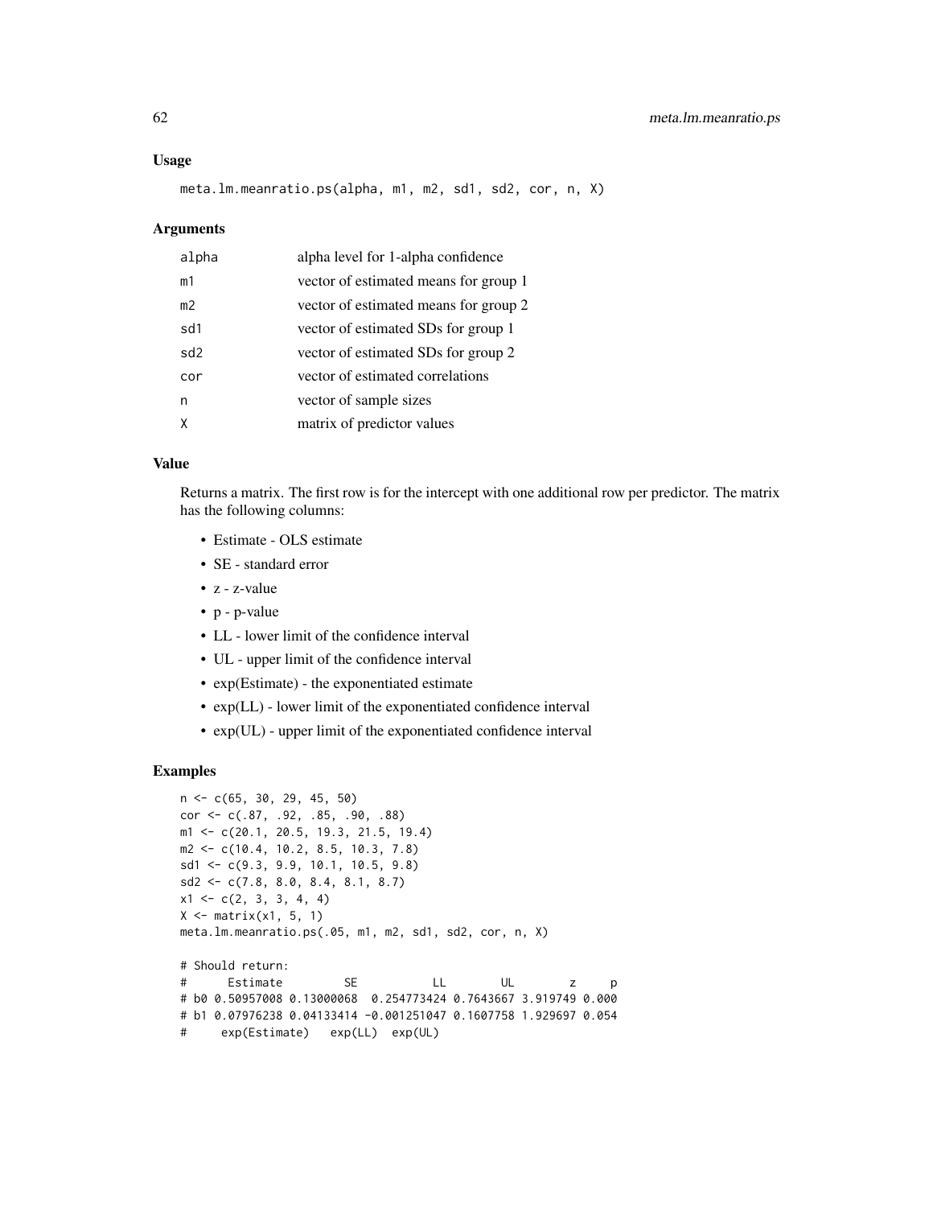### Usage

```
meta.lm.meanratio.ps(alpha, m1, m2, sd1, sd2, cor, n, X)
```

### Arguments

| | |
|---|---|
| alpha | alpha level for 1-alpha confidence |
| m1 | vector of estimated means for group 1 |
| m2 | vector of estimated means for group 2 |
| sd1 | vector of estimated SDs for group 1 |
| sd2 | vector of estimated SDs for group 2 |
| cor | vector of estimated correlations |
| n | vector of sample sizes |
| X | matrix of predictor values |

### Value

Returns a matrix. The first row is for the intercept with one additional row per predictor. The matrix has the following columns:

- Estimate - OLS estimate
- SE - standard error
- z - z-value
- p - p-value
- LL - lower limit of the confidence interval
- UL - upper limit of the confidence interval
- exp(Estimate) - the exponentiated estimate
- exp(LL) - lower limit of the exponentiated confidence interval
- exp(UL) - upper limit of the exponentiated confidence interval

### Examples

```
n <- c(65, 30, 29, 45, 50)
cor <- c(.87, .92, .85, .90, .88)
m1 <- c(20.1, 20.5, 19.3, 21.5, 19.4)
m2 <- c(10.4, 10.2, 8.5, 10.3, 7.8)
sd1 <- c(9.3, 9.9, 10.1, 10.5, 9.8)
sd2 <- c(7.8, 8.0, 8.4, 8.1, 8.7)
x1 <- c(2, 3, 3, 4, 4)
X <- matrix(x1, 5, 1)
meta.lm.meanratio.ps(.05, m1, m2, sd1, sd2, cor, n, X)

# Should return:
#      Estimate         SE           LL        UL        z     p
# b0 0.50957008 0.13000068  0.254773424 0.7643667 3.919749 0.000
# b1 0.07976238 0.04133414 -0.001251047 0.1607758 1.929697 0.054
#     exp(Estimate)   exp(LL)  exp(UL)
```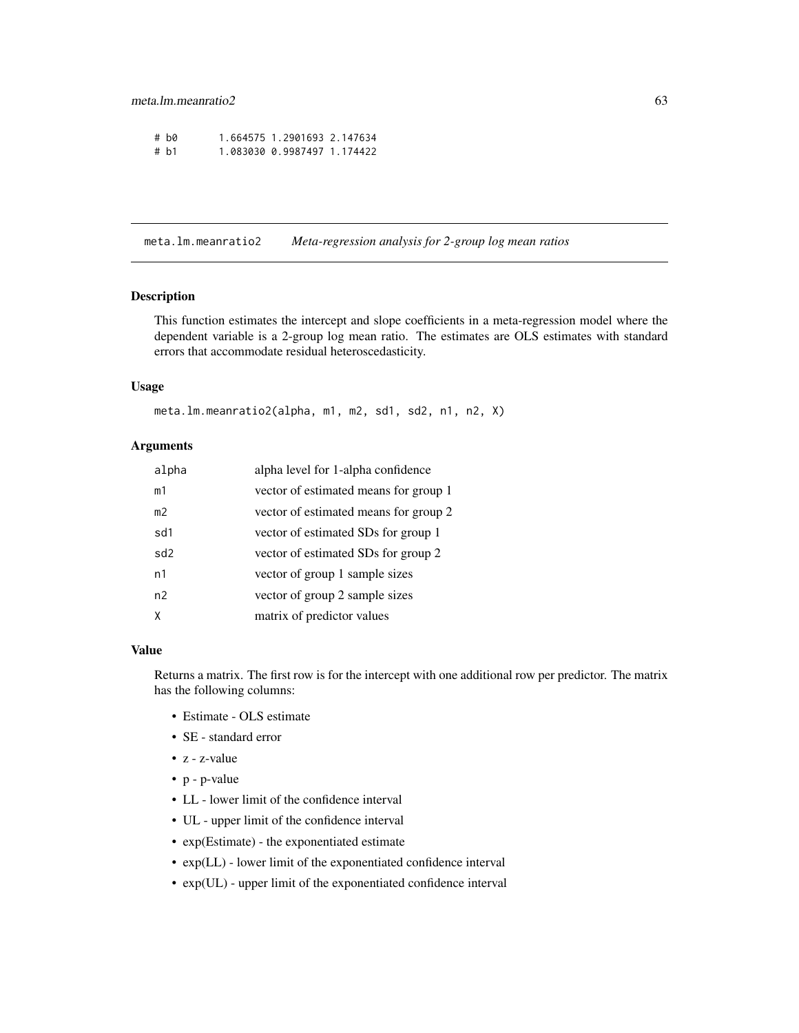```
# b0       1.664575 1.2901693 2.147634
# b1       1.083030 0.9987497 1.174422
```

## meta.lm.meanratio2 *Meta-regression analysis for 2-group log mean ratios*

### Description

This function estimates the intercept and slope coefficients in a meta-regression model where the dependent variable is a 2-group log mean ratio. The estimates are OLS estimates with standard errors that accommodate residual heteroscedasticity.

### Usage

```
meta.lm.meanratio2(alpha, m1, m2, sd1, sd2, n1, n2, X)
```

### Arguments

| | |
|---|---|
| alpha | alpha level for 1-alpha confidence |
| m1 | vector of estimated means for group 1 |
| m2 | vector of estimated means for group 2 |
| sd1 | vector of estimated SDs for group 1 |
| sd2 | vector of estimated SDs for group 2 |
| n1 | vector of group 1 sample sizes |
| n2 | vector of group 2 sample sizes |
| X | matrix of predictor values |

### Value

Returns a matrix. The first row is for the intercept with one additional row per predictor. The matrix has the following columns:

- Estimate - OLS estimate
- SE - standard error
- z - z-value
- p - p-value
- LL - lower limit of the confidence interval
- UL - upper limit of the confidence interval
- exp(Estimate) - the exponentiated estimate
- exp(LL) - lower limit of the exponentiated confidence interval
- exp(UL) - upper limit of the exponentiated confidence interval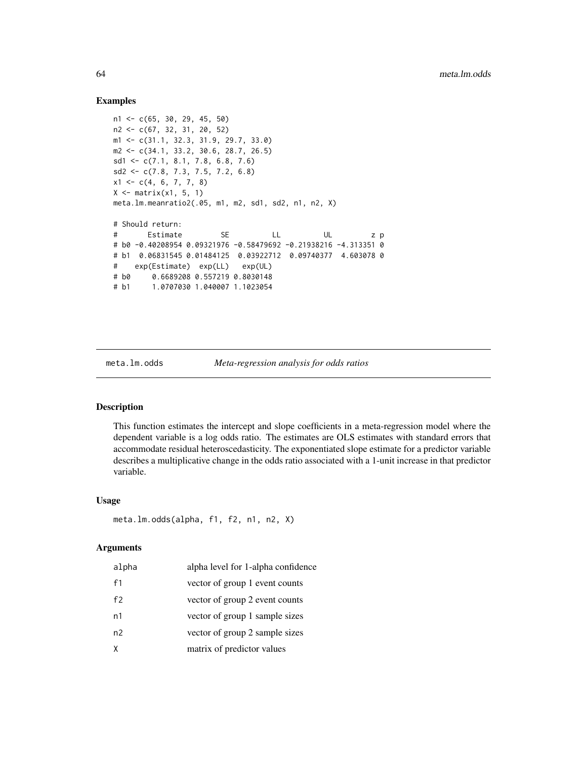## Examples

```
n1 <- c(65, 30, 29, 45, 50)
n2 <- c(67, 32, 31, 20, 52)
m1 <- c(31.1, 32.3, 31.9, 29.7, 33.0)
m2 <- c(34.1, 33.2, 30.6, 28.7, 26.5)
sd1 <- c(7.1, 8.1, 7.8, 6.8, 7.6)
sd2 <- c(7.8, 7.3, 7.5, 7.2, 6.8)
x1 <- c(4, 6, 7, 7, 8)
X <- matrix(x1, 5, 1)
meta.lm.meanratio2(.05, m1, m2, sd1, sd2, n1, n2, X)

# Should return:
#      Estimate         SE          LL          UL         z p
# b0 -0.40208954 0.09321976 -0.58479692 -0.21938216 -4.313351 0
# b1  0.06831545 0.01484125  0.03922712  0.09740377  4.603078 0
#    exp(Estimate)  exp(LL)   exp(UL)
# b0     0.6689208 0.557219 0.8030148
# b1     1.0707030 1.040007 1.1023054
```

---

# meta.lm.odds — *Meta-regression analysis for odds ratios*

## Description

This function estimates the intercept and slope coefficients in a meta-regression model where the dependent variable is a log odds ratio. The estimates are OLS estimates with standard errors that accommodate residual heteroscedasticity. The exponentiated slope estimate for a predictor variable describes a multiplicative change in the odds ratio associated with a 1-unit increase in that predictor variable.

## Usage

```
meta.lm.odds(alpha, f1, f2, n1, n2, X)
```

## Arguments

| | |
|---|---|
| alpha | alpha level for 1-alpha confidence |
| f1 | vector of group 1 event counts |
| f2 | vector of group 2 event counts |
| n1 | vector of group 1 sample sizes |
| n2 | vector of group 2 sample sizes |
| X | matrix of predictor values |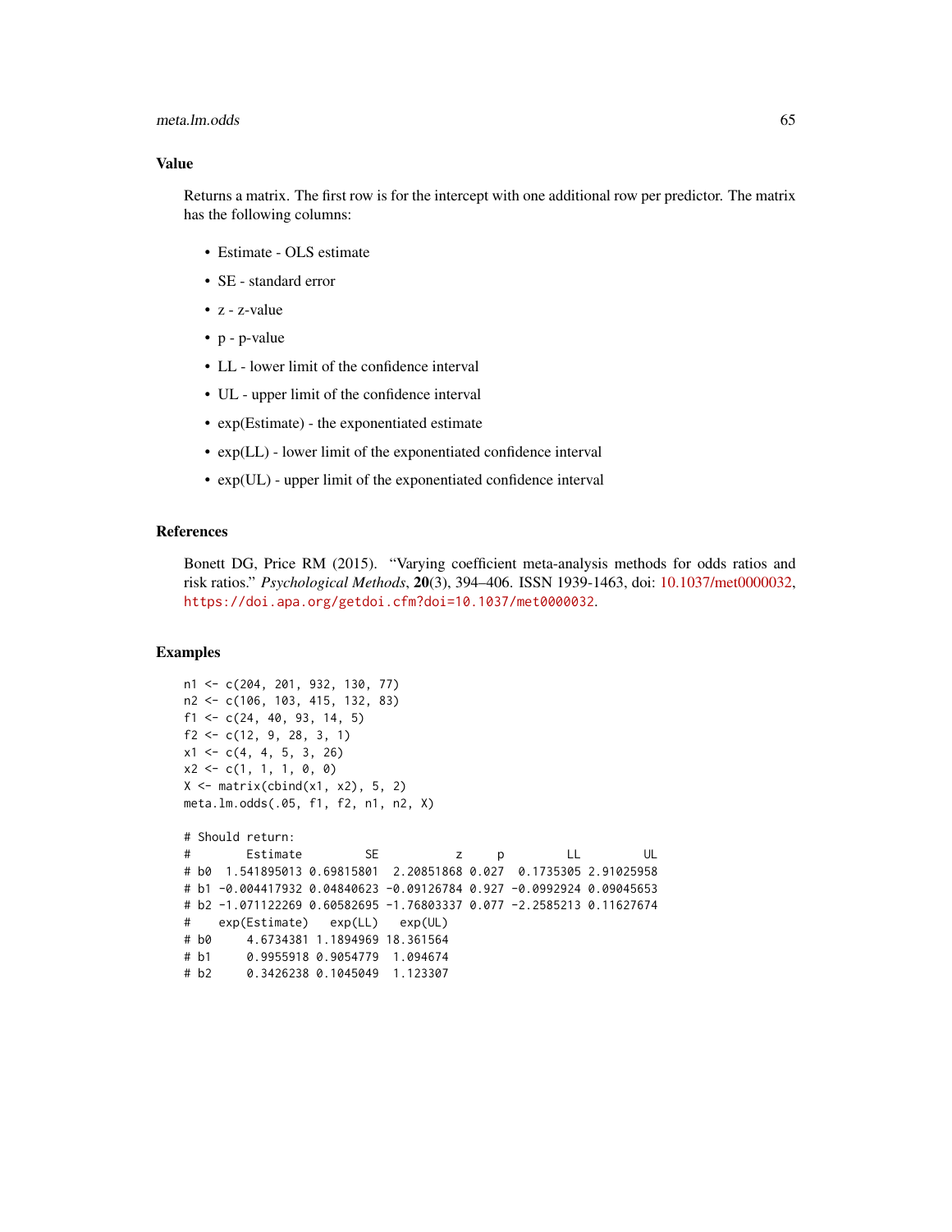## Value

Returns a matrix. The first row is for the intercept with one additional row per predictor. The matrix has the following columns:

- Estimate - OLS estimate
- SE - standard error
- z - z-value
- p - p-value
- LL - lower limit of the confidence interval
- UL - upper limit of the confidence interval
- exp(Estimate) - the exponentiated estimate
- exp(LL) - lower limit of the exponentiated confidence interval
- exp(UL) - upper limit of the exponentiated confidence interval

## References

Bonett DG, Price RM (2015). "Varying coefficient meta-analysis methods for odds ratios and risk ratios." *Psychological Methods*, **20**(3), 394–406. ISSN 1939-1463, doi: 10.1037/met0000032, https://doi.apa.org/getdoi.cfm?doi=10.1037/met0000032.

## Examples

```
n1 <- c(204, 201, 932, 130, 77)
n2 <- c(106, 103, 415, 132, 83)
f1 <- c(24, 40, 93, 14, 5)
f2 <- c(12, 9, 28, 3, 1)
x1 <- c(4, 4, 5, 3, 26)
x2 <- c(1, 1, 1, 0, 0)
X <- matrix(cbind(x1, x2), 5, 2)
meta.lm.odds(.05, f1, f2, n1, n2, X)

# Should return:
#        Estimate         SE           z     p         LL         UL
# b0  1.541895013 0.69815801  2.20851868 0.027  0.1735305 2.91025958
# b1 -0.004417932 0.04840623 -0.09126784 0.927 -0.0992924 0.09045653
# b2 -1.071122269 0.60582695 -1.76803337 0.077 -2.2585213 0.11627674
#    exp(Estimate)   exp(LL)   exp(UL)
# b0     4.6734381 1.1894969 18.361564
# b1     0.9955918 0.9054779  1.094674
# b2     0.3426238 0.1045049  1.123307
```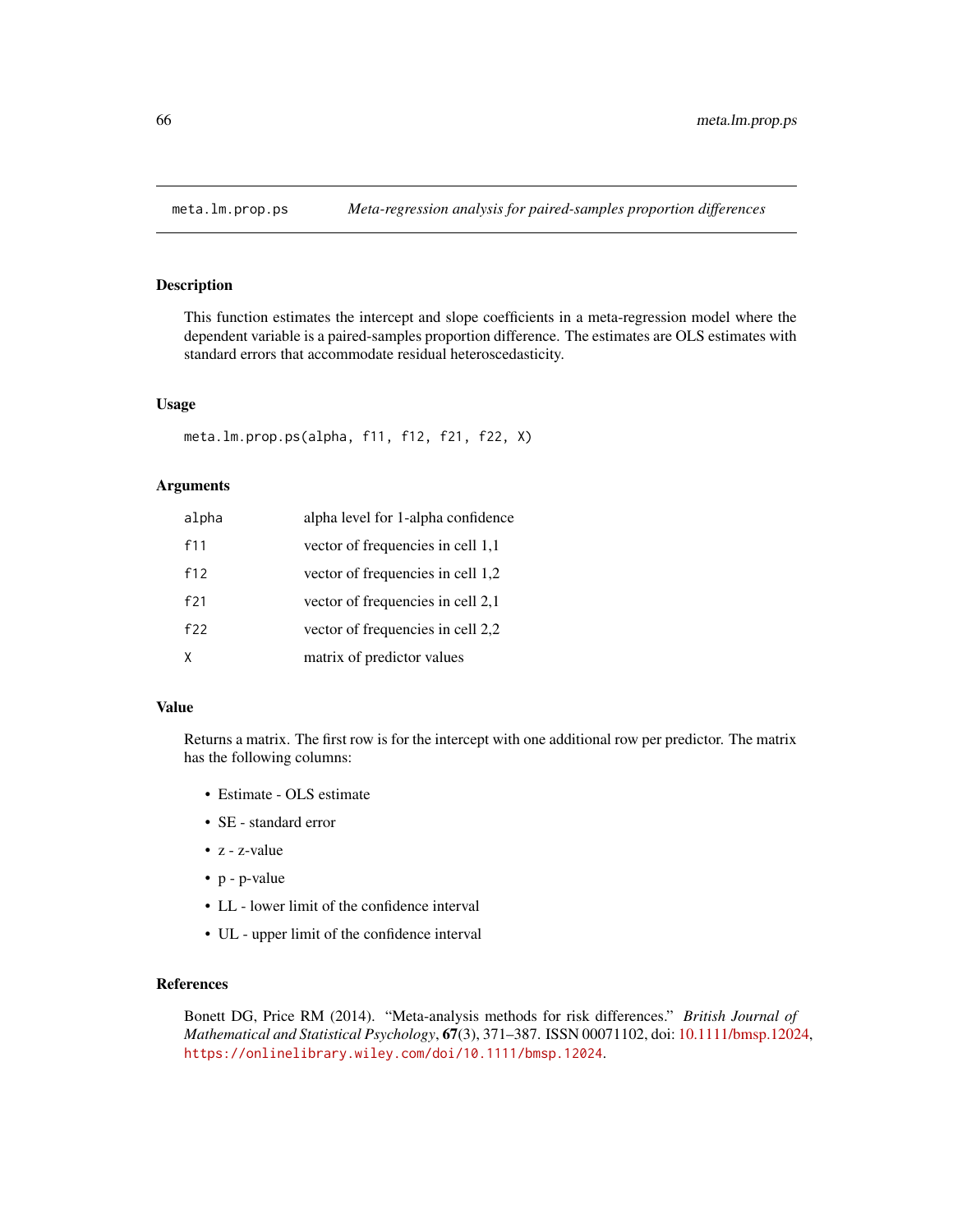## meta.lm.prop.ps — *Meta-regression analysis for paired-samples proportion differences*

### Description

This function estimates the intercept and slope coefficients in a meta-regression model where the dependent variable is a paired-samples proportion difference. The estimates are OLS estimates with standard errors that accommodate residual heteroscedasticity.

### Usage

```
meta.lm.prop.ps(alpha, f11, f12, f21, f22, X)
```

### Arguments

| | |
|---|---|
| `alpha` | alpha level for 1-alpha confidence |
| `f11` | vector of frequencies in cell 1,1 |
| `f12` | vector of frequencies in cell 1,2 |
| `f21` | vector of frequencies in cell 2,1 |
| `f22` | vector of frequencies in cell 2,2 |
| `X` | matrix of predictor values |

### Value

Returns a matrix. The first row is for the intercept with one additional row per predictor. The matrix has the following columns:

- Estimate - OLS estimate
- SE - standard error
- z - z-value
- p - p-value
- LL - lower limit of the confidence interval
- UL - upper limit of the confidence interval

### References

Bonett DG, Price RM (2014). "Meta-analysis methods for risk differences." *British Journal of Mathematical and Statistical Psychology*, **67**(3), 371–387. ISSN 00071102, doi: 10.1111/bmsp.12024, https://onlinelibrary.wiley.com/doi/10.1111/bmsp.12024.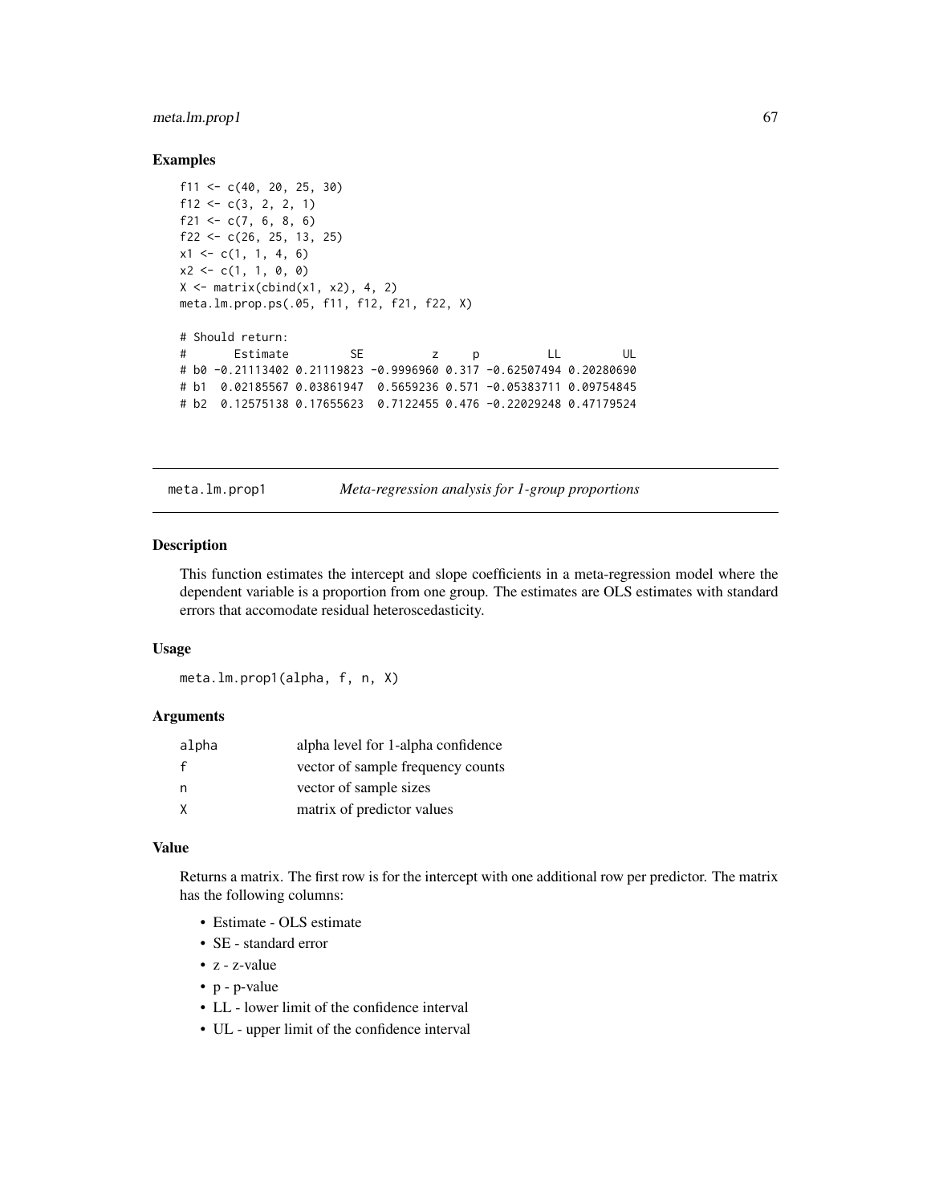### Examples

```
f11 <- c(40, 20, 25, 30)
f12 <- c(3, 2, 2, 1)
f21 <- c(7, 6, 8, 6)
f22 <- c(26, 25, 13, 25)
x1 <- c(1, 1, 4, 6)
x2 <- c(1, 1, 0, 0)
X <- matrix(cbind(x1, x2), 4, 2)
meta.lm.prop.ps(.05, f11, f12, f21, f22, X)

# Should return:
#       Estimate         SE          z     p          LL         UL
# b0 -0.21113402 0.21119823 -0.9996960 0.317 -0.62507494 0.20280690
# b1  0.02185567 0.03861947  0.5659236 0.571 -0.05383711 0.09754845
# b2  0.12575138 0.17655623  0.7122455 0.476 -0.22029248 0.47179524
```

---

## meta.lm.prop1 — *Meta-regression analysis for 1-group proportions*

### Description

This function estimates the intercept and slope coefficients in a meta-regression model where the dependent variable is a proportion from one group. The estimates are OLS estimates with standard errors that accomodate residual heteroscedasticity.

### Usage

```
meta.lm.prop1(alpha, f, n, X)
```

### Arguments

| | |
|---|---|
| alpha | alpha level for 1-alpha confidence |
| f | vector of sample frequency counts |
| n | vector of sample sizes |
| X | matrix of predictor values |

### Value

Returns a matrix. The first row is for the intercept with one additional row per predictor. The matrix has the following columns:

- Estimate - OLS estimate
- SE - standard error
- z - z-value
- p - p-value
- LL - lower limit of the confidence interval
- UL - upper limit of the confidence interval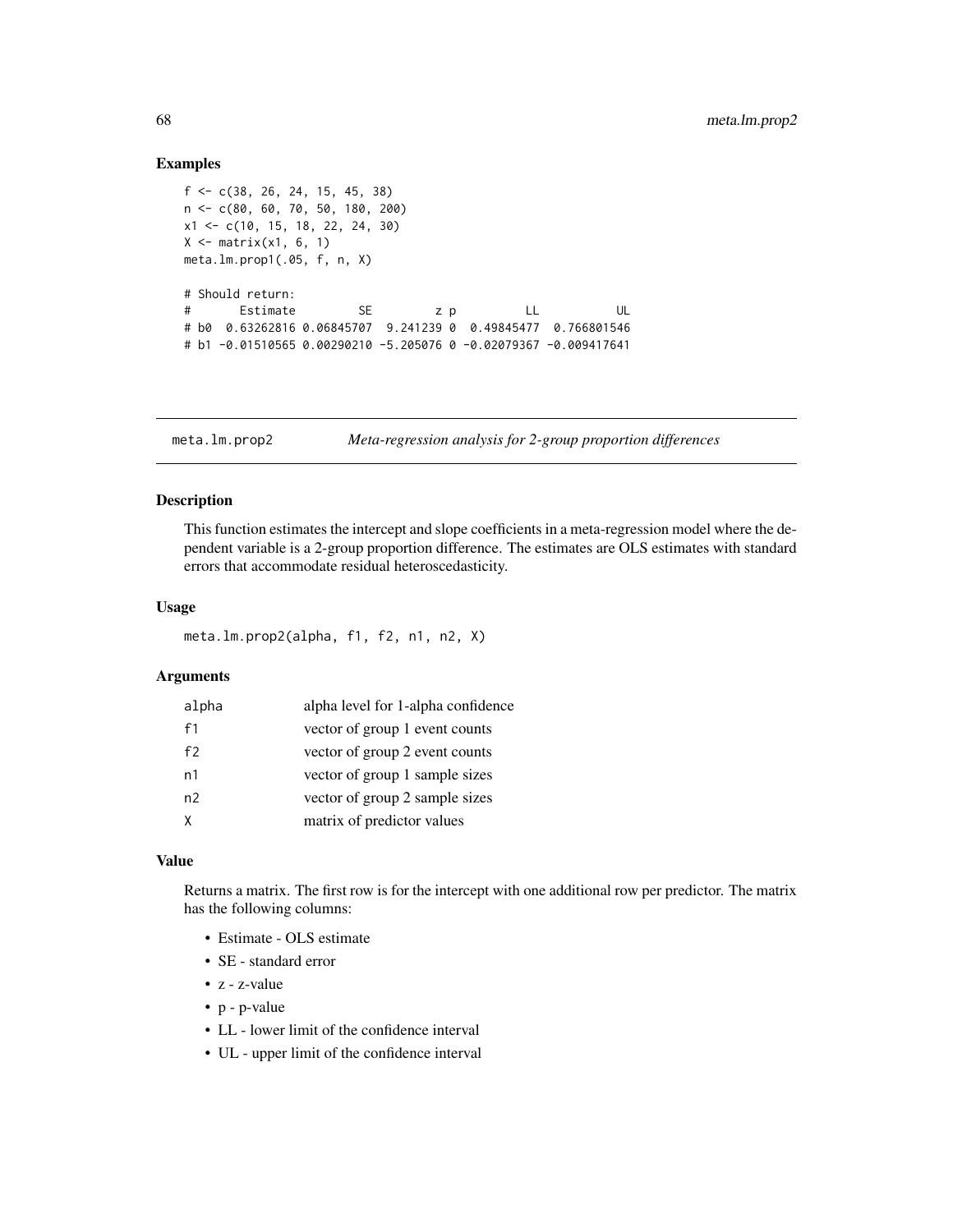## Examples

```
f <- c(38, 26, 24, 15, 45, 38)
n <- c(80, 60, 70, 50, 180, 200)
x1 <- c(10, 15, 18, 22, 24, 30)
X <- matrix(x1, 6, 1)
meta.lm.prop1(.05, f, n, X)

# Should return:
#       Estimate         SE         z p          LL           UL
# b0  0.63262816 0.06845707  9.241239 0  0.49845477  0.766801546
# b1 -0.01510565 0.00290210 -5.205076 0 -0.02079367 -0.009417641
```

---

# meta.lm.prop2 *Meta-regression analysis for 2-group proportion differences*

## Description

This function estimates the intercept and slope coefficients in a meta-regression model where the dependent variable is a 2-group proportion difference. The estimates are OLS estimates with standard errors that accommodate residual heteroscedasticity.

## Usage

```
meta.lm.prop2(alpha, f1, f2, n1, n2, X)
```

## Arguments

| | |
|---|---|
| alpha | alpha level for 1-alpha confidence |
| f1 | vector of group 1 event counts |
| f2 | vector of group 2 event counts |
| n1 | vector of group 1 sample sizes |
| n2 | vector of group 2 sample sizes |
| X | matrix of predictor values |

## Value

Returns a matrix. The first row is for the intercept with one additional row per predictor. The matrix has the following columns:

- Estimate - OLS estimate
- SE - standard error
- z - z-value
- p - p-value
- LL - lower limit of the confidence interval
- UL - upper limit of the confidence interval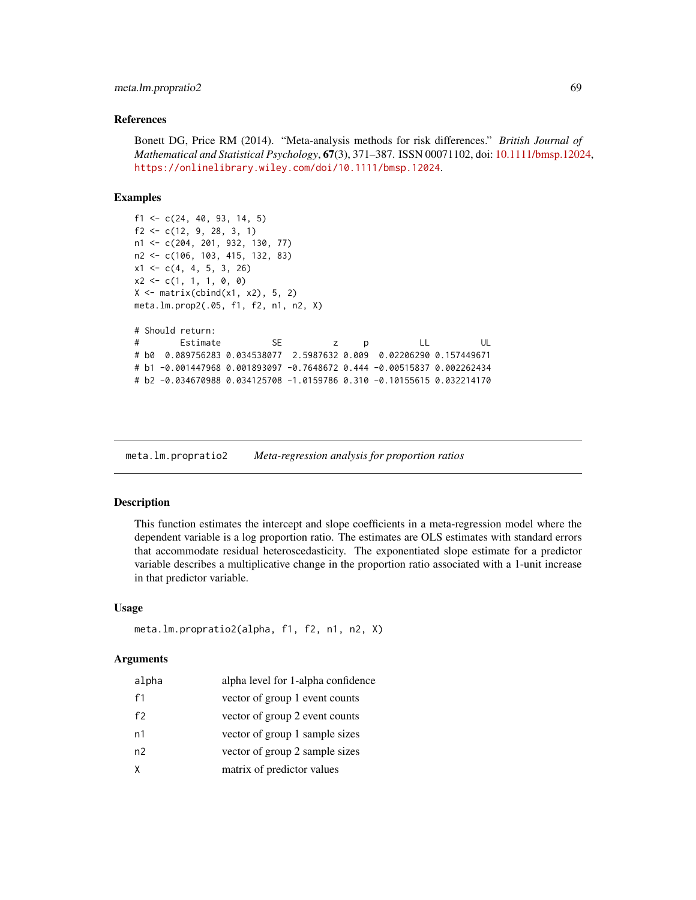### References

Bonett DG, Price RM (2014). "Meta-analysis methods for risk differences." *British Journal of Mathematical and Statistical Psychology*, **67**(3), 371–387. ISSN 00071102, doi: 10.1111/bmsp.12024, https://onlinelibrary.wiley.com/doi/10.1111/bmsp.12024.

### Examples

```
f1 <- c(24, 40, 93, 14, 5)
f2 <- c(12, 9, 28, 3, 1)
n1 <- c(204, 201, 932, 130, 77)
n2 <- c(106, 103, 415, 132, 83)
x1 <- c(4, 4, 5, 3, 26)
x2 <- c(1, 1, 1, 0, 0)
X <- matrix(cbind(x1, x2), 5, 2)
meta.lm.prop2(.05, f1, f2, n1, n2, X)

# Should return:
#        Estimate          SE          z     p          LL          UL
# b0  0.089756283 0.034538077  2.5987632 0.009  0.02206290 0.157449671
# b1 -0.001447968 0.001893097 -0.7648672 0.444 -0.00515837 0.002262434
# b2 -0.034670988 0.034125708 -1.0159786 0.310 -0.10155615 0.032214170
```

---

## meta.lm.propratio2 *Meta-regression analysis for proportion ratios*

---

### Description

This function estimates the intercept and slope coefficients in a meta-regression model where the dependent variable is a log proportion ratio. The estimates are OLS estimates with standard errors that accommodate residual heteroscedasticity. The exponentiated slope estimate for a predictor variable describes a multiplicative change in the proportion ratio associated with a 1-unit increase in that predictor variable.

### Usage

```
meta.lm.propratio2(alpha, f1, f2, n1, n2, X)
```

### Arguments

| | |
|---|---|
| alpha | alpha level for 1-alpha confidence |
| f1 | vector of group 1 event counts |
| f2 | vector of group 2 event counts |
| n1 | vector of group 1 sample sizes |
| n2 | vector of group 2 sample sizes |
| X | matrix of predictor values |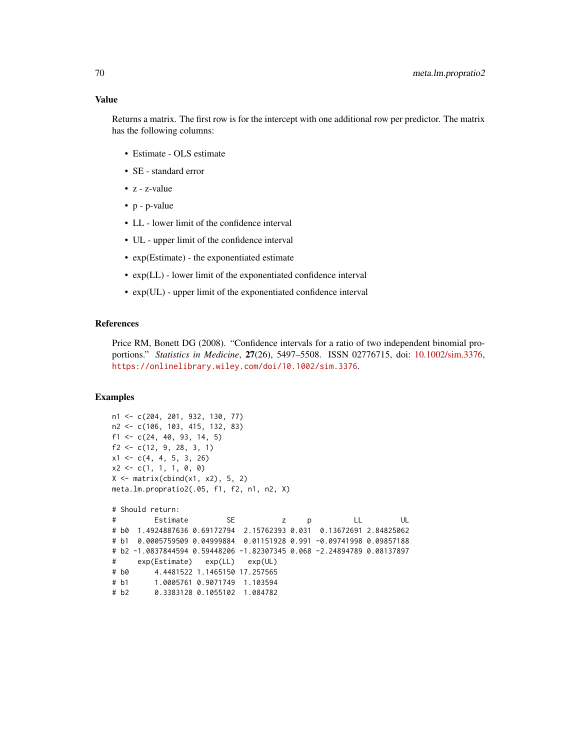## Value

Returns a matrix. The first row is for the intercept with one additional row per predictor. The matrix has the following columns:

- Estimate - OLS estimate
- SE - standard error
- z - z-value
- p - p-value
- LL - lower limit of the confidence interval
- UL - upper limit of the confidence interval
- exp(Estimate) - the exponentiated estimate
- exp(LL) - lower limit of the exponentiated confidence interval
- exp(UL) - upper limit of the exponentiated confidence interval

## References

Price RM, Bonett DG (2008). "Confidence intervals for a ratio of two independent binomial proportions." *Statistics in Medicine*, **27**(26), 5497–5508. ISSN 02776715, doi: 10.1002/sim.3376, https://onlinelibrary.wiley.com/doi/10.1002/sim.3376.

## Examples

```
n1 <- c(204, 201, 932, 130, 77)
n2 <- c(106, 103, 415, 132, 83)
f1 <- c(24, 40, 93, 14, 5)
f2 <- c(12, 9, 28, 3, 1)
x1 <- c(4, 4, 5, 3, 26)
x2 <- c(1, 1, 1, 0, 0)
X <- matrix(cbind(x1, x2), 5, 2)
meta.lm.propratio2(.05, f1, f2, n1, n2, X)

# Should return:
#         Estimate         SE           z     p          LL         UL
# b0  1.4924887636 0.69172794  2.15762393 0.031  0.13672691 2.84825062
# b1  0.0005759509 0.04999884  0.01151928 0.991 -0.09741998 0.09857188
# b2 -1.0837844594 0.59448206 -1.82307345 0.068 -2.24894789 0.08137897
#     exp(Estimate)   exp(LL)   exp(UL)
# b0      4.4481522 1.1465150 17.257565
# b1      1.0005761 0.9071749  1.103594
# b2      0.3383128 0.1055102  1.084782
```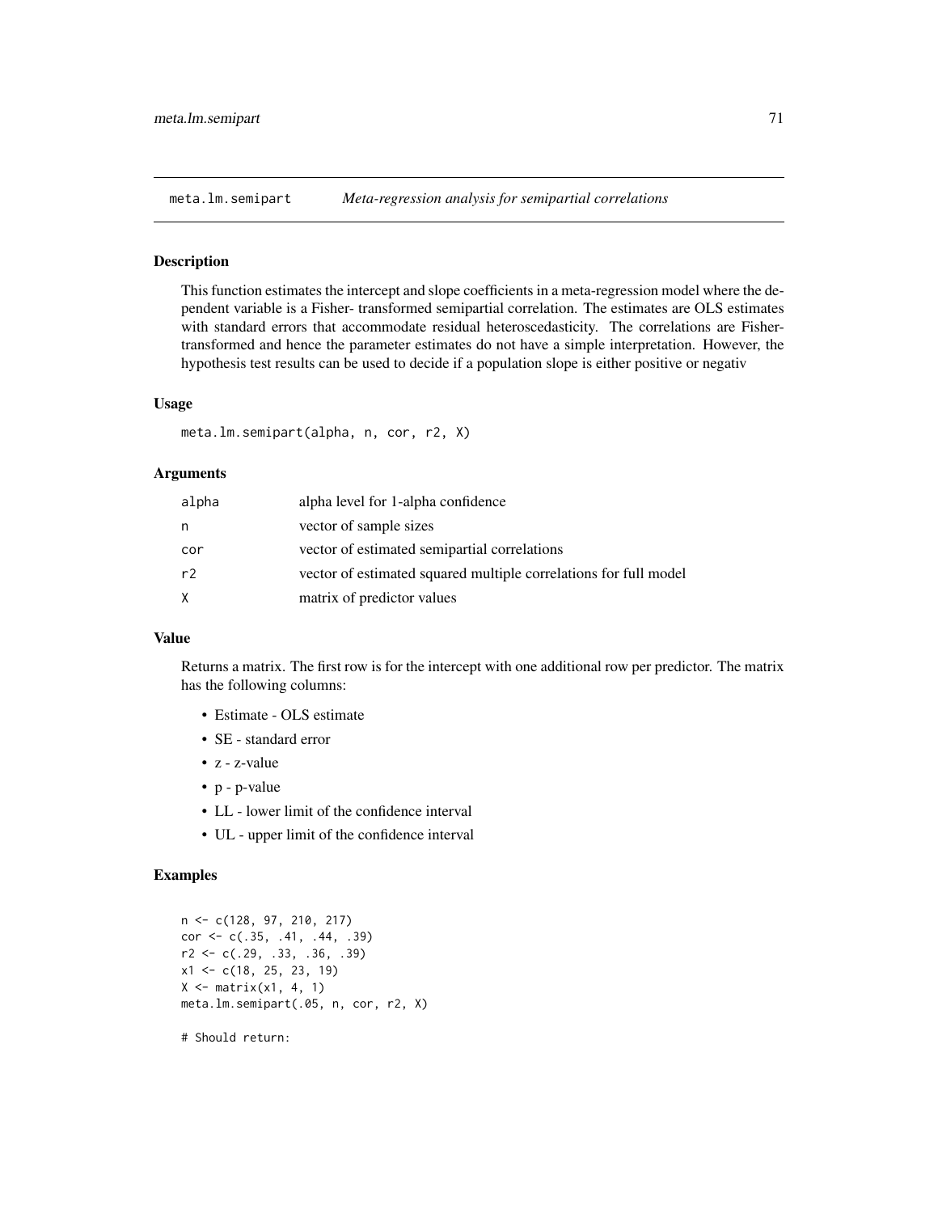## meta.lm.semipart *Meta-regression analysis for semipartial correlations*

### Description

This function estimates the intercept and slope coefficients in a meta-regression model where the dependent variable is a Fisher- transformed semipartial correlation. The estimates are OLS estimates with standard errors that accommodate residual heteroscedasticity. The correlations are Fisher-transformed and hence the parameter estimates do not have a simple interpretation. However, the hypothesis test results can be used to decide if a population slope is either positive or negativ

### Usage

```
meta.lm.semipart(alpha, n, cor, r2, X)
```

### Arguments

| | |
|---|---|
| alpha | alpha level for 1-alpha confidence |
| n | vector of sample sizes |
| cor | vector of estimated semipartial correlations |
| r2 | vector of estimated squared multiple correlations for full model |
| X | matrix of predictor values |

### Value

Returns a matrix. The first row is for the intercept with one additional row per predictor. The matrix has the following columns:

- Estimate - OLS estimate
- SE - standard error
- z - z-value
- p - p-value
- LL - lower limit of the confidence interval
- UL - upper limit of the confidence interval

### Examples

```
n <- c(128, 97, 210, 217)
cor <- c(.35, .41, .44, .39)
r2 <- c(.29, .33, .36, .39)
x1 <- c(18, 25, 23, 19)
X <- matrix(x1, 4, 1)
meta.lm.semipart(.05, n, cor, r2, X)

# Should return:
```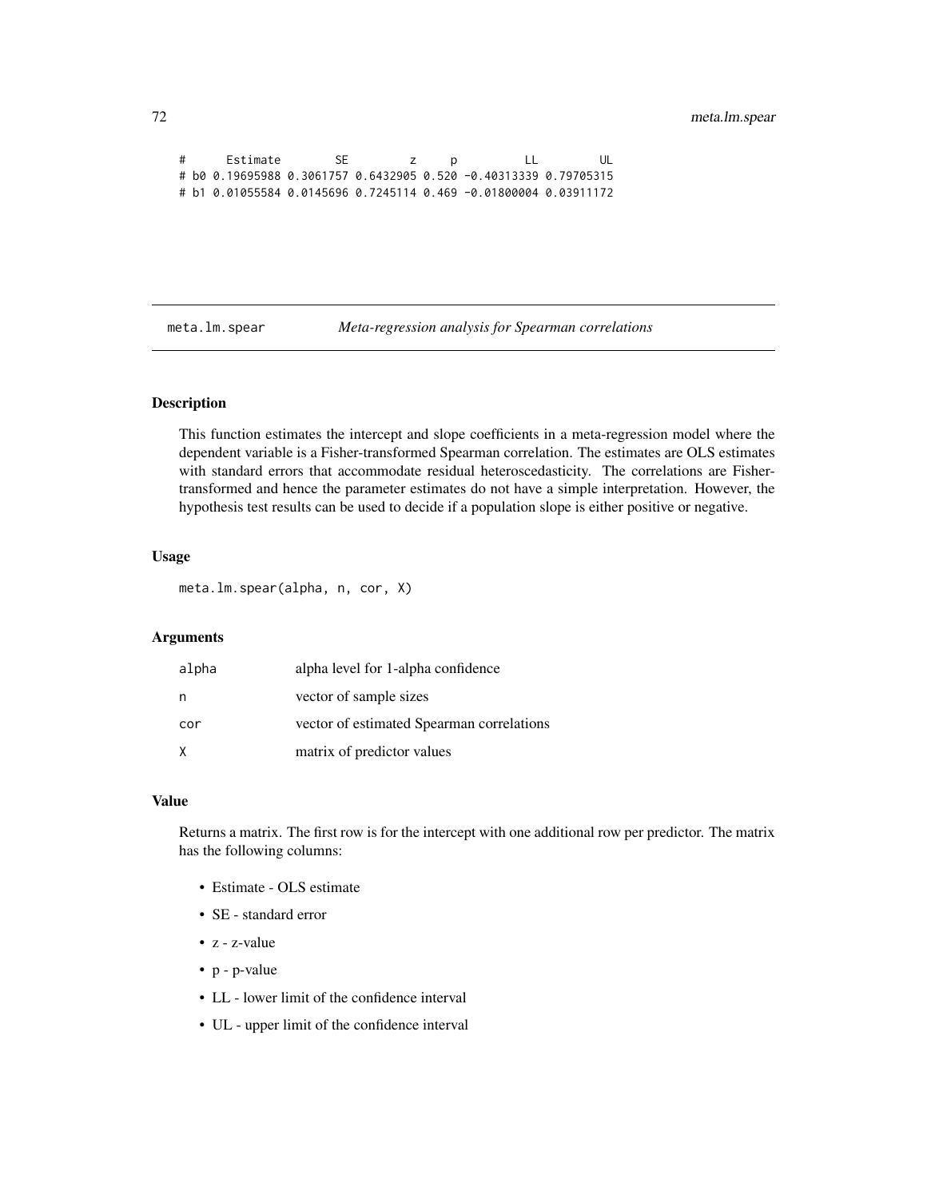```
#      Estimate        SE         z     p          LL         UL
# b0 0.19695988 0.3061757 0.6432905 0.520 -0.40313339 0.79705315
# b1 0.01055584 0.0145696 0.7245114 0.469 -0.01800004 0.03911172
```

## meta.lm.spear    *Meta-regression analysis for Spearman correlations*

### Description

This function estimates the intercept and slope coefficients in a meta-regression model where the dependent variable is a Fisher-transformed Spearman correlation. The estimates are OLS estimates with standard errors that accommodate residual heteroscedasticity. The correlations are Fisher-transformed and hence the parameter estimates do not have a simple interpretation. However, the hypothesis test results can be used to decide if a population slope is either positive or negative.

### Usage

```
meta.lm.spear(alpha, n, cor, X)
```

### Arguments

| | |
|---|---|
| alpha | alpha level for 1-alpha confidence |
| n | vector of sample sizes |
| cor | vector of estimated Spearman correlations |
| X | matrix of predictor values |

### Value

Returns a matrix. The first row is for the intercept with one additional row per predictor. The matrix has the following columns:

- Estimate - OLS estimate
- SE - standard error
- z - z-value
- p - p-value
- LL - lower limit of the confidence interval
- UL - upper limit of the confidence interval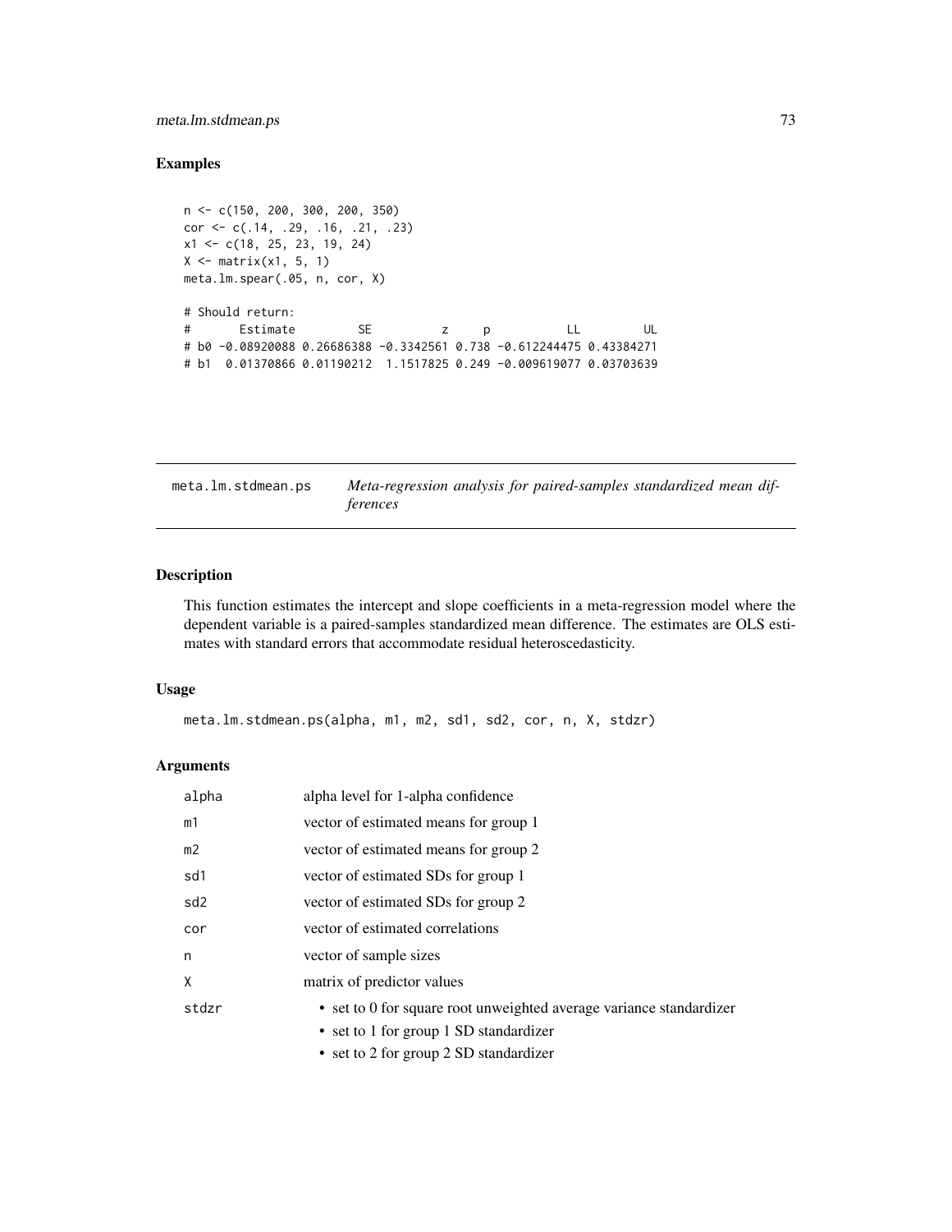## Examples

```
n <- c(150, 200, 300, 200, 350)
cor <- c(.14, .29, .16, .21, .23)
x1 <- c(18, 25, 23, 19, 24)
X <- matrix(x1, 5, 1)
meta.lm.spear(.05, n, cor, X)

# Should return:
#       Estimate         SE          z     p           LL         UL
# b0 -0.08920088 0.26686388 -0.3342561 0.738 -0.612244475 0.43384271
# b1  0.01370866 0.01190212  1.1517825 0.249 -0.009619077 0.03703639
```

---

`meta.lm.stdmean.ps` *Meta-regression analysis for paired-samples standardized mean differences*

---

## Description

This function estimates the intercept and slope coefficients in a meta-regression model where the dependent variable is a paired-samples standardized mean difference. The estimates are OLS estimates with standard errors that accommodate residual heteroscedasticity.

## Usage

```
meta.lm.stdmean.ps(alpha, m1, m2, sd1, sd2, cor, n, X, stdzr)
```

## Arguments

| | |
|---|---|
| alpha | alpha level for 1-alpha confidence |
| m1 | vector of estimated means for group 1 |
| m2 | vector of estimated means for group 2 |
| sd1 | vector of estimated SDs for group 1 |
| sd2 | vector of estimated SDs for group 2 |
| cor | vector of estimated correlations |
| n | vector of sample sizes |
| X | matrix of predictor values |
| stdzr | • set to 0 for square root unweighted average variance standardizer<br>• set to 1 for group 1 SD standardizer<br>• set to 2 for group 2 SD standardizer |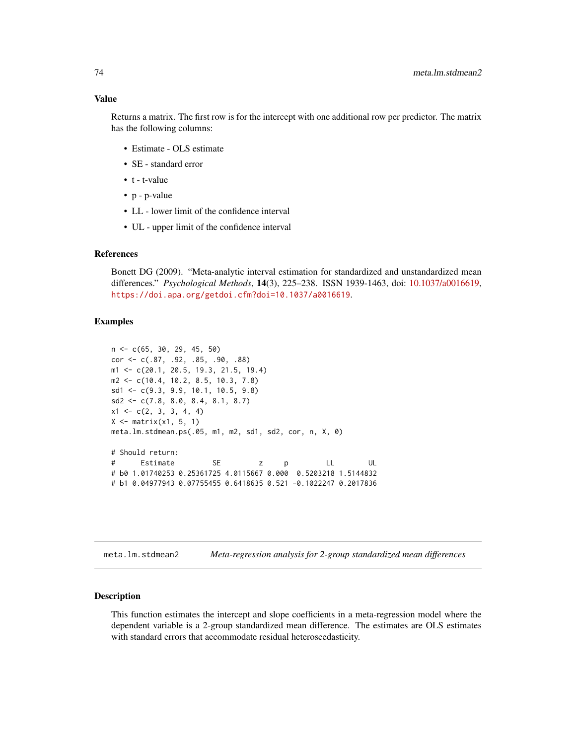### Value

Returns a matrix. The first row is for the intercept with one additional row per predictor. The matrix has the following columns:

- Estimate - OLS estimate
- SE - standard error
- t - t-value
- p - p-value
- LL - lower limit of the confidence interval
- UL - upper limit of the confidence interval

### References

Bonett DG (2009). "Meta-analytic interval estimation for standardized and unstandardized mean differences." *Psychological Methods*, **14**(3), 225–238. ISSN 1939-1463, doi: 10.1037/a0016619, https://doi.apa.org/getdoi.cfm?doi=10.1037/a0016619.

### Examples

```
n <- c(65, 30, 29, 45, 50)
cor <- c(.87, .92, .85, .90, .88)
m1 <- c(20.1, 20.5, 19.3, 21.5, 19.4)
m2 <- c(10.4, 10.2, 8.5, 10.3, 7.8)
sd1 <- c(9.3, 9.9, 10.1, 10.5, 9.8)
sd2 <- c(7.8, 8.0, 8.4, 8.1, 8.7)
x1 <- c(2, 3, 3, 4, 4)
X <- matrix(x1, 5, 1)
meta.lm.stdmean.ps(.05, m1, m2, sd1, sd2, cor, n, X, 0)

# Should return:
#      Estimate         SE         z     p         LL        UL
# b0 1.01740253 0.25361725 4.0115667 0.000  0.5203218 1.5144832
# b1 0.04977943 0.07755455 0.6418635 0.521 -0.1022247 0.2017836
```

---

## meta.lm.stdmean2 — *Meta-regression analysis for 2-group standardized mean differences*

### Description

This function estimates the intercept and slope coefficients in a meta-regression model where the dependent variable is a 2-group standardized mean difference. The estimates are OLS estimates with standard errors that accommodate residual heteroscedasticity.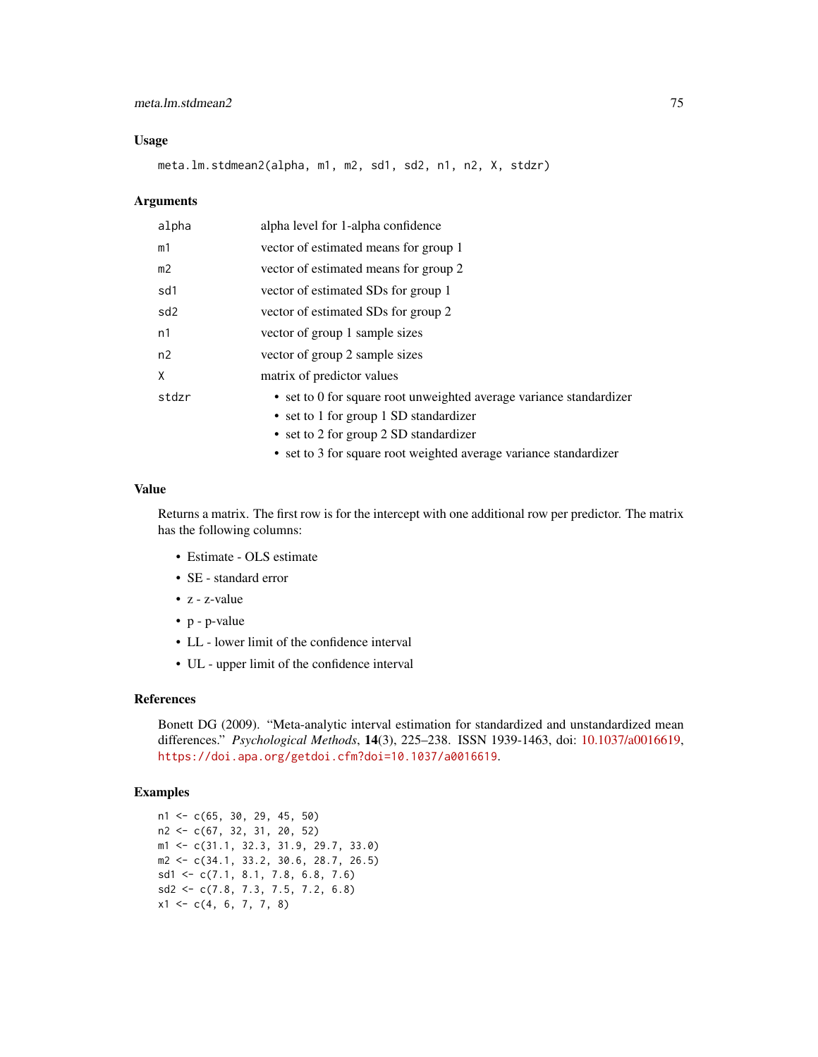## Usage

```
meta.lm.stdmean2(alpha, m1, m2, sd1, sd2, n1, n2, X, stdzr)
```

## Arguments

| | |
|---|---|
| alpha | alpha level for 1-alpha confidence |
| m1 | vector of estimated means for group 1 |
| m2 | vector of estimated means for group 2 |
| sd1 | vector of estimated SDs for group 1 |
| sd2 | vector of estimated SDs for group 2 |
| n1 | vector of group 1 sample sizes |
| n2 | vector of group 2 sample sizes |
| X | matrix of predictor values |
| stdzr | • set to 0 for square root unweighted average variance standardizer<br>• set to 1 for group 1 SD standardizer<br>• set to 2 for group 2 SD standardizer<br>• set to 3 for square root weighted average variance standardizer |

## Value

Returns a matrix. The first row is for the intercept with one additional row per predictor. The matrix has the following columns:

- Estimate - OLS estimate
- SE - standard error
- z - z-value
- p - p-value
- LL - lower limit of the confidence interval
- UL - upper limit of the confidence interval

## References

Bonett DG (2009). "Meta-analytic interval estimation for standardized and unstandardized mean differences." *Psychological Methods*, **14**(3), 225–238. ISSN 1939-1463, doi: 10.1037/a0016619, https://doi.apa.org/getdoi.cfm?doi=10.1037/a0016619.

## Examples

```
n1 <- c(65, 30, 29, 45, 50)
n2 <- c(67, 32, 31, 20, 52)
m1 <- c(31.1, 32.3, 31.9, 29.7, 33.0)
m2 <- c(34.1, 33.2, 30.6, 28.7, 26.5)
sd1 <- c(7.1, 8.1, 7.8, 6.8, 7.6)
sd2 <- c(7.8, 7.3, 7.5, 7.2, 6.8)
x1 <- c(4, 6, 7, 7, 8)
```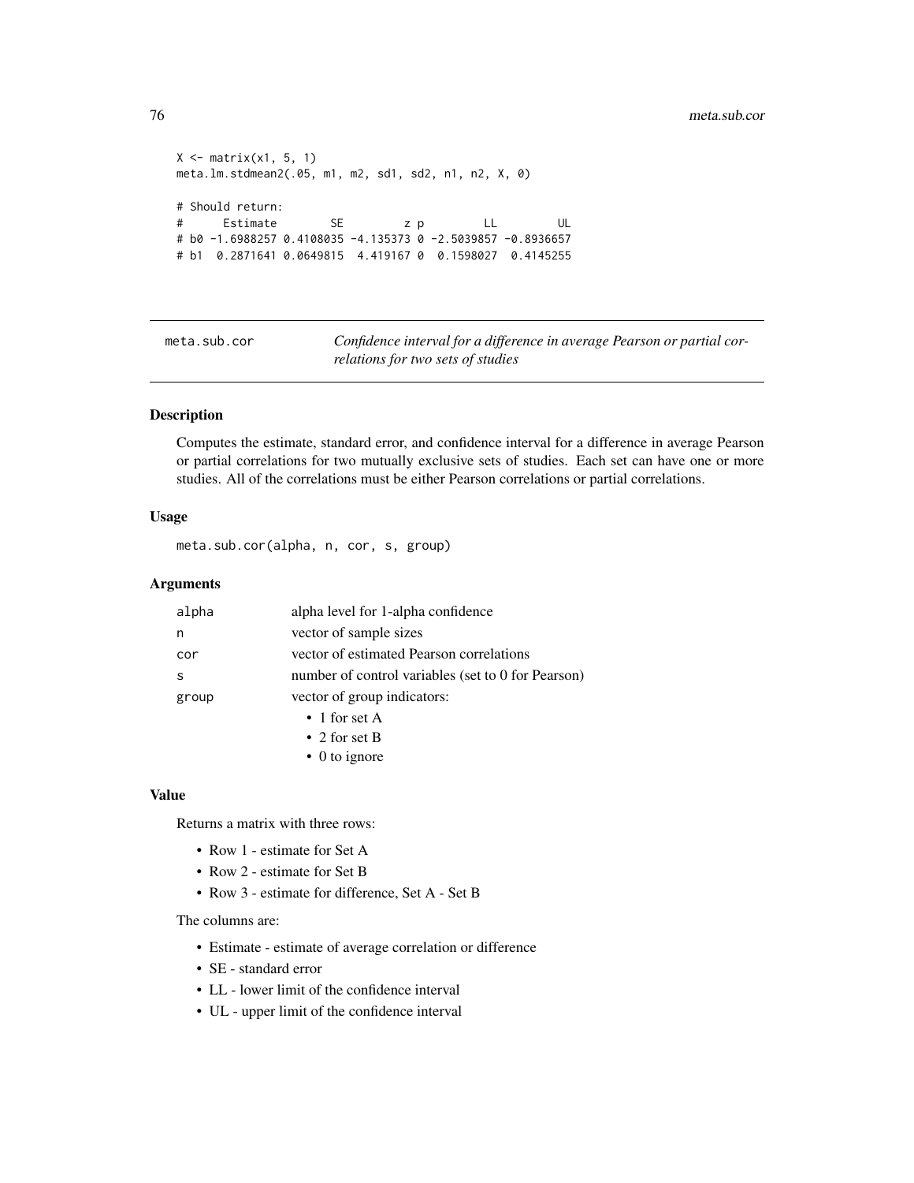```
X <- matrix(x1, 5, 1)
meta.lm.stdmean2(.05, m1, m2, sd1, sd2, n1, n2, X, 0)

# Should return:
#      Estimate        SE         z p         LL         UL
# b0 -1.6988257 0.4108035 -4.135373 0 -2.5039857 -0.8936657
# b1  0.2871641 0.0649815  4.419167 0  0.1598027  0.4145255
```

---

## meta.sub.cor

*Confidence interval for a difference in average Pearson or partial correlations for two sets of studies*

---

### Description

Computes the estimate, standard error, and confidence interval for a difference in average Pearson or partial correlations for two mutually exclusive sets of studies. Each set can have one or more studies. All of the correlations must be either Pearson correlations or partial correlations.

### Usage

```
meta.sub.cor(alpha, n, cor, s, group)
```

### Arguments

| | |
|---|---|
| `alpha` | alpha level for 1-alpha confidence |
| `n` | vector of sample sizes |
| `cor` | vector of estimated Pearson correlations |
| `s` | number of control variables (set to 0 for Pearson) |
| `group` | vector of group indicators: <br>• 1 for set A <br>• 2 for set B <br>• 0 to ignore |

### Value

Returns a matrix with three rows:

- Row 1 - estimate for Set A
- Row 2 - estimate for Set B
- Row 3 - estimate for difference, Set A - Set B

The columns are:

- Estimate - estimate of average correlation or difference
- SE - standard error
- LL - lower limit of the confidence interval
- UL - upper limit of the confidence interval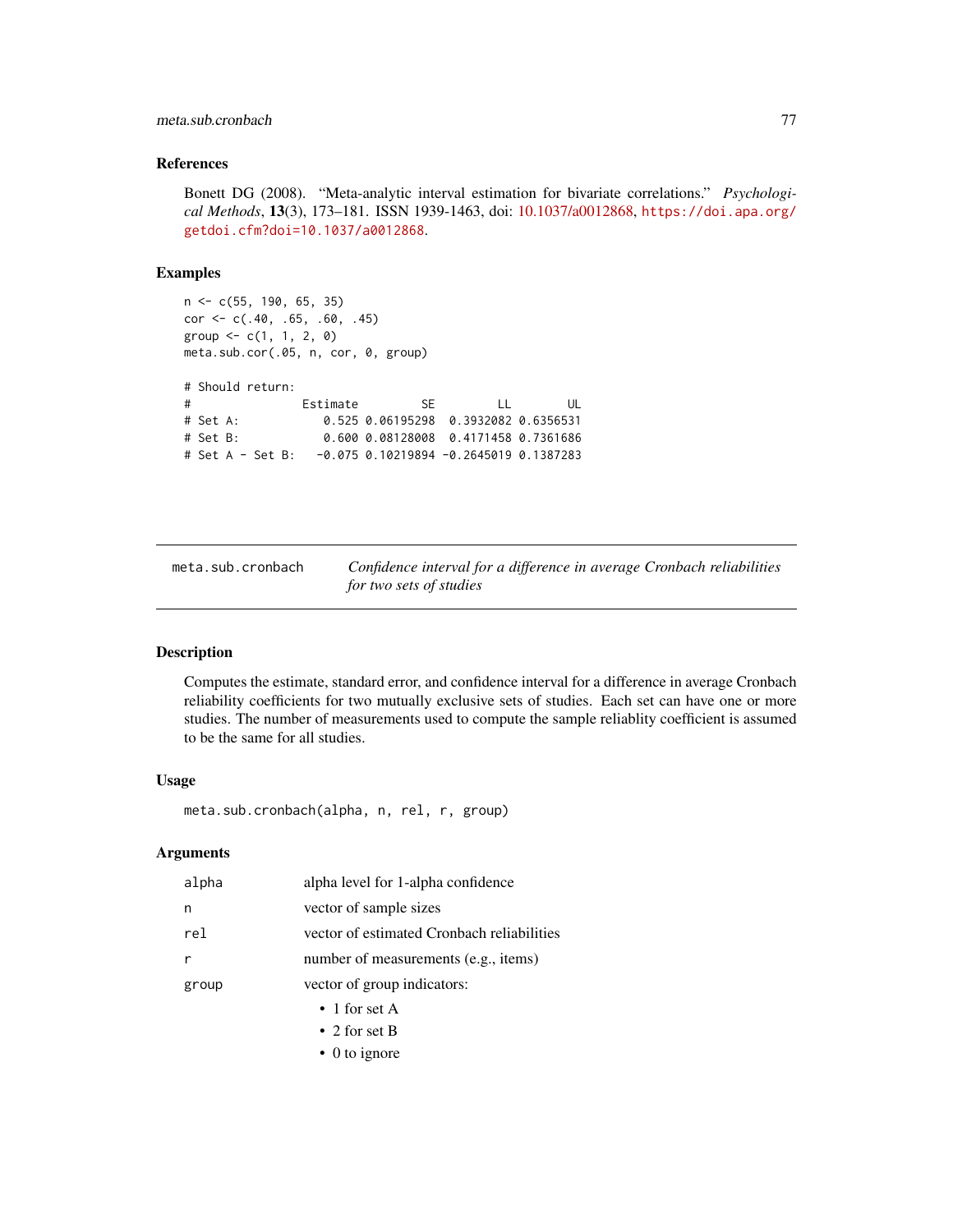## References

Bonett DG (2008). "Meta-analytic interval estimation for bivariate correlations." *Psychological Methods*, **13**(3), 173–181. ISSN 1939-1463, doi: 10.1037/a0012868, https://doi.apa.org/getdoi.cfm?doi=10.1037/a0012868.

## Examples

```
n <- c(55, 190, 65, 35)
cor <- c(.40, .65, .60, .45)
group <- c(1, 1, 2, 0)
meta.sub.cor(.05, n, cor, 0, group)

# Should return:
#                 Estimate         SE         LL        UL
# Set A:             0.525 0.06195298  0.3932082 0.6356531
# Set B:             0.600 0.08128008  0.4171458 0.7361686
# Set A - Set B:    -0.075 0.10219894 -0.2645019 0.1387283
```

---

# meta.sub.cronbach    *Confidence interval for a difference in average Cronbach reliabilities for two sets of studies*

## Description

Computes the estimate, standard error, and confidence interval for a difference in average Cronbach reliability coefficients for two mutually exclusive sets of studies. Each set can have one or more studies. The number of measurements used to compute the sample reliablity coefficient is assumed to be the same for all studies.

## Usage

```
meta.sub.cronbach(alpha, n, rel, r, group)
```

## Arguments

| | |
|---|---|
| `alpha` | alpha level for 1-alpha confidence |
| `n` | vector of sample sizes |
| `rel` | vector of estimated Cronbach reliabilities |
| `r` | number of measurements (e.g., items) |
| `group` | vector of group indicators:<br>• 1 for set A<br>• 2 for set B<br>• 0 to ignore |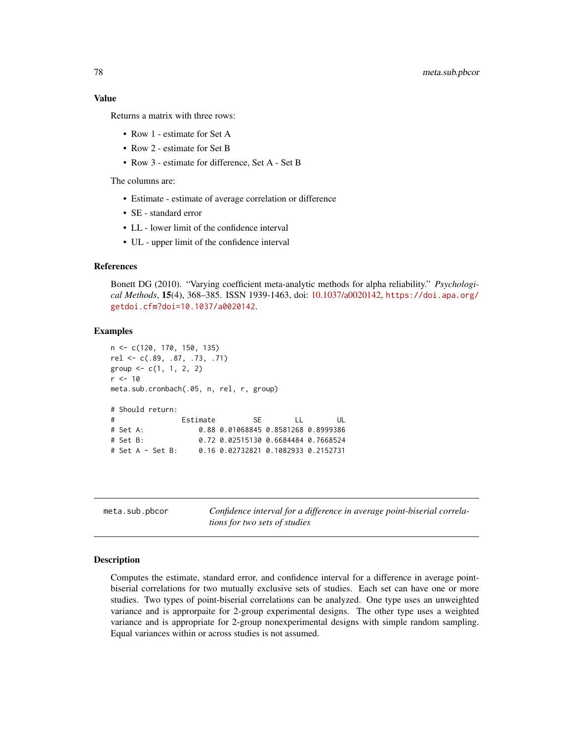### Value

Returns a matrix with three rows:

- Row 1 - estimate for Set A
- Row 2 - estimate for Set B
- Row 3 - estimate for difference, Set A - Set B

The columns are:

- Estimate - estimate of average correlation or difference
- SE - standard error
- LL - lower limit of the confidence interval
- UL - upper limit of the confidence interval

### References

Bonett DG (2010). "Varying coefficient meta-analytic methods for alpha reliability." *Psychological Methods*, **15**(4), 368–385. ISSN 1939-1463, doi: 10.1037/a0020142, https://doi.apa.org/getdoi.cfm?doi=10.1037/a0020142.

### Examples

```
n <- c(120, 170, 150, 135)
rel <- c(.89, .87, .73, .71)
group <- c(1, 1, 2, 2)
r <- 10
meta.sub.cronbach(.05, n, rel, r, group)

# Should return:
#                Estimate         SE        LL        UL
# Set A:             0.88 0.01068845 0.8581268 0.8999386
# Set B:             0.72 0.02515130 0.6684484 0.7668524
# Set A - Set B:     0.16 0.02732821 0.1082933 0.2152731
```

---

## meta.sub.pbcor — *Confidence interval for a difference in average point-biserial correlations for two sets of studies*

### Description

Computes the estimate, standard error, and confidence interval for a difference in average point-biserial correlations for two mutually exclusive sets of studies. Each set can have one or more studies. Two types of point-biserial correlations can be analyzed. One type uses an unweighted variance and is approrpaite for 2-group experimental designs. The other type uses a weighted variance and is appropriate for 2-group nonexperimental designs with simple random sampling. Equal variances within or across studies is not assumed.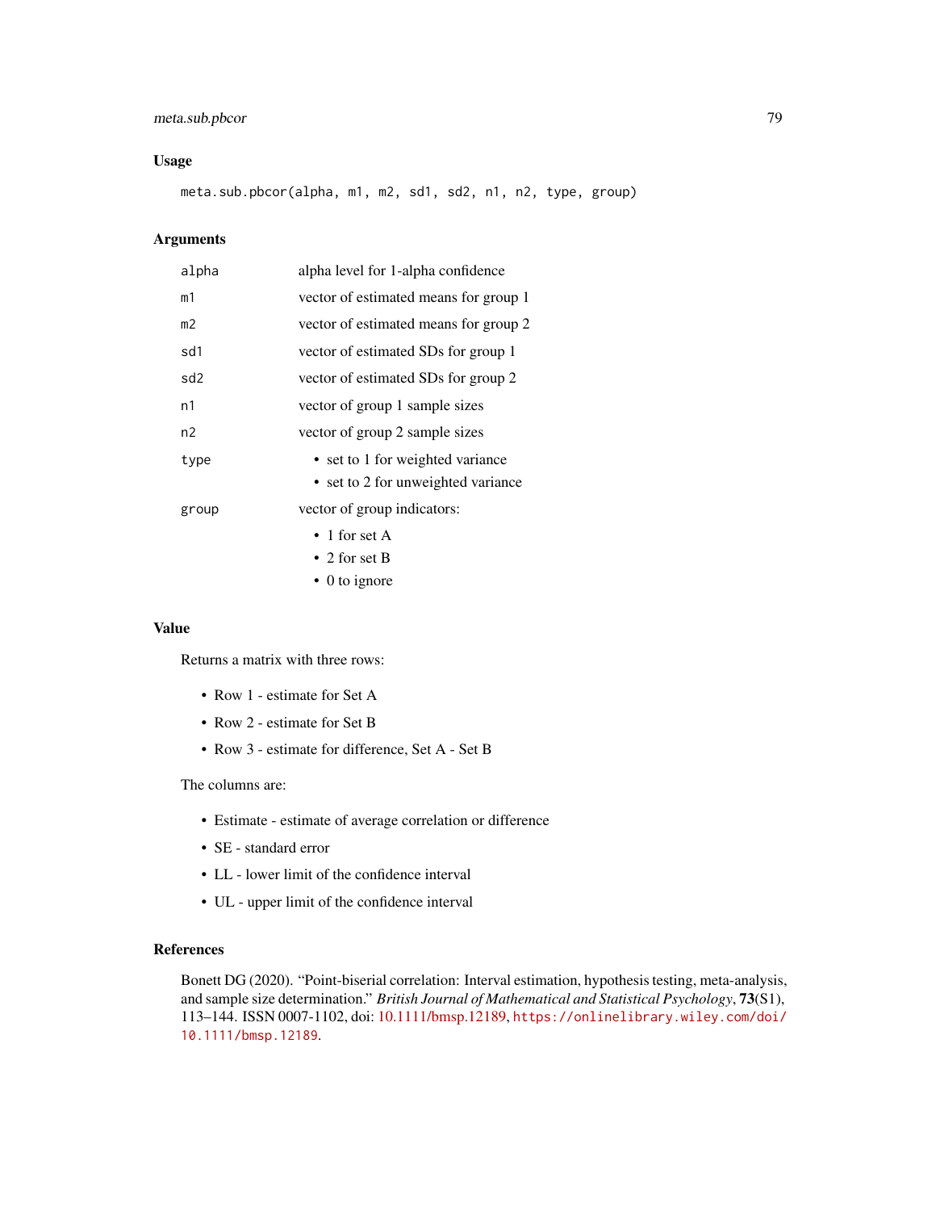### Usage

```
meta.sub.pbcor(alpha, m1, m2, sd1, sd2, n1, n2, type, group)
```

### Arguments

| | |
|---|---|
| alpha | alpha level for 1-alpha confidence |
| m1 | vector of estimated means for group 1 |
| m2 | vector of estimated means for group 2 |
| sd1 | vector of estimated SDs for group 1 |
| sd2 | vector of estimated SDs for group 2 |
| n1 | vector of group 1 sample sizes |
| n2 | vector of group 2 sample sizes |
| type | • set to 1 for weighted variance<br>• set to 2 for unweighted variance |
| group | vector of group indicators:<br>• 1 for set A<br>• 2 for set B<br>• 0 to ignore |

### Value

Returns a matrix with three rows:

- Row 1 - estimate for Set A
- Row 2 - estimate for Set B
- Row 3 - estimate for difference, Set A - Set B

The columns are:

- Estimate - estimate of average correlation or difference
- SE - standard error
- LL - lower limit of the confidence interval
- UL - upper limit of the confidence interval

### References

Bonett DG (2020). "Point-biserial correlation: Interval estimation, hypothesis testing, meta-analysis, and sample size determination." *British Journal of Mathematical and Statistical Psychology*, **73**(S1), 113–144. ISSN 0007-1102, doi: 10.1111/bmsp.12189, https://onlinelibrary.wiley.com/doi/10.1111/bmsp.12189.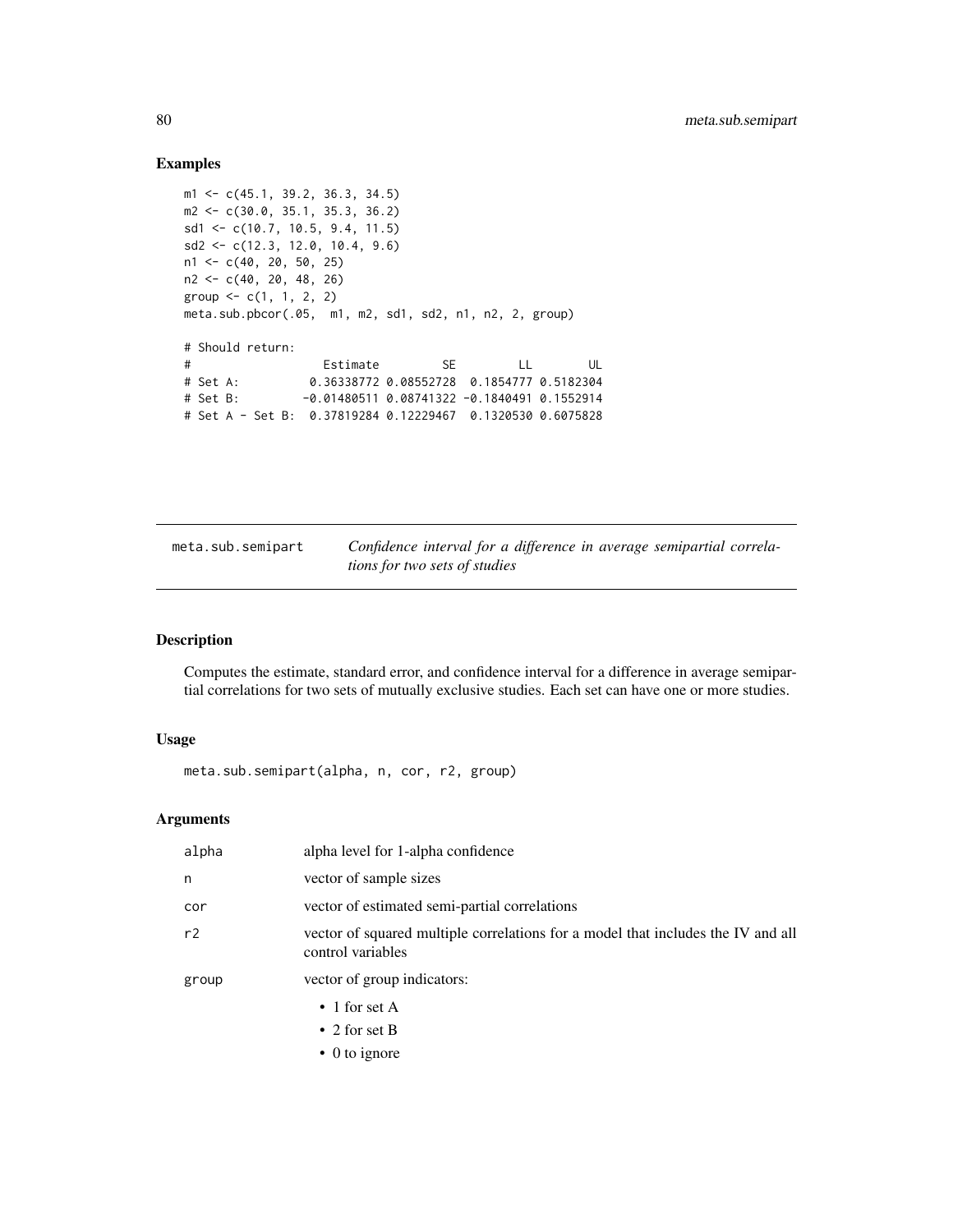## Examples

```
m1 <- c(45.1, 39.2, 36.3, 34.5)
m2 <- c(30.0, 35.1, 35.3, 36.2)
sd1 <- c(10.7, 10.5, 9.4, 11.5)
sd2 <- c(12.3, 12.0, 10.4, 9.6)
n1 <- c(40, 20, 50, 25)
n2 <- c(40, 20, 48, 26)
group <- c(1, 1, 2, 2)
meta.sub.pbcor(.05,  m1, m2, sd1, sd2, n1, n2, 2, group)

# Should return:
#                    Estimate         SE         LL        UL
# Set A:           0.36338772 0.08552728  0.1854777 0.5182304
# Set B:          -0.01480511 0.08741322 -0.1840491 0.1552914
# Set A - Set B:  0.37819284 0.12229467  0.1320530 0.6075828
```

---

## meta.sub.semipart    *Confidence interval for a difference in average semipartial correlations for two sets of studies*

### Description

Computes the estimate, standard error, and confidence interval for a difference in average semipartial correlations for two sets of mutually exclusive studies. Each set can have one or more studies.

### Usage

```
meta.sub.semipart(alpha, n, cor, r2, group)
```

### Arguments

| | |
|---|---|
| alpha | alpha level for 1-alpha confidence |
| n | vector of sample sizes |
| cor | vector of estimated semi-partial correlations |
| r2 | vector of squared multiple correlations for a model that includes the IV and all control variables |
| group | vector of group indicators:<br>• 1 for set A<br>• 2 for set B<br>• 0 to ignore |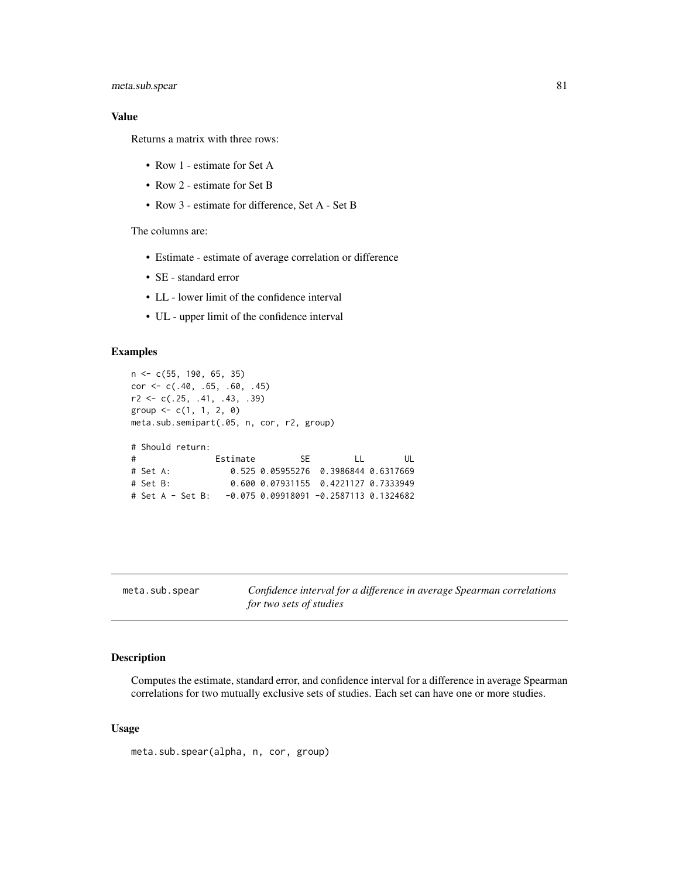### Value

Returns a matrix with three rows:

- Row 1 - estimate for Set A
- Row 2 - estimate for Set B
- Row 3 - estimate for difference, Set A - Set B

The columns are:

- Estimate - estimate of average correlation or difference
- SE - standard error
- LL - lower limit of the confidence interval
- UL - upper limit of the confidence interval

### Examples

```
n <- c(55, 190, 65, 35)
cor <- c(.40, .65, .60, .45)
r2 <- c(.25, .41, .43, .39)
group <- c(1, 1, 2, 0)
meta.sub.semipart(.05, n, cor, r2, group)

# Should return:
#                Estimate         SE         LL        UL
# Set A:            0.525 0.05955276  0.3986844 0.6317669
# Set B:            0.600 0.07931155  0.4221127 0.7333949
# Set A - Set B:   -0.075 0.09918091 -0.2587113 0.1324682
```

---

## meta.sub.spear

*Confidence interval for a difference in average Spearman correlations for two sets of studies*

---

### Description

Computes the estimate, standard error, and confidence interval for a difference in average Spearman correlations for two mutually exclusive sets of studies. Each set can have one or more studies.

### Usage

```
meta.sub.spear(alpha, n, cor, group)
```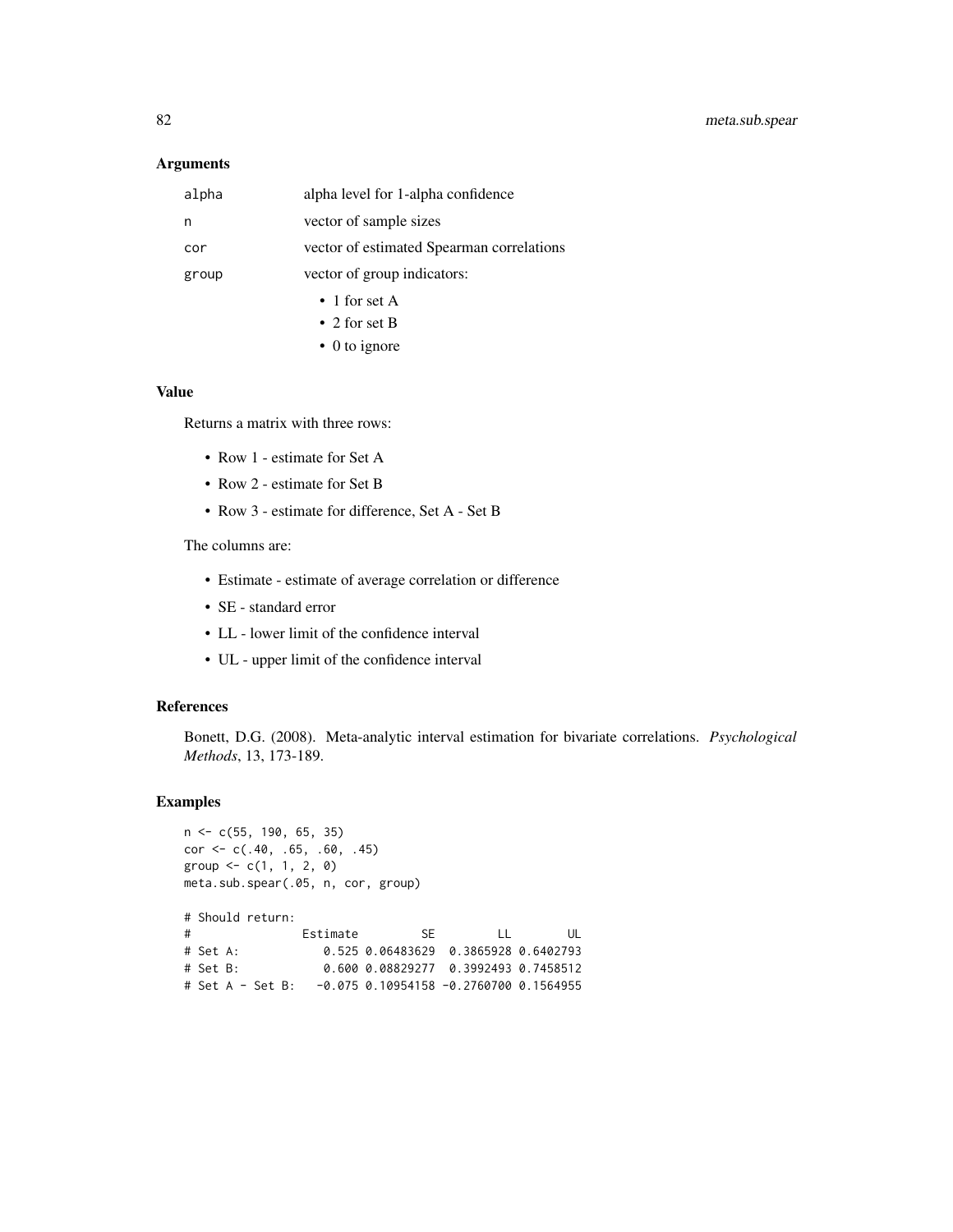## Arguments

| | |
|---|---|
| alpha | alpha level for 1-alpha confidence |
| n | vector of sample sizes |
| cor | vector of estimated Spearman correlations |
| group | vector of group indicators: |

- 1 for set A
- 2 for set B
- 0 to ignore

## Value

Returns a matrix with three rows:

- Row 1 - estimate for Set A
- Row 2 - estimate for Set B
- Row 3 - estimate for difference, Set A - Set B

The columns are:

- Estimate - estimate of average correlation or difference
- SE - standard error
- LL - lower limit of the confidence interval
- UL - upper limit of the confidence interval

## References

Bonett, D.G. (2008). Meta-analytic interval estimation for bivariate correlations. *Psychological Methods*, 13, 173-189.

## Examples

```
n <- c(55, 190, 65, 35)
cor <- c(.40, .65, .60, .45)
group <- c(1, 1, 2, 0)
meta.sub.spear(.05, n, cor, group)

# Should return:
#                 Estimate         SE         LL        UL
# Set A:             0.525 0.06483629  0.3865928 0.6402793
# Set B:             0.600 0.08829277  0.3992493 0.7458512
# Set A - Set B:    -0.075 0.10954158 -0.2760700 0.1564955
```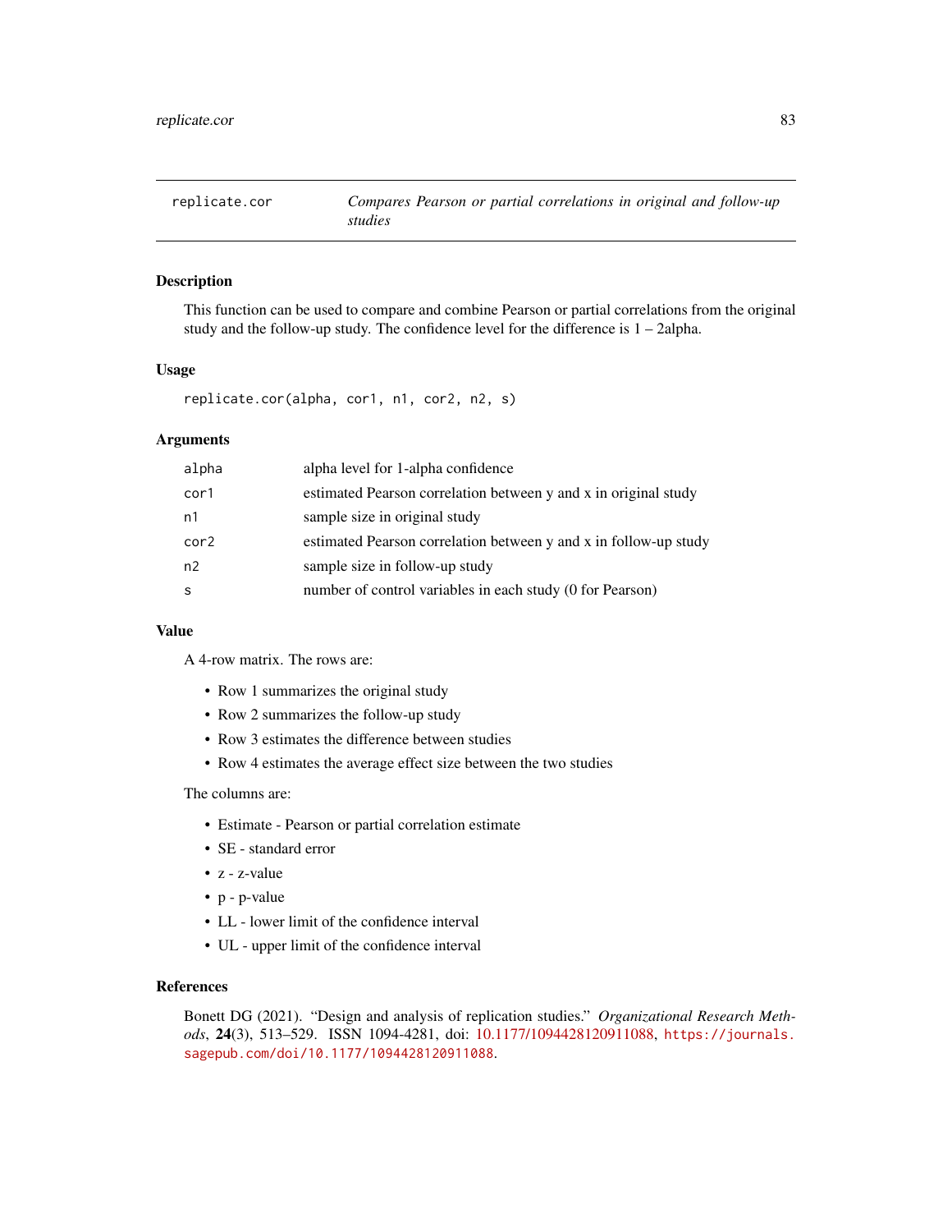## replicate.cor — *Compares Pearson or partial correlations in original and follow-up studies*

### Description

This function can be used to compare and combine Pearson or partial correlations from the original study and the follow-up study. The confidence level for the difference is 1 – 2alpha.

### Usage

```
replicate.cor(alpha, cor1, n1, cor2, n2, s)
```

### Arguments

| | |
|---|---|
| `alpha` | alpha level for 1-alpha confidence |
| `cor1` | estimated Pearson correlation between y and x in original study |
| `n1` | sample size in original study |
| `cor2` | estimated Pearson correlation between y and x in follow-up study |
| `n2` | sample size in follow-up study |
| `s` | number of control variables in each study (0 for Pearson) |

### Value

A 4-row matrix. The rows are:

- Row 1 summarizes the original study
- Row 2 summarizes the follow-up study
- Row 3 estimates the difference between studies
- Row 4 estimates the average effect size between the two studies

The columns are:

- Estimate - Pearson or partial correlation estimate
- SE - standard error
- z - z-value
- p - p-value
- LL - lower limit of the confidence interval
- UL - upper limit of the confidence interval

### References

Bonett DG (2021). "Design and analysis of replication studies." *Organizational Research Methods*, **24**(3), 513–529. ISSN 1094-4281, doi: 10.1177/1094428120911088, https://journals.sagepub.com/doi/10.1177/1094428120911088.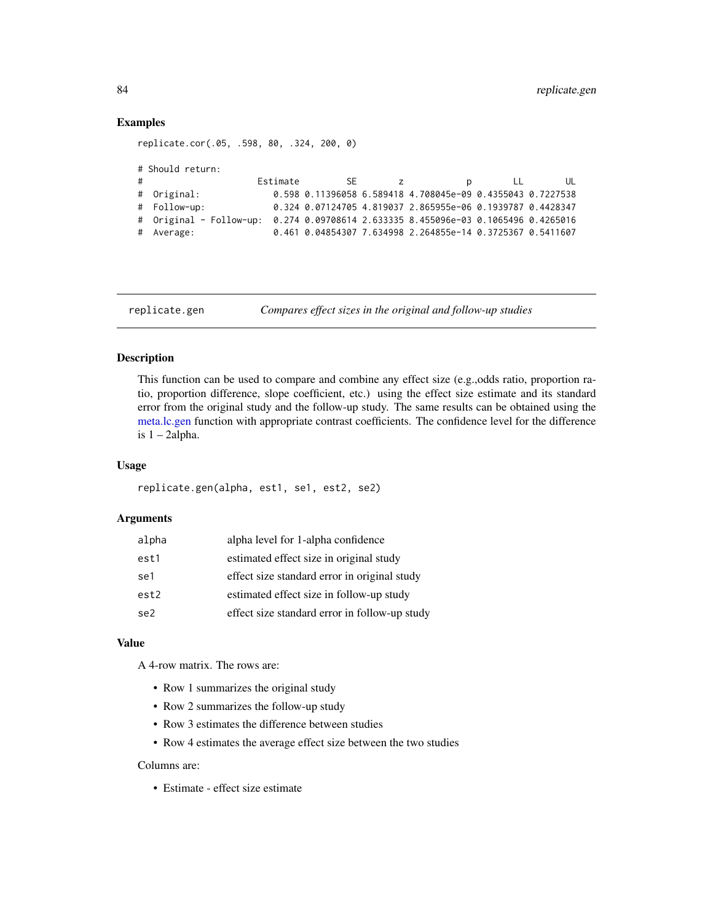## Examples

```
replicate.cor(.05, .598, 80, .324, 200, 0)

# Should return:
#                      Estimate         SE        z            p        LL        UL
#  Original:              0.598 0.11396058 6.589418 4.708045e-09 0.4355043 0.7227538
#  Follow-up:             0.324 0.07124705 4.819037 2.865955e-06 0.1939787 0.4428347
#  Original - Follow-up:  0.274 0.09708614 2.633335 8.455096e-03 0.1065496 0.4265016
#  Average:               0.461 0.04854307 7.634998 2.264855e-14 0.3725367 0.5411607
```

---

replicate.gen &nbsp;&nbsp;&nbsp; *Compares effect sizes in the original and follow-up studies*

---

## Description

This function can be used to compare and combine any effect size (e.g.,odds ratio, proportion ratio, proportion difference, slope coefficient, etc.) using the effect size estimate and its standard error from the original study and the follow-up study. The same results can be obtained using the meta.lc.gen function with appropriate contrast coefficients. The confidence level for the difference is 1 – 2alpha.

## Usage

```
replicate.gen(alpha, est1, se1, est2, se2)
```

## Arguments

| | |
|---|---|
| alpha | alpha level for 1-alpha confidence |
| est1 | estimated effect size in original study |
| se1 | effect size standard error in original study |
| est2 | estimated effect size in follow-up study |
| se2 | effect size standard error in follow-up study |

## Value

A 4-row matrix. The rows are:

- Row 1 summarizes the original study
- Row 2 summarizes the follow-up study
- Row 3 estimates the difference between studies
- Row 4 estimates the average effect size between the two studies

Columns are:

- Estimate - effect size estimate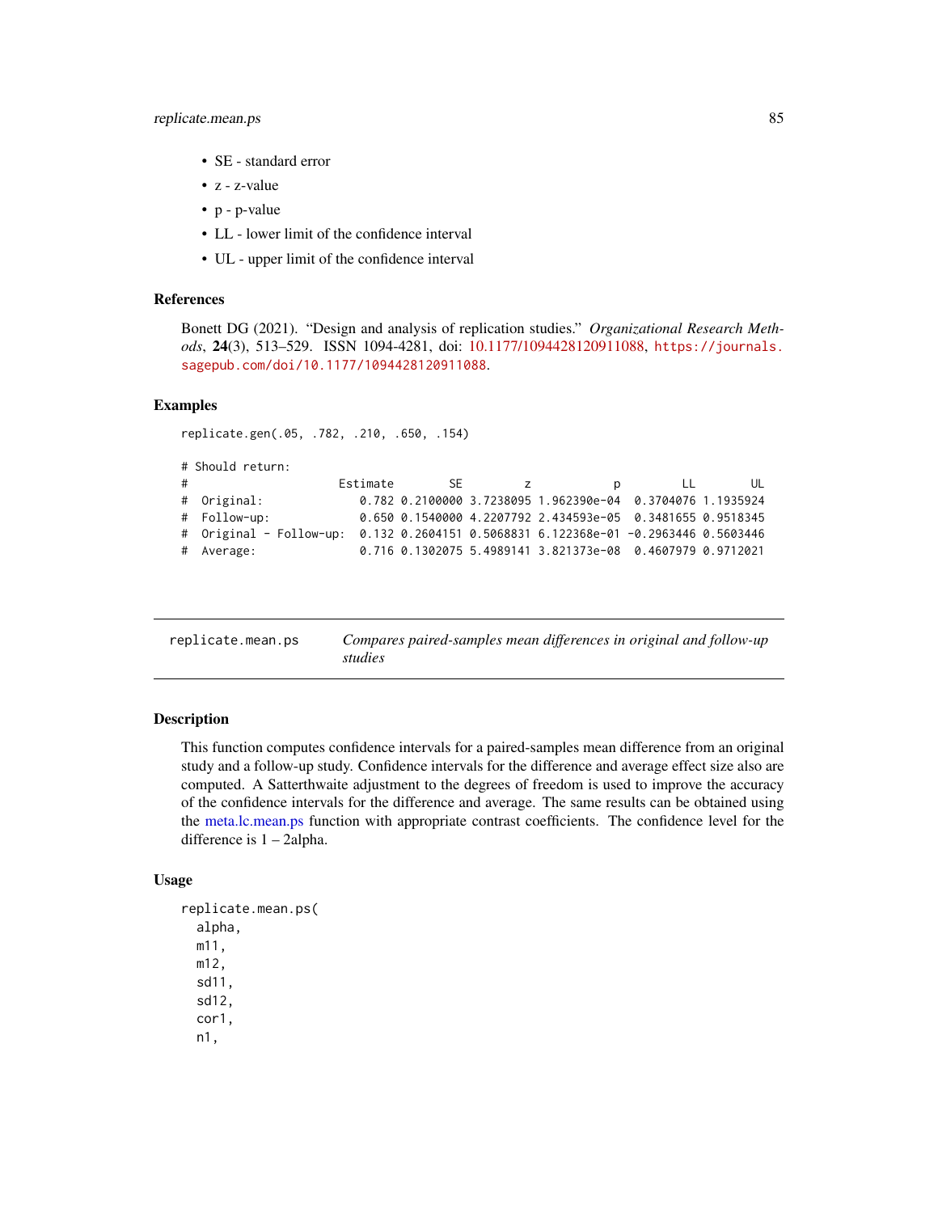- SE - standard error
- z - z-value
- p - p-value
- LL - lower limit of the confidence interval
- UL - upper limit of the confidence interval

### References

Bonett DG (2021). "Design and analysis of replication studies." *Organizational Research Methods*, **24**(3), 513–529. ISSN 1094-4281, doi: 10.1177/1094428120911088, https://journals.sagepub.com/doi/10.1177/1094428120911088.

### Examples

```
replicate.gen(.05, .782, .210, .650, .154)

# Should return:
#                       Estimate        SE         z            p         LL        UL
#  Original:               0.782 0.2100000 3.7238095 1.962390e-04  0.3704076 1.1935924
#  Follow-up:              0.650 0.1540000 4.2207792 2.434593e-05  0.3481655 0.9518345
#  Original - Follow-up:  0.132 0.2604151 0.5068831 6.122368e-01 -0.2963446 0.5603446
#  Average:                0.716 0.1302075 5.4989141 3.821373e-08  0.4607979 0.9712021
```

---

## replicate.mean.ps — *Compares paired-samples mean differences in original and follow-up studies*

### Description

This function computes confidence intervals for a paired-samples mean difference from an original study and a follow-up study. Confidence intervals for the difference and average effect size also are computed. A Satterthwaite adjustment to the degrees of freedom is used to improve the accuracy of the confidence intervals for the difference and average. The same results can be obtained using the meta.lc.mean.ps function with appropriate contrast coefficients. The confidence level for the difference is 1 – 2alpha.

### Usage

```
replicate.mean.ps(
  alpha,
  m11,
  m12,
  sd11,
  sd12,
  cor1,
  n1,
```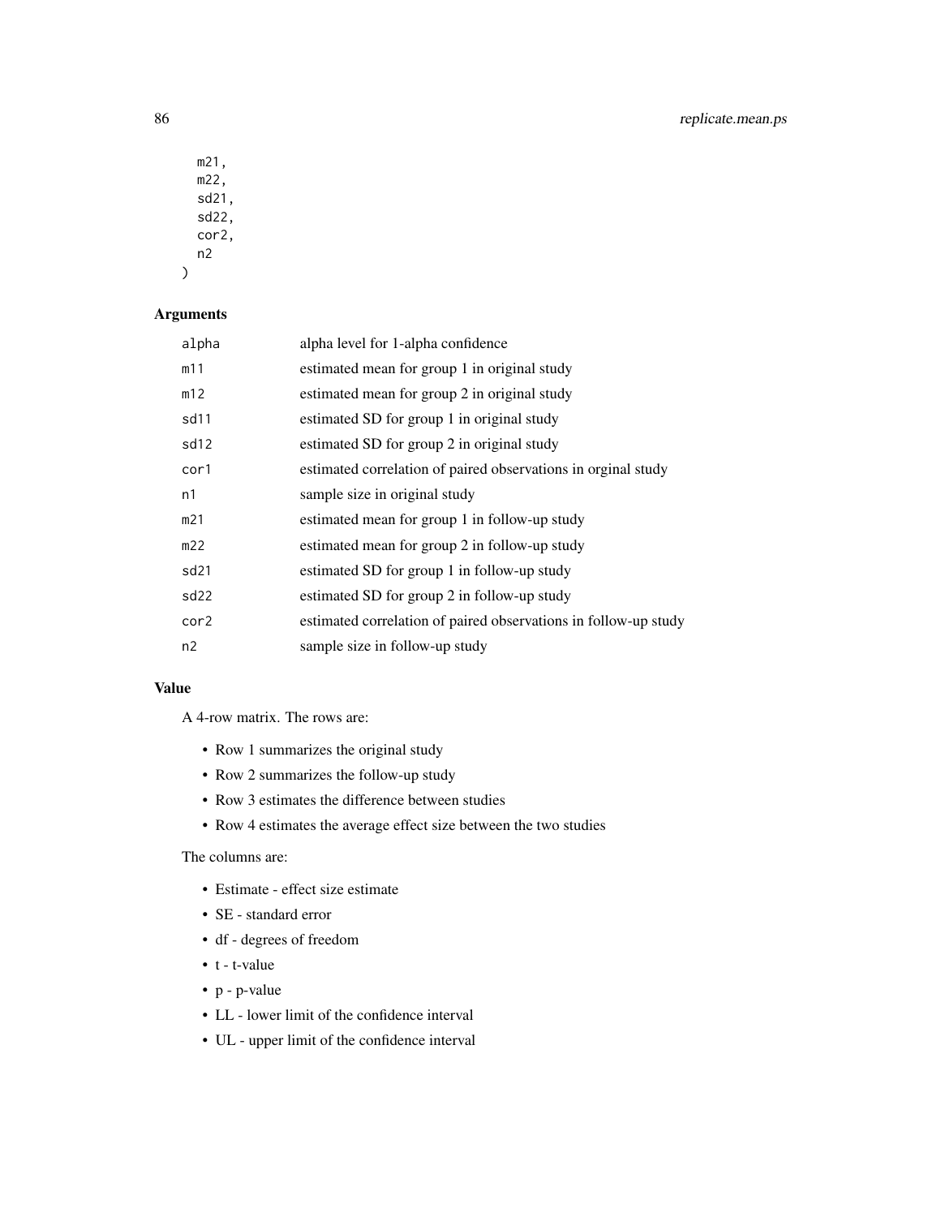```
  m21,
  m22,
  sd21,
  sd22,
  cor2,
  n2
)
```

### Arguments

| | |
|---|---|
| alpha | alpha level for 1-alpha confidence |
| m11 | estimated mean for group 1 in original study |
| m12 | estimated mean for group 2 in original study |
| sd11 | estimated SD for group 1 in original study |
| sd12 | estimated SD for group 2 in original study |
| cor1 | estimated correlation of paired observations in orginal study |
| n1 | sample size in original study |
| m21 | estimated mean for group 1 in follow-up study |
| m22 | estimated mean for group 2 in follow-up study |
| sd21 | estimated SD for group 1 in follow-up study |
| sd22 | estimated SD for group 2 in follow-up study |
| cor2 | estimated correlation of paired observations in follow-up study |
| n2 | sample size in follow-up study |

### Value

A 4-row matrix. The rows are:

- Row 1 summarizes the original study
- Row 2 summarizes the follow-up study
- Row 3 estimates the difference between studies
- Row 4 estimates the average effect size between the two studies

The columns are:

- Estimate - effect size estimate
- SE - standard error
- df - degrees of freedom
- t - t-value
- p - p-value
- LL - lower limit of the confidence interval
- UL - upper limit of the confidence interval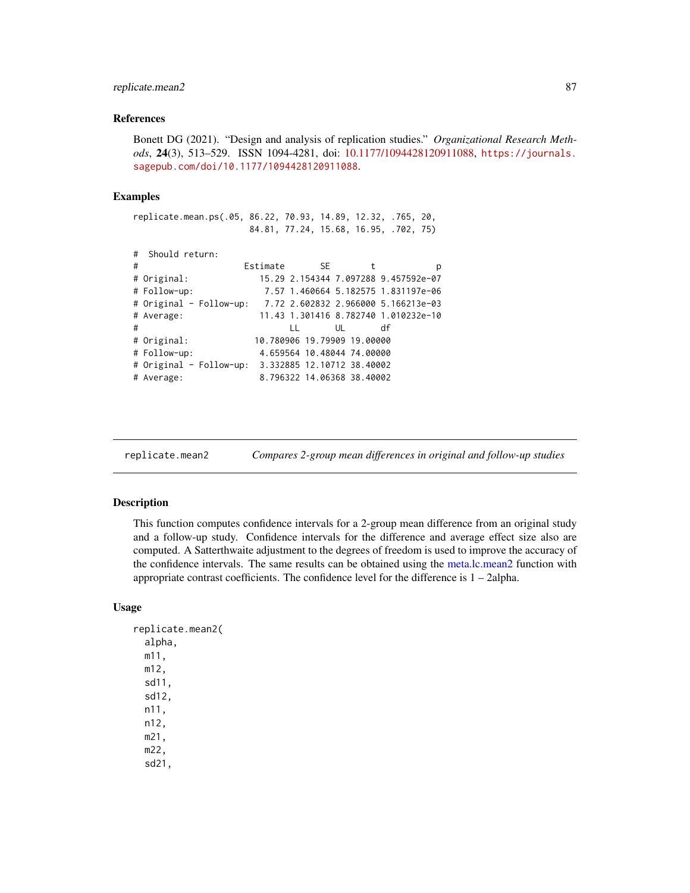## References

Bonett DG (2021). "Design and analysis of replication studies." *Organizational Research Methods*, **24**(3), 513–529. ISSN 1094-4281, doi: 10.1177/1094428120911088, https://journals.sagepub.com/doi/10.1177/1094428120911088.

## Examples

```
replicate.mean.ps(.05, 86.22, 70.93, 14.89, 12.32, .765, 20,
                      84.81, 77.24, 15.68, 16.95, .702, 75)

#  Should return:
#                      Estimate       SE        t            p
# Original:               15.29 2.154344 7.097288 9.457592e-07
# Follow-up:               7.57 1.460664 5.182575 1.831197e-06
# Original - Follow-up:    7.72 2.602832 2.966000 5.166213e-03
# Average:                11.43 1.301416 8.782740 1.010232e-10
#                             LL       UL       df
# Original:             10.780906 19.79909 19.00000
# Follow-up:             4.659564 10.48044 74.00000
# Original - Follow-up:  3.332885 12.10712 38.40002
# Average:               8.796322 14.06368 38.40002
```

---

# replicate.mean2 — *Compares 2-group mean differences in original and follow-up studies*

## Description

This function computes confidence intervals for a 2-group mean difference from an original study and a follow-up study. Confidence intervals for the difference and average effect size also are computed. A Satterthwaite adjustment to the degrees of freedom is used to improve the accuracy of the confidence intervals. The same results can be obtained using the meta.lc.mean2 function with appropriate contrast coefficients. The confidence level for the difference is 1 – 2alpha.

## Usage

```
replicate.mean2(
  alpha,
  m11,
  m12,
  sd11,
  sd12,
  n11,
  n12,
  m21,
  m22,
  sd21,
```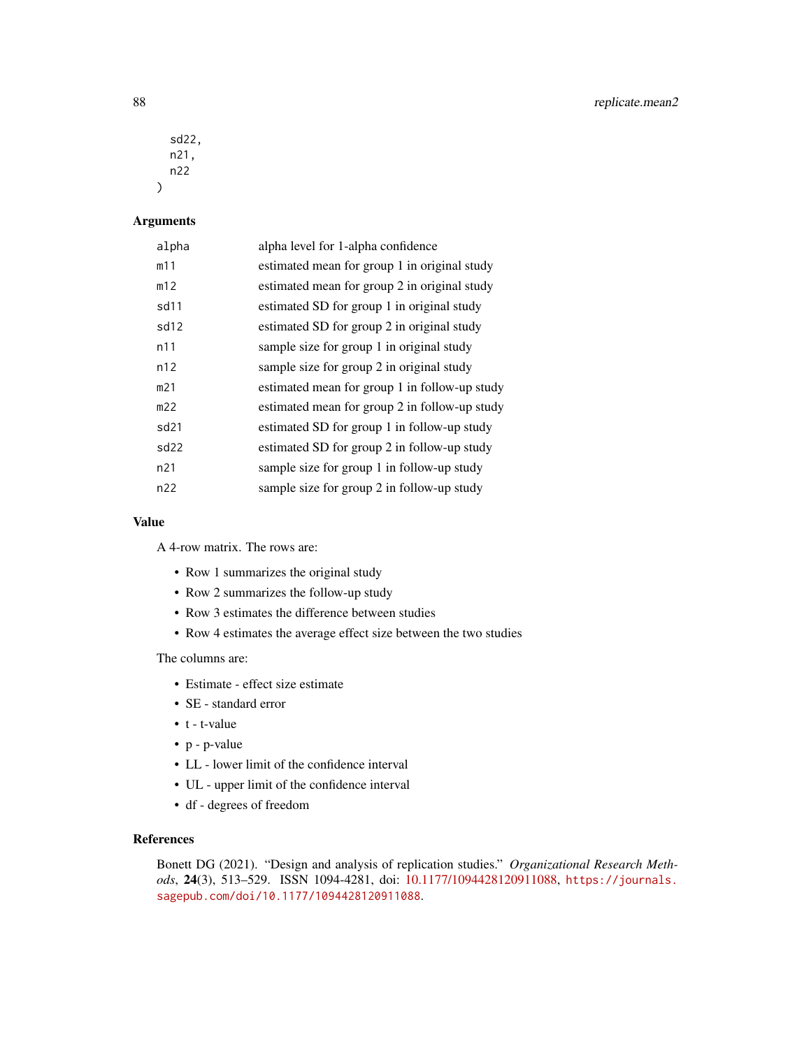```
  sd22,
  n21,
  n22
)
```

## Arguments

| | |
|---|---|
| alpha | alpha level for 1-alpha confidence |
| m11 | estimated mean for group 1 in original study |
| m12 | estimated mean for group 2 in original study |
| sd11 | estimated SD for group 1 in original study |
| sd12 | estimated SD for group 2 in original study |
| n11 | sample size for group 1 in original study |
| n12 | sample size for group 2 in original study |
| m21 | estimated mean for group 1 in follow-up study |
| m22 | estimated mean for group 2 in follow-up study |
| sd21 | estimated SD for group 1 in follow-up study |
| sd22 | estimated SD for group 2 in follow-up study |
| n21 | sample size for group 1 in follow-up study |
| n22 | sample size for group 2 in follow-up study |

## Value

A 4-row matrix. The rows are:

- Row 1 summarizes the original study
- Row 2 summarizes the follow-up study
- Row 3 estimates the difference between studies
- Row 4 estimates the average effect size between the two studies

The columns are:

- Estimate - effect size estimate
- SE - standard error
- t - t-value
- p - p-value
- LL - lower limit of the confidence interval
- UL - upper limit of the confidence interval
- df - degrees of freedom

## References

Bonett DG (2021). "Design and analysis of replication studies." *Organizational Research Methods*, **24**(3), 513–529. ISSN 1094-4281, doi: 10.1177/1094428120911088, https://journals.sagepub.com/doi/10.1177/1094428120911088.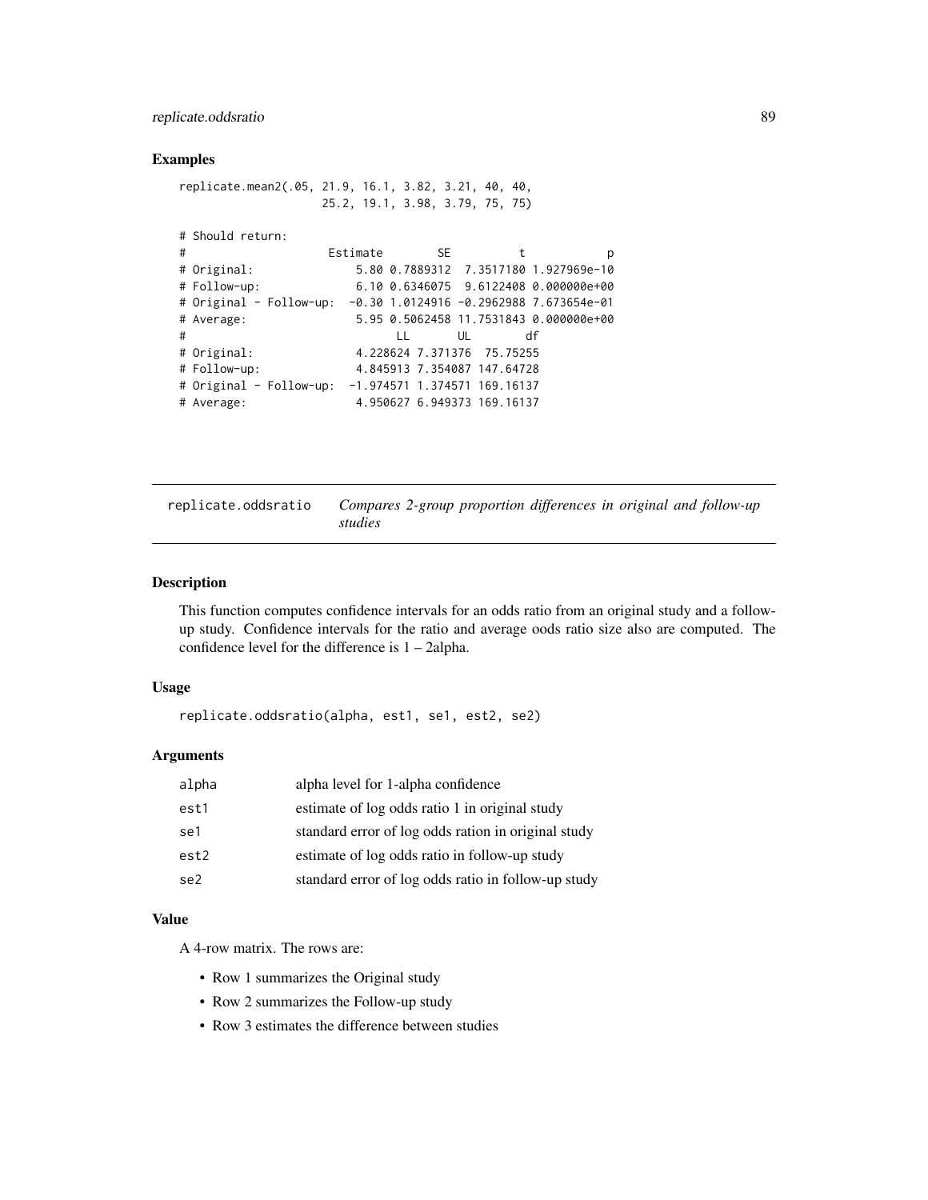## Examples

```
replicate.mean2(.05, 21.9, 16.1, 3.82, 3.21, 40, 40,
                25.2, 19.1, 3.98, 3.79, 75, 75)

# Should return:
#                      Estimate        SE          t            p
# Original:                5.80 0.7889312  7.3517180 1.927969e-10
# Follow-up:               6.10 0.6346075  9.6122408 0.000000e+00
# Original - Follow-up:   -0.30 1.0124916 -0.2962988 7.673654e-01
# Average:                 5.95 0.5062458 11.7531843 0.000000e+00
#                              LL       UL        df
# Original:                4.228624 7.371376  75.75255
# Follow-up:               4.845913 7.354087 147.64728
# Original - Follow-up:   -1.974571 1.374571 169.16137
# Average:                 4.950627 6.949373 169.16137
```

---

## replicate.oddsratio — *Compares 2-group proportion differences in original and follow-up studies*

### Description

This function computes confidence intervals for an odds ratio from an original study and a follow-up study. Confidence intervals for the ratio and average oods ratio size also are computed. The confidence level for the difference is 1 – 2alpha.

### Usage

```
replicate.oddsratio(alpha, est1, se1, est2, se2)
```

### Arguments

| | |
|---|---|
| `alpha` | alpha level for 1-alpha confidence |
| `est1` | estimate of log odds ratio 1 in original study |
| `se1` | standard error of log odds ration in original study |
| `est2` | estimate of log odds ratio in follow-up study |
| `se2` | standard error of log odds ratio in follow-up study |

### Value

A 4-row matrix. The rows are:

- Row 1 summarizes the Original study
- Row 2 summarizes the Follow-up study
- Row 3 estimates the difference between studies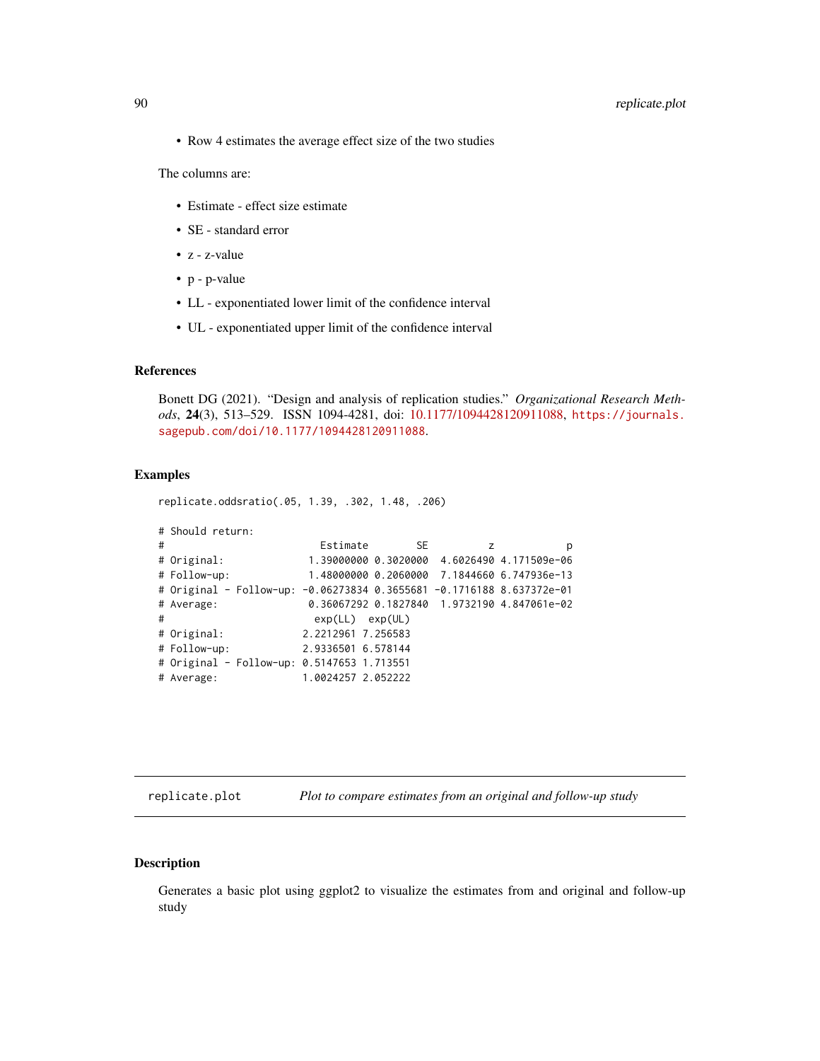- Row 4 estimates the average effect size of the two studies

The columns are:

- Estimate - effect size estimate
- SE - standard error
- z - z-value
- p - p-value
- LL - exponentiated lower limit of the confidence interval
- UL - exponentiated upper limit of the confidence interval

### References

Bonett DG (2021). "Design and analysis of replication studies." *Organizational Research Methods*, **24**(3), 513–529. ISSN 1094-4281, doi: 10.1177/1094428120911088, https://journals.sagepub.com/doi/10.1177/1094428120911088.

### Examples

```
replicate.oddsratio(.05, 1.39, .302, 1.48, .206)

# Should return:
#                          Estimate        SE          z            p
# Original:              1.39000000 0.3020000  4.6026490 4.171509e-06
# Follow-up:             1.48000000 0.2060000  7.1844660 6.747936e-13
# Original - Follow-up: -0.06273834 0.3655681 -0.1716188 8.637372e-01
# Average:               0.36067292 0.1827840  1.9732190 4.847061e-02
#                         exp(LL)  exp(UL)
# Original:             2.2212961 7.256583
# Follow-up:            2.9336501 6.578144
# Original - Follow-up: 0.5147653 1.713551
# Average:              1.0024257 2.052222
```

---

## replicate.plot — *Plot to compare estimates from an original and follow-up study*

### Description

Generates a basic plot using ggplot2 to visualize the estimates from and original and follow-up study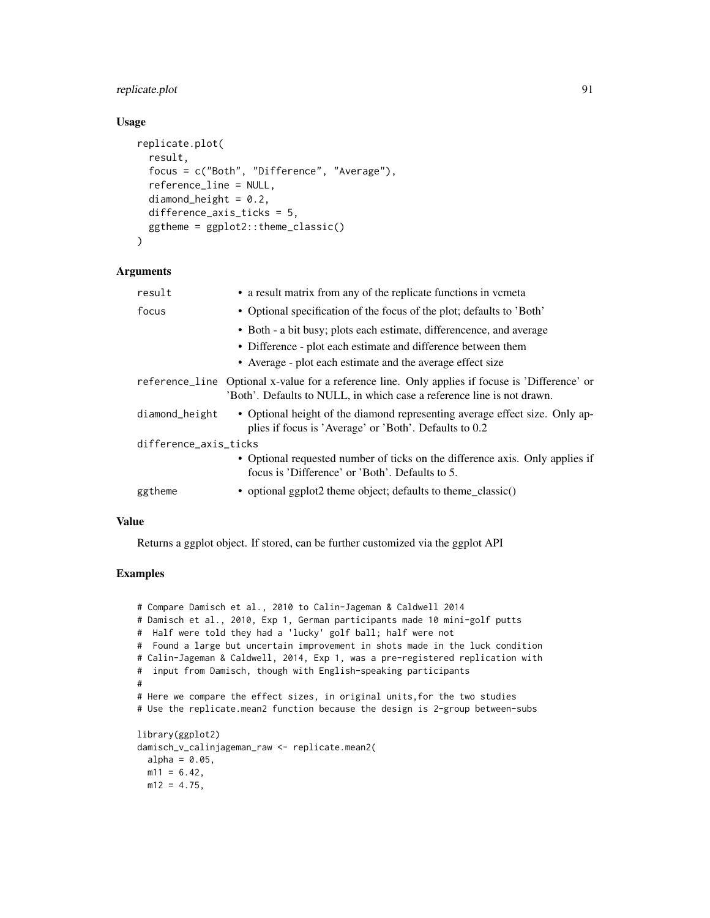### Usage

```
replicate.plot(
  result,
  focus = c("Both", "Difference", "Average"),
  reference_line = NULL,
  diamond_height = 0.2,
  difference_axis_ticks = 5,
  ggtheme = ggplot2::theme_classic()
)
```

### Arguments

| | |
|---|---|
| result | • a result matrix from any of the replicate functions in vcmeta |
| focus | • Optional specification of the focus of the plot; defaults to 'Both'<br>• Both - a bit busy; plots each estimate, differencence, and average<br>• Difference - plot each estimate and difference between them<br>• Average - plot each estimate and the average effect size |
| reference_line | Optional x-value for a reference line. Only applies if focuse is 'Difference' or 'Both'. Defaults to NULL, in which case a reference line is not drawn. |
| diamond_height | • Optional height of the diamond representing average effect size. Only applies if focus is 'Average' or 'Both'. Defaults to 0.2 |
| difference_axis_ticks | • Optional requested number of ticks on the difference axis. Only applies if focus is 'Difference' or 'Both'. Defaults to 5. |
| ggtheme | • optional ggplot2 theme object; defaults to theme_classic() |

### Value

Returns a ggplot object. If stored, can be further customized via the ggplot API

### Examples

```
# Compare Damisch et al., 2010 to Calin-Jageman & Caldwell 2014
# Damisch et al., 2010, Exp 1, German participants made 10 mini-golf putts
#  Half were told they had a 'lucky' golf ball; half were not
#  Found a large but uncertain improvement in shots made in the luck condition
# Calin-Jageman & Caldwell, 2014, Exp 1, was a pre-registered replication with
#  input from Damisch, though with English-speaking participants
#
# Here we compare the effect sizes, in original units,for the two studies
# Use the replicate.mean2 function because the design is 2-group between-subs

library(ggplot2)
damisch_v_calinjageman_raw <- replicate.mean2(
  alpha = 0.05,
  m11 = 6.42,
  m12 = 4.75,
```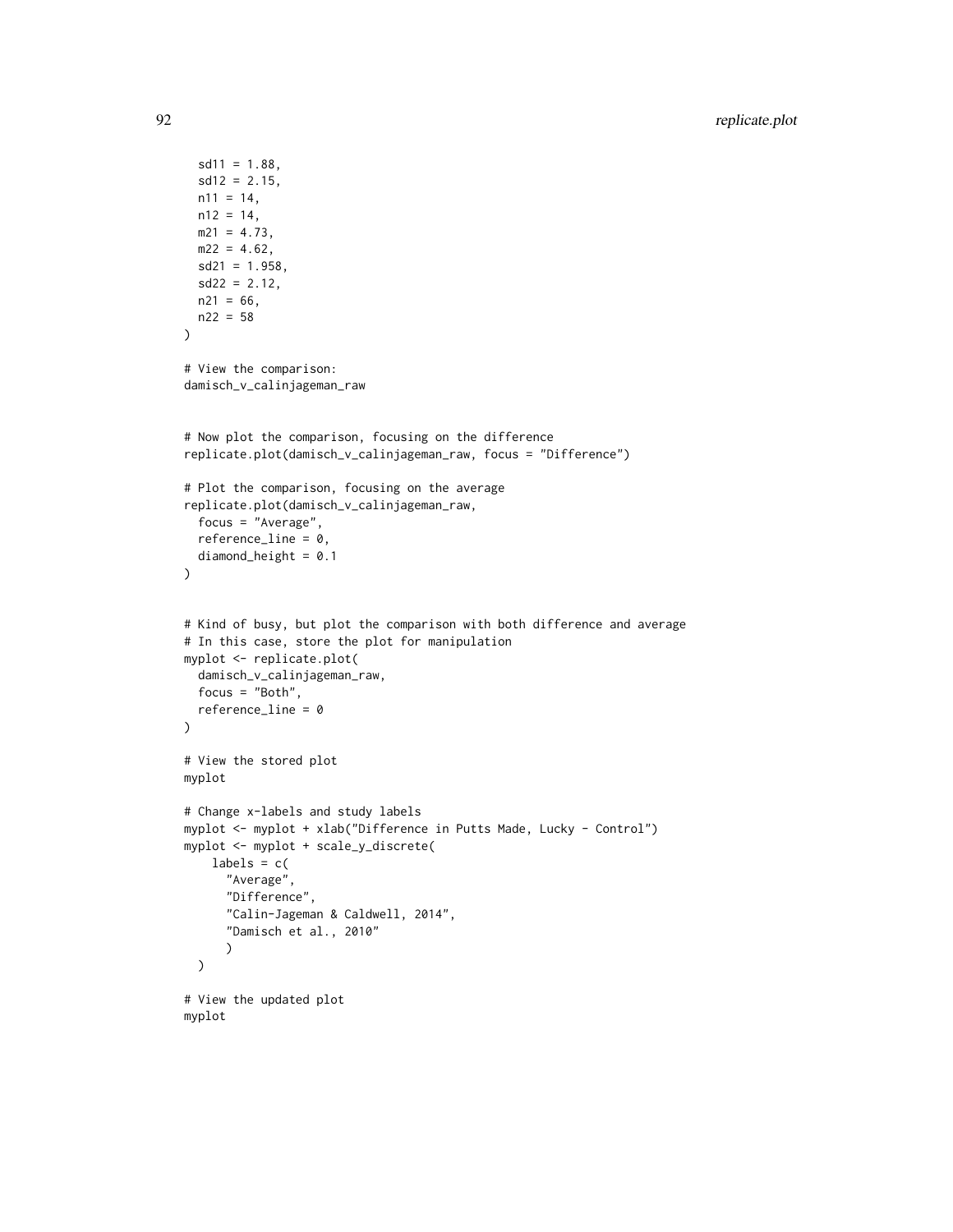```
  sd11 = 1.88,
  sd12 = 2.15,
  n11 = 14,
  n12 = 14,
  m21 = 4.73,
  m22 = 4.62,
  sd21 = 1.958,
  sd22 = 2.12,
  n21 = 66,
  n22 = 58
)

# View the comparison:
damisch_v_calinjageman_raw


# Now plot the comparison, focusing on the difference
replicate.plot(damisch_v_calinjageman_raw, focus = "Difference")

# Plot the comparison, focusing on the average
replicate.plot(damisch_v_calinjageman_raw,
  focus = "Average",
  reference_line = 0,
  diamond_height = 0.1
)


# Kind of busy, but plot the comparison with both difference and average
# In this case, store the plot for manipulation
myplot <- replicate.plot(
  damisch_v_calinjageman_raw,
  focus = "Both",
  reference_line = 0
)

# View the stored plot
myplot

# Change x-labels and study labels
myplot <- myplot + xlab("Difference in Putts Made, Lucky - Control")
myplot <- myplot + scale_y_discrete(
    labels = c(
      "Average",
      "Difference",
      "Calin-Jageman & Caldwell, 2014",
      "Damisch et al., 2010"
      )
  )

# View the updated plot
myplot
```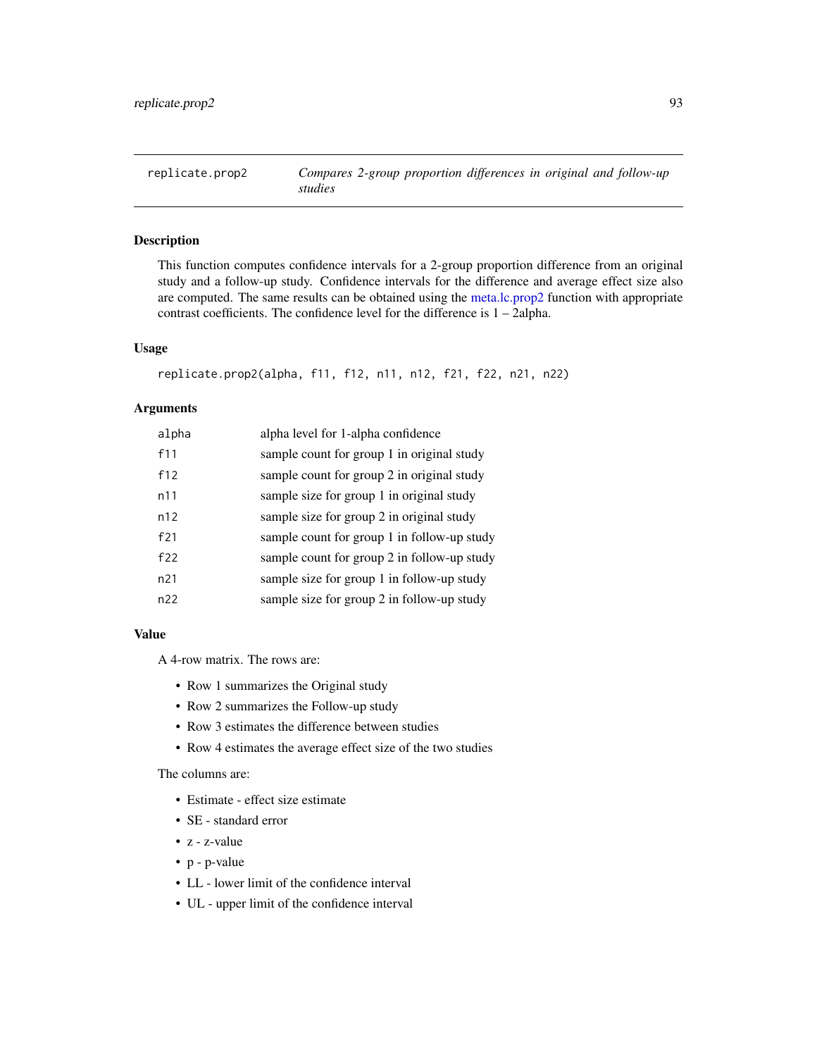## replicate.prop2 — *Compares 2-group proportion differences in original and follow-up studies*

### Description

This function computes confidence intervals for a 2-group proportion difference from an original study and a follow-up study. Confidence intervals for the difference and average effect size also are computed. The same results can be obtained using the meta.lc.prop2 function with appropriate contrast coefficients. The confidence level for the difference is 1 – 2alpha.

### Usage

```
replicate.prop2(alpha, f11, f12, n11, n12, f21, f22, n21, n22)
```

### Arguments

| | |
|---|---|
| `alpha` | alpha level for 1-alpha confidence |
| `f11` | sample count for group 1 in original study |
| `f12` | sample count for group 2 in original study |
| `n11` | sample size for group 1 in original study |
| `n12` | sample size for group 2 in original study |
| `f21` | sample count for group 1 in follow-up study |
| `f22` | sample count for group 2 in follow-up study |
| `n21` | sample size for group 1 in follow-up study |
| `n22` | sample size for group 2 in follow-up study |

### Value

A 4-row matrix. The rows are:

- Row 1 summarizes the Original study
- Row 2 summarizes the Follow-up study
- Row 3 estimates the difference between studies
- Row 4 estimates the average effect size of the two studies

The columns are:

- Estimate - effect size estimate
- SE - standard error
- z - z-value
- p - p-value
- LL - lower limit of the confidence interval
- UL - upper limit of the confidence interval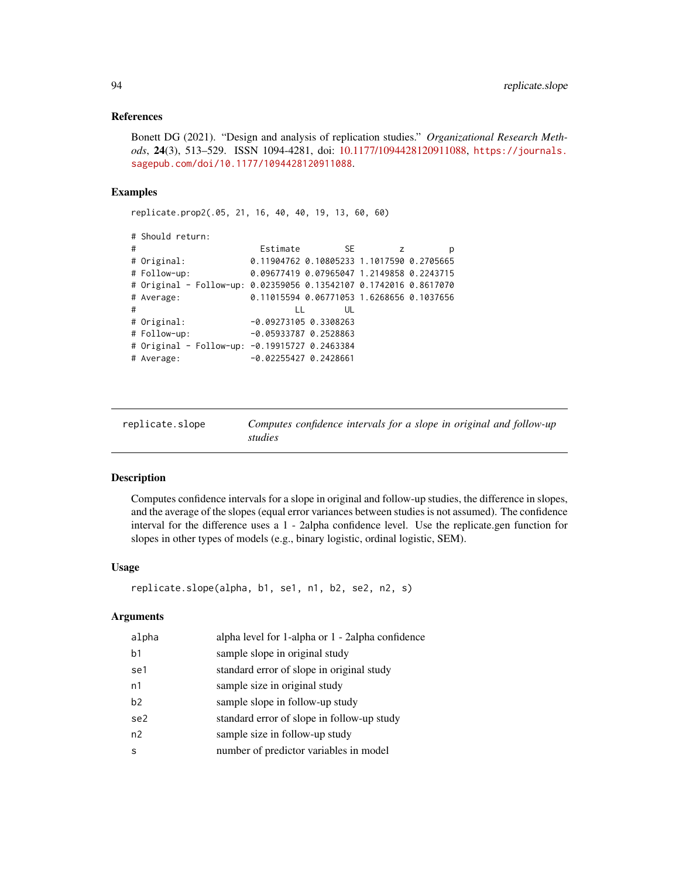### References

Bonett DG (2021). "Design and analysis of replication studies." *Organizational Research Methods*, **24**(3), 513–529. ISSN 1094-4281, doi: 10.1177/1094428120911088, https://journals.sagepub.com/doi/10.1177/1094428120911088.

### Examples

```
replicate.prop2(.05, 21, 16, 40, 40, 19, 13, 60, 60)

# Should return:
#                        Estimate         SE         z         p
# Original:            0.11904762 0.10805233 1.1017590 0.2705665
# Follow-up:           0.09677419 0.07965047 1.2149858 0.2243715
# Original - Follow-up: 0.02359056 0.13542107 0.1742016 0.8617070
# Average:             0.11015594 0.06771053 1.6268656 0.1037656
#                              LL        UL
# Original:            -0.09273105 0.3308263
# Follow-up:           -0.05933787 0.2528863
# Original - Follow-up: -0.19915727 0.2463384
# Average:             -0.02255427 0.2428661
```

---

## replicate.slope — *Computes confidence intervals for a slope in original and follow-up studies*

### Description

Computes confidence intervals for a slope in original and follow-up studies, the difference in slopes, and the average of the slopes (equal error variances between studies is not assumed). The confidence interval for the difference uses a 1 - 2alpha confidence level. Use the replicate.gen function for slopes in other types of models (e.g., binary logistic, ordinal logistic, SEM).

### Usage

```
replicate.slope(alpha, b1, se1, n1, b2, se2, n2, s)
```

### Arguments

| | |
|---|---|
| alpha | alpha level for 1-alpha or 1 - 2alpha confidence |
| b1 | sample slope in original study |
| se1 | standard error of slope in original study |
| n1 | sample size in original study |
| b2 | sample slope in follow-up study |
| se2 | standard error of slope in follow-up study |
| n2 | sample size in follow-up study |
| s | number of predictor variables in model |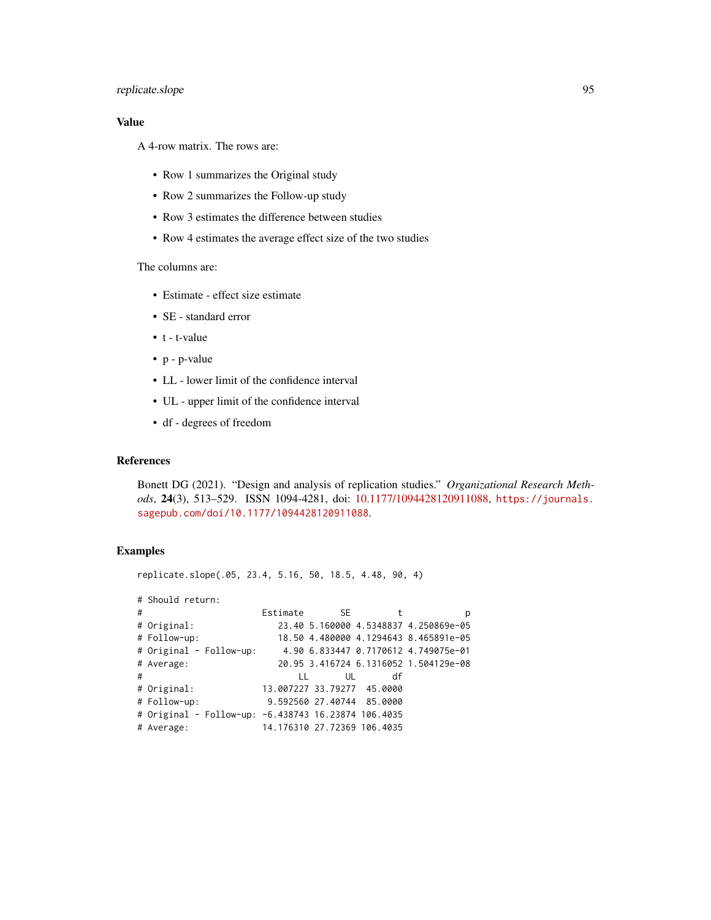## Value

A 4-row matrix. The rows are:

- Row 1 summarizes the Original study
- Row 2 summarizes the Follow-up study
- Row 3 estimates the difference between studies
- Row 4 estimates the average effect size of the two studies

The columns are:

- Estimate - effect size estimate
- SE - standard error
- t - t-value
- p - p-value
- LL - lower limit of the confidence interval
- UL - upper limit of the confidence interval
- df - degrees of freedom

## References

Bonett DG (2021). "Design and analysis of replication studies." *Organizational Research Methods*, **24**(3), 513–529. ISSN 1094-4281, doi: 10.1177/1094428120911088, https://journals.sagepub.com/doi/10.1177/1094428120911088.

## Examples

```
replicate.slope(.05, 23.4, 5.16, 50, 18.5, 4.48, 90, 4)

# Should return:
#                       Estimate       SE         t            p
# Original:                23.40 5.160000 4.5348837 4.250869e-05
# Follow-up:               18.50 4.480000 4.1294643 8.465891e-05
# Original - Follow-up:     4.90 6.833447 0.7170612 4.749075e-01
# Average:                 20.95 3.416724 6.1316052 1.504129e-08
#                              LL       UL       df
# Original:             13.007227 33.79277  45.0000
# Follow-up:             9.592560 27.40744  85.0000
# Original - Follow-up: -6.438743 16.23874 106.4035
# Average:              14.176310 27.72369 106.4035
```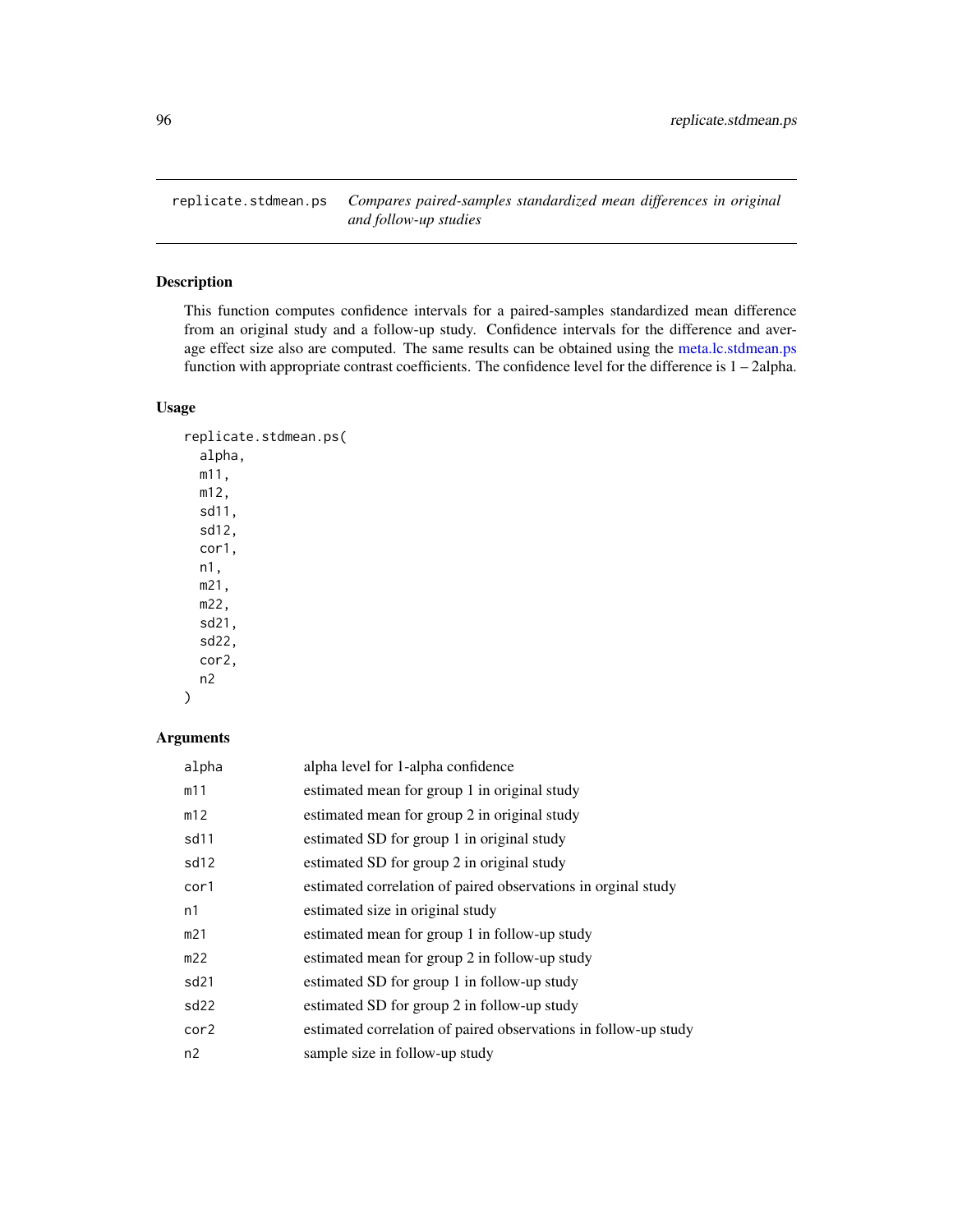## replicate.stdmean.ps — *Compares paired-samples standardized mean differences in original and follow-up studies*

### Description

This function computes confidence intervals for a paired-samples standardized mean difference from an original study and a follow-up study. Confidence intervals for the difference and average effect size also are computed. The same results can be obtained using the meta.lc.stdmean.ps function with appropriate contrast coefficients. The confidence level for the difference is 1 – 2alpha.

### Usage

```
replicate.stdmean.ps(
  alpha,
  m11,
  m12,
  sd11,
  sd12,
  cor1,
  n1,
  m21,
  m22,
  sd21,
  sd22,
  cor2,
  n2
)
```

### Arguments

| | |
|---|---|
| alpha | alpha level for 1-alpha confidence |
| m11 | estimated mean for group 1 in original study |
| m12 | estimated mean for group 2 in original study |
| sd11 | estimated SD for group 1 in original study |
| sd12 | estimated SD for group 2 in original study |
| cor1 | estimated correlation of paired observations in orginal study |
| n1 | estimated size in original study |
| m21 | estimated mean for group 1 in follow-up study |
| m22 | estimated mean for group 2 in follow-up study |
| sd21 | estimated SD for group 1 in follow-up study |
| sd22 | estimated SD for group 2 in follow-up study |
| cor2 | estimated correlation of paired observations in follow-up study |
| n2 | sample size in follow-up study |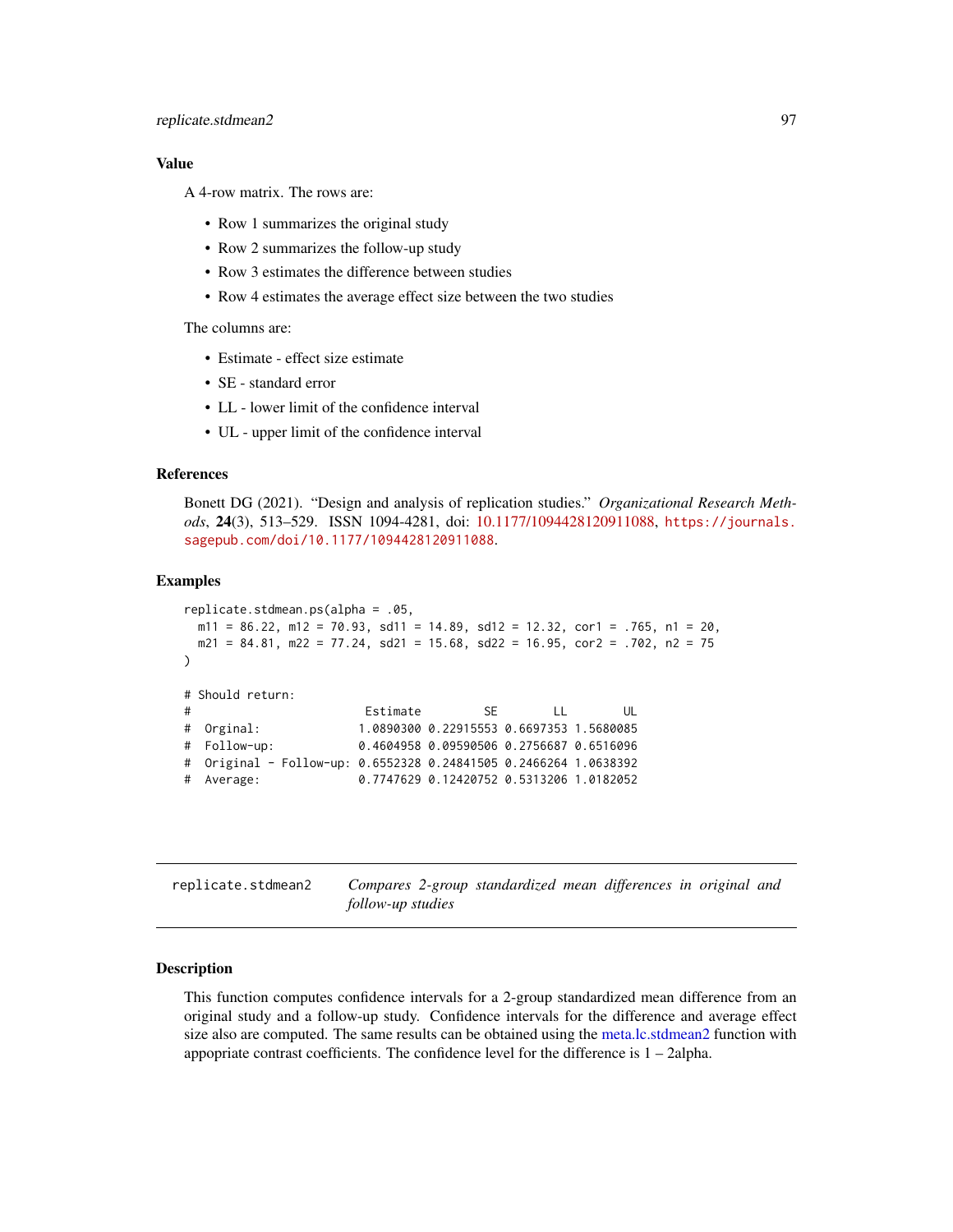### Value

A 4-row matrix. The rows are:

- Row 1 summarizes the original study
- Row 2 summarizes the follow-up study
- Row 3 estimates the difference between studies
- Row 4 estimates the average effect size between the two studies

The columns are:

- Estimate - effect size estimate
- SE - standard error
- LL - lower limit of the confidence interval
- UL - upper limit of the confidence interval

### References

Bonett DG (2021). "Design and analysis of replication studies." *Organizational Research Methods*, **24**(3), 513–529. ISSN 1094-4281, doi: 10.1177/1094428120911088, https://journals.sagepub.com/doi/10.1177/1094428120911088.

### Examples

```
replicate.stdmean.ps(alpha = .05,
  m11 = 86.22, m12 = 70.93, sd11 = 14.89, sd12 = 12.32, cor1 = .765, n1 = 20,
  m21 = 84.81, m22 = 77.24, sd21 = 15.68, sd22 = 16.95, cor2 = .702, n2 = 75
)

# Should return:
#                        Estimate         SE        LL        UL
#  Orginal:             1.0890300 0.22915553 0.6697353 1.5680085
#  Follow-up:           0.4604958 0.09590506 0.2756687 0.6516096
#  Original - Follow-up: 0.6552328 0.24841505 0.2466264 1.0638392
#  Average:             0.7747629 0.12420752 0.5313206 1.0182052
```

---

## replicate.stdmean2 — *Compares 2-group standardized mean differences in original and follow-up studies*

---

### Description

This function computes confidence intervals for a 2-group standardized mean difference from an original study and a follow-up study. Confidence intervals for the difference and average effect size also are computed. The same results can be obtained using the meta.lc.stdmean2 function with appopriate contrast coefficients. The confidence level for the difference is 1 – 2alpha.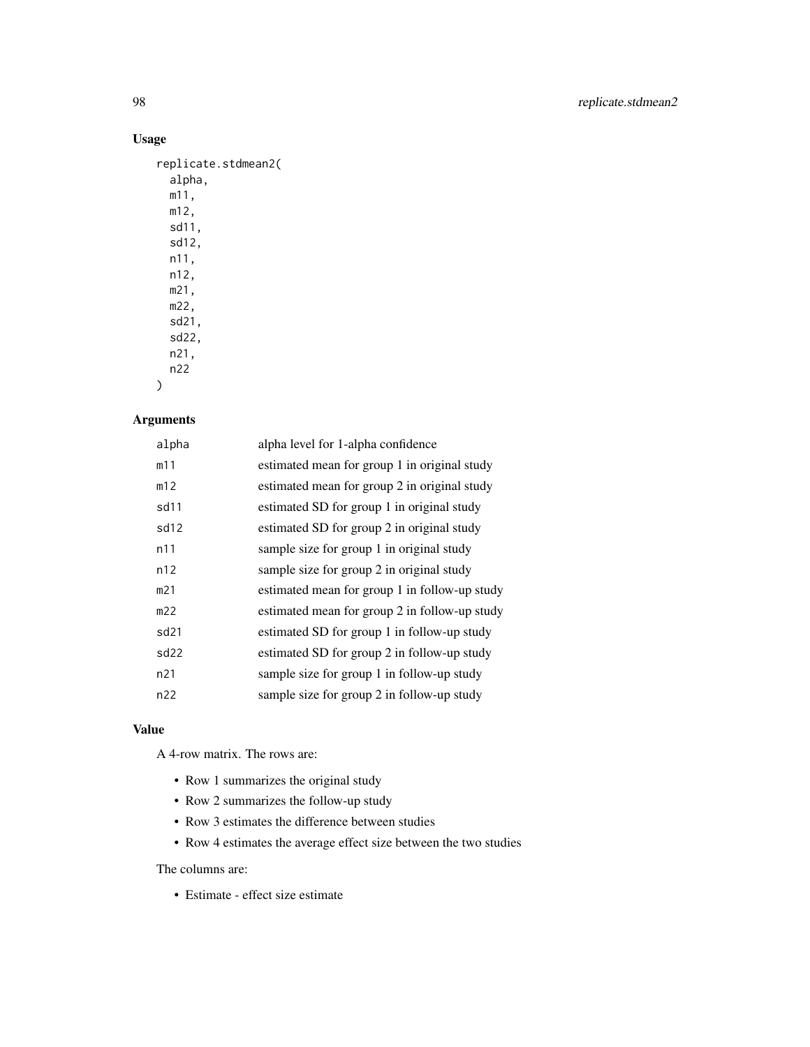## Usage

```
replicate.stdmean2(
  alpha,
  m11,
  m12,
  sd11,
  sd12,
  n11,
  n12,
  m21,
  m22,
  sd21,
  sd22,
  n21,
  n22
)
```

## Arguments

| | |
|---|---|
| alpha | alpha level for 1-alpha confidence |
| m11 | estimated mean for group 1 in original study |
| m12 | estimated mean for group 2 in original study |
| sd11 | estimated SD for group 1 in original study |
| sd12 | estimated SD for group 2 in original study |
| n11 | sample size for group 1 in original study |
| n12 | sample size for group 2 in original study |
| m21 | estimated mean for group 1 in follow-up study |
| m22 | estimated mean for group 2 in follow-up study |
| sd21 | estimated SD for group 1 in follow-up study |
| sd22 | estimated SD for group 2 in follow-up study |
| n21 | sample size for group 1 in follow-up study |
| n22 | sample size for group 2 in follow-up study |

## Value

A 4-row matrix. The rows are:

- Row 1 summarizes the original study
- Row 2 summarizes the follow-up study
- Row 3 estimates the difference between studies
- Row 4 estimates the average effect size between the two studies

The columns are:

- Estimate - effect size estimate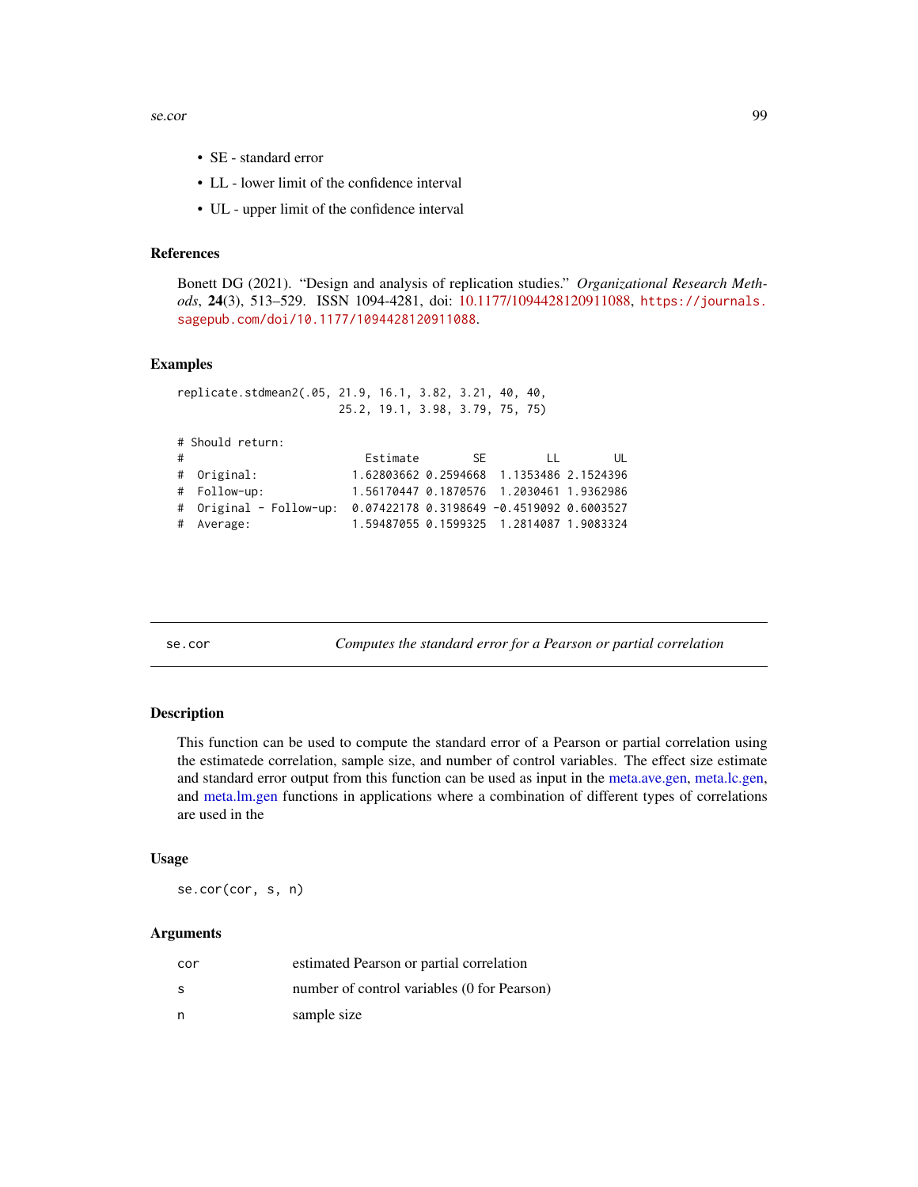- SE - standard error
- LL - lower limit of the confidence interval
- UL - upper limit of the confidence interval

### References

Bonett DG (2021). "Design and analysis of replication studies." *Organizational Research Methods*, **24**(3), 513–529. ISSN 1094-4281, doi: 10.1177/1094428120911088, https://journals.sagepub.com/doi/10.1177/1094428120911088.

### Examples

```
replicate.stdmean2(.05, 21.9, 16.1, 3.82, 3.21, 40, 40,
                       25.2, 19.1, 3.98, 3.79, 75, 75)

# Should return:
#                          Estimate        SE         LL        UL
#  Original:             1.62803662 0.2594668  1.1353486 2.1524396
#  Follow-up:            1.56170447 0.1870576  1.2030461 1.9362986
#  Original - Follow-up: 0.07422178 0.3198649 -0.4519092 0.6003527
#  Average:              1.59487055 0.1599325  1.2814087 1.9083324
```

---

## se.cor — *Computes the standard error for a Pearson or partial correlation*

### Description

This function can be used to compute the standard error of a Pearson or partial correlation using the estimatede correlation, sample size, and number of control variables. The effect size estimate and standard error output from this function can be used as input in the meta.ave.gen, meta.lc.gen, and meta.lm.gen functions in applications where a combination of different types of correlations are used in the

### Usage

```
se.cor(cor, s, n)
```

### Arguments

| | |
|---|---|
| cor | estimated Pearson or partial correlation |
| s | number of control variables (0 for Pearson) |
| n | sample size |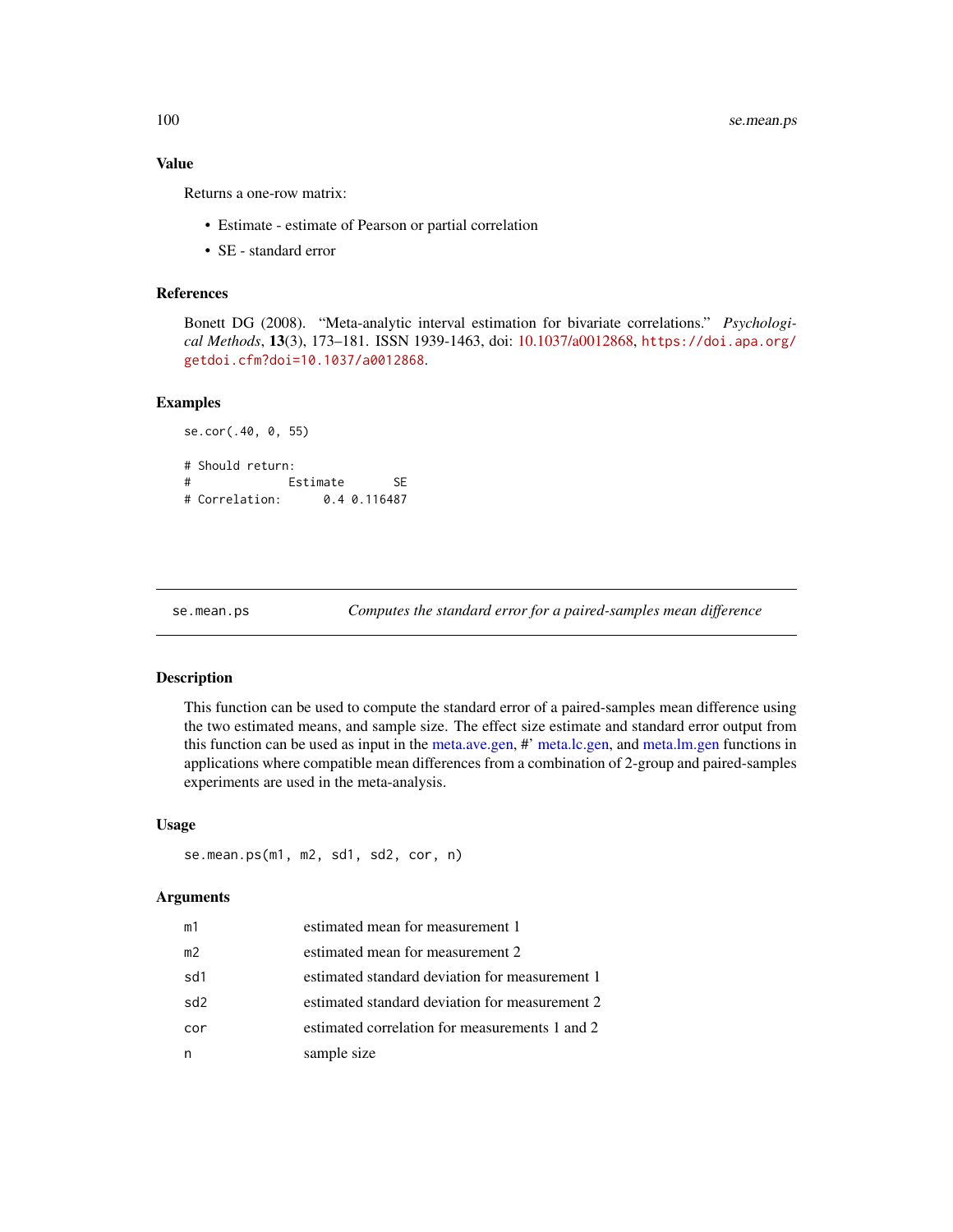## Value

Returns a one-row matrix:

- Estimate - estimate of Pearson or partial correlation
- SE - standard error

## References

Bonett DG (2008). "Meta-analytic interval estimation for bivariate correlations." *Psychological Methods*, **13**(3), 173–181. ISSN 1939-1463, doi: 10.1037/a0012868, https://doi.apa.org/getdoi.cfm?doi=10.1037/a0012868.

## Examples

```
se.cor(.40, 0, 55)

# Should return:
#              Estimate       SE
# Correlation:      0.4 0.116487
```

---

se.mean.ps    *Computes the standard error for a paired-samples mean difference*

---

## Description

This function can be used to compute the standard error of a paired-samples mean difference using the two estimated means, and sample size. The effect size estimate and standard error output from this function can be used as input in the meta.ave.gen, #' meta.lc.gen, and meta.lm.gen functions in applications where compatible mean differences from a combination of 2-group and paired-samples experiments are used in the meta-analysis.

## Usage

```
se.mean.ps(m1, m2, sd1, sd2, cor, n)
```

## Arguments

| | |
|---|---|
| m1 | estimated mean for measurement 1 |
| m2 | estimated mean for measurement 2 |
| sd1 | estimated standard deviation for measurement 1 |
| sd2 | estimated standard deviation for measurement 2 |
| cor | estimated correlation for measurements 1 and 2 |
| n | sample size |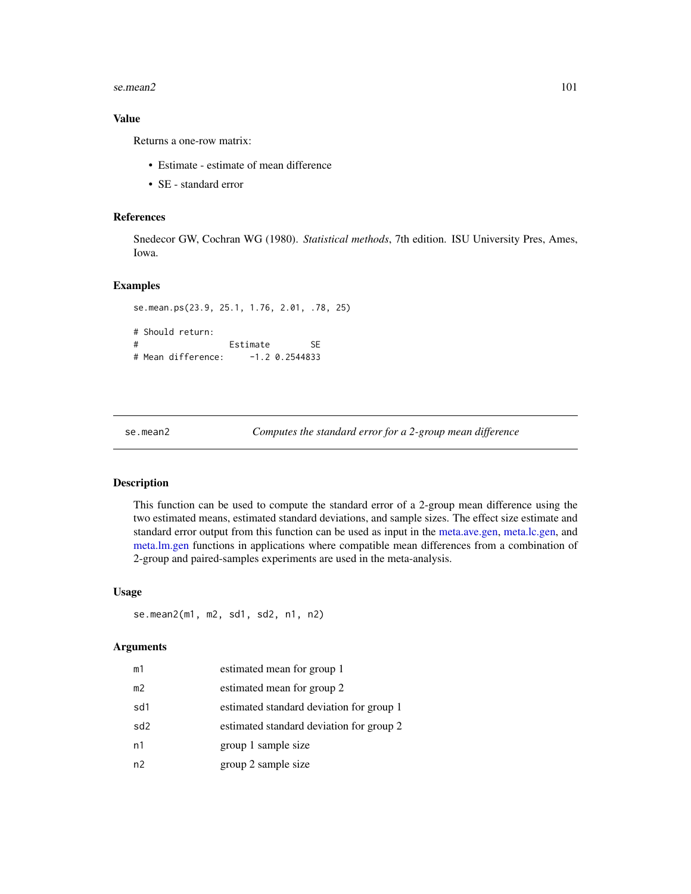### Value

Returns a one-row matrix:

- Estimate - estimate of mean difference
- SE - standard error

### References

Snedecor GW, Cochran WG (1980). *Statistical methods*, 7th edition. ISU University Pres, Ames, Iowa.

### Examples

```
se.mean.ps(23.9, 25.1, 1.76, 2.01, .78, 25)

# Should return:
#                  Estimate        SE
# Mean difference:     -1.2 0.2544833
```

---

## se.mean2 — *Computes the standard error for a 2-group mean difference*

---

### Description

This function can be used to compute the standard error of a 2-group mean difference using the two estimated means, estimated standard deviations, and sample sizes. The effect size estimate and standard error output from this function can be used as input in the meta.ave.gen, meta.lc.gen, and meta.lm.gen functions in applications where compatible mean differences from a combination of 2-group and paired-samples experiments are used in the meta-analysis.

### Usage

```
se.mean2(m1, m2, sd1, sd2, n1, n2)
```

### Arguments

| | |
|---|---|
| m1 | estimated mean for group 1 |
| m2 | estimated mean for group 2 |
| sd1 | estimated standard deviation for group 1 |
| sd2 | estimated standard deviation for group 2 |
| n1 | group 1 sample size |
| n2 | group 2 sample size |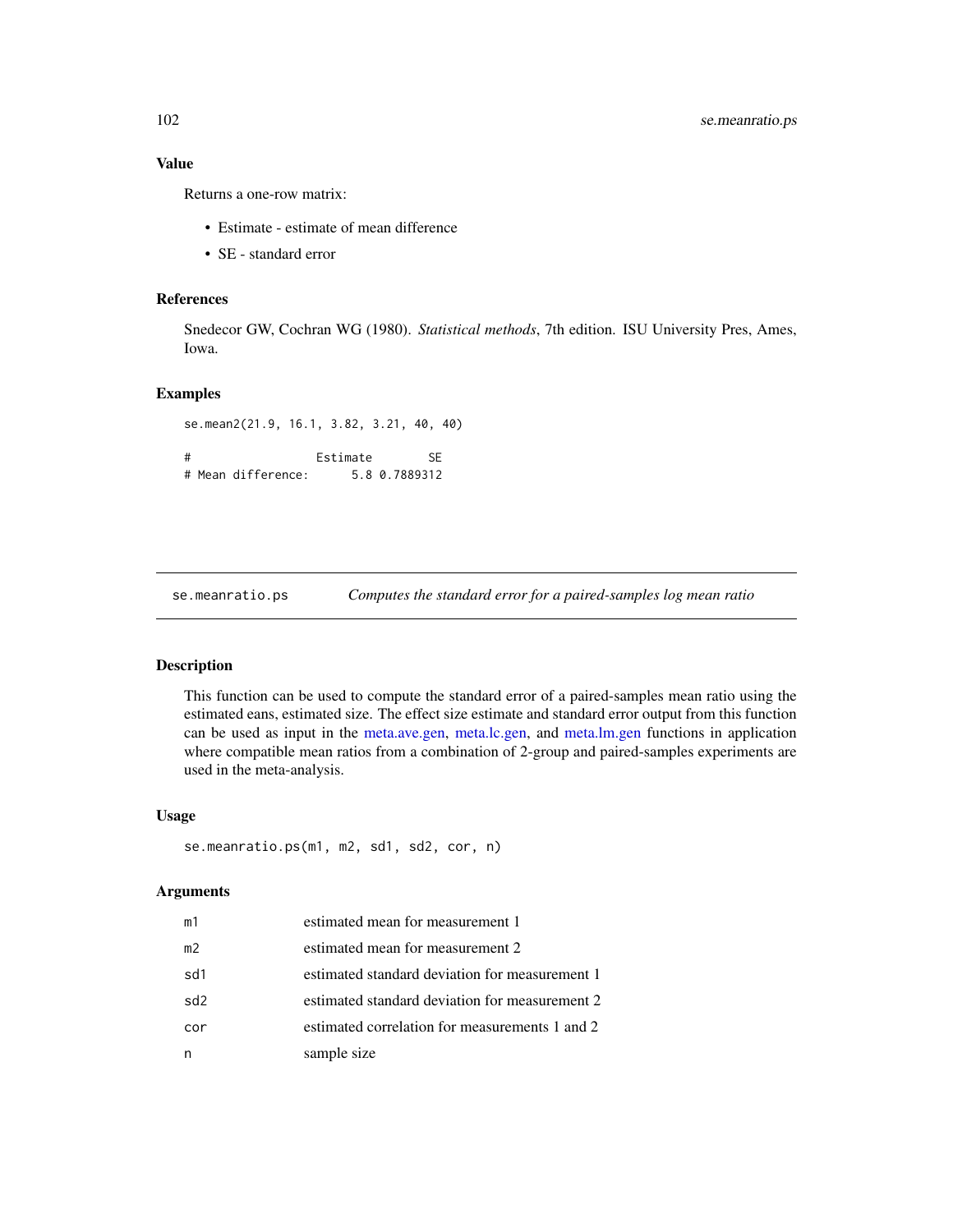## Value

Returns a one-row matrix:

- Estimate - estimate of mean difference
- SE - standard error

## References

Snedecor GW, Cochran WG (1980). *Statistical methods*, 7th edition. ISU University Pres, Ames, Iowa.

## Examples

```
se.mean2(21.9, 16.1, 3.82, 3.21, 40, 40)

#                   Estimate        SE
# Mean difference:       5.8 0.7889312
```

---

# se.meanratio.ps    *Computes the standard error for a paired-samples log mean ratio*

---

## Description

This function can be used to compute the standard error of a paired-samples mean ratio using the estimated eans, estimated size. The effect size estimate and standard error output from this function can be used as input in the meta.ave.gen, meta.lc.gen, and meta.lm.gen functions in application where compatible mean ratios from a combination of 2-group and paired-samples experiments are used in the meta-analysis.

## Usage

```
se.meanratio.ps(m1, m2, sd1, sd2, cor, n)
```

## Arguments

| | |
|---|---|
| m1 | estimated mean for measurement 1 |
| m2 | estimated mean for measurement 2 |
| sd1 | estimated standard deviation for measurement 1 |
| sd2 | estimated standard deviation for measurement 2 |
| cor | estimated correlation for measurements 1 and 2 |
| n | sample size |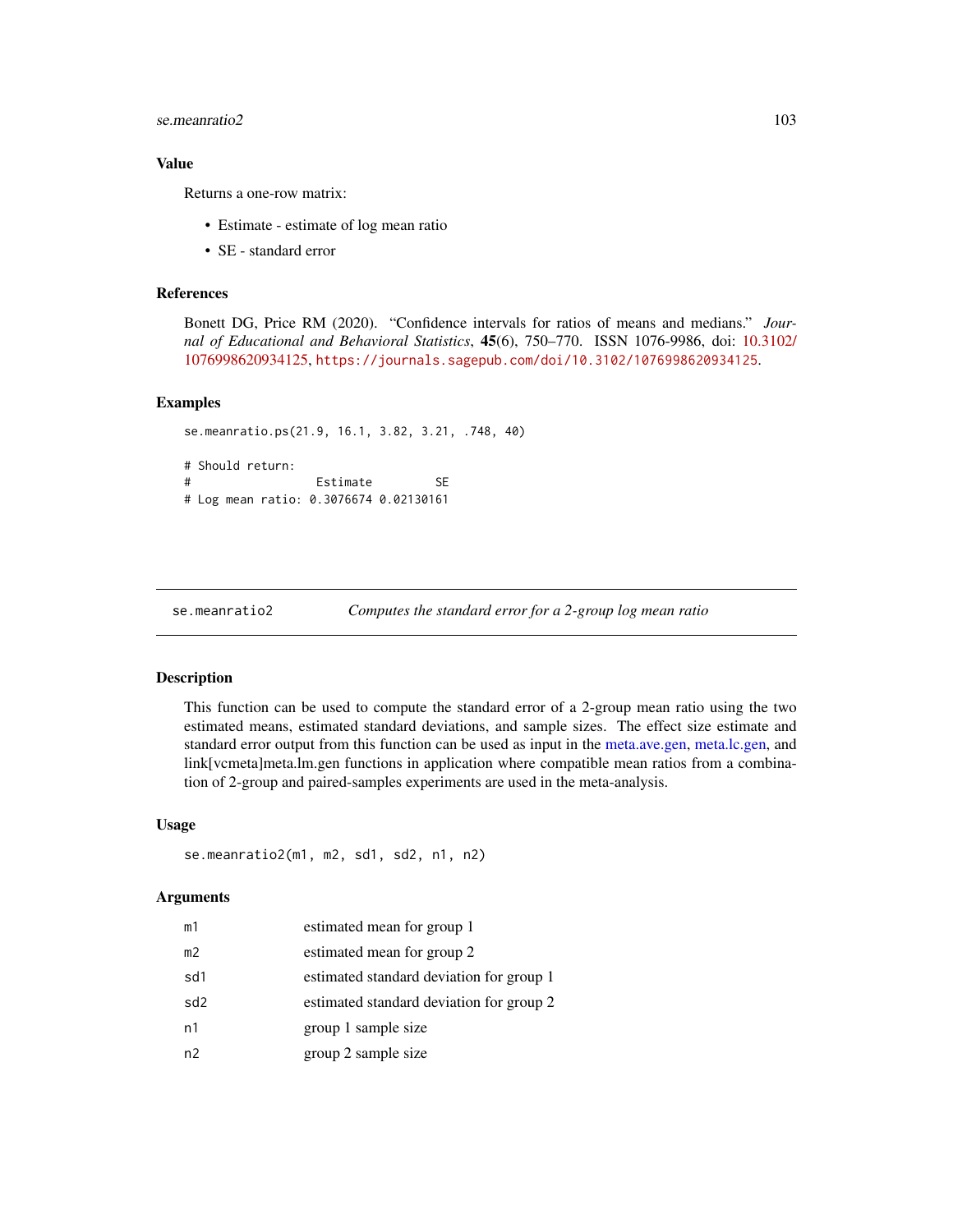### Value

Returns a one-row matrix:

- Estimate - estimate of log mean ratio
- SE - standard error

### References

Bonett DG, Price RM (2020). "Confidence intervals for ratios of means and medians." *Journal of Educational and Behavioral Statistics*, **45**(6), 750–770. ISSN 1076-9986, doi: 10.3102/1076998620934125, https://journals.sagepub.com/doi/10.3102/1076998620934125.

### Examples

```
se.meanratio.ps(21.9, 16.1, 3.82, 3.21, .748, 40)

# Should return:
#                 Estimate         SE
# Log mean ratio: 0.3076674 0.02130161
```

---

## se.meanratio2 — *Computes the standard error for a 2-group log mean ratio*

### Description

This function can be used to compute the standard error of a 2-group mean ratio using the two estimated means, estimated standard deviations, and sample sizes. The effect size estimate and standard error output from this function can be used as input in the meta.ave.gen, meta.lc.gen, and link[vcmeta]meta.lm.gen functions in application where compatible mean ratios from a combination of 2-group and paired-samples experiments are used in the meta-analysis.

### Usage

```
se.meanratio2(m1, m2, sd1, sd2, n1, n2)
```

### Arguments

| | |
|---|---|
| m1 | estimated mean for group 1 |
| m2 | estimated mean for group 2 |
| sd1 | estimated standard deviation for group 1 |
| sd2 | estimated standard deviation for group 2 |
| n1 | group 1 sample size |
| n2 | group 2 sample size |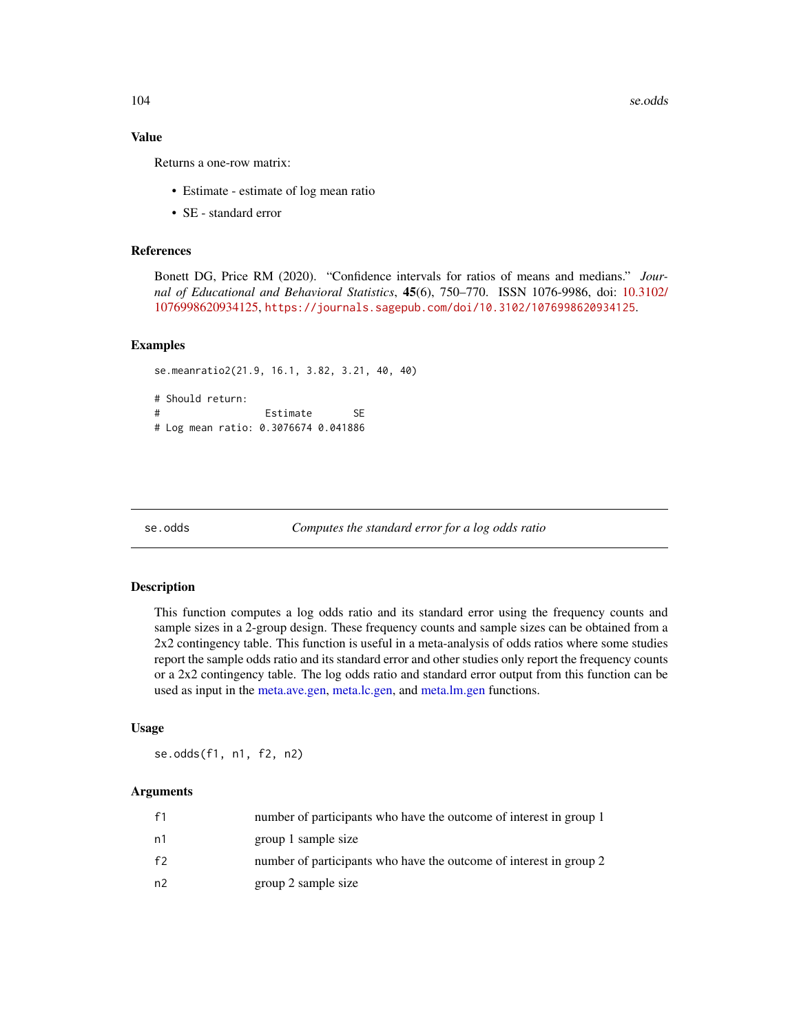### Value

Returns a one-row matrix:

- Estimate - estimate of log mean ratio
- SE - standard error

### References

Bonett DG, Price RM (2020). "Confidence intervals for ratios of means and medians." *Journal of Educational and Behavioral Statistics*, **45**(6), 750–770. ISSN 1076-9986, doi: 10.3102/1076998620934125, https://journals.sagepub.com/doi/10.3102/1076998620934125.

### Examples

```
se.meanratio2(21.9, 16.1, 3.82, 3.21, 40, 40)

# Should return:
#                 Estimate       SE
# Log mean ratio: 0.3076674 0.041886
```

---

## se.odds — *Computes the standard error for a log odds ratio*

### Description

This function computes a log odds ratio and its standard error using the frequency counts and sample sizes in a 2-group design. These frequency counts and sample sizes can be obtained from a 2x2 contingency table. This function is useful in a meta-analysis of odds ratios where some studies report the sample odds ratio and its standard error and other studies only report the frequency counts or a 2x2 contingency table. The log odds ratio and standard error output from this function can be used as input in the meta.ave.gen, meta.lc.gen, and meta.lm.gen functions.

### Usage

```
se.odds(f1, n1, f2, n2)
```

### Arguments

| | |
|---|---|
| f1 | number of participants who have the outcome of interest in group 1 |
| n1 | group 1 sample size |
| f2 | number of participants who have the outcome of interest in group 2 |
| n2 | group 2 sample size |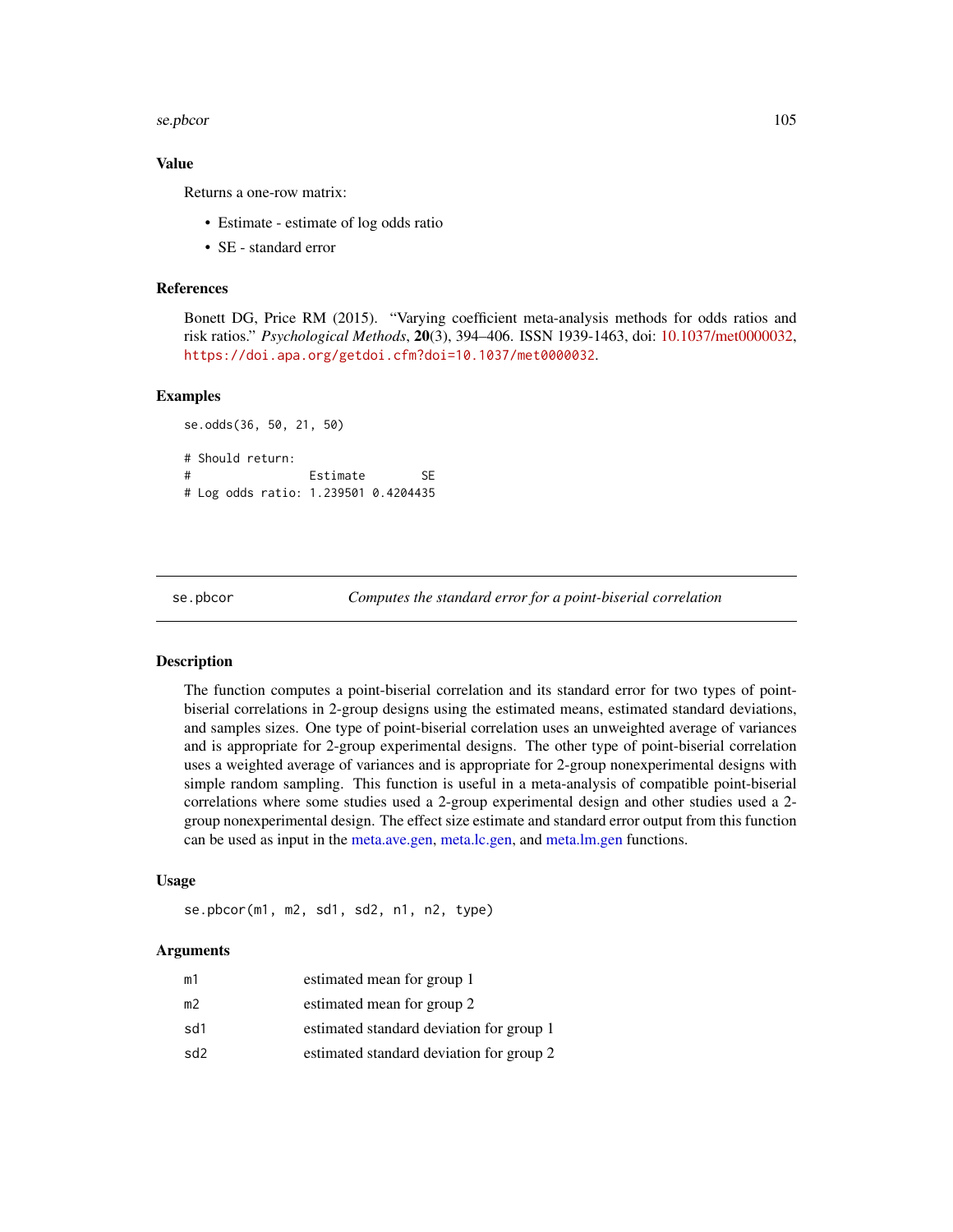### Value

Returns a one-row matrix:

- Estimate - estimate of log odds ratio
- SE - standard error

### References

Bonett DG, Price RM (2015). "Varying coefficient meta-analysis methods for odds ratios and risk ratios." *Psychological Methods*, **20**(3), 394–406. ISSN 1939-1463, doi: 10.1037/met0000032, https://doi.apa.org/getdoi.cfm?doi=10.1037/met0000032.

### Examples

```
se.odds(36, 50, 21, 50)

# Should return:
#                Estimate        SE
# Log odds ratio: 1.239501 0.4204435
```

---

## se.pbcor — *Computes the standard error for a point-biserial correlation*

### Description

The function computes a point-biserial correlation and its standard error for two types of point-biserial correlations in 2-group designs using the estimated means, estimated standard deviations, and samples sizes. One type of point-biserial correlation uses an unweighted average of variances and is appropriate for 2-group experimental designs. The other type of point-biserial correlation uses a weighted average of variances and is appropriate for 2-group nonexperimental designs with simple random sampling. This function is useful in a meta-analysis of compatible point-biserial correlations where some studies used a 2-group experimental design and other studies used a 2-group nonexperimental design. The effect size estimate and standard error output from this function can be used as input in the meta.ave.gen, meta.lc.gen, and meta.lm.gen functions.

### Usage

```
se.pbcor(m1, m2, sd1, sd2, n1, n2, type)
```

### Arguments

| | |
|---|---|
| m1 | estimated mean for group 1 |
| m2 | estimated mean for group 2 |
| sd1 | estimated standard deviation for group 1 |
| sd2 | estimated standard deviation for group 2 |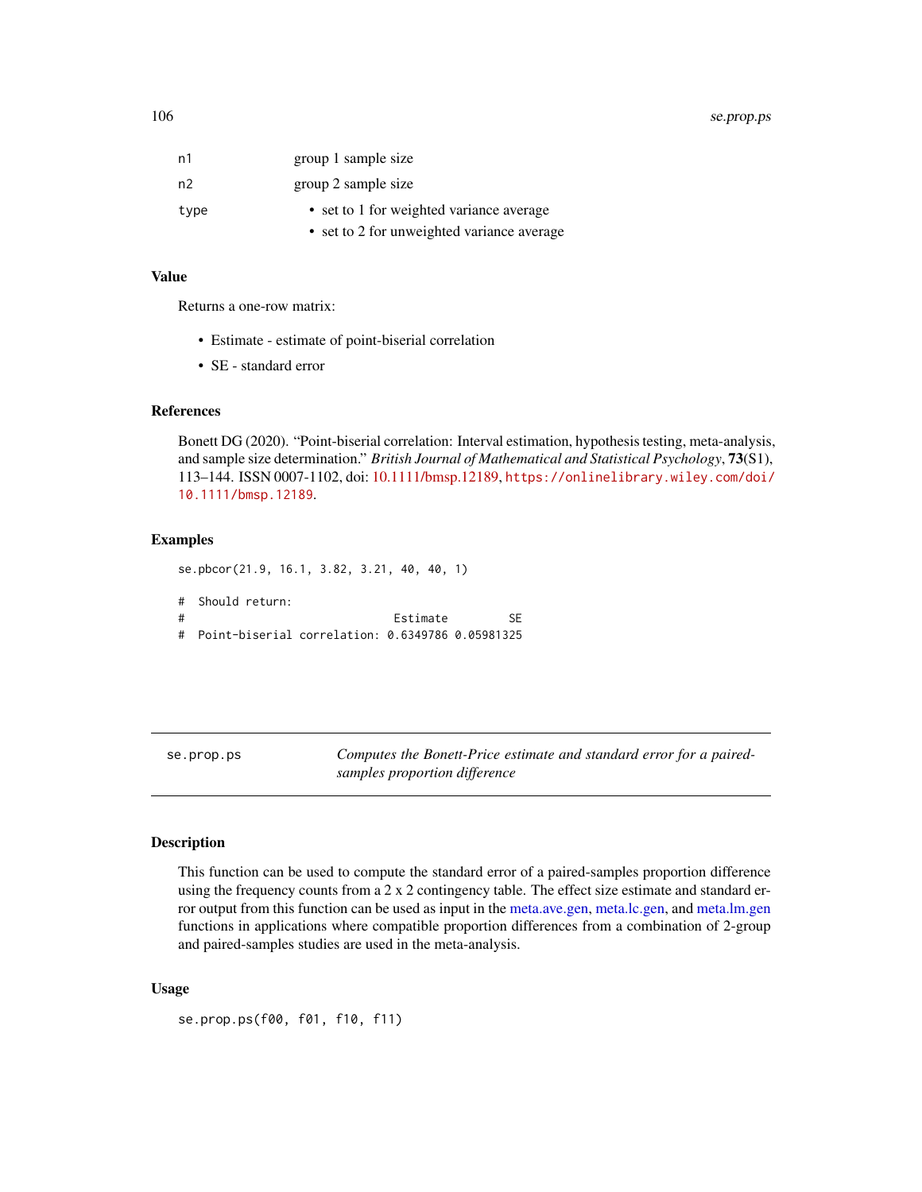| | |
|---|---|
| n1 | group 1 sample size |
| n2 | group 2 sample size |
| type | • set to 1 for weighted variance average<br>• set to 2 for unweighted variance average |

### Value

Returns a one-row matrix:

- Estimate - estimate of point-biserial correlation
- SE - standard error

### References

Bonett DG (2020). "Point-biserial correlation: Interval estimation, hypothesis testing, meta-analysis, and sample size determination." *British Journal of Mathematical and Statistical Psychology*, **73**(S1), 113–144. ISSN 0007-1102, doi: 10.1111/bmsp.12189, https://onlinelibrary.wiley.com/doi/10.1111/bmsp.12189.

### Examples

```
se.pbcor(21.9, 16.1, 3.82, 3.21, 40, 40, 1)

#  Should return:
#                               Estimate         SE
#  Point-biserial correlation: 0.6349786 0.05981325
```

---

## se.prop.ps — *Computes the Bonett-Price estimate and standard error for a paired-samples proportion difference*

### Description

This function can be used to compute the standard error of a paired-samples proportion difference using the frequency counts from a 2 x 2 contingency table. The effect size estimate and standard error output from this function can be used as input in the meta.ave.gen, meta.lc.gen, and meta.lm.gen functions in applications where compatible proportion differences from a combination of 2-group and paired-samples studies are used in the meta-analysis.

### Usage

```
se.prop.ps(f00, f01, f10, f11)
```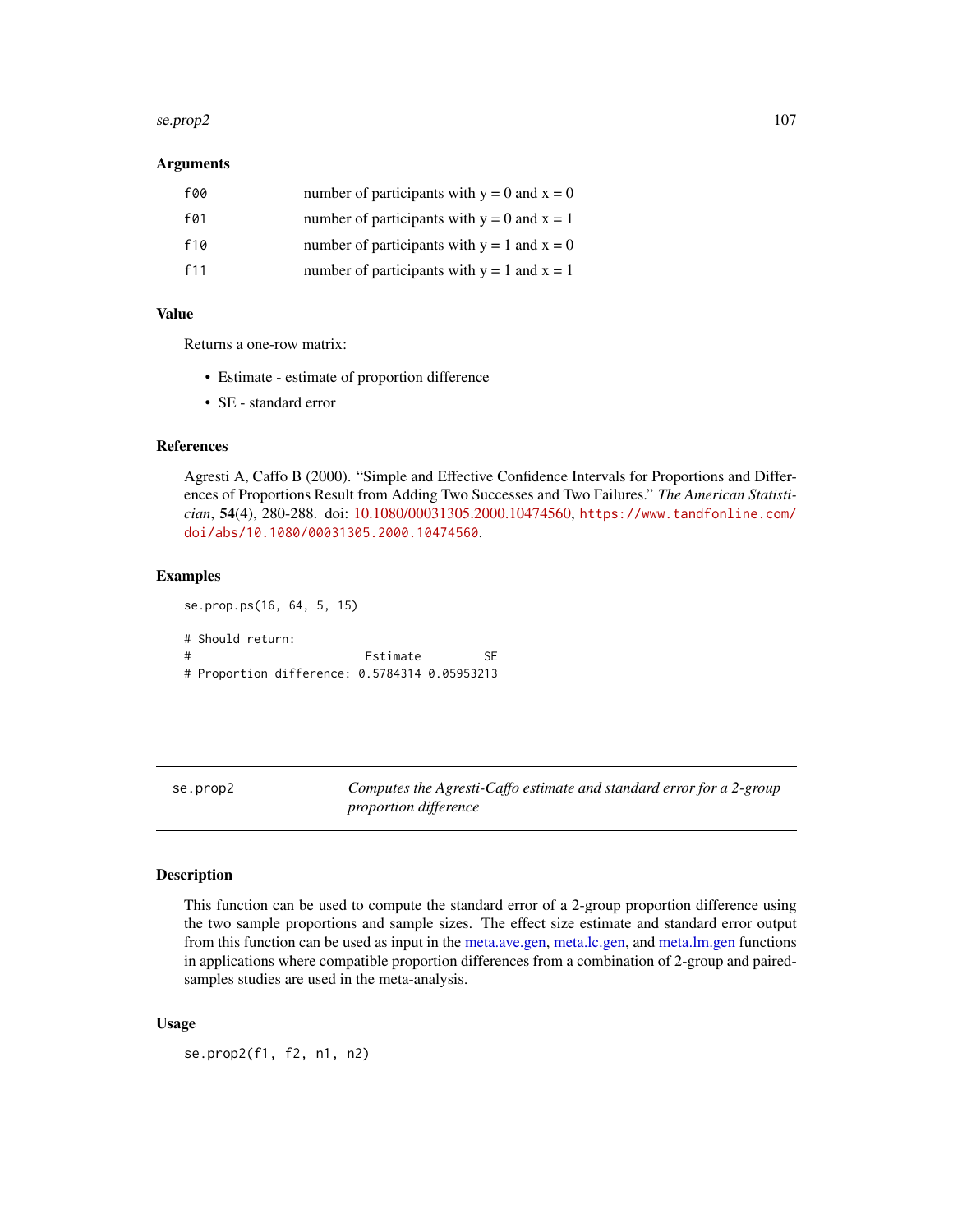### Arguments

| | |
|---|---|
| f00 | number of participants with y = 0 and x = 0 |
| f01 | number of participants with y = 0 and x = 1 |
| f10 | number of participants with y = 1 and x = 0 |
| f11 | number of participants with y = 1 and x = 1 |

### Value

Returns a one-row matrix:

- Estimate - estimate of proportion difference
- SE - standard error

### References

Agresti A, Caffo B (2000). "Simple and Effective Confidence Intervals for Proportions and Differences of Proportions Result from Adding Two Successes and Two Failures." *The American Statistician*, **54**(4), 280-288. doi: 10.1080/00031305.2000.10474560, https://www.tandfonline.com/doi/abs/10.1080/00031305.2000.10474560.

### Examples

```
se.prop.ps(16, 64, 5, 15)

# Should return:
#                         Estimate         SE
# Proportion difference: 0.5784314 0.05953213
```

---

## se.prop2 — *Computes the Agresti-Caffo estimate and standard error for a 2-group proportion difference*

### Description

This function can be used to compute the standard error of a 2-group proportion difference using the two sample proportions and sample sizes. The effect size estimate and standard error output from this function can be used as input in the meta.ave.gen, meta.lc.gen, and meta.lm.gen functions in applications where compatible proportion differences from a combination of 2-group and paired-samples studies are used in the meta-analysis.

### Usage

```
se.prop2(f1, f2, n1, n2)
```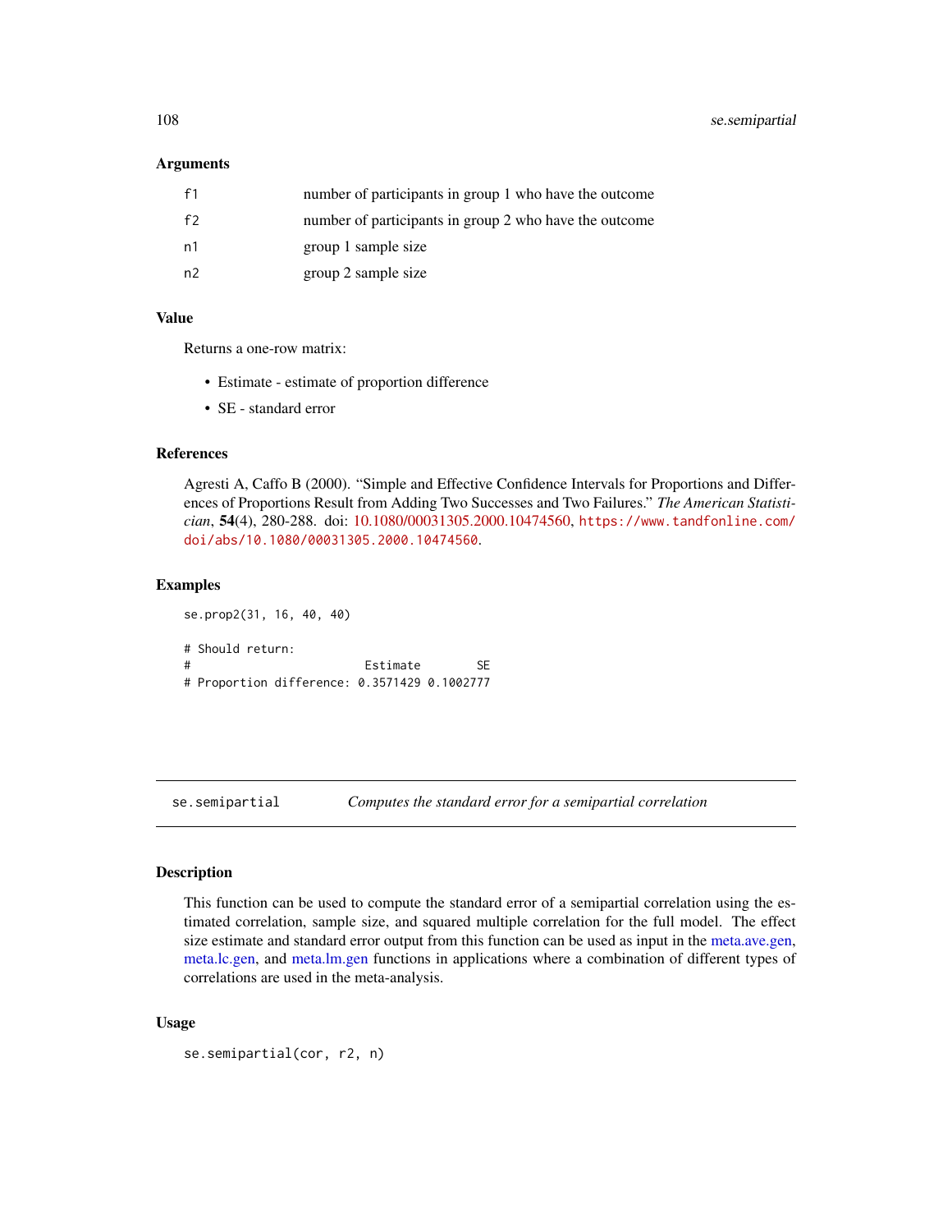### Arguments

| | |
|---|---|
| f1 | number of participants in group 1 who have the outcome |
| f2 | number of participants in group 2 who have the outcome |
| n1 | group 1 sample size |
| n2 | group 2 sample size |

### Value

Returns a one-row matrix:

- Estimate - estimate of proportion difference
- SE - standard error

### References

Agresti A, Caffo B (2000). "Simple and Effective Confidence Intervals for Proportions and Differences of Proportions Result from Adding Two Successes and Two Failures." *The American Statistician*, **54**(4), 280-288. doi: 10.1080/00031305.2000.10474560, https://www.tandfonline.com/doi/abs/10.1080/00031305.2000.10474560.

### Examples

```
se.prop2(31, 16, 40, 40)

# Should return:
#                         Estimate        SE
# Proportion difference: 0.3571429 0.1002777
```

---

## se.semipartial *Computes the standard error for a semipartial correlation*

### Description

This function can be used to compute the standard error of a semipartial correlation using the estimated correlation, sample size, and squared multiple correlation for the full model. The effect size estimate and standard error output from this function can be used as input in the meta.ave.gen, meta.lc.gen, and meta.lm.gen functions in applications where a combination of different types of correlations are used in the meta-analysis.

### Usage

```
se.semipartial(cor, r2, n)
```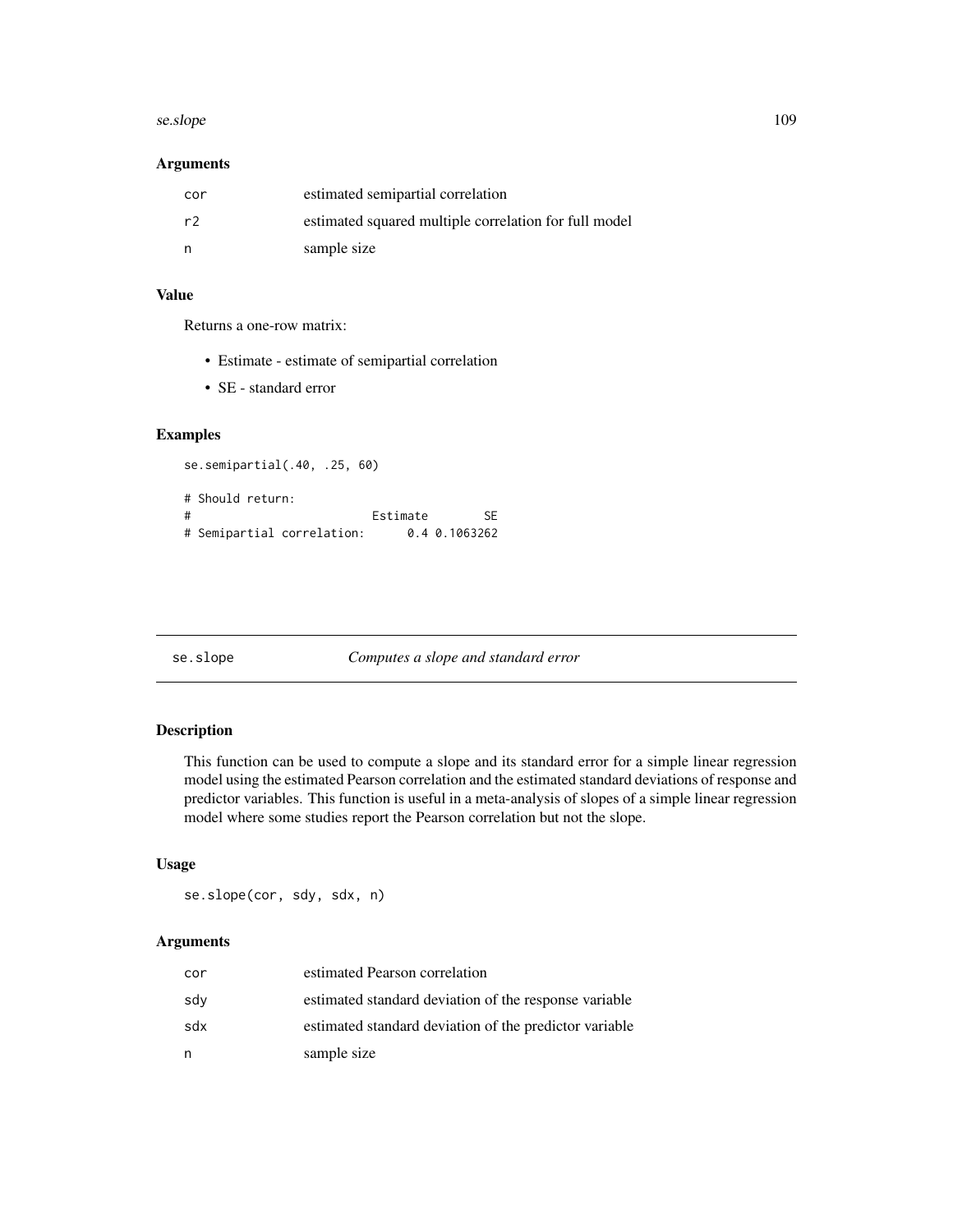### Arguments

| | |
|---|---|
| cor | estimated semipartial correlation |
| r2 | estimated squared multiple correlation for full model |
| n | sample size |

### Value

Returns a one-row matrix:

- Estimate - estimate of semipartial correlation
- SE - standard error

### Examples

```
se.semipartial(.40, .25, 60)

# Should return:
#                          Estimate        SE
# Semipartial correlation:      0.4 0.1063262
```

---

## se.slope *Computes a slope and standard error*

---

### Description

This function can be used to compute a slope and its standard error for a simple linear regression model using the estimated Pearson correlation and the estimated standard deviations of response and predictor variables. This function is useful in a meta-analysis of slopes of a simple linear regression model where some studies report the Pearson correlation but not the slope.

### Usage

```
se.slope(cor, sdy, sdx, n)
```

### Arguments

| | |
|---|---|
| cor | estimated Pearson correlation |
| sdy | estimated standard deviation of the response variable |
| sdx | estimated standard deviation of the predictor variable |
| n | sample size |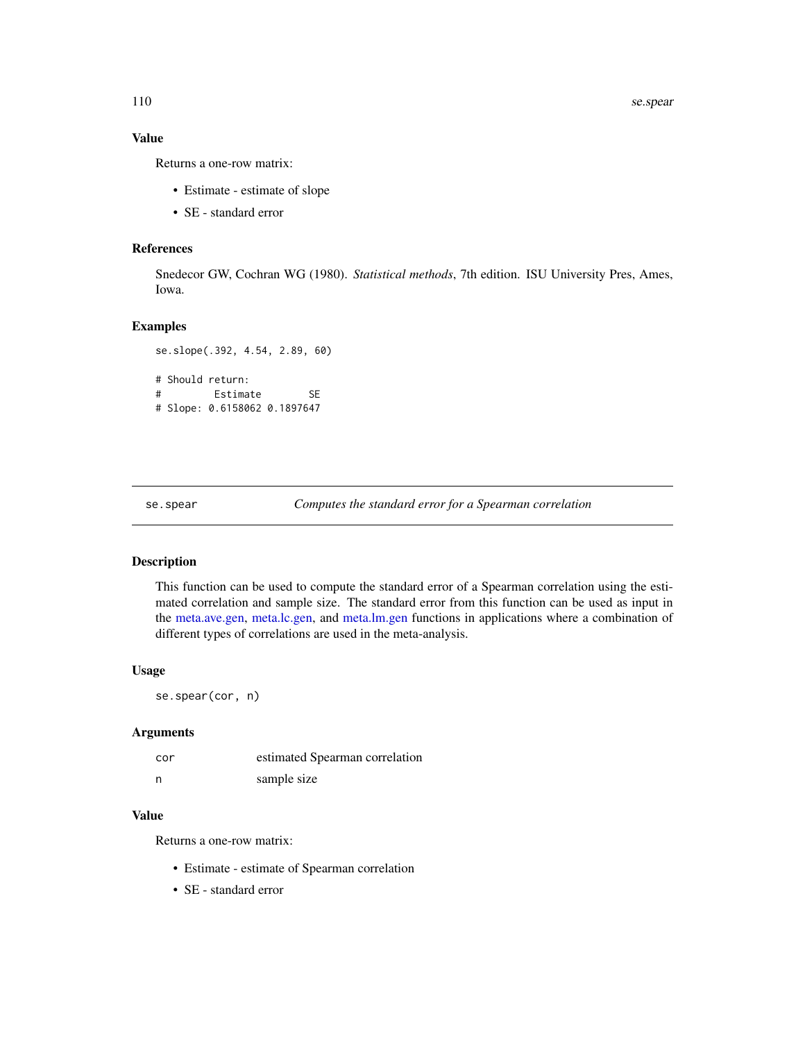### Value

Returns a one-row matrix:

- Estimate - estimate of slope
- SE - standard error

### References

Snedecor GW, Cochran WG (1980). *Statistical methods*, 7th edition. ISU University Pres, Ames, Iowa.

### Examples

```
se.slope(.392, 4.54, 2.89, 60)

# Should return:
#          Estimate        SE
# Slope: 0.6158062 0.1897647
```

---

## se.spear    *Computes the standard error for a Spearman correlation*

---

### Description

This function can be used to compute the standard error of a Spearman correlation using the estimated correlation and sample size. The standard error from this function can be used as input in the meta.ave.gen, meta.lc.gen, and meta.lm.gen functions in applications where a combination of different types of correlations are used in the meta-analysis.

### Usage

```
se.spear(cor, n)
```

### Arguments

| | |
|---|---|
| cor | estimated Spearman correlation |
| n | sample size |

### Value

Returns a one-row matrix:

- Estimate - estimate of Spearman correlation
- SE - standard error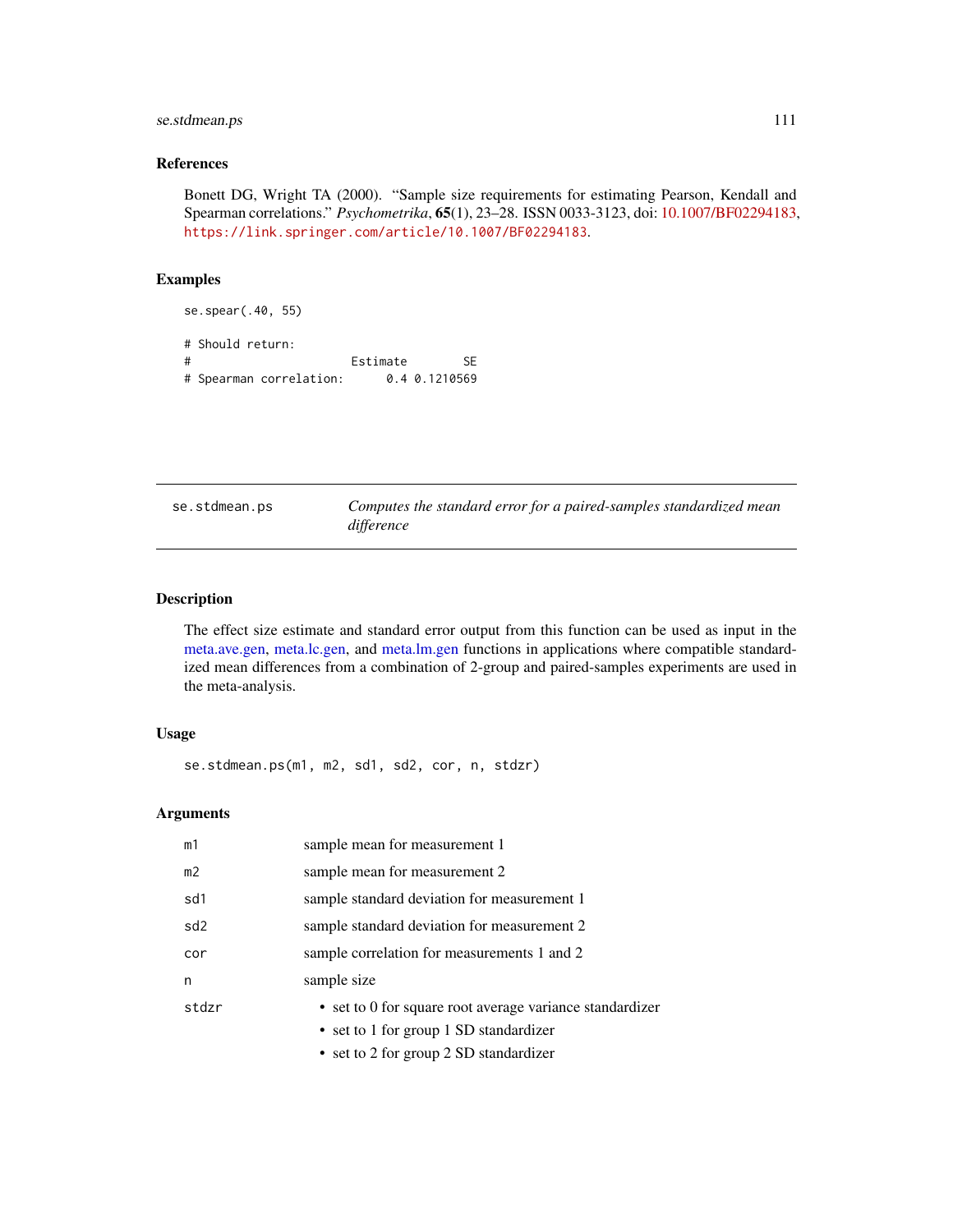## References

Bonett DG, Wright TA (2000). "Sample size requirements for estimating Pearson, Kendall and Spearman correlations." *Psychometrika*, **65**(1), 23–28. ISSN 0033-3123, doi: 10.1007/BF02294183, https://link.springer.com/article/10.1007/BF02294183.

## Examples

```
se.spear(.40, 55)

# Should return:
#                         Estimate        SE
# Spearman correlation:      0.4 0.1210569
```

---

`se.stdmean.ps` — *Computes the standard error for a paired-samples standardized mean difference*

---

## Description

The effect size estimate and standard error output from this function can be used as input in the meta.ave.gen, meta.lc.gen, and meta.lm.gen functions in applications where compatible standardized mean differences from a combination of 2-group and paired-samples experiments are used in the meta-analysis.

## Usage

```
se.stdmean.ps(m1, m2, sd1, sd2, cor, n, stdzr)
```

## Arguments

| | |
|---|---|
| `m1` | sample mean for measurement 1 |
| `m2` | sample mean for measurement 2 |
| `sd1` | sample standard deviation for measurement 1 |
| `sd2` | sample standard deviation for measurement 2 |
| `cor` | sample correlation for measurements 1 and 2 |
| `n` | sample size |
| `stdzr` | • set to 0 for square root average variance standardizer<br>• set to 1 for group 1 SD standardizer<br>• set to 2 for group 2 SD standardizer |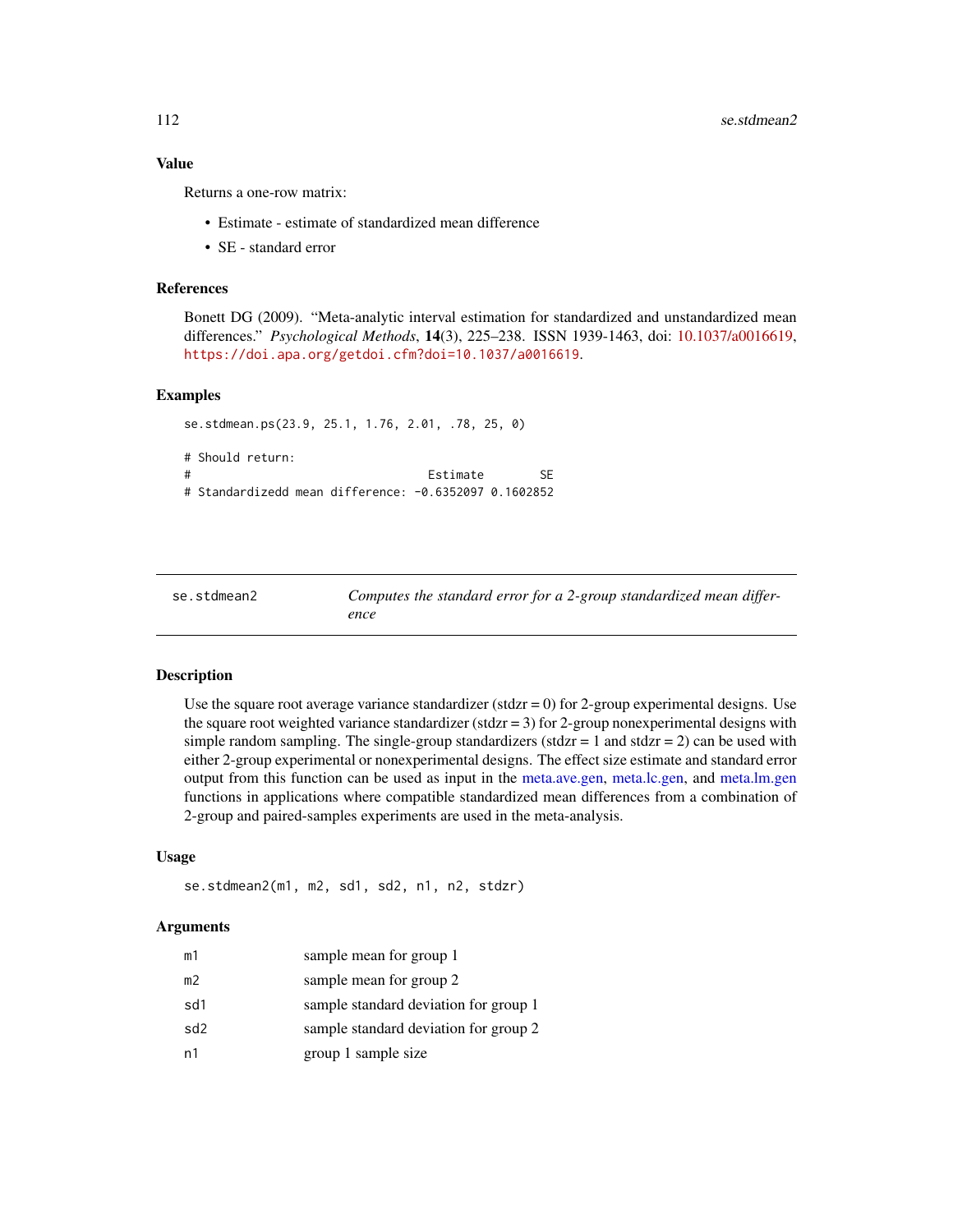## Value

Returns a one-row matrix:

- Estimate - estimate of standardized mean difference
- SE - standard error

## References

Bonett DG (2009). "Meta-analytic interval estimation for standardized and unstandardized mean differences." *Psychological Methods*, **14**(3), 225–238. ISSN 1939-1463, doi: 10.1037/a0016619, https://doi.apa.org/getdoi.cfm?doi=10.1037/a0016619.

## Examples

```
se.stdmean.ps(23.9, 25.1, 1.76, 2.01, .78, 25, 0)

# Should return:
#                                   Estimate        SE
# Standardizedd mean difference: -0.6352097 0.1602852
```

---

# se.stdmean2 — *Computes the standard error for a 2-group standardized mean difference*

## Description

Use the square root average variance standardizer (stdzr = 0) for 2-group experimental designs. Use the square root weighted variance standardizer (stdzr = 3) for 2-group nonexperimental designs with simple random sampling. The single-group standardizers (stdzr = 1 and stdzr = 2) can be used with either 2-group experimental or nonexperimental designs. The effect size estimate and standard error output from this function can be used as input in the meta.ave.gen, meta.lc.gen, and meta.lm.gen functions in applications where compatible standardized mean differences from a combination of 2-group and paired-samples experiments are used in the meta-analysis.

## Usage

```
se.stdmean2(m1, m2, sd1, sd2, n1, n2, stdzr)
```

## Arguments

| | |
|---|---|
| m1 | sample mean for group 1 |
| m2 | sample mean for group 2 |
| sd1 | sample standard deviation for group 1 |
| sd2 | sample standard deviation for group 2 |
| n1 | group 1 sample size |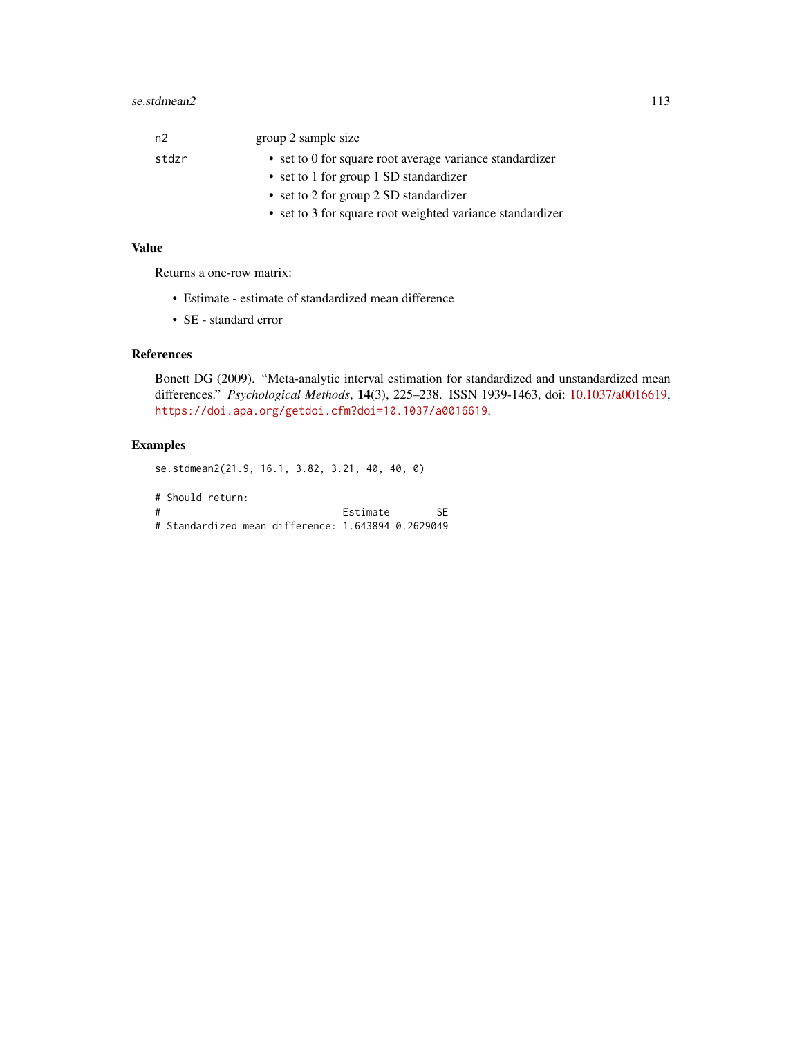| | |
|---|---|
| n2 | group 2 sample size |
| stdzr | • set to 0 for square root average variance standardizer<br>• set to 1 for group 1 SD standardizer<br>• set to 2 for group 2 SD standardizer<br>• set to 3 for square root weighted variance standardizer |

## Value

Returns a one-row matrix:

- Estimate - estimate of standardized mean difference
- SE - standard error

## References

Bonett DG (2009). "Meta-analytic interval estimation for standardized and unstandardized mean differences." *Psychological Methods*, **14**(3), 225–238. ISSN 1939-1463, doi: 10.1037/a0016619, https://doi.apa.org/getdoi.cfm?doi=10.1037/a0016619.

## Examples

```
se.stdmean2(21.9, 16.1, 3.82, 3.21, 40, 40, 0)

# Should return:
#                              Estimate        SE
# Standardized mean difference: 1.643894 0.2629049
```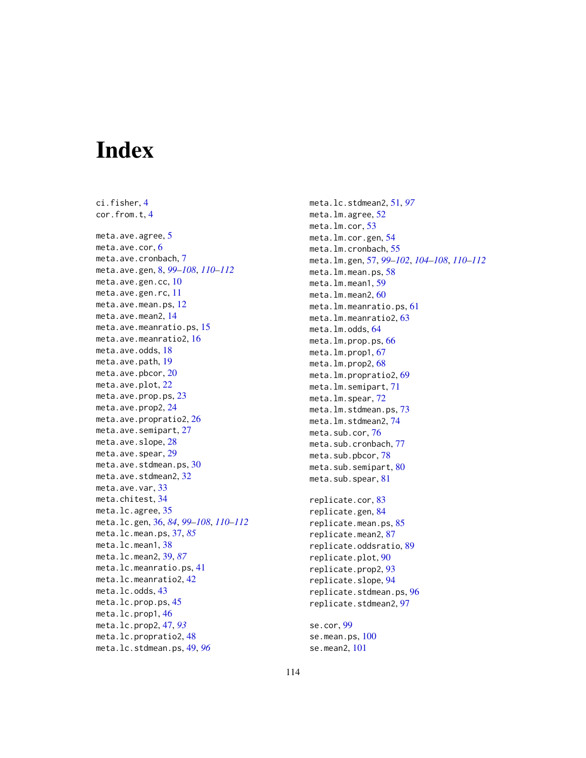# Index

ci.fisher, 4
cor.from.t, 4

meta.ave.agree, 5
meta.ave.cor, 6
meta.ave.cronbach, 7
meta.ave.gen, 8, *99–108*, *110–112*
meta.ave.gen.cc, 10
meta.ave.gen.rc, 11
meta.ave.mean.ps, 12
meta.ave.mean2, 14
meta.ave.meanratio.ps, 15
meta.ave.meanratio2, 16
meta.ave.odds, 18
meta.ave.path, 19
meta.ave.pbcor, 20
meta.ave.plot, 22
meta.ave.prop.ps, 23
meta.ave.prop2, 24
meta.ave.propratio2, 26
meta.ave.semipart, 27
meta.ave.slope, 28
meta.ave.spear, 29
meta.ave.stdmean.ps, 30
meta.ave.stdmean2, 32
meta.ave.var, 33
meta.chitest, 34
meta.lc.agree, 35
meta.lc.gen, 36, *84*, *99–108*, *110–112*
meta.lc.mean.ps, 37, *85*
meta.lc.mean1, 38
meta.lc.mean2, 39, *87*
meta.lc.meanratio.ps, 41
meta.lc.meanratio2, 42
meta.lc.odds, 43
meta.lc.prop.ps, 45
meta.lc.prop1, 46
meta.lc.prop2, 47, *93*
meta.lc.propratio2, 48
meta.lc.stdmean.ps, 49, *96*
meta.lc.stdmean2, 51, *97*
meta.lm.agree, 52
meta.lm.cor, 53
meta.lm.cor.gen, 54
meta.lm.cronbach, 55
meta.lm.gen, 57, *99–102*, *104–108*, *110–112*
meta.lm.mean.ps, 58
meta.lm.mean1, 59
meta.lm.mean2, 60
meta.lm.meanratio.ps, 61
meta.lm.meanratio2, 63
meta.lm.odds, 64
meta.lm.prop.ps, 66
meta.lm.prop1, 67
meta.lm.prop2, 68
meta.lm.propratio2, 69
meta.lm.semipart, 71
meta.lm.spear, 72
meta.lm.stdmean.ps, 73
meta.lm.stdmean2, 74
meta.sub.cor, 76
meta.sub.cronbach, 77
meta.sub.pbcor, 78
meta.sub.semipart, 80
meta.sub.spear, 81

replicate.cor, 83
replicate.gen, 84
replicate.mean.ps, 85
replicate.mean2, 87
replicate.oddsratio, 89
replicate.plot, 90
replicate.prop2, 93
replicate.slope, 94
replicate.stdmean.ps, 96
replicate.stdmean2, 97

se.cor, 99
se.mean.ps, 100
se.mean2, 101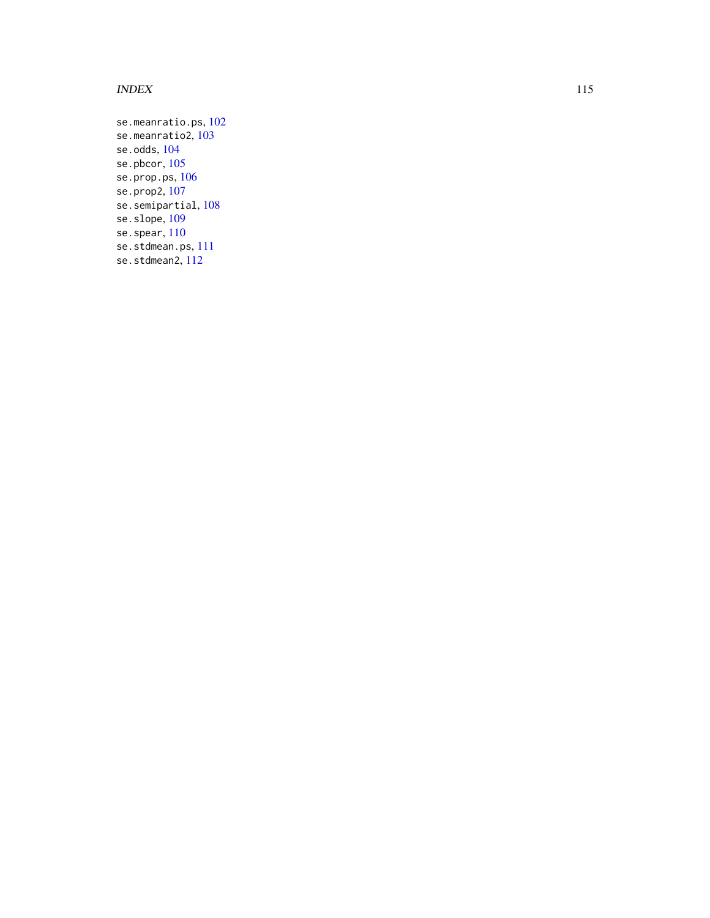se.meanratio.ps, 102
se.meanratio2, 103
se.odds, 104
se.pbcor, 105
se.prop.ps, 106
se.prop2, 107
se.semipartial, 108
se.slope, 109
se.spear, 110
se.stdmean.ps, 111
se.stdmean2, 112